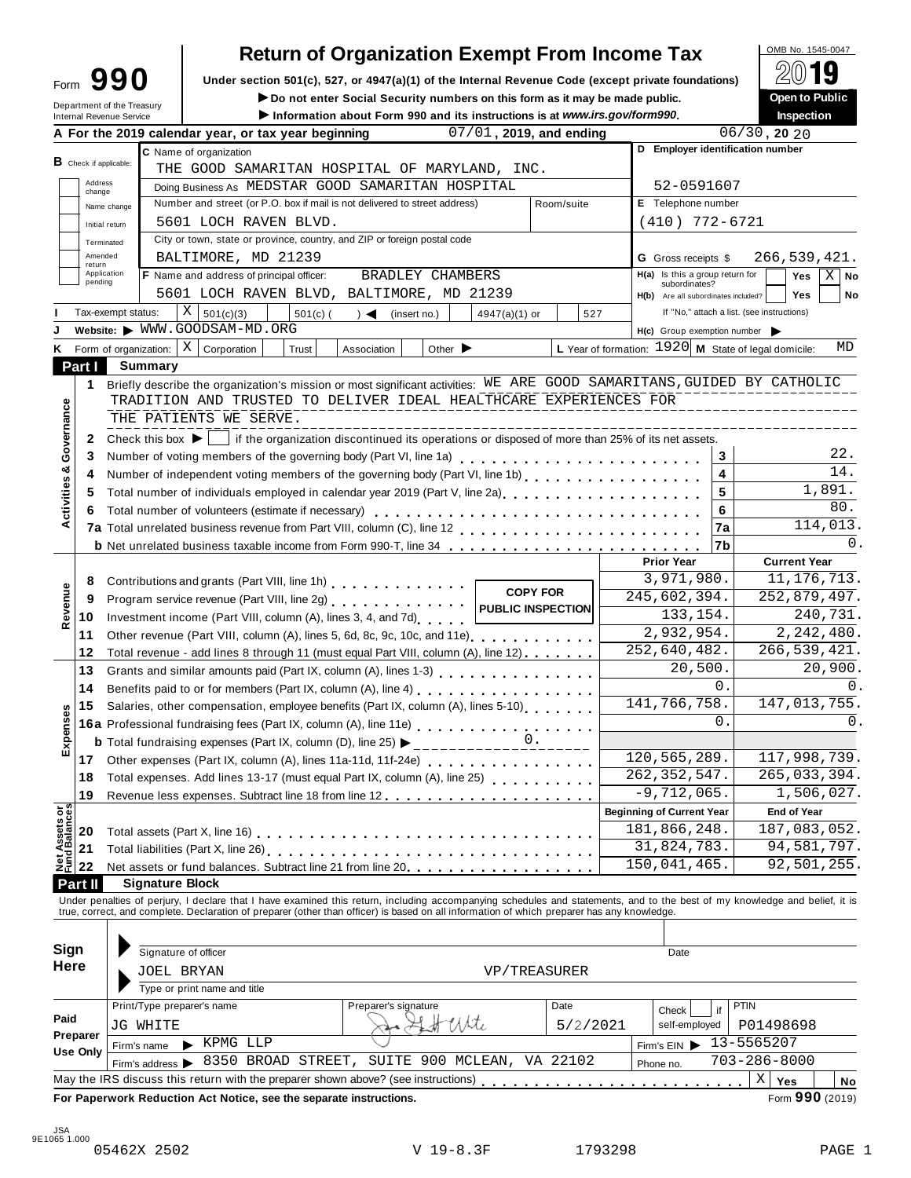Form **990**

Department of the Treasury
Internal Revenue Service

# Return of Organization Exempt From Income Tax

**Under section 501(c), 527, or 4947(a)(1) of the Internal Revenue Code (except private foundations)**

▶ **Do not enter Social Security numbers on this form as it may be made public.**

▶ **Information about Form 990 and its instructions is at www.irs.gov/form990.**

OMB No. 1545-0047

**2019**

**Open to Public Inspection**

**A For the 2019 calendar year, or tax year beginning** 07/01, 2019, and ending 06/30, 20 20

**B** Check if applicable:
- Address change
- Name change
- Initial return
- Terminated
- Amended return
- Application pending

**C** Name of organization: THE GOOD SAMARITAN HOSPITAL OF MARYLAND, INC.

Doing Business As MEDSTAR GOOD SAMARITAN HOSPITAL

Number and street (or P.O. box if mail is not delivered to street address): 5601 LOCH RAVEN BLVD. Room/suite:

City or town, state or province, country, and ZIP or foreign postal code: BALTIMORE, MD 21239

**D Employer identification number:** 52-0591607

**E** Telephone number: (410) 772-6721

**G** Gross receipts $ 266,539,421.

**F** Name and address of principal officer: BRADLEY CHAMBERS, 5601 LOCH RAVEN BLVD, BALTIMORE, MD 21239

**H(a)** Is this a group return for subordinates? Yes [ ] No [X]

**H(b)** Are all subordinates included? Yes [ ] No [ ]
If "No," attach a list. (see instructions)

**I** Tax-exempt status: [X] 501(c)(3) [ ] 501(c) ( ) ◀ (insert no.) [ ] 4947(a)(1) or [ ] 527

**J** Website: ▶ WWW.GOODSAM-MD.ORG

**H(c)** Group exemption number ▶

**K** Form of organization: [X] Corporation [ ] Trust [ ] Association [ ] Other ▶

**L** Year of formation: 1920 **M** State of legal domicile: MD

## Part I Summary

**Activities & Governance**

1 Briefly describe the organization's mission or most significant activities: WE ARE GOOD SAMARITANS,GUIDED BY CATHOLIC TRADITION AND TRUSTED TO DELIVER IDEAL HEALTHCARE EXPERIENCES FOR THE PATIENTS WE SERVE.

2 Check this box ▶ [ ] if the organization discontinued its operations or disposed of more than 25% of its net assets.

| | | | |
|---|---|---|---|
| 3 | Number of voting members of the governing body (Part VI, line 1a) | 3 | 22. |
| 4 | Number of independent voting members of the governing body (Part VI, line 1b) | 4 | 14. |
| 5 | Total number of individuals employed in calendar year 2019 (Part V, line 2a) | 5 | 1,891. |
| 6 | Total number of volunteers (estimate if necessary) | 6 | 80. |
| 7a | Total unrelated business revenue from Part VIII, column (C), line 12 | 7a | 114,013. |
| b | Net unrelated business taxable income from Form 990-T, line 34 | 7b | 0. |

COPY FOR PUBLIC INSPECTION

| | | | Prior Year | Current Year |
|---|---|---|---|---|
| **Revenue** | 8 | Contributions and grants (Part VIII, line 1h) | 3,971,980. | 11,176,713. |
| | 9 | Program service revenue (Part VIII, line 2g) | 245,602,394. | 252,879,497. |
| | 10 | Investment income (Part VIII, column (A), lines 3, 4, and 7d) | 133,154. | 240,731. |
| | 11 | Other revenue (Part VIII, column (A), lines 5, 6d, 8c, 9c, 10c, and 11e) | 2,932,954. | 2,242,480. |
| | 12 | Total revenue - add lines 8 through 11 (must equal Part VIII, column (A), line 12) | 252,640,482. | 266,539,421. |
| **Expenses** | 13 | Grants and similar amounts paid (Part IX, column (A), lines 1-3) | 20,500. | 20,900. |
| | 14 | Benefits paid to or for members (Part IX, column (A), line 4) | 0. | 0. |
| | 15 | Salaries, other compensation, employee benefits (Part IX, column (A), lines 5-10) | 141,766,758. | 147,013,755. |
| | 16a | Professional fundraising fees (Part IX, column (A), line 11e) | 0. | 0. |
| | b | Total fundraising expenses (Part IX, column (D), line 25) ▶ 0. | | |
| | 17 | Other expenses (Part IX, column (A), lines 11a-11d, 11f-24e) | 120,565,289. | 117,998,739. |
| | 18 | Total expenses. Add lines 13-17 (must equal Part IX, column (A), line 25) | 262,352,547. | 265,033,394. |
| | 19 | Revenue less expenses. Subtract line 18 from line 12 | -9,712,065. | 1,506,027. |
| | | | **Beginning of Current Year** | **End of Year** |
| **Net Assets or Fund Balances** | 20 | Total assets (Part X, line 16) | 181,866,248. | 187,083,052. |
| | 21 | Total liabilities (Part X, line 26) | 31,824,783. | 94,581,797. |
| | 22 | Net assets or fund balances. Subtract line 21 from line 20 | 150,041,465. | 92,501,255. |

## Part II Signature Block

Under penalties of perjury, I declare that I have examined this return, including accompanying schedules and statements, and to the best of my knowledge and belief, it is true, correct, and complete. Declaration of preparer (other than officer) is based on all information of which preparer has any knowledge.

**Sign Here**

Signature of officer ______ Date ______

JOEL BRYAN VP/TREASURER

Type or print name and title

**Paid Preparer Use Only**

| Print/Type preparer's name | Preparer's signature | Date | Check [ ] if self-employed | PTIN |
|---|---|---|---|---|
| JG WHITE | | 5/2/2021 | | P01498698 |

Firm's name ▶ KPMG LLP — Firm's EIN ▶ 13-5565207

Firm's address ▶ 8350 BROAD STREET, SUITE 900 MCLEAN, VA 22102 — Phone no. 703-286-8000

May the IRS discuss this return with the preparer shown above? (see instructions) [X] Yes [ ] No

**For Paperwork Reduction Act Notice, see the separate instructions.** Form **990** (2019)

JSA 9E1065 1.000
05462X 2502 V 19-8.3F 1793298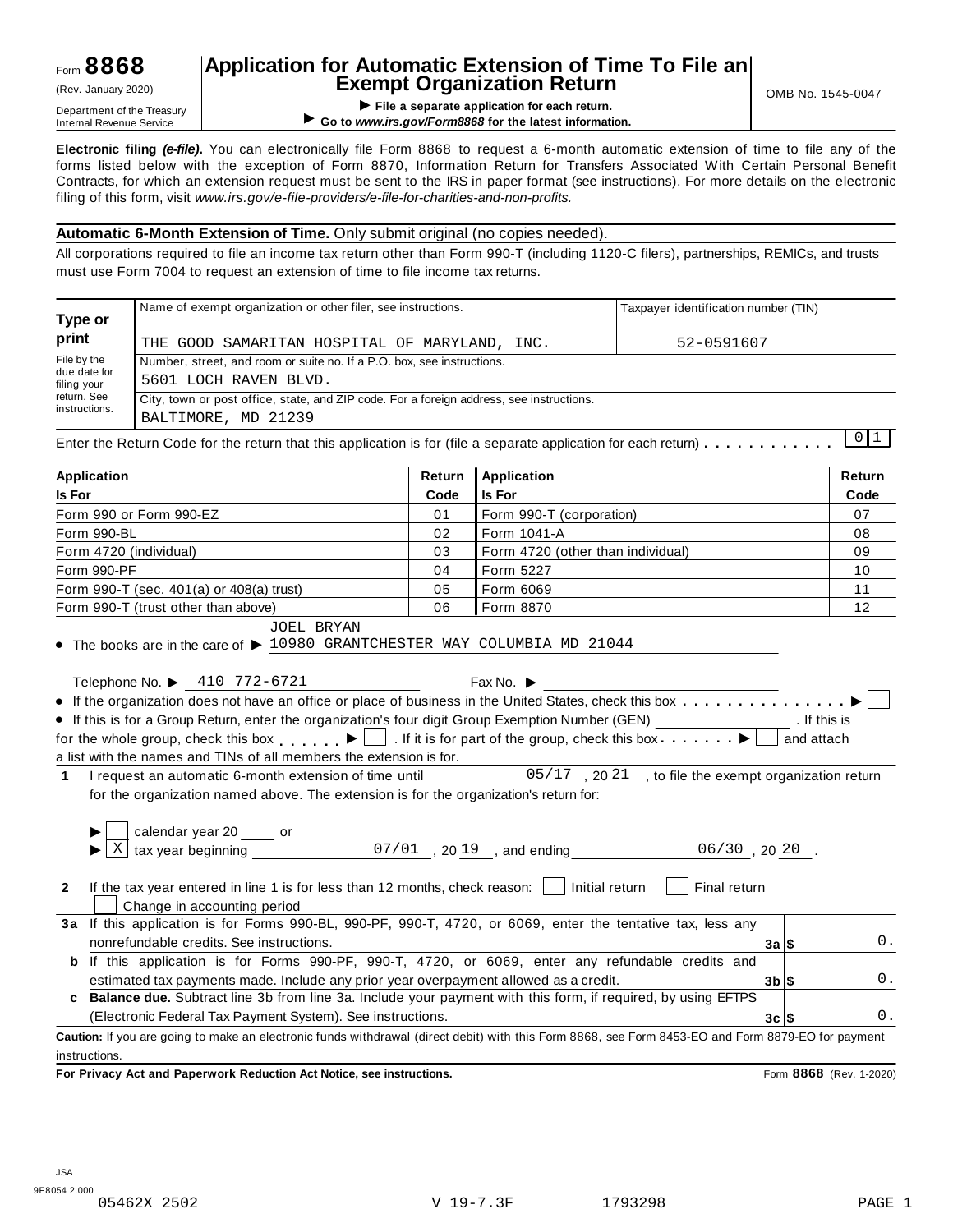Form **8868**
(Rev. January 2020)
Department of the Treasury
Internal Revenue Service

# Application for Automatic Extension of Time To File an Exempt Organization Return

▶ **File a separate application for each return.**
▶ **Go to *www.irs.gov/Form8868* for the latest information.**

OMB No. 1545-0047

**Electronic filing *(e-file)*.** You can electronically file Form 8868 to request a 6-month automatic extension of time to file any of the forms listed below with the exception of Form 8870, Information Return for Transfers Associated With Certain Personal Benefit Contracts, for which an extension request must be sent to the IRS in paper format (see instructions). For more details on the electronic filing of this form, visit *www.irs.gov/e-file-providers/e-file-for-charities-and-non-profits.*

**Automatic 6-Month Extension of Time.** Only submit original (no copies needed).

All corporations required to file an income tax return other than Form 990-T (including 1120-C filers), partnerships, REMICs, and trusts must use Form 7004 to request an extension of time to file income tax returns.

| **Type or print** | Name of exempt organization or other filer, see instructions. | Taxpayer identification number (TIN) |
|---|---|---|
| File by the due date for filing your return. See instructions. | THE GOOD SAMARITAN HOSPITAL OF MARYLAND, INC. | 52-0591607 |
| | Number, street, and room or suite no. If a P.O. box, see instructions. 5601 LOCH RAVEN BLVD. | |
| | City, town or post office, state, and ZIP code. For a foreign address, see instructions. BALTIMORE, MD 21239 | |

Enter the Return Code for the return that this application is for (file a separate application for each return) . . . . . . . . . . . 01

| Application Is For | Return Code | Application Is For | Return Code |
|---|---|---|---|
| Form 990 or Form 990-EZ | 01 | Form 990-T (corporation) | 07 |
| Form 990-BL | 02 | Form 1041-A | 08 |
| Form 4720 (individual) | 03 | Form 4720 (other than individual) | 09 |
| Form 990-PF | 04 | Form 5227 | 10 |
| Form 990-T (sec. 401(a) or 408(a) trust) | 05 | Form 6069 | 11 |
| Form 990-T (trust other than above) | 06 | Form 8870 | 12 |

- The books are in the care of ▶ JOEL BRYAN 10980 GRANTCHESTER WAY COLUMBIA MD 21044

  Telephone No. ▶ 410 772-6721 Fax No. ▶
- If the organization does not have an office or place of business in the United States, check this box . . . . . . . . . . . . . . . ▶ ☐
- If this is for a Group Return, enter the organization's four digit Group Exemption Number (GEN) ______ . If this is for the whole group, check this box . . . . . . ▶ ☐ . If it is for part of the group, check this box . . . . . . . ▶ ☐ and attach a list with the names and TINs of all members the extension is for.

**1** I request an automatic 6-month extension of time until 05/17 , 20 21 , to file the exempt organization return for the organization named above. The extension is for the organization's return for:

▶ ☐ calendar year 20 ____ or
▶ ☒ tax year beginning 07/01 , 20 19 , and ending 06/30 , 20 20 .

**2** If the tax year entered in line 1 is for less than 12 months, check reason: ☐ Initial return ☐ Final return ☐ Change in accounting period

| | | | |
|---|---|---|---|
| **3a** | If this application is for Forms 990-BL, 990-PF, 990-T, 4720, or 6069, enter the tentative tax, less any nonrefundable credits. See instructions. | **3a** $ | 0. |
| **b** | If this application is for Forms 990-PF, 990-T, 4720, or 6069, enter any refundable credits and estimated tax payments made. Include any prior year overpayment allowed as a credit. | **3b** $ | 0. |
| **c** | **Balance due.** Subtract line 3b from line 3a. Include your payment with this form, if required, by using EFTPS (Electronic Federal Tax Payment System). See instructions. | **3c** $ | 0. |

**Caution:** If you are going to make an electronic funds withdrawal (direct debit) with this Form 8868, see Form 8453-EO and Form 8879-EO for payment instructions.

**For Privacy Act and Paperwork Reduction Act Notice, see instructions.** Form **8868** (Rev. 1-2020)

JSA
9F8054 2.000
05462X 2502 V 19-7.3F 1793298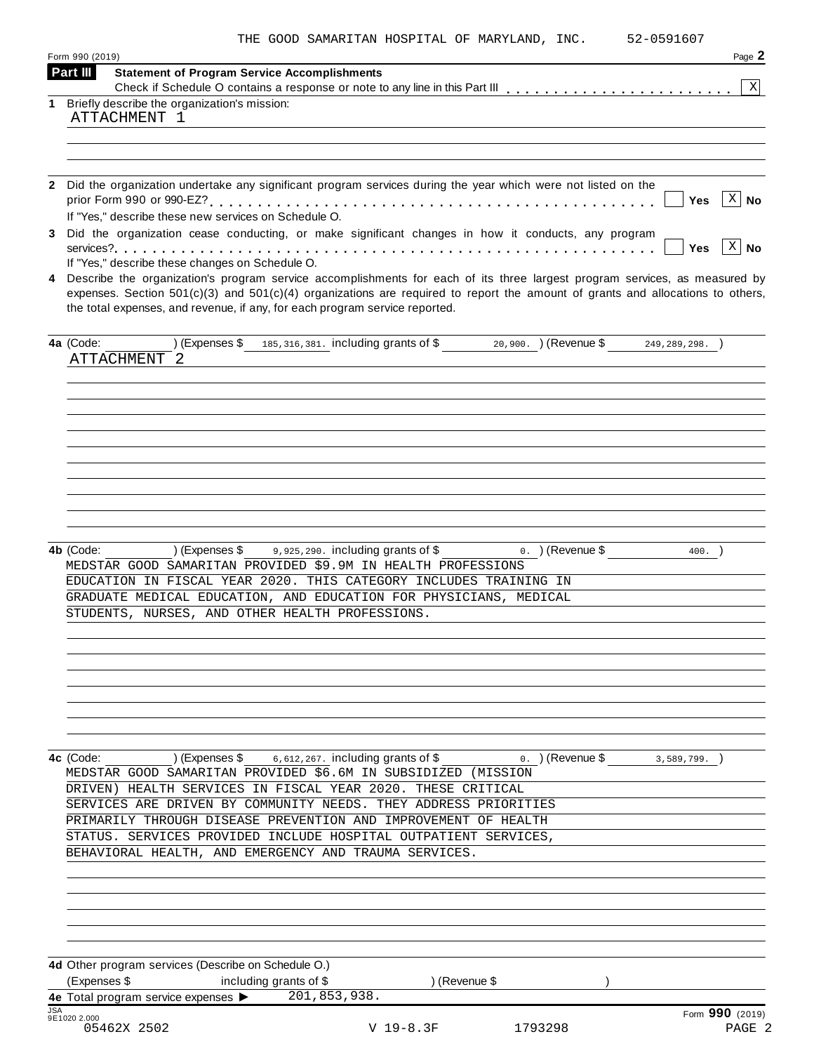THE GOOD SAMARITAN HOSPITAL OF MARYLAND, INC. 52-0591607

Form 990 (2019) Page 2

**Part III** **Statement of Program Service Accomplishments**

Check if Schedule O contains a response or note to any line in this Part III . . . . . . . . . . . . . . . . . . . . . . . [X]

**1** Briefly describe the organization's mission:

ATTACHMENT 1

**2** Did the organization undertake any significant program services during the year which were not listed on the prior Form 990 or 990-EZ? . . . . . . . . . . . . . . . . . . . . . . . . . . . . . . . . . . . . . . . . . . . . . [ ] Yes [X] No

If "Yes," describe these new services on Schedule O.

**3** Did the organization cease conducting, or make significant changes in how it conducts, any program services? . . . . . . . . . . . . . . . . . . . . . . . . . . . . . . . . . . . . . . . . . . . . . . . . . . . . . . . . . [ ] Yes [X] No

If "Yes," describe these changes on Schedule O.

**4** Describe the organization's program service accomplishments for each of its three largest program services, as measured by expenses. Section 501(c)(3) and 501(c)(4) organizations are required to report the amount of grants and allocations to others, the total expenses, and revenue, if any, for each program service reported.

**4a** (Code: ) (Expenses $ 185,316,381. including grants of $ 20,900. ) (Revenue $ 249,289,298. )

ATTACHMENT 2

**4b** (Code: ) (Expenses $ 9,925,290. including grants of $ 0. ) (Revenue $ 400. )

MEDSTAR GOOD SAMARITAN PROVIDED $9.9M IN HEALTH PROFESSIONS EDUCATION IN FISCAL YEAR 2020. THIS CATEGORY INCLUDES TRAINING IN GRADUATE MEDICAL EDUCATION, AND EDUCATION FOR PHYSICIANS, MEDICAL STUDENTS, NURSES, AND OTHER HEALTH PROFESSIONS.

**4c** (Code: ) (Expenses $ 6,612,267. including grants of $ 0. ) (Revenue $ 3,589,799. )

MEDSTAR GOOD SAMARITAN PROVIDED $6.6M IN SUBSIDIZED (MISSION DRIVEN) HEALTH SERVICES IN FISCAL YEAR 2020. THESE CRITICAL SERVICES ARE DRIVEN BY COMMUNITY NEEDS. THEY ADDRESS PRIORITIES PRIMARILY THROUGH DISEASE PREVENTION AND IMPROVEMENT OF HEALTH STATUS. SERVICES PROVIDED INCLUDE HOSPITAL OUTPATIENT SERVICES, BEHAVIORAL HEALTH, AND EMERGENCY AND TRAUMA SERVICES.

**4d** Other program services (Describe on Schedule O.)

(Expenses $ including grants of $ ) (Revenue $ )

**4e** Total program service expenses ▶ 201,853,938.

Form **990** (2019)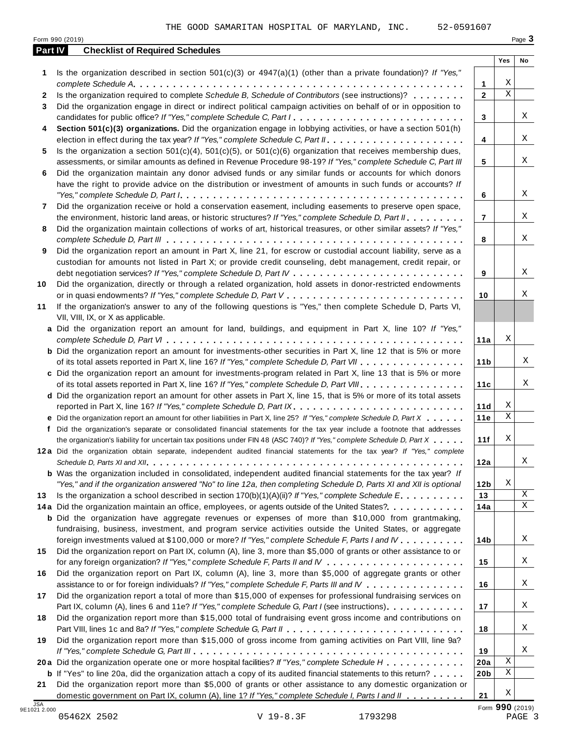THE GOOD SAMARITAN HOSPITAL OF MARYLAND, INC. 52-0591607

Form 990 (2019)

## Part IV Checklist of Required Schedules

| | | | Yes | No |
|---|---|---|---|---|
| **1** | Is the organization described in section 501(c)(3) or 4947(a)(1) (other than a private foundation)? *If "Yes," complete Schedule A* | 1 | X | |
| **2** | Is the organization required to complete *Schedule B, Schedule of Contributors* (see instructions)? | 2 | X | |
| **3** | Did the organization engage in direct or indirect political campaign activities on behalf of or in opposition to candidates for public office? *If "Yes," complete Schedule C, Part I* | 3 | | X |
| **4** | **Section 501(c)(3) organizations.** Did the organization engage in lobbying activities, or have a section 501(h) election in effect during the tax year? *If "Yes," complete Schedule C, Part II* | 4 | | X |
| **5** | Is the organization a section 501(c)(4), 501(c)(5), or 501(c)(6) organization that receives membership dues, assessments, or similar amounts as defined in Revenue Procedure 98-19? *If "Yes," complete Schedule C, Part III* | 5 | | X |
| **6** | Did the organization maintain any donor advised funds or any similar funds or accounts for which donors have the right to provide advice on the distribution or investment of amounts in such funds or accounts? *If "Yes," complete Schedule D, Part I* | 6 | | X |
| **7** | Did the organization receive or hold a conservation easement, including easements to preserve open space, the environment, historic land areas, or historic structures? *If "Yes," complete Schedule D, Part II* | 7 | | X |
| **8** | Did the organization maintain collections of works of art, historical treasures, or other similar assets? *If "Yes," complete Schedule D, Part III* | 8 | | X |
| **9** | Did the organization report an amount in Part X, line 21, for escrow or custodial account liability, serve as a custodian for amounts not listed in Part X; or provide credit counseling, debt management, credit repair, or debt negotiation services? *If "Yes," complete Schedule D, Part IV* | 9 | | X |
| **10** | Did the organization, directly or through a related organization, hold assets in donor-restricted endowments or in quasi endowments? *If "Yes," complete Schedule D, Part V* | 10 | | X |
| **11** | If the organization's answer to any of the following questions is "Yes," then complete Schedule D, Parts VI, VII, VIII, IX, or X as applicable. | | | |
| **a** | Did the organization report an amount for land, buildings, and equipment in Part X, line 10? *If "Yes," complete Schedule D, Part VI* | 11a | X | |
| **b** | Did the organization report an amount for investments-other securities in Part X, line 12 that is 5% or more of its total assets reported in Part X, line 16? *If "Yes," complete Schedule D, Part VII* | 11b | | X |
| **c** | Did the organization report an amount for investments-program related in Part X, line 13 that is 5% or more of its total assets reported in Part X, line 16? *If "Yes," complete Schedule D, Part VIII* | 11c | | X |
| **d** | Did the organization report an amount for other assets in Part X, line 15, that is 5% or more of its total assets reported in Part X, line 16? *If "Yes," complete Schedule D, Part IX* | 11d | X | |
| **e** | Did the organization report an amount for other liabilities in Part X, line 25? *If "Yes," complete Schedule D, Part X* | 11e | X | |
| **f** | Did the organization's separate or consolidated financial statements for the tax year include a footnote that addresses the organization's liability for uncertain tax positions under FIN 48 (ASC 740)? *If "Yes," complete Schedule D, Part X* | 11f | X | |
| **12a** | Did the organization obtain separate, independent audited financial statements for the tax year? *If "Yes," complete Schedule D, Parts XI and XII* | 12a | | X |
| **b** | Was the organization included in consolidated, independent audited financial statements for the tax year? *If "Yes," and if the organization answered "No" to line 12a, then completing Schedule D, Parts XI and XII is optional* | 12b | X | |
| **13** | Is the organization a school described in section 170(b)(1)(A)(ii)? *If "Yes," complete Schedule E* | 13 | | X |
| **14a** | Did the organization maintain an office, employees, or agents outside of the United States? | 14a | | X |
| **b** | Did the organization have aggregate revenues or expenses of more than $10,000 from grantmaking, fundraising, business, investment, and program service activities outside the United States, or aggregate foreign investments valued at $100,000 or more? *If "Yes," complete Schedule F, Parts I and IV* | 14b | | X |
| **15** | Did the organization report on Part IX, column (A), line 3, more than $5,000 of grants or other assistance to or for any foreign organization? *If "Yes," complete Schedule F, Parts II and IV* | 15 | | X |
| **16** | Did the organization report on Part IX, column (A), line 3, more than $5,000 of aggregate grants or other assistance to or for foreign individuals? *If "Yes," complete Schedule F, Parts III and IV* | 16 | | X |
| **17** | Did the organization report a total of more than $15,000 of expenses for professional fundraising services on Part IX, column (A), lines 6 and 11e? *If "Yes," complete Schedule G, Part I* (see instructions) | 17 | | X |
| **18** | Did the organization report more than $15,000 total of fundraising event gross income and contributions on Part VIII, lines 1c and 8a? *If "Yes," complete Schedule G, Part II* | 18 | | X |
| **19** | Did the organization report more than $15,000 of gross income from gaming activities on Part VIII, line 9a? *If "Yes," complete Schedule G, Part III* | 19 | | X |
| **20a** | Did the organization operate one or more hospital facilities? *If "Yes," complete Schedule H* | 20a | X | |
| **b** | If "Yes" to line 20a, did the organization attach a copy of its audited financial statements to this return? | 20b | X | |
| **21** | Did the organization report more than $5,000 of grants or other assistance to any domestic organization or domestic government on Part IX, column (A), line 1? *If "Yes," complete Schedule I, Parts I and II* | 21 | X | |

JSA 9E1021 2.000

Form **990** (2019)

05462X 2502 V 19-8.3F 1793298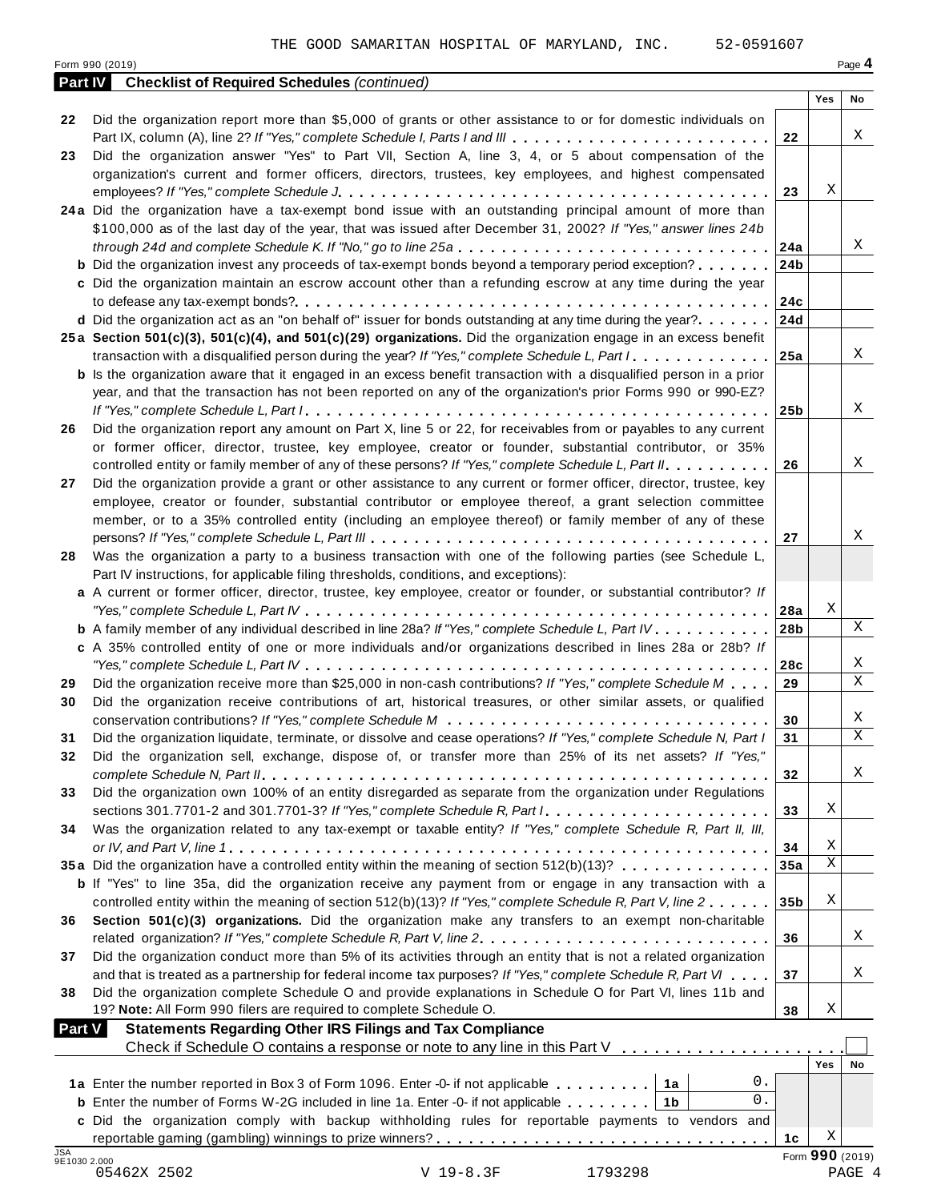THE GOOD SAMARITAN HOSPITAL OF MARYLAND, INC. 52-0591607

Form 990 (2019) Page **4**

**Part IV Checklist of Required Schedules** *(continued)*

| | | | Yes | No |
|---|---|---|---|---|
| **22** | Did the organization report more than $5,000 of grants or other assistance to or for domestic individuals on Part IX, column (A), line 2? *If "Yes," complete Schedule I, Parts I and III* | **22** | | X |
| **23** | Did the organization answer "Yes" to Part VII, Section A, line 3, 4, or 5 about compensation of the organization's current and former officers, directors, trustees, key employees, and highest compensated employees? *If "Yes," complete Schedule J* | **23** | X | |
| **24a** | Did the organization have a tax-exempt bond issue with an outstanding principal amount of more than $100,000 as of the last day of the year, that was issued after December 31, 2002? *If "Yes," answer lines 24b through 24d and complete Schedule K. If "No," go to line 25a* | **24a** | | X |
| **b** | Did the organization invest any proceeds of tax-exempt bonds beyond a temporary period exception? | **24b** | | |
| **c** | Did the organization maintain an escrow account other than a refunding escrow at any time during the year to defease any tax-exempt bonds? | **24c** | | |
| **d** | Did the organization act as an "on behalf of" issuer for bonds outstanding at any time during the year? | **24d** | | |
| **25a** | **Section 501(c)(3), 501(c)(4), and 501(c)(29) organizations.** Did the organization engage in an excess benefit transaction with a disqualified person during the year? *If "Yes," complete Schedule L, Part I* | **25a** | | X |
| **b** | Is the organization aware that it engaged in an excess benefit transaction with a disqualified person in a prior year, and that the transaction has not been reported on any of the organization's prior Forms 990 or 990-EZ? *If "Yes," complete Schedule L, Part I* | **25b** | | X |
| **26** | Did the organization report any amount on Part X, line 5 or 22, for receivables from or payables to any current or former officer, director, trustee, key employee, creator or founder, substantial contributor, or 35% controlled entity or family member of any of these persons? *If "Yes," complete Schedule L, Part II* | **26** | | X |
| **27** | Did the organization provide a grant or other assistance to any current or former officer, director, trustee, key employee, creator or founder, substantial contributor or employee thereof, a grant selection committee member, or to a 35% controlled entity (including an employee thereof) or family member of any of these persons? *If "Yes," complete Schedule L, Part III* | **27** | | X |
| **28** | Was the organization a party to a business transaction with one of the following parties (see Schedule L, Part IV instructions, for applicable filing thresholds, conditions, and exceptions): | | | |
| **a** | A current or former officer, director, trustee, key employee, creator or founder, or substantial contributor? *If "Yes," complete Schedule L, Part IV* | **28a** | X | |
| **b** | A family member of any individual described in line 28a? *If "Yes," complete Schedule L, Part IV* | **28b** | | X |
| **c** | A 35% controlled entity of one or more individuals and/or organizations described in lines 28a or 28b? *If "Yes," complete Schedule L, Part IV* | **28c** | | X |
| **29** | Did the organization receive more than $25,000 in non-cash contributions? *If "Yes," complete Schedule M* | **29** | | X |
| **30** | Did the organization receive contributions of art, historical treasures, or other similar assets, or qualified conservation contributions? *If "Yes," complete Schedule M* | **30** | | X |
| **31** | Did the organization liquidate, terminate, or dissolve and cease operations? *If "Yes," complete Schedule N, Part I* | **31** | | X |
| **32** | Did the organization sell, exchange, dispose of, or transfer more than 25% of its net assets? *If "Yes," complete Schedule N, Part II* | **32** | | X |
| **33** | Did the organization own 100% of an entity disregarded as separate from the organization under Regulations sections 301.7701-2 and 301.7701-3? *If "Yes," complete Schedule R, Part I* | **33** | X | |
| **34** | Was the organization related to any tax-exempt or taxable entity? *If "Yes," complete Schedule R, Part II, III, or IV, and Part V, line 1* | **34** | X | |
| **35a** | Did the organization have a controlled entity within the meaning of section 512(b)(13)? | **35a** | X | |
| **b** | If "Yes" to line 35a, did the organization receive any payment from or engage in any transaction with a controlled entity within the meaning of section 512(b)(13)? *If "Yes," complete Schedule R, Part V, line 2* | **35b** | X | |
| **36** | **Section 501(c)(3) organizations.** Did the organization make any transfers to an exempt non-charitable related organization? *If "Yes," complete Schedule R, Part V, line 2* | **36** | | X |
| **37** | Did the organization conduct more than 5% of its activities through an entity that is not a related organization and that is treated as a partnership for federal income tax purposes? *If "Yes," complete Schedule R, Part VI* | **37** | | X |
| **38** | Did the organization complete Schedule O and provide explanations in Schedule O for Part VI, lines 11b and 19? **Note:** All Form 990 filers are required to complete Schedule O. | **38** | X | |

**Part V Statements Regarding Other IRS Filings and Tax Compliance**

Check if Schedule O contains a response or note to any line in this Part V ☐

| | | | | | Yes | No |
|---|---|---|---|---|---|---|
| **1a** | Enter the number reported in Box 3 of Form 1096. Enter -0- if not applicable | **1a** | 0. | | | |
| **b** | Enter the number of Forms W-2G included in line 1a. Enter -0- if not applicable | **1b** | 0. | | | |
| **c** | Did the organization comply with backup withholding rules for reportable payments to vendors and reportable gaming (gambling) winnings to prize winners? | | | **1c** | X | |

Form **990** (2019)

05462X 2502 V 19-8.3F 1793298 PAGE 4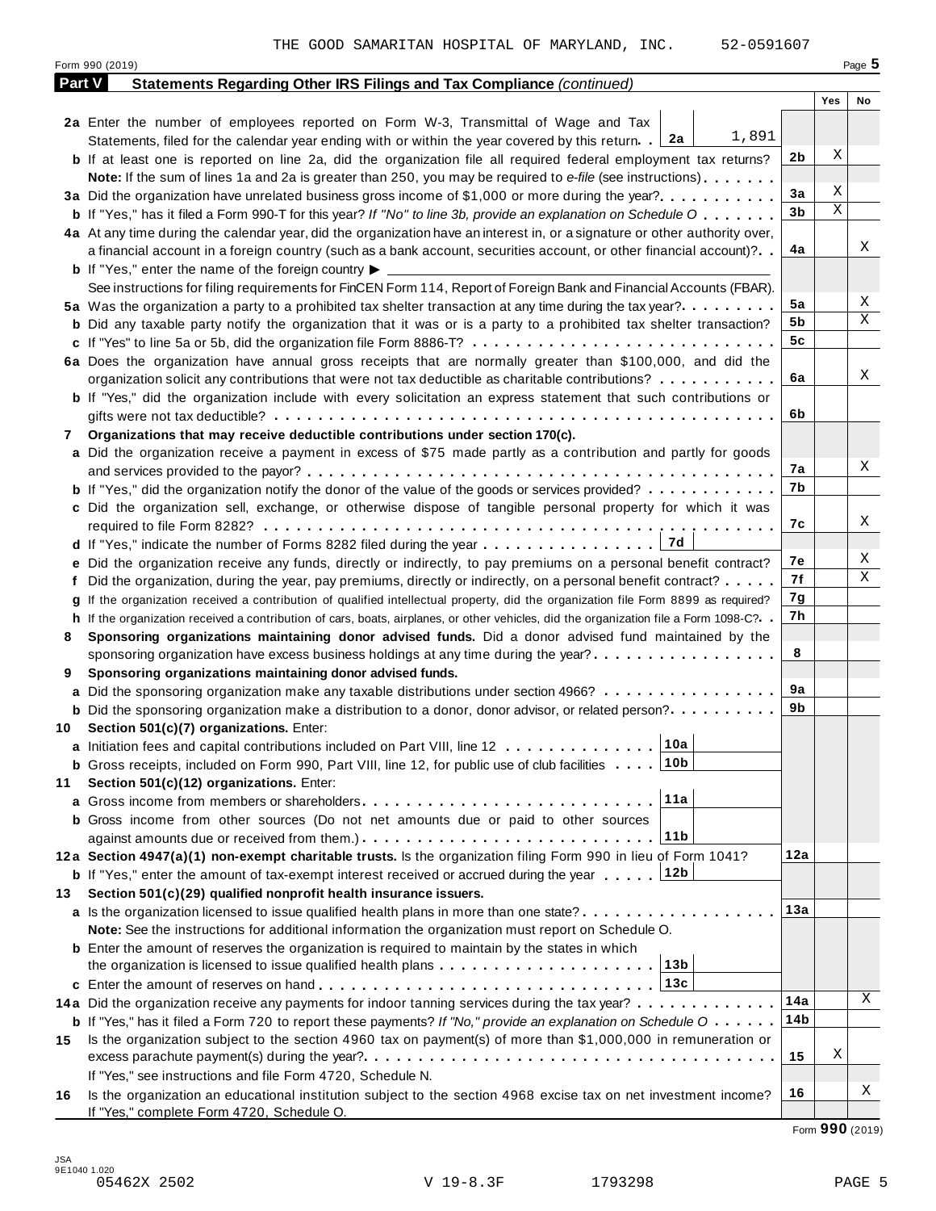THE GOOD SAMARITAN HOSPITAL OF MARYLAND, INC. 52-0591607

Form 990 (2019) Page **5**

## Part V — Statements Regarding Other IRS Filings and Tax Compliance *(continued)*

| | | | Yes | No |
|---|---|---|---|---|
| **2a** | Enter the number of employees reported on Form W-3, Transmittal of Wage and Tax Statements, filed for the calendar year ending with or within the year covered by this return . . **2a** 1,891 | | | |
| **b** | If at least one is reported on line 2a, did the organization file all required federal employment tax returns? | 2b | X | |
| | **Note:** If the sum of lines 1a and 2a is greater than 250, you may be required to *e-file* (see instructions) | | | |
| **3a** | Did the organization have unrelated business gross income of $1,000 or more during the year? | 3a | X | |
| **b** | If "Yes," has it filed a Form 990-T for this year? *If "No" to line 3b, provide an explanation on Schedule O* | 3b | X | |
| **4a** | At any time during the calendar year, did the organization have an interest in, or a signature or other authority over, a financial account in a foreign country (such as a bank account, securities account, or other financial account)? | 4a | | X |
| **b** | If "Yes," enter the name of the foreign country ▶ | | | |
| | See instructions for filing requirements for FinCEN Form 114, Report of Foreign Bank and Financial Accounts (FBAR). | | | |
| **5a** | Was the organization a party to a prohibited tax shelter transaction at any time during the tax year? | 5a | | X |
| **b** | Did any taxable party notify the organization that it was or is a party to a prohibited tax shelter transaction? | 5b | | X |
| **c** | If "Yes" to line 5a or 5b, did the organization file Form 8886-T? | 5c | | |
| **6a** | Does the organization have annual gross receipts that are normally greater than $100,000, and did the organization solicit any contributions that were not tax deductible as charitable contributions? | 6a | | X |
| **b** | If "Yes," did the organization include with every solicitation an express statement that such contributions or gifts were not tax deductible? | 6b | | |
| **7** | **Organizations that may receive deductible contributions under section 170(c).** | | | |
| **a** | Did the organization receive a payment in excess of $75 made partly as a contribution and partly for goods and services provided to the payor? | 7a | | X |
| **b** | If "Yes," did the organization notify the donor of the value of the goods or services provided? | 7b | | |
| **c** | Did the organization sell, exchange, or otherwise dispose of tangible personal property for which it was required to file Form 8282? | 7c | | X |
| **d** | If "Yes," indicate the number of Forms 8282 filed during the year . . . **7d** | | | |
| **e** | Did the organization receive any funds, directly or indirectly, to pay premiums on a personal benefit contract? | 7e | | X |
| **f** | Did the organization, during the year, pay premiums, directly or indirectly, on a personal benefit contract? | 7f | | X |
| **g** | If the organization received a contribution of qualified intellectual property, did the organization file Form 8899 as required? | 7g | | |
| **h** | If the organization received a contribution of cars, boats, airplanes, or other vehicles, did the organization file a Form 1098-C? | 7h | | |
| **8** | **Sponsoring organizations maintaining donor advised funds.** Did a donor advised fund maintained by the sponsoring organization have excess business holdings at any time during the year? | 8 | | |
| **9** | **Sponsoring organizations maintaining donor advised funds.** | | | |
| **a** | Did the sponsoring organization make any taxable distributions under section 4966? | 9a | | |
| **b** | Did the sponsoring organization make a distribution to a donor, donor advisor, or related person? | 9b | | |
| **10** | **Section 501(c)(7) organizations.** Enter: | | | |
| **a** | Initiation fees and capital contributions included on Part VIII, line 12 . . . **10a** | | | |
| **b** | Gross receipts, included on Form 990, Part VIII, line 12, for public use of club facilities . . . **10b** | | | |
| **11** | **Section 501(c)(12) organizations.** Enter: | | | |
| **a** | Gross income from members or shareholders . . . **11a** | | | |
| **b** | Gross income from other sources (Do not net amounts due or paid to other sources against amounts due or received from them.) . . . **11b** | | | |
| **12a** | **Section 4947(a)(1) non-exempt charitable trusts.** Is the organization filing Form 990 in lieu of Form 1041? | 12a | | |
| **b** | If "Yes," enter the amount of tax-exempt interest received or accrued during the year . . . **12b** | | | |
| **13** | **Section 501(c)(29) qualified nonprofit health insurance issuers.** | | | |
| **a** | Is the organization licensed to issue qualified health plans in more than one state? | 13a | | |
| | **Note:** See the instructions for additional information the organization must report on Schedule O. | | | |
| **b** | Enter the amount of reserves the organization is required to maintain by the states in which the organization is licensed to issue qualified health plans . . . **13b** | | | |
| **c** | Enter the amount of reserves on hand . . . **13c** | | | |
| **14a** | Did the organization receive any payments for indoor tanning services during the tax year? | 14a | | X |
| **b** | If "Yes," has it filed a Form 720 to report these payments? *If "No," provide an explanation on Schedule O* | 14b | | |
| **15** | Is the organization subject to the section 4960 tax on payment(s) of more than $1,000,000 in remuneration or excess parachute payment(s) during the year? | 15 | X | |
| | If "Yes," see instructions and file Form 4720, Schedule N. | | | |
| **16** | Is the organization an educational institution subject to the section 4968 excise tax on net investment income? If "Yes," complete Form 4720, Schedule O. | 16 | | X |

Form **990** (2019)

JSA 9E1040 1.020
05462X 2502 V 19-8.3F 1793298 PAGE 5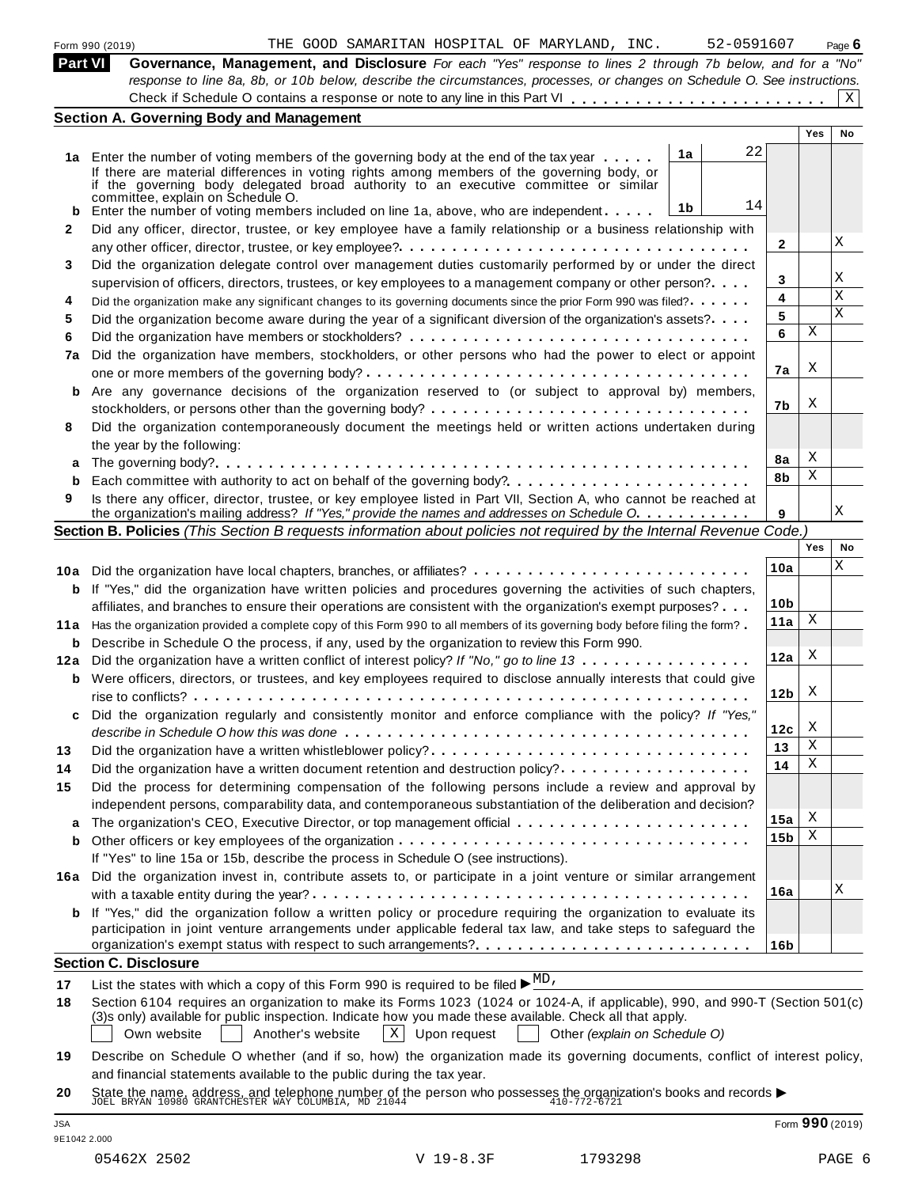Form 990 (2019) THE GOOD SAMARITAN HOSPITAL OF MARYLAND, INC. 52-0591607

**Part VI** **Governance, Management, and Disclosure** *For each "Yes" response to lines 2 through 7b below, and for a "No" response to line 8a, 8b, or 10b below, describe the circumstances, processes, or changes on Schedule O. See instructions.*

Check if Schedule O contains a response or note to any line in this Part VI . . . . . . . . . . . . . . . . . . . . . . . X

## Section A. Governing Body and Management

| | | | Yes | No |
|---|---|---|---|---|
| **1a** | Enter the number of voting members of the governing body at the end of the tax year . . . . . **1a** 22 | | | |
| | If there are material differences in voting rights among members of the governing body, or if the governing body delegated broad authority to an executive committee or similar committee, explain on Schedule O. | | | |
| **b** | Enter the number of voting members included on line 1a, above, who are independent . . . . . **1b** 14 | | | |
| **2** | Did any officer, director, trustee, or key employee have a family relationship or a business relationship with any other officer, director, trustee, or key employee? | **2** | | X |
| **3** | Did the organization delegate control over management duties customarily performed by or under the direct supervision of officers, directors, trustees, or key employees to a management company or other person? | **3** | | X |
| **4** | Did the organization make any significant changes to its governing documents since the prior Form 990 was filed? | **4** | | X |
| **5** | Did the organization become aware during the year of a significant diversion of the organization's assets? | **5** | | X |
| **6** | Did the organization have members or stockholders? | **6** | X | |
| **7a** | Did the organization have members, stockholders, or other persons who had the power to elect or appoint one or more members of the governing body? | **7a** | X | |
| **b** | Are any governance decisions of the organization reserved to (or subject to approval by) members, stockholders, or persons other than the governing body? | **7b** | X | |
| **8** | Did the organization contemporaneously document the meetings held or written actions undertaken during the year by the following: | | | |
| **a** | The governing body? | **8a** | X | |
| **b** | Each committee with authority to act on behalf of the governing body? | **8b** | X | |
| **9** | Is there any officer, director, trustee, or key employee listed in Part VII, Section A, who cannot be reached at the organization's mailing address? *If "Yes," provide the names and addresses on Schedule O* | **9** | | X |

## Section B. Policies *(This Section B requests information about policies not required by the Internal Revenue Code.)*

| | | | Yes | No |
|---|---|---|---|---|
| **10a** | Did the organization have local chapters, branches, or affiliates? | **10a** | | X |
| **b** | If "Yes," did the organization have written policies and procedures governing the activities of such chapters, affiliates, and branches to ensure their operations are consistent with the organization's exempt purposes? | **10b** | | |
| **11a** | Has the organization provided a complete copy of this Form 990 to all members of its governing body before filing the form? | **11a** | X | |
| **b** | Describe in Schedule O the process, if any, used by the organization to review this Form 990. | | | |
| **12a** | Did the organization have a written conflict of interest policy? *If "No," go to line 13* | **12a** | X | |
| **b** | Were officers, directors, or trustees, and key employees required to disclose annually interests that could give rise to conflicts? | **12b** | X | |
| **c** | Did the organization regularly and consistently monitor and enforce compliance with the policy? *If "Yes," describe in Schedule O how this was done* | **12c** | X | |
| **13** | Did the organization have a written whistleblower policy? | **13** | X | |
| **14** | Did the organization have a written document retention and destruction policy? | **14** | X | |
| **15** | Did the process for determining compensation of the following persons include a review and approval by independent persons, comparability data, and contemporaneous substantiation of the deliberation and decision? | | | |
| **a** | The organization's CEO, Executive Director, or top management official | **15a** | X | |
| **b** | Other officers or key employees of the organization | **15b** | X | |
| | If "Yes" to line 15a or 15b, describe the process in Schedule O (see instructions). | | | |
| **16a** | Did the organization invest in, contribute assets to, or participate in a joint venture or similar arrangement with a taxable entity during the year? | **16a** | | X |
| **b** | If "Yes," did the organization follow a written policy or procedure requiring the organization to evaluate its participation in joint venture arrangements under applicable federal tax law, and take steps to safeguard the organization's exempt status with respect to such arrangements? | **16b** | | |

## Section C. Disclosure

**17** List the states with which a copy of this Form 990 is required to be filed ▶ MD,

**18** Section 6104 requires an organization to make its Forms 1023 (1024 or 1024-A, if applicable), 990, and 990-T (Section 501(c)(3)s only) available for public inspection. Indicate how you made these available. Check all that apply.

☐ Own website ☐ Another's website ☒ Upon request ☐ Other *(explain on Schedule O)*

**19** Describe on Schedule O whether (and if so, how) the organization made its governing documents, conflict of interest policy, and financial statements available to the public during the tax year.

**20** State the name, address, and telephone number of the person who possesses the organization's books and records ▶
JOEL BRYAN 10980 GRANTCHESTER WAY COLUMBIA, MD 21044 410-772-6721

Form **990** (2019)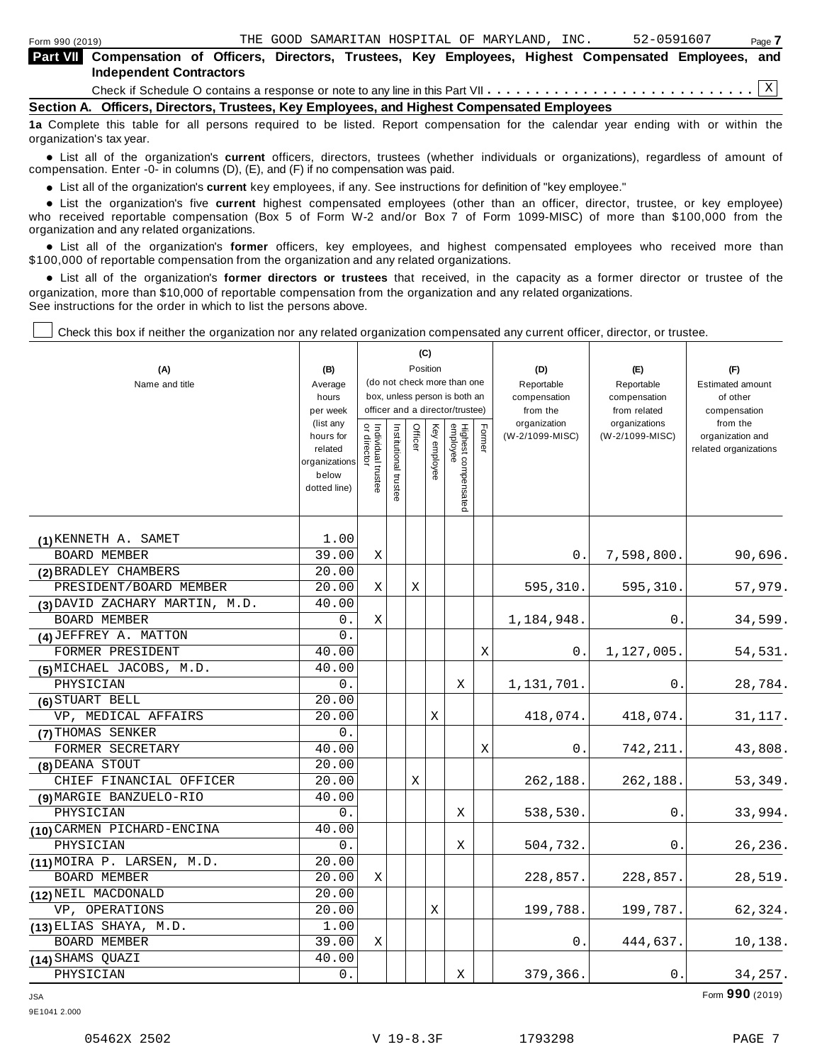Form 990 (2019) THE GOOD SAMARITAN HOSPITAL OF MARYLAND, INC. 52-0591607 Page 7

## Part VII Compensation of Officers, Directors, Trustees, Key Employees, Highest Compensated Employees, and Independent Contractors

Check if Schedule O contains a response or note to any line in this Part VII . . . . . . . . . . . . . . . . . . . . . . . . . . . . X

### Section A. Officers, Directors, Trustees, Key Employees, and Highest Compensated Employees

**1a** Complete this table for all persons required to be listed. Report compensation for the calendar year ending with or within the organization's tax year.

- List all of the organization's **current** officers, directors, trustees (whether individuals or organizations), regardless of amount of compensation. Enter -0- in columns (D), (E), and (F) if no compensation was paid.
- List all of the organization's **current** key employees, if any. See instructions for definition of "key employee."
- List the organization's five **current** highest compensated employees (other than an officer, director, trustee, or key employee) who received reportable compensation (Box 5 of Form W-2 and/or Box 7 of Form 1099-MISC) of more than $100,000 from the organization and any related organizations.
- List all of the organization's **former** officers, key employees, and highest compensated employees who received more than $100,000 of reportable compensation from the organization and any related organizations.
- List all of the organization's **former directors or trustees** that received, in the capacity as a former director or trustee of the organization, more than $10,000 of reportable compensation from the organization and any related organizations.

See instructions for the order in which to list the persons above.

☐ Check this box if neither the organization nor any related organization compensated any current officer, director, or trustee.

| (A) Name and title | (B) Average hours per week (list any hours for related organizations below dotted line) | (C) Position (do not check more than one box, unless person is both an officer and a director/trustee) | | | | | | (D) Reportable compensation from the organization (W-2/1099-MISC) | (E) Reportable compensation from related organizations (W-2/1099-MISC) | (F) Estimated amount of other compensation from the organization and related organizations |
|---|---|---|---|---|---|---|---|---|---|---|
| | | Individual trustee or director | Institutional trustee | Officer | Key employee | Highest compensated employee | Former | | | |
| (1) KENNETH A. SAMET<br>BOARD MEMBER | 1.00<br>39.00 | X | | | | | | 0. | 7,598,800. | 90,696. |
| (2) BRADLEY CHAMBERS<br>PRESIDENT/BOARD MEMBER | 20.00<br>20.00 | X | | X | | | | 595,310. | 595,310. | 57,979. |
| (3) DAVID ZACHARY MARTIN, M.D.<br>BOARD MEMBER | 40.00<br>0. | X | | | | | | 1,184,948. | 0. | 34,599. |
| (4) JEFFREY A. MATTON<br>FORMER PRESIDENT | 0.<br>40.00 | | | | | | X | 0. | 1,127,005. | 54,531. |
| (5) MICHAEL JACOBS, M.D.<br>PHYSICIAN | 40.00<br>0. | | | | | X | | 1,131,701. | 0. | 28,784. |
| (6) STUART BELL<br>VP, MEDICAL AFFAIRS | 20.00<br>20.00 | | | | X | | | 418,074. | 418,074. | 31,117. |
| (7) THOMAS SENKER<br>FORMER SECRETARY | 0.<br>40.00 | | | | | | X | 0. | 742,211. | 43,808. |
| (8) DEANA STOUT<br>CHIEF FINANCIAL OFFICER | 20.00<br>20.00 | | | X | | | | 262,188. | 262,188. | 53,349. |
| (9) MARGIE BANZUELO-RIO<br>PHYSICIAN | 40.00<br>0. | | | | | X | | 538,530. | 0. | 33,994. |
| (10) CARMEN PICHARD-ENCINA<br>PHYSICIAN | 40.00<br>0. | | | | | X | | 504,732. | 0. | 26,236. |
| (11) MOIRA P. LARSEN, M.D.<br>BOARD MEMBER | 20.00<br>20.00 | X | | | | | | 228,857. | 228,857. | 28,519. |
| (12) NEIL MACDONALD<br>VP, OPERATIONS | 20.00<br>20.00 | | | | X | | | 199,788. | 199,787. | 62,324. |
| (13) ELIAS SHAYA, M.D.<br>BOARD MEMBER | 1.00<br>39.00 | X | | | | | | 0. | 444,637. | 10,138. |
| (14) SHAMS QUAZI<br>PHYSICIAN | 40.00<br>0. | | | | | X | | 379,366. | 0. | 34,257. |

Form **990** (2019)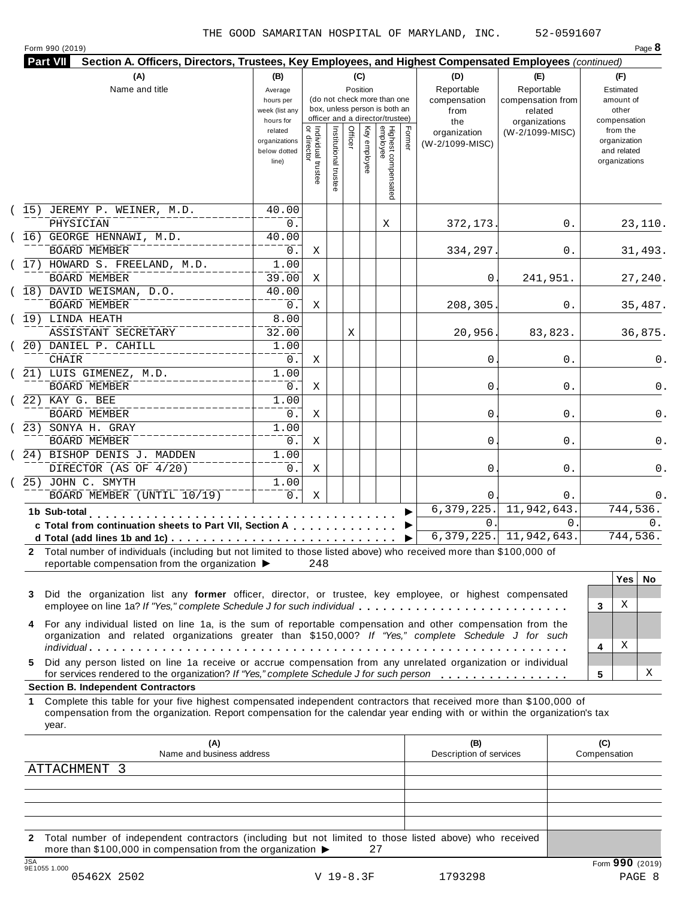THE GOOD SAMARITAN HOSPITAL OF MARYLAND, INC. 52-0591607

Form 990 (2019)

**Part VII Section A. Officers, Directors, Trustees, Key Employees, and Highest Compensated Employees** *(continued)*

| (A) Name and title | (B) Average hours per week (list any hours for related organizations below dotted line) | (C) Position: Individual trustee or director | Institutional trustee | Officer | Key employee | Highest compensated employee | Former | (D) Reportable compensation from the organization (W-2/1099-MISC) | (E) Reportable compensation from related organizations (W-2/1099-MISC) | (F) Estimated amount of other compensation from the organization and related organizations |
|---|---|---|---|---|---|---|---|---|---|---|
| (15) JEREMY P. WEINER, M.D. PHYSICIAN | 40.00 / 0. | | | | | X | | 372,173. | 0. | 23,110. |
| (16) GEORGE HENNAWI, M.D. BOARD MEMBER | 40.00 / 0. | X | | | | | | 334,297. | 0. | 31,493. |
| (17) HOWARD S. FREELAND, M.D. BOARD MEMBER | 1.00 / 39.00 | X | | | | | | 0. | 241,951. | 27,240. |
| (18) DAVID WEISMAN, D.O. BOARD MEMBER | 40.00 / 0. | X | | | | | | 208,305. | 0. | 35,487. |
| (19) LINDA HEATH ASSISTANT SECRETARY | 8.00 / 32.00 | | | X | | | | 20,956. | 83,823. | 36,875. |
| (20) DANIEL P. CAHILL CHAIR | 1.00 / 0. | X | | | | | | 0. | 0. | 0. |
| (21) LUIS GIMENEZ, M.D. BOARD MEMBER | 1.00 / 0. | X | | | | | | 0. | 0. | 0. |
| (22) KAY G. BEE BOARD MEMBER | 1.00 / 0. | X | | | | | | 0. | 0. | 0. |
| (23) SONYA H. GRAY BOARD MEMBER | 1.00 / 0. | X | | | | | | 0. | 0. | 0. |
| (24) BISHOP DENIS J. MADDEN DIRECTOR (AS OF 4/20) | 1.00 / 0. | X | | | | | | 0. | 0. | 0. |
| (25) JOHN C. SMYTH BOARD MEMBER (UNTIL 10/19) | 1.00 / 0. | X | | | | | | 0. | 0. | 0. |
| **1b Sub-total** | | | | | | | | 6,379,225. | 11,942,643. | 744,536. |
| **c Total from continuation sheets to Part VII, Section A** | | | | | | | | 0. | 0. | 0. |
| **d Total (add lines 1b and 1c)** | | | | | | | | 6,379,225. | 11,942,643. | 744,536. |

**2** Total number of individuals (including but not limited to those listed above) who received more than $100,000 of reportable compensation from the organization ▶ 248

| | | Yes | No |
|---|---|---|---|
| **3** Did the organization list any **former** officer, director, or trustee, key employee, or highest compensated employee on line 1a? *If "Yes," complete Schedule J for such individual* | 3 | X | |
| **4** For any individual listed on line 1a, is the sum of reportable compensation and other compensation from the organization and related organizations greater than $150,000? *If "Yes," complete Schedule J for such individual* | 4 | X | |
| **5** Did any person listed on line 1a receive or accrue compensation from any unrelated organization or individual for services rendered to the organization? *If "Yes," complete Schedule J for such person* | 5 | | X |

**Section B. Independent Contractors**

**1** Complete this table for your five highest compensated independent contractors that received more than $100,000 of compensation from the organization. Report compensation for the calendar year ending with or within the organization's tax year.

| (A) Name and business address | (B) Description of services | (C) Compensation |
|---|---|---|
| ATTACHMENT 3 | | |
| | | |
| | | |
| | | |
| | | |

**2** Total number of independent contractors (including but not limited to those listed above) who received more than $100,000 in compensation from the organization ▶ 27

Form **990** (2019)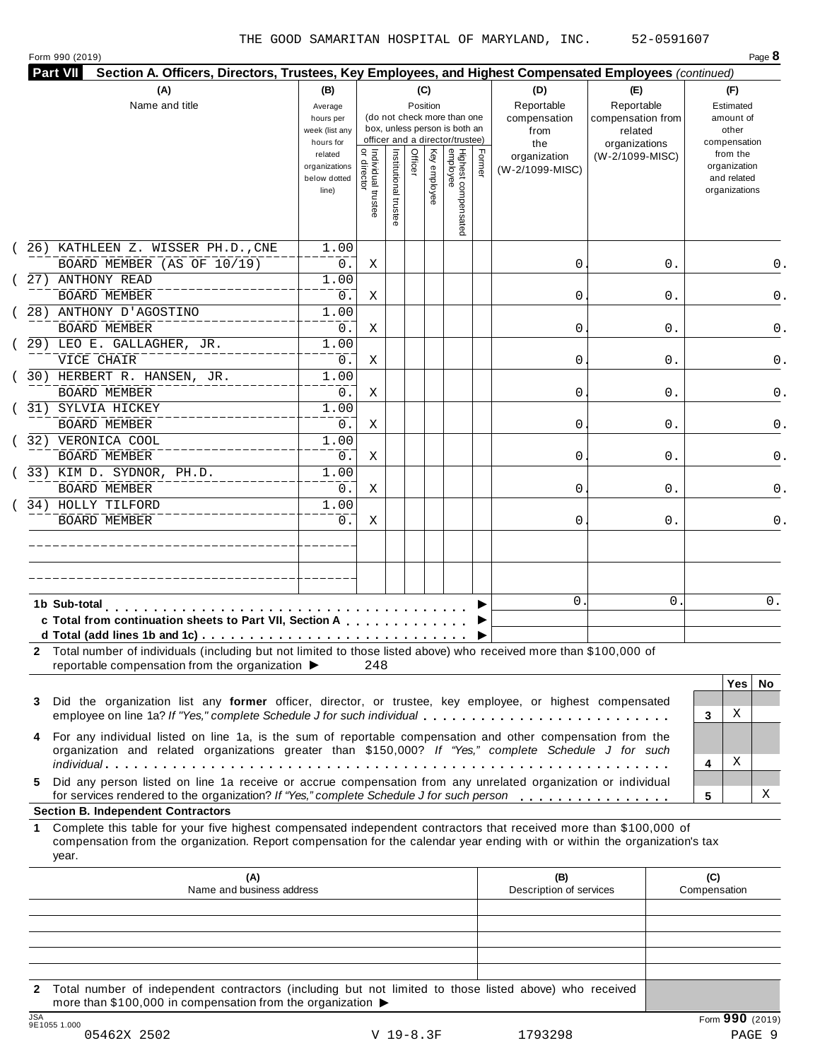THE GOOD SAMARITAN HOSPITAL OF MARYLAND, INC. 52-0591607

Form 990 (2019) Page **8**

**Part VII** **Section A. Officers, Directors, Trustees, Key Employees, and Highest Compensated Employees** *(continued)*

| (A) Name and title | (B) Average hours per week (list any hours for related organizations below dotted line) | (C) Position: Individual trustee or director | Institutional trustee | Officer | Key employee | Highest compensated employee | Former | (D) Reportable compensation from the organization (W-2/1099-MISC) | (E) Reportable compensation from related organizations (W-2/1099-MISC) | (F) Estimated amount of other compensation from the organization and related organizations |
|---|---|---|---|---|---|---|---|---|---|---|
| (26) KATHLEEN Z. WISSER PH.D.,CNE<br>BOARD MEMBER (AS OF 10/19) | 1.00<br>0. | X | | | | | | 0. | 0. | 0. |
| (27) ANTHONY READ<br>BOARD MEMBER | 1.00<br>0. | X | | | | | | 0. | 0. | 0. |
| (28) ANTHONY D'AGOSTINO<br>BOARD MEMBER | 1.00<br>0. | X | | | | | | 0. | 0. | 0. |
| (29) LEO E. GALLAGHER, JR.<br>VICE CHAIR | 1.00<br>0. | X | | | | | | 0. | 0. | 0. |
| (30) HERBERT R. HANSEN, JR.<br>BOARD MEMBER | 1.00<br>0. | X | | | | | | 0. | 0. | 0. |
| (31) SYLVIA HICKEY<br>BOARD MEMBER | 1.00<br>0. | X | | | | | | 0. | 0. | 0. |
| (32) VERONICA COOL<br>BOARD MEMBER | 1.00<br>0. | X | | | | | | 0. | 0. | 0. |
| (33) KIM D. SYDNOR, PH.D.<br>BOARD MEMBER | 1.00<br>0. | X | | | | | | 0. | 0. | 0. |
| (34) HOLLY TILFORD<br>BOARD MEMBER | 1.00<br>0. | X | | | | | | 0. | 0. | 0. |
| | | | | | | | | | | |
| | | | | | | | | | | |
| **1b Sub-total** | | | | | | | | 0. | 0. | 0. |
| **c Total from continuation sheets to Part VII, Section A** | | | | | | | | | | |
| **d Total (add lines 1b and 1c)** | | | | | | | | | | |

**2** Total number of individuals (including but not limited to those listed above) who received more than $100,000 of reportable compensation from the organization ▶ 248

| | | Yes | No |
|---|---|---|---|
| **3** Did the organization list any **former** officer, director, or trustee, key employee, or highest compensated employee on line 1a? *If "Yes," complete Schedule J for such individual* | 3 | X | |
| **4** For any individual listed on line 1a, is the sum of reportable compensation and other compensation from the organization and related organizations greater than $150,000? *If "Yes," complete Schedule J for such individual* | 4 | X | |
| **5** Did any person listed on line 1a receive or accrue compensation from any unrelated organization or individual for services rendered to the organization? *If "Yes," complete Schedule J for such person* | 5 | | X |

**Section B. Independent Contractors**

**1** Complete this table for your five highest compensated independent contractors that received more than $100,000 of compensation from the organization. Report compensation for the calendar year ending with or within the organization's tax year.

| (A) Name and business address | (B) Description of services | (C) Compensation |
|---|---|---|
| | | |
| | | |
| | | |
| | | |
| | | |

**2** Total number of independent contractors (including but not limited to those listed above) who received more than $100,000 in compensation from the organization ▶

Form **990** (2019)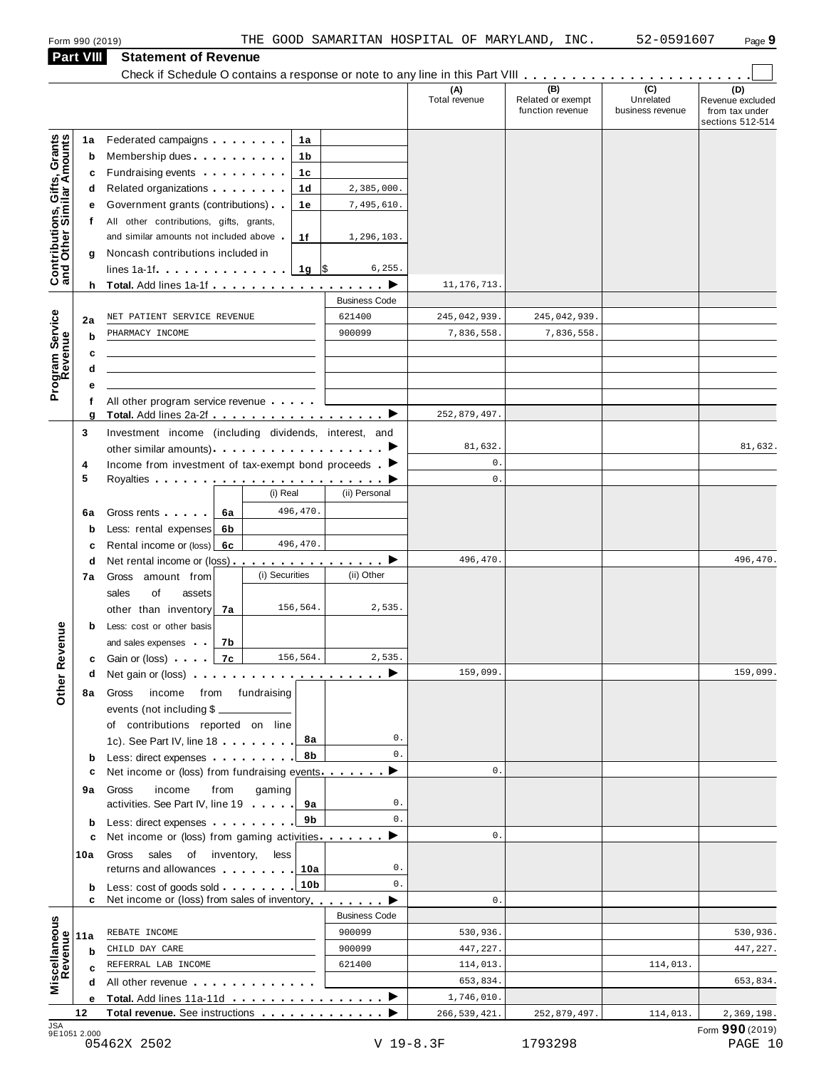Form 990 (2019) THE GOOD SAMARITAN HOSPITAL OF MARYLAND, INC. 52-0591607 Page 9

## Part VIII Statement of Revenue

Check if Schedule O contains a response or note to any line in this Part VIII

| | | | | (A) Total revenue | (B) Related or exempt function revenue | (C) Unrelated business revenue | (D) Revenue excluded from tax under sections 512-514 |
|---|---|---|---|---|---|---|---|
| **Contributions, Gifts, Grants and Other Similar Amounts** | 1a Federated campaigns | 1a | | | | | |
| | b Membership dues | 1b | | | | | |
| | c Fundraising events | 1c | | | | | |
| | d Related organizations | 1d | 2,385,000. | | | | |
| | e Government grants (contributions) | 1e | 7,495,610. | | | | |
| | f All other contributions, gifts, grants, and similar amounts not included above | 1f | 1,296,103. | | | | |
| | g Noncash contributions included in lines 1a-1f | 1g | $ 6,255. | | | | |
| | h **Total.** Add lines 1a-1f | | | 11,176,713. | | | |
| **Program Service Revenue** | | | Business Code | | | | |
| | 2a NET PATIENT SERVICE REVENUE | | 621400 | 245,042,939. | 245,042,939. | | |
| | b PHARMACY INCOME | | 900099 | 7,836,558. | 7,836,558. | | |
| | c | | | | | | |
| | d | | | | | | |
| | e | | | | | | |
| | f All other program service revenue | | | | | | |
| | g **Total.** Add lines 2a-2f | | | 252,879,497. | | | |
| **Other Revenue** | 3 Investment income (including dividends, interest, and other similar amounts) | | | 81,632. | | | 81,632. |
| | 4 Income from investment of tax-exempt bond proceeds | | | 0. | | | |
| | 5 Royalties | | | 0. | | | |
| | | (i) Real | (ii) Personal | | | | |
| | 6a Gross rents | 6a 496,470. | | | | | |
| | b Less: rental expenses | 6b | | | | | |
| | c Rental income or (loss) | 6c 496,470. | | | | | |
| | d Net rental income or (loss) | | | 496,470. | | | 496,470. |
| | | (i) Securities | (ii) Other | | | | |
| | 7a Gross amount from sales of assets other than inventory | 7a 156,564. | 2,535. | | | | |
| | b Less: cost or other basis and sales expenses | 7b | | | | | |
| | c Gain or (loss) | 7c 156,564. | 2,535. | | | | |
| | d Net gain or (loss) | | | 159,099. | | | 159,099. |
| | 8a Gross income from fundraising events (not including $ ____ of contributions reported on line 1c). See Part IV, line 18 | 8a | 0. | | | | |
| | b Less: direct expenses | 8b | 0. | | | | |
| | c Net income or (loss) from fundraising events | | | 0. | | | |
| | 9a Gross income from gaming activities. See Part IV, line 19 | 9a | 0. | | | | |
| | b Less: direct expenses | 9b | 0. | | | | |
| | c Net income or (loss) from gaming activities | | | 0. | | | |
| | 10a Gross sales of inventory, less returns and allowances | 10a | 0. | | | | |
| | b Less: cost of goods sold | 10b | 0. | | | | |
| | c Net income or (loss) from sales of inventory | | | 0. | | | |
| **Miscellaneous Revenue** | | | Business Code | | | | |
| | 11a REBATE INCOME | | 900099 | 530,936. | | | 530,936. |
| | b CHILD DAY CARE | | 900099 | 447,227. | | | 447,227. |
| | c REFERRAL LAB INCOME | | 621400 | 114,013. | | 114,013. | |
| | d All other revenue | | | 653,834. | | | 653,834. |
| | e **Total.** Add lines 11a-11d | | | 1,746,010. | | | |
| | 12 **Total revenue.** See instructions | | | 266,539,421. | 252,879,497. | 114,013. | 2,369,198. |

Form **990** (2019)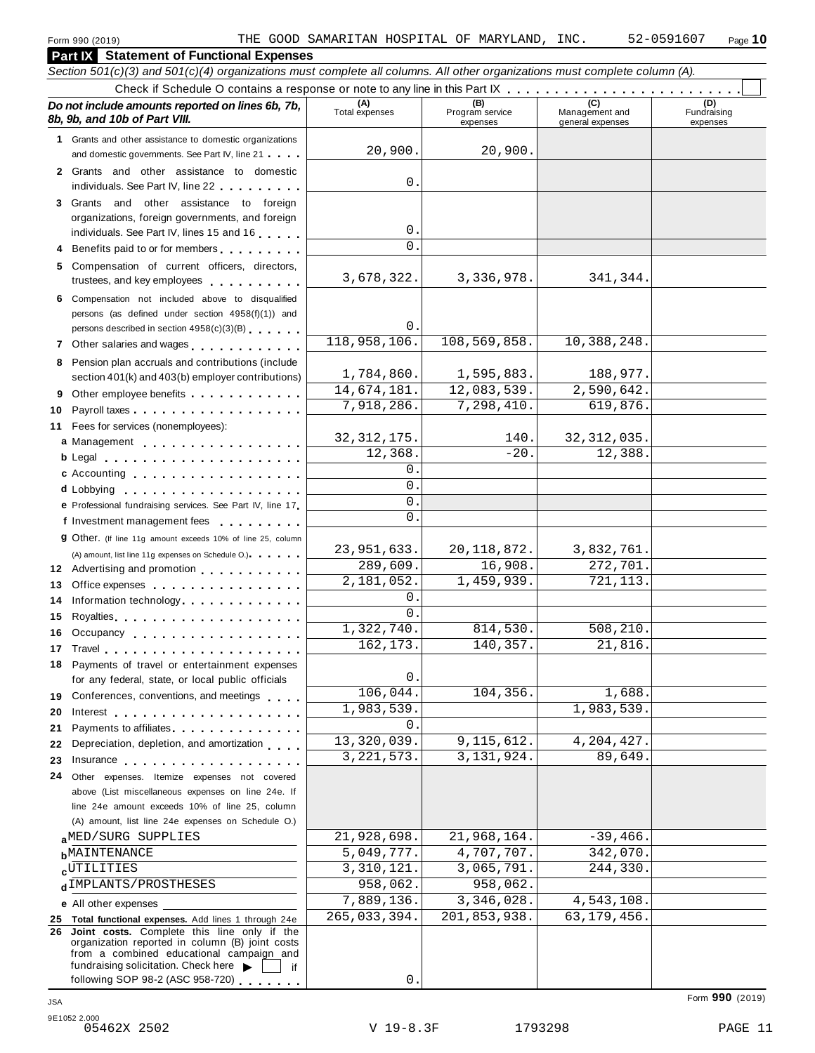Form 990 (2019) THE GOOD SAMARITAN HOSPITAL OF MARYLAND, INC. 52-0591607

## Part IX Statement of Functional Expenses

*Section 501(c)(3) and 501(c)(4) organizations must complete all columns. All other organizations must complete column (A).*

Check if Schedule O contains a response or note to any line in this Part IX . . . . . . . . . . . . . . . . . . . . . . . . ☐

| *Do not include amounts reported on lines 6b, 7b, 8b, 9b, and 10b of Part VIII.* | (A) Total expenses | (B) Program service expenses | (C) Management and general expenses | (D) Fundraising expenses |
|---|---|---|---|---|
| **1** Grants and other assistance to domestic organizations and domestic governments. See Part IV, line 21 | 20,900. | 20,900. | | |
| **2** Grants and other assistance to domestic individuals. See Part IV, line 22 | 0. | | | |
| **3** Grants and other assistance to foreign organizations, foreign governments, and foreign individuals. See Part IV, lines 15 and 16 | 0. | | | |
| **4** Benefits paid to or for members | 0. | | | |
| **5** Compensation of current officers, directors, trustees, and key employees | 3,678,322. | 3,336,978. | 341,344. | |
| **6** Compensation not included above to disqualified persons (as defined under section 4958(f)(1)) and persons described in section 4958(c)(3)(B) | 0. | | | |
| **7** Other salaries and wages | 118,958,106. | 108,569,858. | 10,388,248. | |
| **8** Pension plan accruals and contributions (include section 401(k) and 403(b) employer contributions) | 1,784,860. | 1,595,883. | 188,977. | |
| **9** Other employee benefits | 14,674,181. | 12,083,539. | 2,590,642. | |
| **10** Payroll taxes | 7,918,286. | 7,298,410. | 619,876. | |
| **11** Fees for services (nonemployees): | | | | |
| **a** Management | 32,312,175. | 140. | 32,312,035. | |
| **b** Legal | 12,368. | -20. | 12,388. | |
| **c** Accounting | 0. | | | |
| **d** Lobbying | 0. | | | |
| **e** Professional fundraising services. See Part IV, line 17 | 0. | | | |
| **f** Investment management fees | 0. | | | |
| **g** Other. (If line 11g amount exceeds 10% of line 25, column (A) amount, list line 11g expenses on Schedule O.) | 23,951,633. | 20,118,872. | 3,832,761. | |
| **12** Advertising and promotion | 289,609. | 16,908. | 272,701. | |
| **13** Office expenses | 2,181,052. | 1,459,939. | 721,113. | |
| **14** Information technology | 0. | | | |
| **15** Royalties | 0. | | | |
| **16** Occupancy | 1,322,740. | 814,530. | 508,210. | |
| **17** Travel | 162,173. | 140,357. | 21,816. | |
| **18** Payments of travel or entertainment expenses for any federal, state, or local public officials | 0. | | | |
| **19** Conferences, conventions, and meetings | 106,044. | 104,356. | 1,688. | |
| **20** Interest | 1,983,539. | | 1,983,539. | |
| **21** Payments to affiliates | 0. | | | |
| **22** Depreciation, depletion, and amortization | 13,320,039. | 9,115,612. | 4,204,427. | |
| **23** Insurance | 3,221,573. | 3,131,924. | 89,649. | |
| **24** Other expenses. Itemize expenses not covered above (List miscellaneous expenses on line 24e. If line 24e amount exceeds 10% of line 25, column (A) amount, list line 24e expenses on Schedule O.) | | | | |
| **a** MED/SURG SUPPLIES | 21,928,698. | 21,968,164. | -39,466. | |
| **b** MAINTENANCE | 5,049,777. | 4,707,707. | 342,070. | |
| **c** UTILITIES | 3,310,121. | 3,065,791. | 244,330. | |
| **d** IMPLANTS/PROSTHESES | 958,062. | 958,062. | | |
| **e** All other expenses | 7,889,136. | 3,346,028. | 4,543,108. | |
| **25 Total functional expenses.** Add lines 1 through 24e | 265,033,394. | 201,853,938. | 63,179,456. | |
| **26 Joint costs.** Complete this line only if the organization reported in column (B) joint costs from a combined educational campaign and fundraising solicitation. Check here ☐ if following SOP 98-2 (ASC 958-720) | 0. | | | |

Form **990** (2019)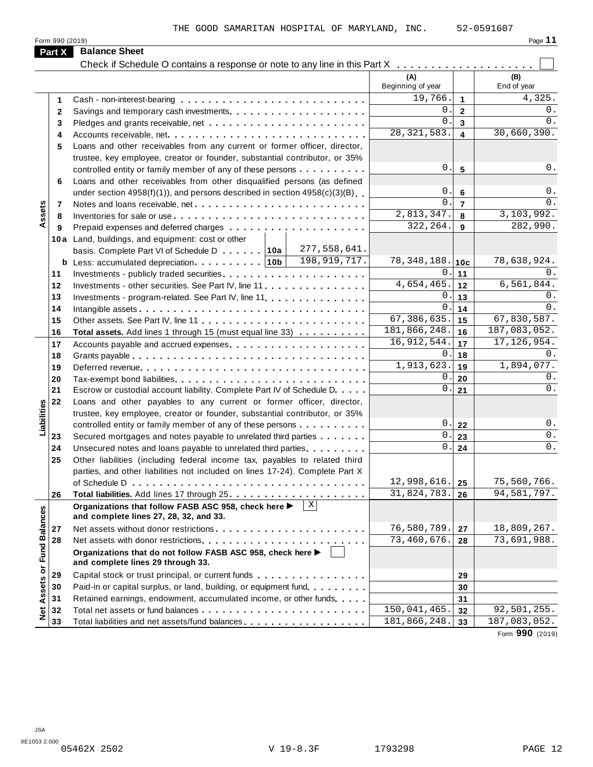THE GOOD SAMARITAN HOSPITAL OF MARYLAND, INC. 52-0591607

Form 990 (2019) Page **11**

## Part X Balance Sheet

Check if Schedule O contains a response or note to any line in this Part X . . . . . . . . . . . . . . . . . . . . ☐

| | | | (A) Beginning of year | | (B) End of year |
|---|---|---|---|---|---|
| Assets | 1 | Cash - non-interest-bearing | 19,766. | 1 | 4,325. |
| | 2 | Savings and temporary cash investments | 0. | 2 | 0. |
| | 3 | Pledges and grants receivable, net | 0. | 3 | 0. |
| | 4 | Accounts receivable, net | 28,321,583. | 4 | 30,660,390. |
| | 5 | Loans and other receivables from any current or former officer, director, trustee, key employee, creator or founder, substantial contributor, or 35% controlled entity or family member of any of these persons | 0. | 5 | 0. |
| | 6 | Loans and other receivables from other disqualified persons (as defined under section 4958(f)(1)), and persons described in section 4958(c)(3)(B) | 0. | 6 | 0. |
| | 7 | Notes and loans receivable, net | 0. | 7 | 0. |
| | 8 | Inventories for sale or use | 2,813,347. | 8 | 3,103,992. |
| | 9 | Prepaid expenses and deferred charges | 322,264. | 9 | 282,990. |
| | 10a | Land, buildings, and equipment: cost or other basis. Complete Part VI of Schedule D . . . 10a 277,558,641. | | | |
| | b | Less: accumulated depreciation . . . 10b 198,919,717. | 78,348,188. | 10c | 78,638,924. |
| | 11 | Investments - publicly traded securities | 0. | 11 | 0. |
| | 12 | Investments - other securities. See Part IV, line 11 | 4,654,465. | 12 | 6,561,844. |
| | 13 | Investments - program-related. See Part IV, line 11 | 0. | 13 | 0. |
| | 14 | Intangible assets | 0. | 14 | 0. |
| | 15 | Other assets. See Part IV, line 11 | 67,386,635. | 15 | 67,830,587. |
| | 16 | **Total assets.** Add lines 1 through 15 (must equal line 33) | 181,866,248. | 16 | 187,083,052. |
| Liabilities | 17 | Accounts payable and accrued expenses | 16,912,544. | 17 | 17,126,954. |
| | 18 | Grants payable | 0. | 18 | 0. |
| | 19 | Deferred revenue | 1,913,623. | 19 | 1,894,077. |
| | 20 | Tax-exempt bond liabilities | 0. | 20 | 0. |
| | 21 | Escrow or custodial account liability. Complete Part IV of Schedule D | 0. | 21 | 0. |
| | 22 | Loans and other payables to any current or former officer, director, trustee, key employee, creator or founder, substantial contributor, or 35% controlled entity or family member of any of these persons | 0. | 22 | 0. |
| | 23 | Secured mortgages and notes payable to unrelated third parties | 0. | 23 | 0. |
| | 24 | Unsecured notes and loans payable to unrelated third parties | 0. | 24 | 0. |
| | 25 | Other liabilities (including federal income tax, payables to related third parties, and other liabilities not included on lines 17-24). Complete Part X of Schedule D | 12,998,616. | 25 | 75,560,766. |
| | 26 | **Total liabilities.** Add lines 17 through 25 | 31,824,783. | 26 | 94,581,797. |
| Net Assets or Fund Balances | | **Organizations that follow FASB ASC 958, check here ▶** ☒ **and complete lines 27, 28, 32, and 33.** | | | |
| | 27 | Net assets without donor restrictions | 76,580,789. | 27 | 18,809,267. |
| | 28 | Net assets with donor restrictions | 73,460,676. | 28 | 73,691,988. |
| | | **Organizations that do not follow FASB ASC 958, check here ▶** ☐ **and complete lines 29 through 33.** | | | |
| | 29 | Capital stock or trust principal, or current funds | | 29 | |
| | 30 | Paid-in or capital surplus, or land, building, or equipment fund | | 30 | |
| | 31 | Retained earnings, endowment, accumulated income, or other funds | | 31 | |
| | 32 | Total net assets or fund balances | 150,041,465. | 32 | 92,501,255. |
| | 33 | Total liabilities and net assets/fund balances | 181,866,248. | 33 | 187,083,052. |

Form **990** (2019)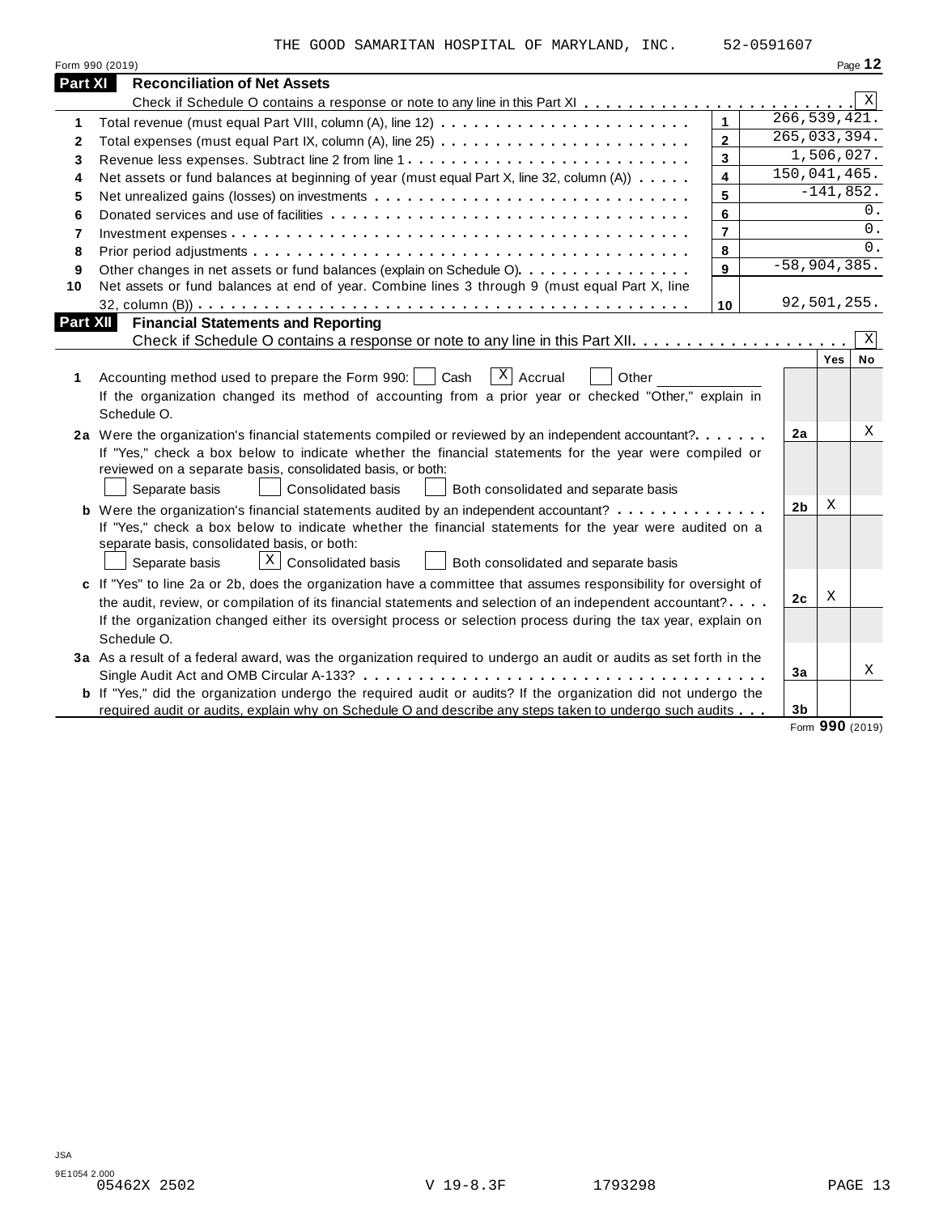THE GOOD SAMARITAN HOSPITAL OF MARYLAND, INC. 52-0591607

Form 990 (2019) Page **12**

## Part XI Reconciliation of Net Assets

Check if Schedule O contains a response or note to any line in this Part XI . . . . . . . . . . . . . . . . . . . . . . . . . [X]

| | | | |
|---|---|---|---|
| **1** | Total revenue (must equal Part VIII, column (A), line 12) | **1** | 266,539,421. |
| **2** | Total expenses (must equal Part IX, column (A), line 25) | **2** | 265,033,394. |
| **3** | Revenue less expenses. Subtract line 2 from line 1 | **3** | 1,506,027. |
| **4** | Net assets or fund balances at beginning of year (must equal Part X, line 32, column (A)) | **4** | 150,041,465. |
| **5** | Net unrealized gains (losses) on investments | **5** | -141,852. |
| **6** | Donated services and use of facilities | **6** | 0. |
| **7** | Investment expenses | **7** | 0. |
| **8** | Prior period adjustments | **8** | 0. |
| **9** | Other changes in net assets or fund balances (explain on Schedule O) | **9** | -58,904,385. |
| **10** | Net assets or fund balances at end of year. Combine lines 3 through 9 (must equal Part X, line 32, column (B)) | **10** | 92,501,255. |

## Part XII Financial Statements and Reporting

Check if Schedule O contains a response or note to any line in this Part XII . . . . . . . . . . . . . . . . . . . . [X]

| | | | Yes | No |
|---|---|---|---|---|
| **1** | Accounting method used to prepare the Form 990: [ ] Cash [X] Accrual [ ] Other ______<br>If the organization changed its method of accounting from a prior year or checked "Other," explain in Schedule O. | | | |
| **2a** | Were the organization's financial statements compiled or reviewed by an independent accountant?<br>If "Yes," check a box below to indicate whether the financial statements for the year were compiled or reviewed on a separate basis, consolidated basis, or both:<br>[ ] Separate basis [ ] Consolidated basis [ ] Both consolidated and separate basis | **2a** | | X |
| **b** | Were the organization's financial statements audited by an independent accountant?<br>If "Yes," check a box below to indicate whether the financial statements for the year were audited on a separate basis, consolidated basis, or both:<br>[ ] Separate basis [X] Consolidated basis [ ] Both consolidated and separate basis | **2b** | X | |
| **c** | If "Yes" to line 2a or 2b, does the organization have a committee that assumes responsibility for oversight of the audit, review, or compilation of its financial statements and selection of an independent accountant?<br>If the organization changed either its oversight process or selection process during the tax year, explain on Schedule O. | **2c** | X | |
| **3a** | As a result of a federal award, was the organization required to undergo an audit or audits as set forth in the Single Audit Act and OMB Circular A-133? | **3a** | | X |
| **b** | If "Yes," did the organization undergo the required audit or audits? If the organization did not undergo the required audit or audits, explain why on Schedule O and describe any steps taken to undergo such audits | **3b** | | |

Form **990** (2019)

JSA
9E1054 2.000
05462X 2502 V 19-8.3F 1793298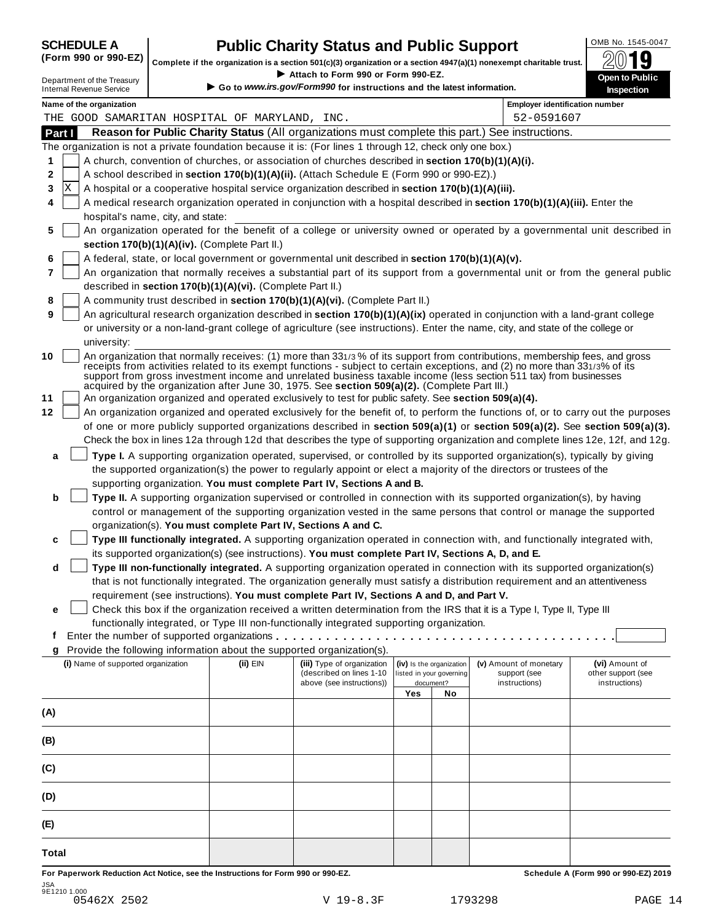**SCHEDULE A**
**(Form 990 or 990-EZ)**

Department of the Treasury
Internal Revenue Service

# Public Charity Status and Public Support

**Complete if the organization is a section 501(c)(3) organization or a section 4947(a)(1) nonexempt charitable trust.**
▶ **Attach to Form 990 or Form 990-EZ.**
▶ **Go to *www.irs.gov/Form990* for instructions and the latest information.**

OMB No. 1545-0047
**2019**
**Open to Public Inspection**

**Name of the organization**
THE GOOD SAMARITAN HOSPITAL OF MARYLAND, INC.

**Employer identification number**
52-0591607

## Part I — Reason for Public Charity Status (All organizations must complete this part.) See instructions.

The organization is not a private foundation because it is: (For lines 1 through 12, check only one box.)

1. [ ] A church, convention of churches, or association of churches described in **section 170(b)(1)(A)(i).**
2. [ ] A school described in **section 170(b)(1)(A)(ii).** (Attach Schedule E (Form 990 or 990-EZ).)
3. [X] A hospital or a cooperative hospital service organization described in **section 170(b)(1)(A)(iii).**
4. [ ] A medical research organization operated in conjunction with a hospital described in **section 170(b)(1)(A)(iii).** Enter the hospital's name, city, and state:
5. [ ] An organization operated for the benefit of a college or university owned or operated by a governmental unit described in **section 170(b)(1)(A)(iv).** (Complete Part II.)
6. [ ] A federal, state, or local government or governmental unit described in **section 170(b)(1)(A)(v).**
7. [ ] An organization that normally receives a substantial part of its support from a governmental unit or from the general public described in **section 170(b)(1)(A)(vi).** (Complete Part II.)
8. [ ] A community trust described in **section 170(b)(1)(A)(vi).** (Complete Part II.)
9. [ ] An agricultural research organization described in **section 170(b)(1)(A)(ix)** operated in conjunction with a land-grant college or university or a non-land-grant college of agriculture (see instructions). Enter the name, city, and state of the college or university:
10. [ ] An organization that normally receives: (1) more than 33 1/3 % of its support from contributions, membership fees, and gross receipts from activities related to its exempt functions - subject to certain exceptions, and (2) no more than 33 1/3% of its support from gross investment income and unrelated business taxable income (less section 511 tax) from businesses acquired by the organization after June 30, 1975. See **section 509(a)(2).** (Complete Part III.)
11. [ ] An organization organized and operated exclusively to test for public safety. See **section 509(a)(4).**
12. [ ] An organization organized and operated exclusively for the benefit of, to perform the functions of, or to carry out the purposes of one or more publicly supported organizations described in **section 509(a)(1)** or **section 509(a)(2).** See **section 509(a)(3).** Check the box in lines 12a through 12d that describes the type of supporting organization and complete lines 12e, 12f, and 12g.
   - **a** [ ] **Type I.** A supporting organization operated, supervised, or controlled by its supported organization(s), typically by giving the supported organization(s) the power to regularly appoint or elect a majority of the directors or trustees of the supporting organization. **You must complete Part IV, Sections A and B.**
   - **b** [ ] **Type II.** A supporting organization supervised or controlled in connection with its supported organization(s), by having control or management of the supporting organization vested in the same persons that control or manage the supported organization(s). **You must complete Part IV, Sections A and C.**
   - **c** [ ] **Type III functionally integrated.** A supporting organization operated in connection with, and functionally integrated with, its supported organization(s) (see instructions). **You must complete Part IV, Sections A, D, and E.**
   - **d** [ ] **Type III non-functionally integrated.** A supporting organization operated in connection with its supported organization(s) that is not functionally integrated. The organization generally must satisfy a distribution requirement and an attentiveness requirement (see instructions). **You must complete Part IV, Sections A and D, and Part V.**
   - **e** [ ] Check this box if the organization received a written determination from the IRS that it is a Type I, Type II, Type III functionally integrated, or Type III non-functionally integrated supporting organization.
   - **f** Enter the number of supported organizations . . . . . . . . . . . . . . . . . . . . . . . . . . . . . . . . . . . . .
   - **g** Provide the following information about the supported organization(s).

| (i) Name of supported organization | (ii) EIN | (iii) Type of organization (described on lines 1-10 above (see instructions)) | (iv) Is the organization listed in your governing document? Yes | No | (v) Amount of monetary support (see instructions) | (vi) Amount of other support (see instructions) |
|---|---|---|---|---|---|---|
| (A) | | | | | | |
| (B) | | | | | | |
| (C) | | | | | | |
| (D) | | | | | | |
| (E) | | | | | | |
| Total | | | | | | |

**For Paperwork Reduction Act Notice, see the Instructions for Form 990 or 990-EZ.** **Schedule A (Form 990 or 990-EZ) 2019**

JSA
9E1210 1.000
05462X 2502 V 19-8.3F 1793298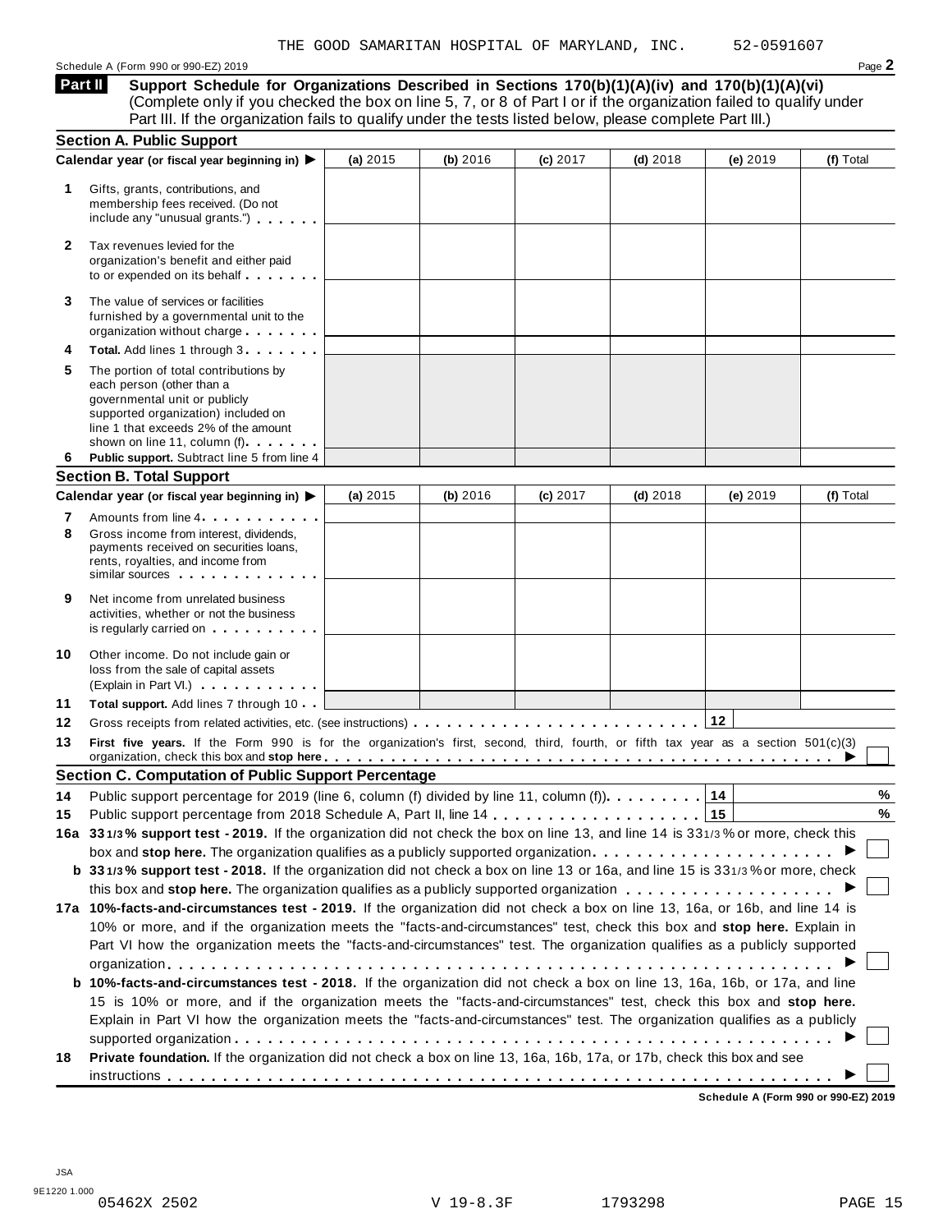THE GOOD SAMARITAN HOSPITAL OF MARYLAND, INC. 52-0591607

Schedule A (Form 990 or 990-EZ) 2019

## Part II Support Schedule for Organizations Described in Sections 170(b)(1)(A)(iv) and 170(b)(1)(A)(vi)

(Complete only if you checked the box on line 5, 7, or 8 of Part I or if the organization failed to qualify under Part III. If the organization fails to qualify under the tests listed below, please complete Part III.)

### Section A. Public Support

| Calendar year (or fiscal year beginning in) ▶ | (a) 2015 | (b) 2016 | (c) 2017 | (d) 2018 | (e) 2019 | (f) Total |
|---|---|---|---|---|---|---|
| **1** Gifts, grants, contributions, and membership fees received. (Do not include any "unusual grants.") | | | | | | |
| **2** Tax revenues levied for the organization's benefit and either paid to or expended on its behalf | | | | | | |
| **3** The value of services or facilities furnished by a governmental unit to the organization without charge | | | | | | |
| **4** **Total.** Add lines 1 through 3 | | | | | | |
| **5** The portion of total contributions by each person (other than a governmental unit or publicly supported organization) included on line 1 that exceeds 2% of the amount shown on line 11, column (f) | | | | | | |
| **6** **Public support.** Subtract line 5 from line 4 | | | | | | |

### Section B. Total Support

| Calendar year (or fiscal year beginning in) ▶ | (a) 2015 | (b) 2016 | (c) 2017 | (d) 2018 | (e) 2019 | (f) Total |
|---|---|---|---|---|---|---|
| **7** Amounts from line 4 | | | | | | |
| **8** Gross income from interest, dividends, payments received on securities loans, rents, royalties, and income from similar sources | | | | | | |
| **9** Net income from unrelated business activities, whether or not the business is regularly carried on | | | | | | |
| **10** Other income. Do not include gain or loss from the sale of capital assets (Explain in Part VI.) | | | | | | |
| **11** **Total support.** Add lines 7 through 10 | | | | | | |

**12** Gross receipts from related activities, etc. (see instructions) . . . **12**

**13** **First five years.** If the Form 990 is for the organization's first, second, third, fourth, or fifth tax year as a section 501(c)(3) organization, check this box and **stop here** ▶ ☐

### Section C. Computation of Public Support Percentage

**14** Public support percentage for 2019 (line 6, column (f) divided by line 11, column (f)) . . . **14** %

**15** Public support percentage from 2018 Schedule A, Part II, line 14 . . . **15** %

**16a** **33 1/3 % support test - 2019.** If the organization did not check the box on line 13, and line 14 is 33 1/3 % or more, check this box and **stop here.** The organization qualifies as a publicly supported organization ▶ ☐

**b** **33 1/3 % support test - 2018.** If the organization did not check a box on line 13 or 16a, and line 15 is 33 1/3 % or more, check this box and **stop here.** The organization qualifies as a publicly supported organization ▶ ☐

**17a** **10%-facts-and-circumstances test - 2019.** If the organization did not check a box on line 13, 16a, or 16b, and line 14 is 10% or more, and if the organization meets the "facts-and-circumstances" test, check this box and **stop here.** Explain in Part VI how the organization meets the "facts-and-circumstances" test. The organization qualifies as a publicly supported organization ▶ ☐

**b** **10%-facts-and-circumstances test - 2018.** If the organization did not check a box on line 13, 16a, 16b, or 17a, and line 15 is 10% or more, and if the organization meets the "facts-and-circumstances" test, check this box and **stop here.** Explain in Part VI how the organization meets the "facts-and-circumstances" test. The organization qualifies as a publicly supported organization ▶ ☐

**18** **Private foundation.** If the organization did not check a box on line 13, 16a, 16b, 17a, or 17b, check this box and see instructions ▶ ☐

**Schedule A (Form 990 or 990-EZ) 2019**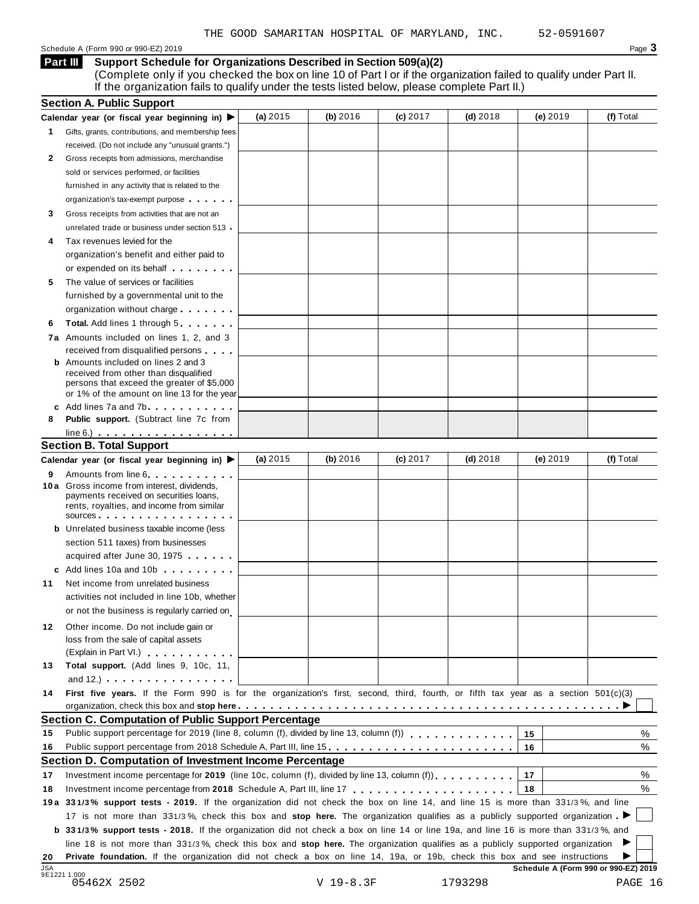THE GOOD SAMARITAN HOSPITAL OF MARYLAND, INC. 52-0591607

Schedule A (Form 990 or 990-EZ) 2019

## Part III Support Schedule for Organizations Described in Section 509(a)(2)

(Complete only if you checked the box on line 10 of Part I or if the organization failed to qualify under Part II. If the organization fails to qualify under the tests listed below, please complete Part II.)

### Section A. Public Support

| Calendar year (or fiscal year beginning in) ▶ | (a) 2015 | (b) 2016 | (c) 2017 | (d) 2018 | (e) 2019 | (f) Total |
|---|---|---|---|---|---|---|
| **1** Gifts, grants, contributions, and membership fees received. (Do not include any "unusual grants.") | | | | | | |
| **2** Gross receipts from admissions, merchandise sold or services performed, or facilities furnished in any activity that is related to the organization's tax-exempt purpose | | | | | | |
| **3** Gross receipts from activities that are not an unrelated trade or business under section 513 | | | | | | |
| **4** Tax revenues levied for the organization's benefit and either paid to or expended on its behalf | | | | | | |
| **5** The value of services or facilities furnished by a governmental unit to the organization without charge | | | | | | |
| **6** **Total.** Add lines 1 through 5 | | | | | | |
| **7a** Amounts included on lines 1, 2, and 3 received from disqualified persons | | | | | | |
| **b** Amounts included on lines 2 and 3 received from other than disqualified persons that exceed the greater of $5,000 or 1% of the amount on line 13 for the year | | | | | | |
| **c** Add lines 7a and 7b | | | | | | |
| **8** **Public support.** (Subtract line 7c from line 6.) | | | | | | |

### Section B. Total Support

| Calendar year (or fiscal year beginning in) ▶ | (a) 2015 | (b) 2016 | (c) 2017 | (d) 2018 | (e) 2019 | (f) Total |
|---|---|---|---|---|---|---|
| **9** Amounts from line 6 | | | | | | |
| **10a** Gross income from interest, dividends, payments received on securities loans, rents, royalties, and income from similar sources | | | | | | |
| **b** Unrelated business taxable income (less section 511 taxes) from businesses acquired after June 30, 1975 | | | | | | |
| **c** Add lines 10a and 10b | | | | | | |
| **11** Net income from unrelated business activities not included in line 10b, whether or not the business is regularly carried on | | | | | | |
| **12** Other income. Do not include gain or loss from the sale of capital assets (Explain in Part VI.) | | | | | | |
| **13** **Total support.** (Add lines 9, 10c, 11, and 12.) | | | | | | |

**14** **First five years.** If the Form 990 is for the organization's first, second, third, fourth, or fifth tax year as a section 501(c)(3) organization, check this box and **stop here** ▶ ☐

### Section C. Computation of Public Support Percentage

| | | | |
|---|---|---|---|
| **15** | Public support percentage for 2019 (line 8, column (f), divided by line 13, column (f)) | 15 | % |
| **16** | Public support percentage from 2018 Schedule A, Part III, line 15 | 16 | % |

### Section D. Computation of Investment Income Percentage

| | | | |
|---|---|---|---|
| **17** | Investment income percentage for **2019** (line 10c, column (f), divided by line 13, column (f)) | 17 | % |
| **18** | Investment income percentage from **2018** Schedule A, Part III, line 17 | 18 | % |

**19a** **33 1/3% support tests - 2019.** If the organization did not check the box on line 14, and line 15 is more than 33 1/3%, and line 17 is not more than 33 1/3%, check this box and **stop here.** The organization qualifies as a publicly supported organization ▶ ☐

**b** **33 1/3% support tests - 2018.** If the organization did not check a box on line 14 or line 19a, and line 16 is more than 33 1/3%, and line 18 is not more than 33 1/3%, check this box and **stop here.** The organization qualifies as a publicly supported organization ▶ ☐

**20** **Private foundation.** If the organization did not check a box on line 14, 19a, or 19b, check this box and see instructions ▶ ☐

Schedule A (Form 990 or 990-EZ) 2019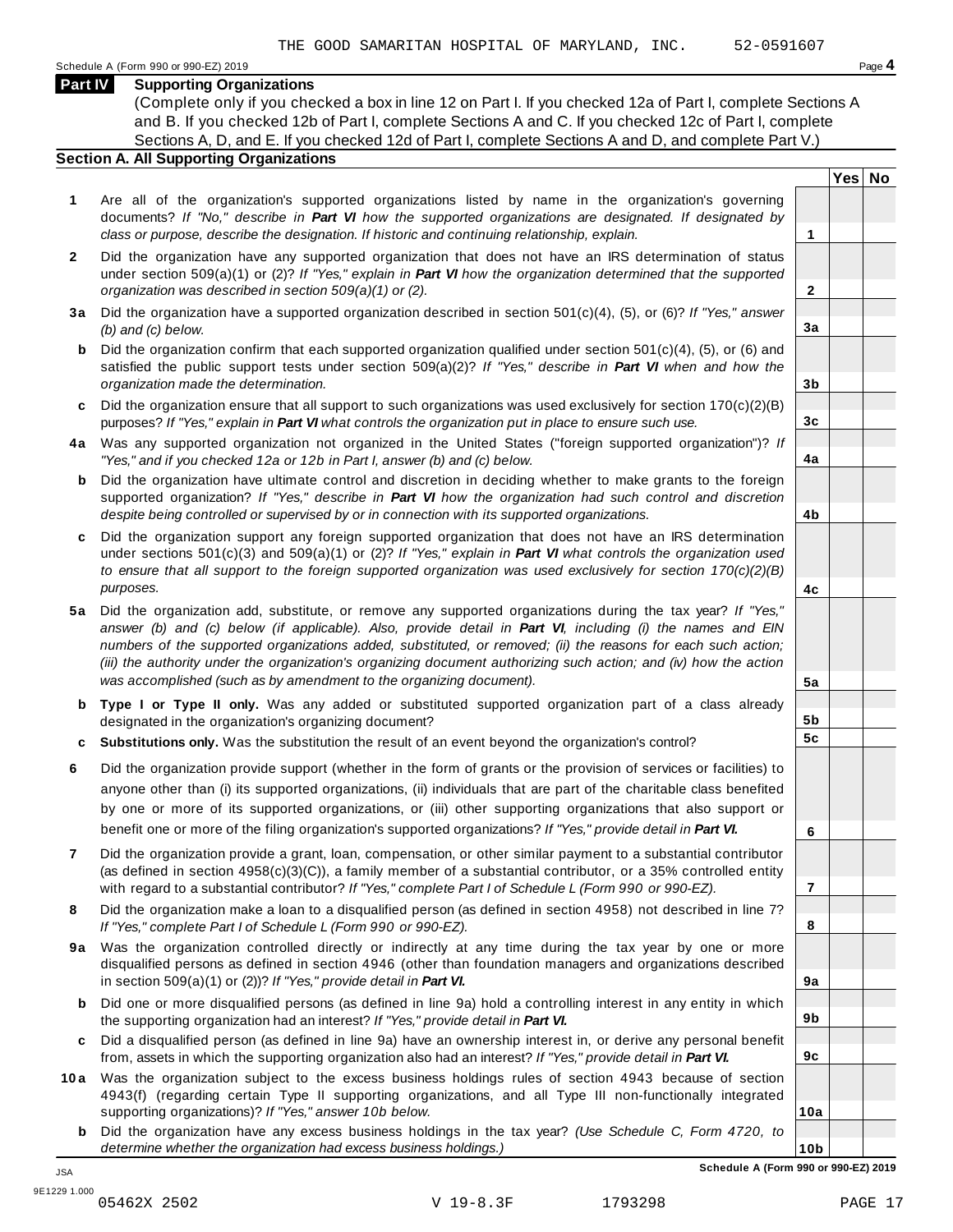THE GOOD SAMARITAN HOSPITAL OF MARYLAND, INC. 52-0591607

Schedule A (Form 990 or 990-EZ) 2019

## Part IV Supporting Organizations

(Complete only if you checked a box in line 12 on Part I. If you checked 12a of Part I, complete Sections A and B. If you checked 12b of Part I, complete Sections A and C. If you checked 12c of Part I, complete Sections A, D, and E. If you checked 12d of Part I, complete Sections A and D, and complete Part V.)

### Section A. All Supporting Organizations

| | | | Yes | No |
|---|---|---|---|---|
| **1** | Are all of the organization's supported organizations listed by name in the organization's governing documents? *If "No," describe in **Part VI** how the supported organizations are designated. If designated by class or purpose, describe the designation. If historic and continuing relationship, explain.* | 1 | | |
| **2** | Did the organization have any supported organization that does not have an IRS determination of status under section 509(a)(1) or (2)? *If "Yes," explain in **Part VI** how the organization determined that the supported organization was described in section 509(a)(1) or (2).* | 2 | | |
| **3a** | Did the organization have a supported organization described in section 501(c)(4), (5), or (6)? *If "Yes," answer (b) and (c) below.* | 3a | | |
| **b** | Did the organization confirm that each supported organization qualified under section 501(c)(4), (5), or (6) and satisfied the public support tests under section 509(a)(2)? *If "Yes," describe in **Part VI** when and how the organization made the determination.* | 3b | | |
| **c** | Did the organization ensure that all support to such organizations was used exclusively for section 170(c)(2)(B) purposes? *If "Yes," explain in **Part VI** what controls the organization put in place to ensure such use.* | 3c | | |
| **4a** | Was any supported organization not organized in the United States ("foreign supported organization")? *If "Yes," and if you checked 12a or 12b in Part I, answer (b) and (c) below.* | 4a | | |
| **b** | Did the organization have ultimate control and discretion in deciding whether to make grants to the foreign supported organization? *If "Yes," describe in **Part VI** how the organization had such control and discretion despite being controlled or supervised by or in connection with its supported organizations.* | 4b | | |
| **c** | Did the organization support any foreign supported organization that does not have an IRS determination under sections 501(c)(3) and 509(a)(1) or (2)? *If "Yes," explain in **Part VI** what controls the organization used to ensure that all support to the foreign supported organization was used exclusively for section 170(c)(2)(B) purposes.* | 4c | | |
| **5a** | Did the organization add, substitute, or remove any supported organizations during the tax year? *If "Yes," answer (b) and (c) below (if applicable). Also, provide detail in **Part VI**, including (i) the names and EIN numbers of the supported organizations added, substituted, or removed; (ii) the reasons for each such action; (iii) the authority under the organization's organizing document authorizing such action; and (iv) how the action was accomplished (such as by amendment to the organizing document).* | 5a | | |
| **b** | **Type I or Type II only.** Was any added or substituted supported organization part of a class already designated in the organization's organizing document? | 5b | | |
| **c** | **Substitutions only.** Was the substitution the result of an event beyond the organization's control? | 5c | | |
| **6** | Did the organization provide support (whether in the form of grants or the provision of services or facilities) to anyone other than (i) its supported organizations, (ii) individuals that are part of the charitable class benefited by one or more of its supported organizations, or (iii) other supporting organizations that also support or benefit one or more of the filing organization's supported organizations? *If "Yes," provide detail in **Part VI.*** | 6 | | |
| **7** | Did the organization provide a grant, loan, compensation, or other similar payment to a substantial contributor (as defined in section 4958(c)(3)(C)), a family member of a substantial contributor, or a 35% controlled entity with regard to a substantial contributor? *If "Yes," complete Part I of Schedule L (Form 990 or 990-EZ).* | 7 | | |
| **8** | Did the organization make a loan to a disqualified person (as defined in section 4958) not described in line 7? *If "Yes," complete Part I of Schedule L (Form 990 or 990-EZ).* | 8 | | |
| **9a** | Was the organization controlled directly or indirectly at any time during the tax year by one or more disqualified persons as defined in section 4946 (other than foundation managers and organizations described in section 509(a)(1) or (2))? *If "Yes," provide detail in **Part VI.*** | 9a | | |
| **b** | Did one or more disqualified persons (as defined in line 9a) hold a controlling interest in any entity in which the supporting organization had an interest? *If "Yes," provide detail in **Part VI.*** | 9b | | |
| **c** | Did a disqualified person (as defined in line 9a) have an ownership interest in, or derive any personal benefit from, assets in which the supporting organization also had an interest? *If "Yes," provide detail in **Part VI.*** | 9c | | |
| **10a** | Was the organization subject to the excess business holdings rules of section 4943 because of section 4943(f) (regarding certain Type II supporting organizations, and all Type III non-functionally integrated supporting organizations)? *If "Yes," answer 10b below.* | 10a | | |
| **b** | Did the organization have any excess business holdings in the tax year? *(Use Schedule C, Form 4720, to determine whether the organization had excess business holdings.)* | 10b | | |

**Schedule A (Form 990 or 990-EZ) 2019**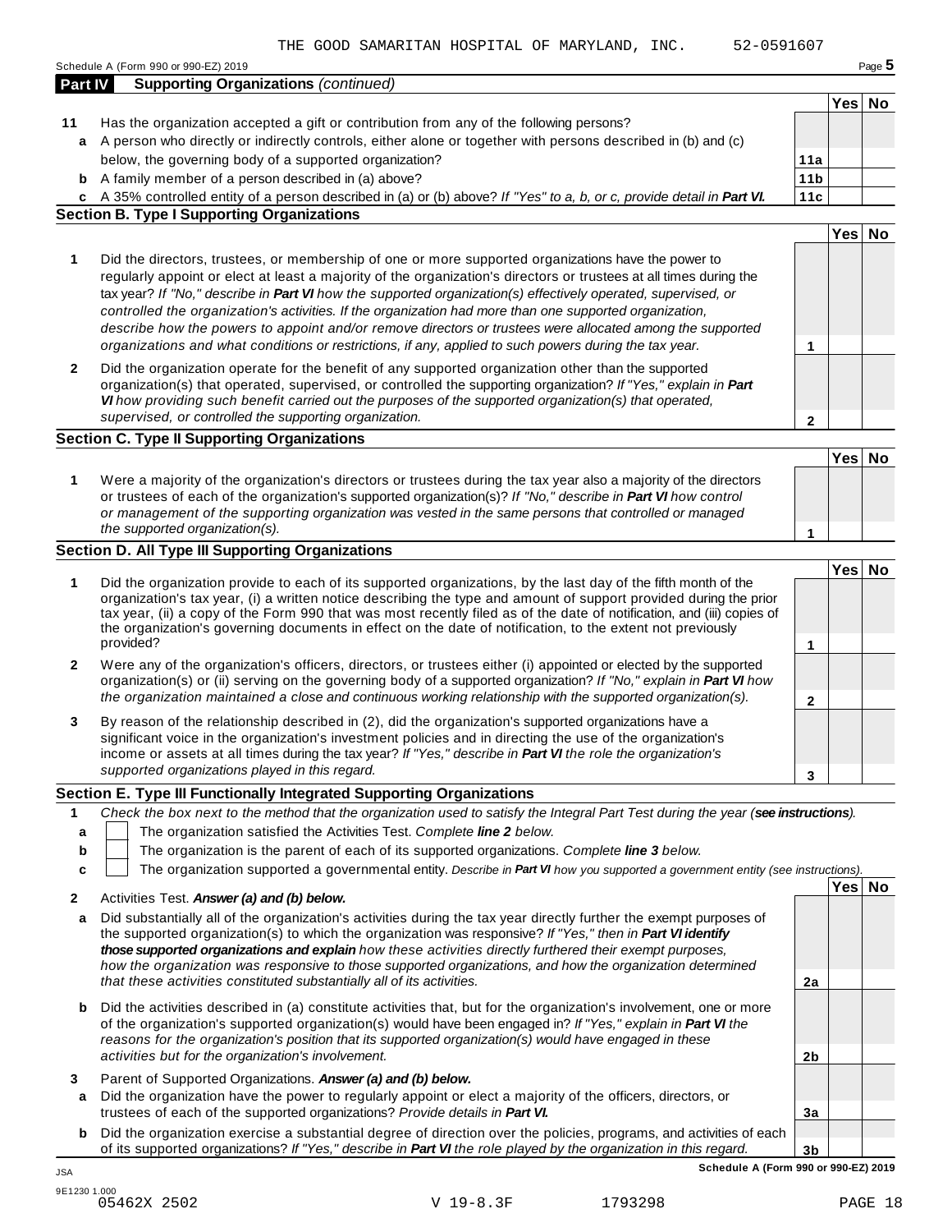THE GOOD SAMARITAN HOSPITAL OF MARYLAND, INC. 52-0591607

Schedule A (Form 990 or 990-EZ) 2019

## Part IV Supporting Organizations *(continued)*

| | | | Yes | No |
|---|---|---|---|---|
| **11** | Has the organization accepted a gift or contribution from any of the following persons? | | | |
| **a** | A person who directly or indirectly controls, either alone or together with persons described in (b) and (c) below, the governing body of a supported organization? | **11a** | | |
| **b** | A family member of a person described in (a) above? | **11b** | | |
| **c** | A 35% controlled entity of a person described in (a) or (b) above? *If "Yes" to a, b, or c, provide detail in **Part VI**.* | **11c** | | |

### Section B. Type I Supporting Organizations

| | | | Yes | No |
|---|---|---|---|---|
| **1** | Did the directors, trustees, or membership of one or more supported organizations have the power to regularly appoint or elect at least a majority of the organization's directors or trustees at all times during the tax year? *If "No," describe in **Part VI** how the supported organization(s) effectively operated, supervised, or controlled the organization's activities. If the organization had more than one supported organization, describe how the powers to appoint and/or remove directors or trustees were allocated among the supported organizations and what conditions or restrictions, if any, applied to such powers during the tax year.* | **1** | | |
| **2** | Did the organization operate for the benefit of any supported organization other than the supported organization(s) that operated, supervised, or controlled the supporting organization? *If "Yes," explain in **Part VI** how providing such benefit carried out the purposes of the supported organization(s) that operated, supervised, or controlled the supporting organization.* | **2** | | |

### Section C. Type II Supporting Organizations

| | | | Yes | No |
|---|---|---|---|---|
| **1** | Were a majority of the organization's directors or trustees during the tax year also a majority of the directors or trustees of each of the organization's supported organization(s)? *If "No," describe in **Part VI** how control or management of the supporting organization was vested in the same persons that controlled or managed the supported organization(s).* | **1** | | |

### Section D. All Type III Supporting Organizations

| | | | Yes | No |
|---|---|---|---|---|
| **1** | Did the organization provide to each of its supported organizations, by the last day of the fifth month of the organization's tax year, (i) a written notice describing the type and amount of support provided during the prior tax year, (ii) a copy of the Form 990 that was most recently filed as of the date of notification, and (iii) copies of the organization's governing documents in effect on the date of notification, to the extent not previously provided? | **1** | | |
| **2** | Were any of the organization's officers, directors, or trustees either (i) appointed or elected by the supported organization(s) or (ii) serving on the governing body of a supported organization? *If "No," explain in **Part VI** how the organization maintained a close and continuous working relationship with the supported organization(s).* | **2** | | |
| **3** | By reason of the relationship described in (2), did the organization's supported organizations have a significant voice in the organization's investment policies and in directing the use of the organization's income or assets at all times during the tax year? *If "Yes," describe in **Part VI** the role the organization's supported organizations played in this regard.* | **3** | | |

### Section E. Type III Functionally Integrated Supporting Organizations

**1** *Check the box next to the method that the organization used to satisfy the Integral Part Test during the year (**see instructions**).*

- **a** ☐ The organization satisfied the Activities Test. *Complete **line 2** below.*
- **b** ☐ The organization is the parent of each of its supported organizations. *Complete **line 3** below.*
- **c** ☐ The organization supported a governmental entity. *Describe in **Part VI** how you supported a government entity (see instructions).*

| | | | Yes | No |
|---|---|---|---|---|
| **2** | Activities Test. ***Answer (a) and (b) below.*** | | | |
| **a** | Did substantially all of the organization's activities during the tax year directly further the exempt purposes of the supported organization(s) to which the organization was responsive? *If "Yes," then in **Part VI identify those supported organizations and explain** how these activities directly furthered their exempt purposes, how the organization was responsive to those supported organizations, and how the organization determined that these activities constituted substantially all of its activities.* | **2a** | | |
| **b** | Did the activities described in (a) constitute activities that, but for the organization's involvement, one or more of the organization's supported organization(s) would have been engaged in? *If "Yes," explain in **Part VI** the reasons for the organization's position that its supported organization(s) would have engaged in these activities but for the organization's involvement.* | **2b** | | |
| **3** | Parent of Supported Organizations. ***Answer (a) and (b) below.*** | | | |
| **a** | Did the organization have the power to regularly appoint or elect a majority of the officers, directors, or trustees of each of the supported organizations? *Provide details in **Part VI**.* | **3a** | | |
| **b** | Did the organization exercise a substantial degree of direction over the policies, programs, and activities of each of its supported organizations? *If "Yes," describe in **Part VI** the role played by the organization in this regard.* | **3b** | | |

**Schedule A (Form 990 or 990-EZ) 2019**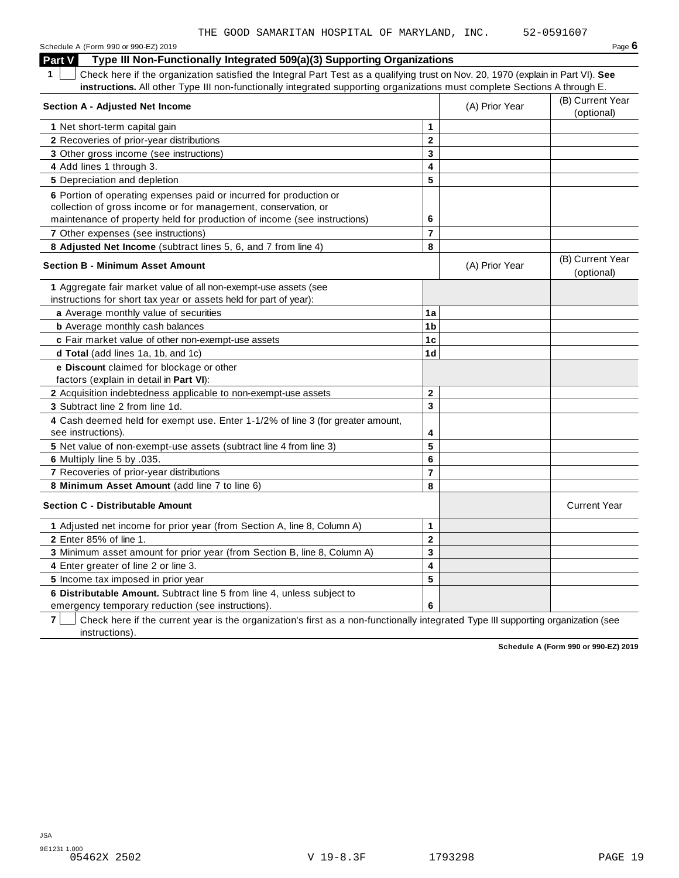THE GOOD SAMARITAN HOSPITAL OF MARYLAND, INC. 52-0591607

Schedule A (Form 990 or 990-EZ) 2019 Page **6**

## Part V Type III Non-Functionally Integrated 509(a)(3) Supporting Organizations

**1** ☐ Check here if the organization satisfied the Integral Part Test as a qualifying trust on Nov. 20, 1970 (explain in Part VI). **See instructions.** All other Type III non-functionally integrated supporting organizations must complete Sections A through E.

| **Section A - Adjusted Net Income** | | (A) Prior Year | (B) Current Year (optional) |
|---|---|---|---|
| **1** Net short-term capital gain | **1** | | |
| **2** Recoveries of prior-year distributions | **2** | | |
| **3** Other gross income (see instructions) | **3** | | |
| **4** Add lines 1 through 3. | **4** | | |
| **5** Depreciation and depletion | **5** | | |
| **6** Portion of operating expenses paid or incurred for production or collection of gross income or for management, conservation, or maintenance of property held for production of income (see instructions) | **6** | | |
| **7** Other expenses (see instructions) | **7** | | |
| **8 Adjusted Net Income** (subtract lines 5, 6, and 7 from line 4) | **8** | | |

| **Section B - Minimum Asset Amount** | | (A) Prior Year | (B) Current Year (optional) |
|---|---|---|---|
| **1** Aggregate fair market value of all non-exempt-use assets (see instructions for short tax year or assets held for part of year): | | | |
| **a** Average monthly value of securities | **1a** | | |
| **b** Average monthly cash balances | **1b** | | |
| **c** Fair market value of other non-exempt-use assets | **1c** | | |
| **d Total** (add lines 1a, 1b, and 1c) | **1d** | | |
| **e Discount** claimed for blockage or other factors (explain in detail in **Part VI**): | | | |
| **2** Acquisition indebtedness applicable to non-exempt-use assets | **2** | | |
| **3** Subtract line 2 from line 1d. | **3** | | |
| **4** Cash deemed held for exempt use. Enter 1-1/2% of line 3 (for greater amount, see instructions). | **4** | | |
| **5** Net value of non-exempt-use assets (subtract line 4 from line 3) | **5** | | |
| **6** Multiply line 5 by .035. | **6** | | |
| **7** Recoveries of prior-year distributions | **7** | | |
| **8 Minimum Asset Amount** (add line 7 to line 6) | **8** | | |

| **Section C - Distributable Amount** | | | Current Year |
|---|---|---|---|
| **1** Adjusted net income for prior year (from Section A, line 8, Column A) | **1** | | |
| **2** Enter 85% of line 1. | **2** | | |
| **3** Minimum asset amount for prior year (from Section B, line 8, Column A) | **3** | | |
| **4** Enter greater of line 2 or line 3. | **4** | | |
| **5** Income tax imposed in prior year | **5** | | |
| **6 Distributable Amount.** Subtract line 5 from line 4, unless subject to emergency temporary reduction (see instructions). | **6** | | |

**7** ☐ Check here if the current year is the organization's first as a non-functionally integrated Type III supporting organization (see instructions).

**Schedule A (Form 990 or 990-EZ) 2019**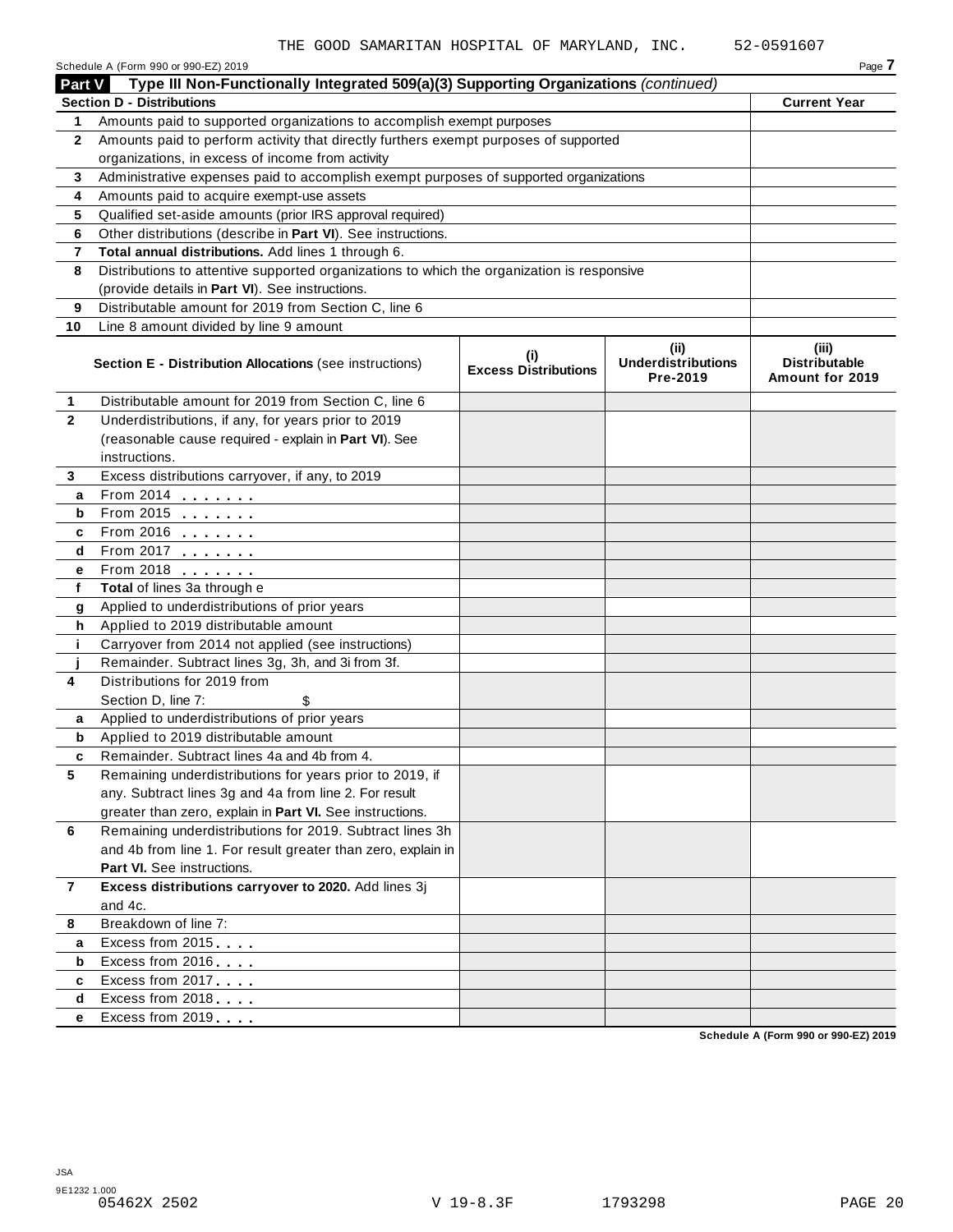THE GOOD SAMARITAN HOSPITAL OF MARYLAND, INC. 52-0591607

Schedule A (Form 990 or 990-EZ) 2019 Page **7**

## Part V Type III Non-Functionally Integrated 509(a)(3) Supporting Organizations *(continued)*

| **Section D - Distributions** | | **Current Year** |
|---|---|---|
| **1** | Amounts paid to supported organizations to accomplish exempt purposes | |
| **2** | Amounts paid to perform activity that directly furthers exempt purposes of supported organizations, in excess of income from activity | |
| **3** | Administrative expenses paid to accomplish exempt purposes of supported organizations | |
| **4** | Amounts paid to acquire exempt-use assets | |
| **5** | Qualified set-aside amounts (prior IRS approval required) | |
| **6** | Other distributions (describe in **Part VI**). See instructions. | |
| **7** | **Total annual distributions.** Add lines 1 through 6. | |
| **8** | Distributions to attentive supported organizations to which the organization is responsive (provide details in **Part VI**). See instructions. | |
| **9** | Distributable amount for 2019 from Section C, line 6 | |
| **10** | Line 8 amount divided by line 9 amount | |

| | **Section E - Distribution Allocations** (see instructions) | **(i) Excess Distributions** | **(ii) Underdistributions Pre-2019** | **(iii) Distributable Amount for 2019** |
|---|---|---|---|---|
| **1** | Distributable amount for 2019 from Section C, line 6 | | | |
| **2** | Underdistributions, if any, for years prior to 2019 (reasonable cause required - explain in **Part VI**). See instructions. | | | |
| **3** | Excess distributions carryover, if any, to 2019 | | | |
| **a** | From 2014 | | | |
| **b** | From 2015 | | | |
| **c** | From 2016 | | | |
| **d** | From 2017 | | | |
| **e** | From 2018 | | | |
| **f** | **Total** of lines 3a through e | | | |
| **g** | Applied to underdistributions of prior years | | | |
| **h** | Applied to 2019 distributable amount | | | |
| **i** | Carryover from 2014 not applied (see instructions) | | | |
| **j** | Remainder. Subtract lines 3g, 3h, and 3i from 3f. | | | |
| **4** | Distributions for 2019 from Section D, line 7: $ | | | |
| **a** | Applied to underdistributions of prior years | | | |
| **b** | Applied to 2019 distributable amount | | | |
| **c** | Remainder. Subtract lines 4a and 4b from 4. | | | |
| **5** | Remaining underdistributions for years prior to 2019, if any. Subtract lines 3g and 4a from line 2. For result greater than zero, explain in **Part VI.** See instructions. | | | |
| **6** | Remaining underdistributions for 2019. Subtract lines 3h and 4b from line 1. For result greater than zero, explain in **Part VI.** See instructions. | | | |
| **7** | **Excess distributions carryover to 2020.** Add lines 3j and 4c. | | | |
| **8** | Breakdown of line 7: | | | |
| **a** | Excess from 2015 | | | |
| **b** | Excess from 2016 | | | |
| **c** | Excess from 2017 | | | |
| **d** | Excess from 2018 | | | |
| **e** | Excess from 2019 | | | |

**Schedule A (Form 990 or 990-EZ) 2019**

JSA
9E1232 1.000
05462X 2502 V 19-8.3F 1793298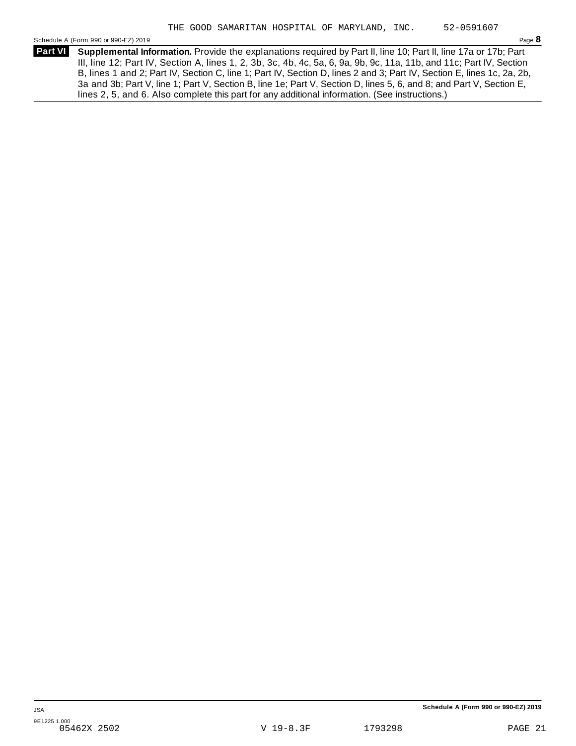THE GOOD SAMARITAN HOSPITAL OF MARYLAND, INC. 52-0591607

Schedule A (Form 990 or 990-EZ) 2019 Page **8**

**Part VI** **Supplemental Information.** Provide the explanations required by Part II, line 10; Part II, line 17a or 17b; Part III, line 12; Part IV, Section A, lines 1, 2, 3b, 3c, 4b, 4c, 5a, 6, 9a, 9b, 9c, 11a, 11b, and 11c; Part IV, Section B, lines 1 and 2; Part IV, Section C, line 1; Part IV, Section D, lines 2 and 3; Part IV, Section E, lines 1c, 2a, 2b, 3a and 3b; Part V, line 1; Part V, Section B, line 1e; Part V, Section D, lines 5, 6, and 8; and Part V, Section E, lines 2, 5, and 6. Also complete this part for any additional information. (See instructions.)

**Schedule A (Form 990 or 990-EZ) 2019**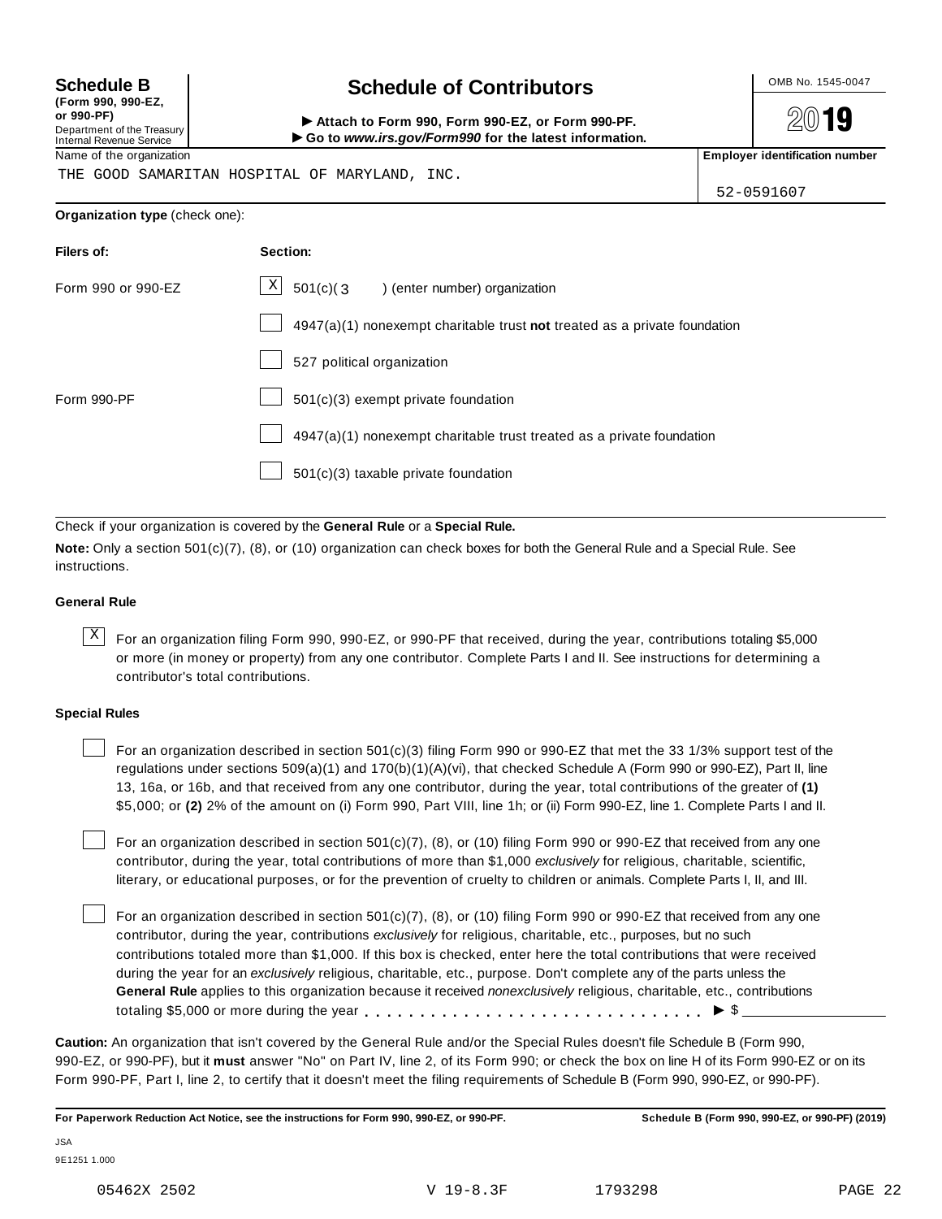**Schedule B** (Form 990, 990-EZ, or 990-PF)
Department of the Treasury
Internal Revenue Service

# Schedule of Contributors

► Attach to Form 990, Form 990-EZ, or Form 990-PF.
► Go to *www.irs.gov/Form990* for the latest information.

OMB No. 1545-0047

**2019**

Name of the organization
THE GOOD SAMARITAN HOSPITAL OF MARYLAND, INC.

**Employer identification number**
52-0591607

**Organization type** (check one):

| **Filers of:** | **Section:** |
|---|---|
| Form 990 or 990-EZ | [X] 501(c)( 3 ) (enter number) organization |
| | [ ] 4947(a)(1) nonexempt charitable trust **not** treated as a private foundation |
| | [ ] 527 political organization |
| Form 990-PF | [ ] 501(c)(3) exempt private foundation |
| | [ ] 4947(a)(1) nonexempt charitable trust treated as a private foundation |
| | [ ] 501(c)(3) taxable private foundation |

Check if your organization is covered by the **General Rule** or a **Special Rule.**

**Note:** Only a section 501(c)(7), (8), or (10) organization can check boxes for both the General Rule and a Special Rule. See instructions.

### General Rule

[X] For an organization filing Form 990, 990-EZ, or 990-PF that received, during the year, contributions totaling $5,000 or more (in money or property) from any one contributor. Complete Parts I and II. See instructions for determining a contributor's total contributions.

### Special Rules

[ ] For an organization described in section 501(c)(3) filing Form 990 or 990-EZ that met the 33 1/3% support test of the regulations under sections 509(a)(1) and 170(b)(1)(A)(vi), that checked Schedule A (Form 990 or 990-EZ), Part II, line 13, 16a, or 16b, and that received from any one contributor, during the year, total contributions of the greater of **(1)** $5,000; or **(2)** 2% of the amount on (i) Form 990, Part VIII, line 1h; or (ii) Form 990-EZ, line 1. Complete Parts I and II.

[ ] For an organization described in section 501(c)(7), (8), or (10) filing Form 990 or 990-EZ that received from any one contributor, during the year, total contributions of more than $1,000 *exclusively* for religious, charitable, scientific, literary, or educational purposes, or for the prevention of cruelty to children or animals. Complete Parts I, II, and III.

[ ] For an organization described in section 501(c)(7), (8), or (10) filing Form 990 or 990-EZ that received from any one contributor, during the year, contributions *exclusively* for religious, charitable, etc., purposes, but no such contributions totaled more than $1,000. If this box is checked, enter here the total contributions that were received during the year for an *exclusively* religious, charitable, etc., purpose. Don't complete any of the parts unless the **General Rule** applies to this organization because it received *nonexclusively* religious, charitable, etc., contributions totaling $5,000 or more during the year . . . . . . . . . . . . . . . . . . . . . . . . . . . . . ► $ ____________

**Caution:** An organization that isn't covered by the General Rule and/or the Special Rules doesn't file Schedule B (Form 990, 990-EZ, or 990-PF), but it **must** answer "No" on Part IV, line 2, of its Form 990; or check the box on line H of its Form 990-EZ or on its Form 990-PF, Part I, line 2, to certify that it doesn't meet the filing requirements of Schedule B (Form 990, 990-EZ, or 990-PF).

**For Paperwork Reduction Act Notice, see the instructions for Form 990, 990-EZ, or 990-PF.** **Schedule B (Form 990, 990-EZ, or 990-PF) (2019)**

JSA
9E1251 1.000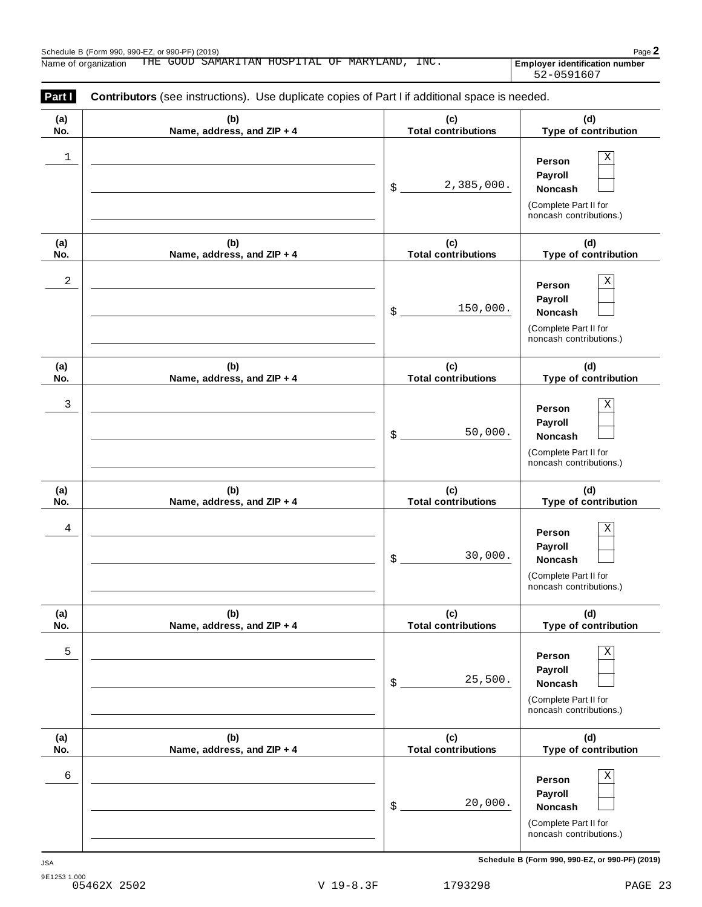Name of organization THE GOOD SAMARITAN HOSPITAL OF MARYLAND, INC.

**Employer identification number** 52-0591607

**Part I** **Contributors** (see instructions). Use duplicate copies of Part I if additional space is needed.

| (a) No. | (b) Name, address, and ZIP + 4 | (c) Total contributions | (d) Type of contribution |
|---|---|---|---|
| 1 | | $ 2,385,000. | Person [X] Payroll [ ] Noncash [ ] (Complete Part II for noncash contributions.) |
| 2 | | $ 150,000. | Person [X] Payroll [ ] Noncash [ ] (Complete Part II for noncash contributions.) |
| 3 | | $ 50,000. | Person [X] Payroll [ ] Noncash [ ] (Complete Part II for noncash contributions.) |
| 4 | | $ 30,000. | Person [X] Payroll [ ] Noncash [ ] (Complete Part II for noncash contributions.) |
| 5 | | $ 25,500. | Person [X] Payroll [ ] Noncash [ ] (Complete Part II for noncash contributions.) |
| 6 | | $ 20,000. | Person [X] Payroll [ ] Noncash [ ] (Complete Part II for noncash contributions.) |

**Schedule B (Form 990, 990-EZ, or 990-PF) (2019)**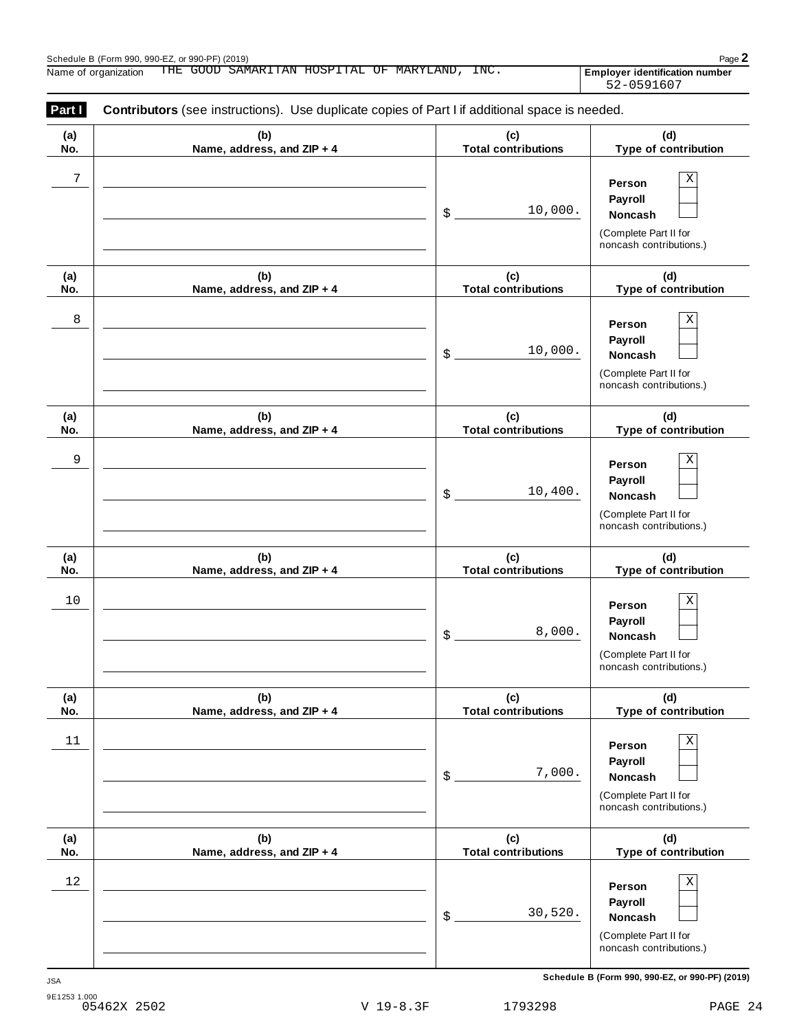Schedule B (Form 990, 990-EZ, or 990-PF) (2019)

Name of organization: THE GOOD SAMARITAN HOSPITAL OF MARYLAND, INC.

**Employer identification number** 52-0591607

**Part I** **Contributors** (see instructions). Use duplicate copies of Part I if additional space is needed.

| (a) No. | (b) Name, address, and ZIP + 4 | (c) Total contributions | (d) Type of contribution |
|---|---|---|---|
| 7 | | $ 10,000. | Person [X] Payroll [ ] Noncash [ ] (Complete Part II for noncash contributions.) |
| 8 | | $ 10,000. | Person [X] Payroll [ ] Noncash [ ] (Complete Part II for noncash contributions.) |
| 9 | | $ 10,400. | Person [X] Payroll [ ] Noncash [ ] (Complete Part II for noncash contributions.) |
| 10 | | $ 8,000. | Person [X] Payroll [ ] Noncash [ ] (Complete Part II for noncash contributions.) |
| 11 | | $ 7,000. | Person [X] Payroll [ ] Noncash [ ] (Complete Part II for noncash contributions.) |
| 12 | | $ 30,520. | Person [X] Payroll [ ] Noncash [ ] (Complete Part II for noncash contributions.) |

Schedule B (Form 990, 990-EZ, or 990-PF) (2019)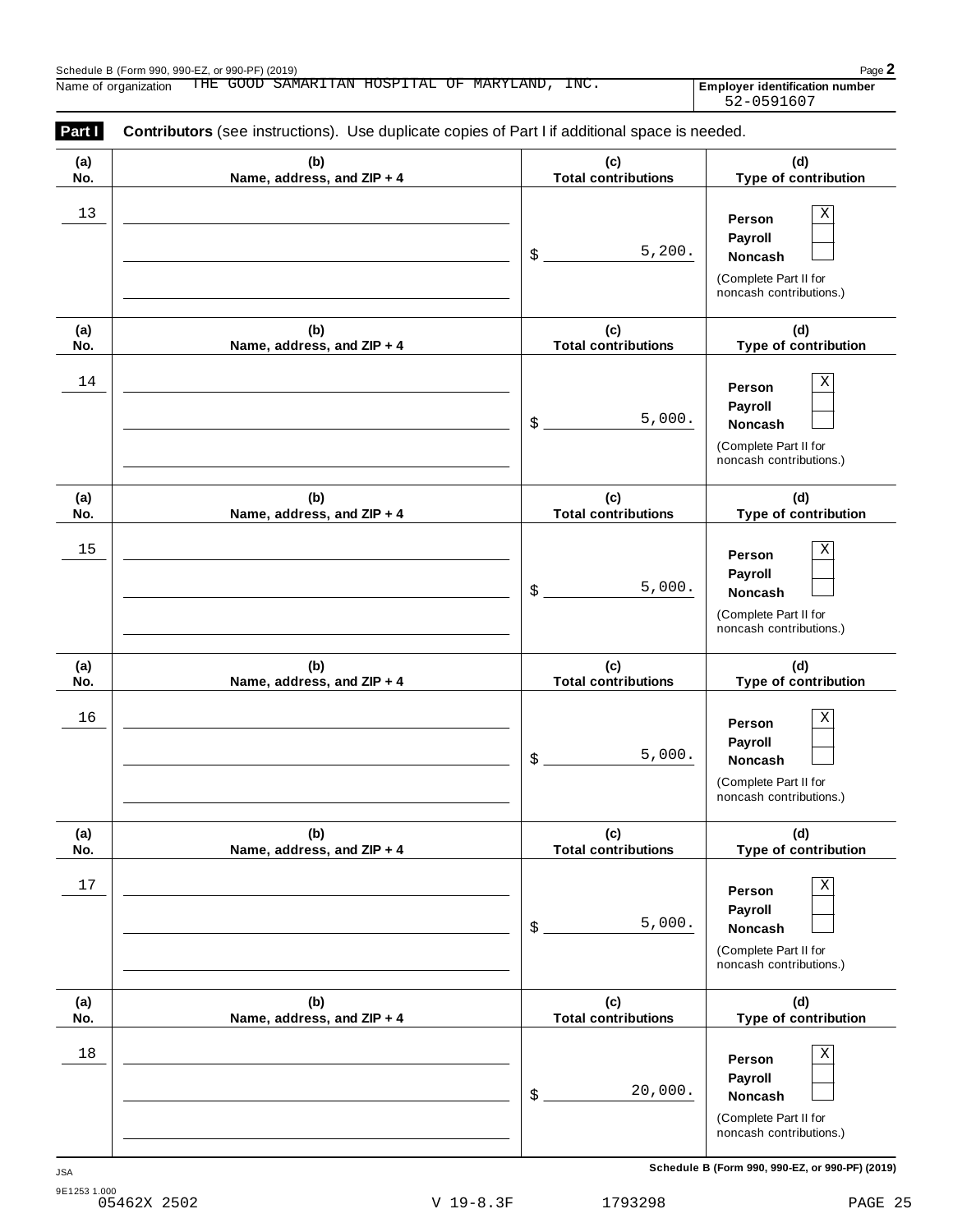Schedule B (Form 990, 990-EZ, or 990-PF) (2019)

Name of organization: THE GOOD SAMARITAN HOSPITAL OF MARYLAND, INC.

**Employer identification number**: 52-0591607

**Part I** **Contributors** (see instructions). Use duplicate copies of Part I if additional space is needed.

| (a) No. | (b) Name, address, and ZIP + 4 | (c) Total contributions | (d) Type of contribution |
|---|---|---|---|
| 13 | | $ 5,200. | Person [X] Payroll [ ] Noncash [ ] (Complete Part II for noncash contributions.) |
| 14 | | $ 5,000. | Person [X] Payroll [ ] Noncash [ ] (Complete Part II for noncash contributions.) |
| 15 | | $ 5,000. | Person [X] Payroll [ ] Noncash [ ] (Complete Part II for noncash contributions.) |
| 16 | | $ 5,000. | Person [X] Payroll [ ] Noncash [ ] (Complete Part II for noncash contributions.) |
| 17 | | $ 5,000. | Person [X] Payroll [ ] Noncash [ ] (Complete Part II for noncash contributions.) |
| 18 | | $ 20,000. | Person [X] Payroll [ ] Noncash [ ] (Complete Part II for noncash contributions.) |

JSA

9E1253 1.000

05462X 2502 V 19-8.3F 1793298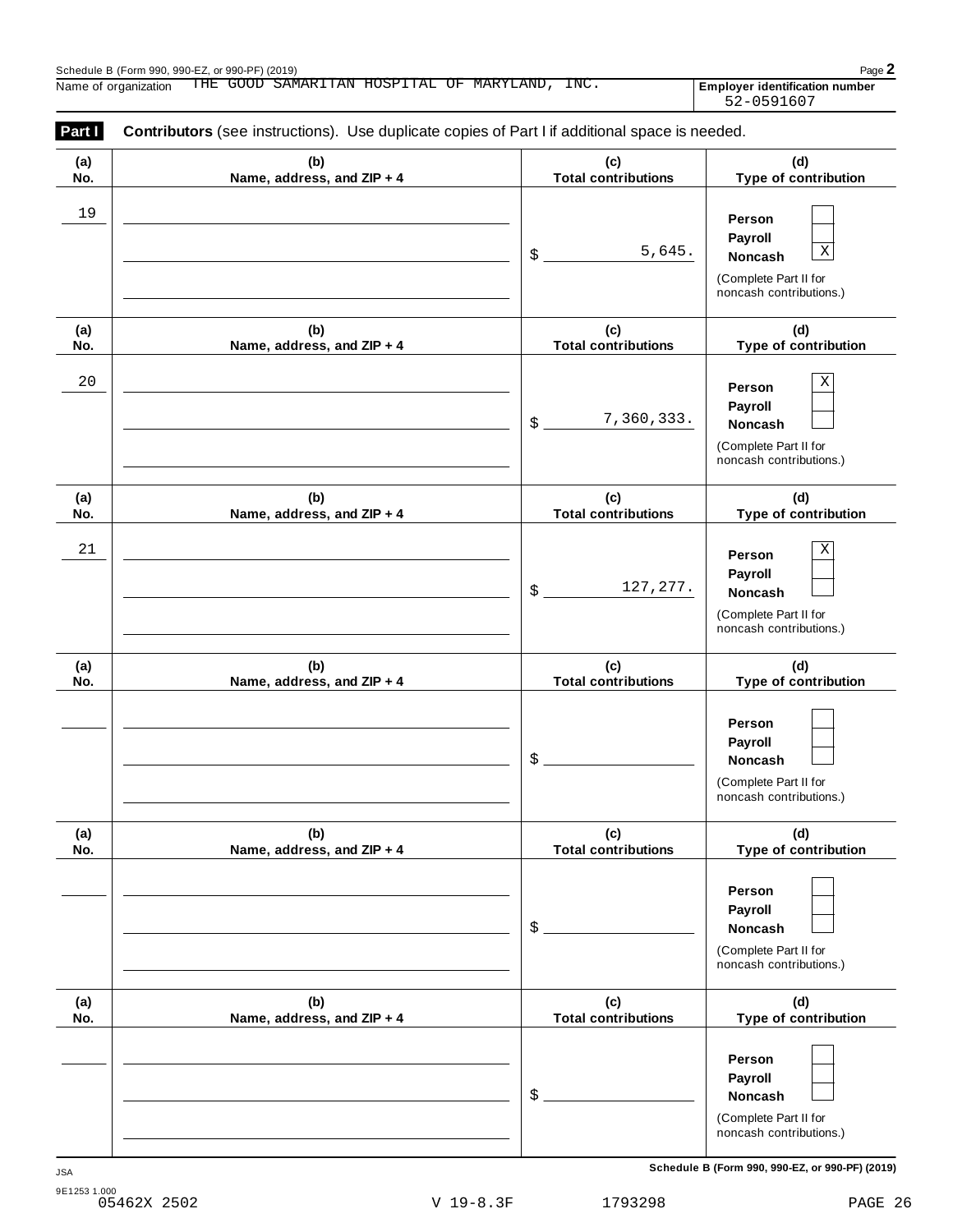Schedule B (Form 990, 990-EZ, or 990-PF) (2019)

Name of organization THE GOOD SAMARITAN HOSPITAL OF MARYLAND, INC.

**Employer identification number** 52-0591607

**Part I** **Contributors** (see instructions). Use duplicate copies of Part I if additional space is needed.

| (a) No. | (b) Name, address, and ZIP + 4 | (c) Total contributions | (d) Type of contribution |
|---|---|---|---|
| 19 | | $ 5,645. | Person [ ] Payroll [ ] Noncash [X] (Complete Part II for noncash contributions.) |
| 20 | | $ 7,360,333. | Person [X] Payroll [ ] Noncash [ ] (Complete Part II for noncash contributions.) |
| 21 | | $ 127,277. | Person [X] Payroll [ ] Noncash [ ] (Complete Part II for noncash contributions.) |
| | | $ | Person [ ] Payroll [ ] Noncash [ ] (Complete Part II for noncash contributions.) |
| | | $ | Person [ ] Payroll [ ] Noncash [ ] (Complete Part II for noncash contributions.) |
| | | $ | Person [ ] Payroll [ ] Noncash [ ] (Complete Part II for noncash contributions.) |

**Schedule B (Form 990, 990-EZ, or 990-PF) (2019)**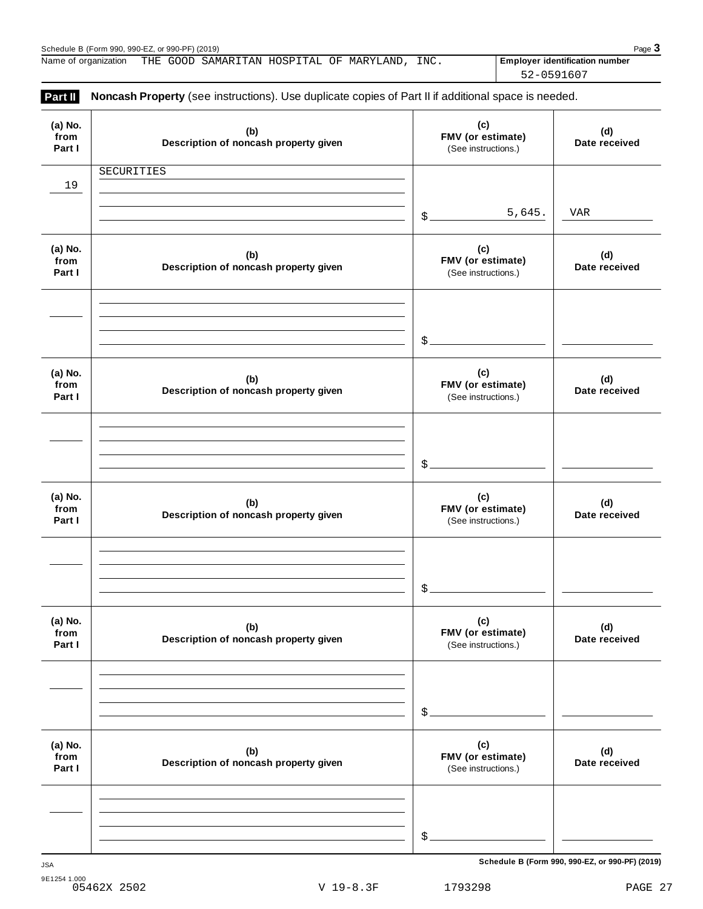Schedule B (Form 990, 990-EZ, or 990-PF) (2019)

Name of organization THE GOOD SAMARITAN HOSPITAL OF MARYLAND, INC.

**Employer identification number** 52-0591607

**Part II** **Noncash Property** (see instructions). Use duplicate copies of Part II if additional space is needed.

| (a) No. from Part I | (b) Description of noncash property given | (c) FMV (or estimate) (See instructions.) | (d) Date received |
|---|---|---|---|
| 19 | SECURITIES | $ 5,645. | VAR |

| (a) No. from Part I | (b) Description of noncash property given | (c) FMV (or estimate) (See instructions.) | (d) Date received |
|---|---|---|---|
| | | $ | |

| (a) No. from Part I | (b) Description of noncash property given | (c) FMV (or estimate) (See instructions.) | (d) Date received |
|---|---|---|---|
| | | $ | |

| (a) No. from Part I | (b) Description of noncash property given | (c) FMV (or estimate) (See instructions.) | (d) Date received |
|---|---|---|---|
| | | $ | |

| (a) No. from Part I | (b) Description of noncash property given | (c) FMV (or estimate) (See instructions.) | (d) Date received |
|---|---|---|---|
| | | $ | |

| (a) No. from Part I | (b) Description of noncash property given | (c) FMV (or estimate) (See instructions.) | (d) Date received |
|---|---|---|---|
| | | $ | |

JSA 9E1254 1.000

**Schedule B (Form 990, 990-EZ, or 990-PF) (2019)**

05462X 2502 V 19-8.3F 1793298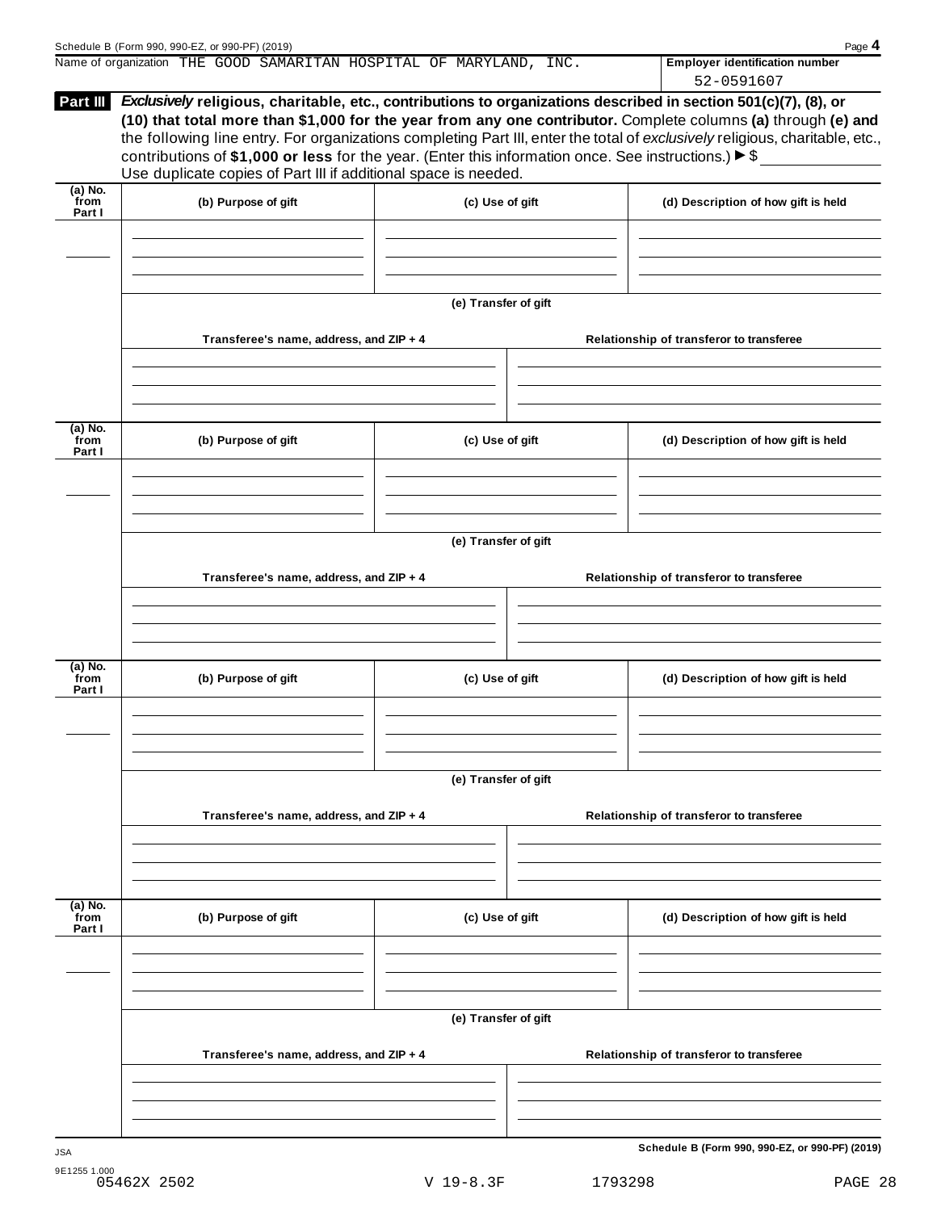Name of organization THE GOOD SAMARITAN HOSPITAL OF MARYLAND, INC.

**Employer identification number** 52-0591607

**Part III** ***Exclusively*** **religious, charitable, etc., contributions to organizations described in section 501(c)(7), (8), or (10) that total more than $1,000 for the year from any one contributor.** Complete columns **(a)** through **(e)** and the following line entry. For organizations completing Part III, enter the total of *exclusively* religious, charitable, etc., contributions of **$1,000 or less** for the year. (Enter this information once. See instructions.) ▶ $ ____________

Use duplicate copies of Part III if additional space is needed.

| (a) No. from Part I | (b) Purpose of gift | (c) Use of gift | (d) Description of how gift is held |
|---|---|---|---|
| | | | |

(e) Transfer of gift

| Transferee's name, address, and ZIP + 4 | Relationship of transferor to transferee |
|---|---|
| | |

| (a) No. from Part I | (b) Purpose of gift | (c) Use of gift | (d) Description of how gift is held |
|---|---|---|---|
| | | | |

(e) Transfer of gift

| Transferee's name, address, and ZIP + 4 | Relationship of transferor to transferee |
|---|---|
| | |

| (a) No. from Part I | (b) Purpose of gift | (c) Use of gift | (d) Description of how gift is held |
|---|---|---|---|
| | | | |

(e) Transfer of gift

| Transferee's name, address, and ZIP + 4 | Relationship of transferor to transferee |
|---|---|
| | |

| (a) No. from Part I | (b) Purpose of gift | (c) Use of gift | (d) Description of how gift is held |
|---|---|---|---|
| | | | |

(e) Transfer of gift

| Transferee's name, address, and ZIP + 4 | Relationship of transferor to transferee |
|---|---|
| | |

JSA

9E1255 1.000

05462X 2502 V 19-8.3F 1793298 PAGE 28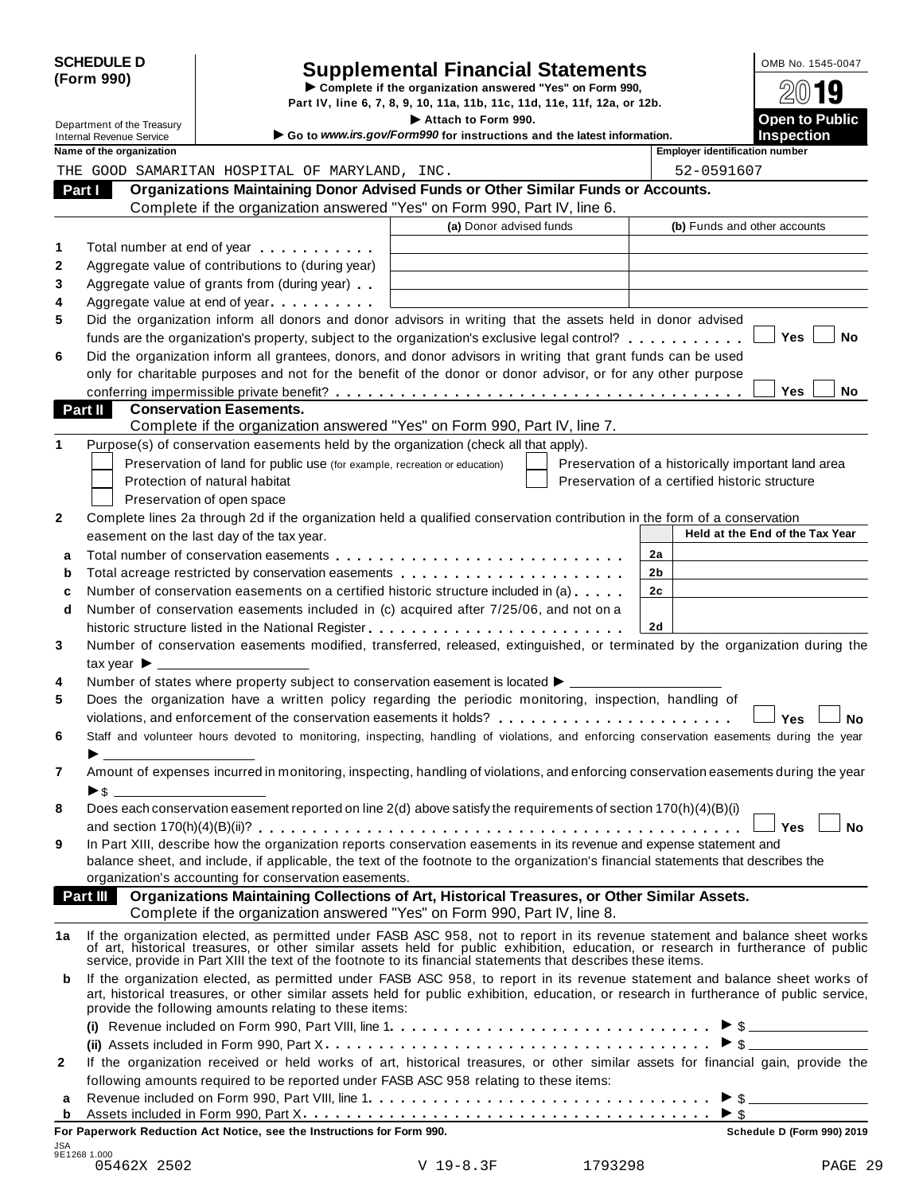**SCHEDULE D (Form 990)**

Department of the Treasury
Internal Revenue Service

# Supplemental Financial Statements

▶ Complete if the organization answered "Yes" on Form 990, Part IV, line 6, 7, 8, 9, 10, 11a, 11b, 11c, 11d, 11e, 11f, 12a, or 12b.

▶ Attach to Form 990.

▶ Go to *www.irs.gov/Form990* for instructions and the latest information.

OMB No. 1545-0047

**2019**

**Open to Public Inspection**

| Name of the organization | Employer identification number |
|---|---|
| THE GOOD SAMARITAN HOSPITAL OF MARYLAND, INC. | 52-0591607 |

## Part I Organizations Maintaining Donor Advised Funds or Other Similar Funds or Accounts.

Complete if the organization answered "Yes" on Form 990, Part IV, line 6.

| | | (a) Donor advised funds | (b) Funds and other accounts |
|---|---|---|---|
| 1 | Total number at end of year | | |
| 2 | Aggregate value of contributions to (during year) | | |
| 3 | Aggregate value of grants from (during year) | | |
| 4 | Aggregate value at end of year | | |

5 Did the organization inform all donors and donor advisors in writing that the assets held in donor advised funds are the organization's property, subject to the organization's exclusive legal control? ☐ Yes ☐ No

6 Did the organization inform all grantees, donors, and donor advisors in writing that grant funds can be used only for charitable purposes and not for the benefit of the donor or donor advisor, or for any other purpose conferring impermissible private benefit? ☐ Yes ☐ No

## Part II Conservation Easements.

Complete if the organization answered "Yes" on Form 990, Part IV, line 7.

1 Purpose(s) of conservation easements held by the organization (check all that apply).

- ☐ Preservation of land for public use (for example, recreation or education)
- ☐ Protection of natural habitat
- ☐ Preservation of open space
- ☐ Preservation of a historically important land area
- ☐ Preservation of a certified historic structure

2 Complete lines 2a through 2d if the organization held a qualified conservation contribution in the form of a conservation easement on the last day of the tax year.

| | | | Held at the End of the Tax Year |
|---|---|---|---|
| a | Total number of conservation easements | 2a | |
| b | Total acreage restricted by conservation easements | 2b | |
| c | Number of conservation easements on a certified historic structure included in (a) | 2c | |
| d | Number of conservation easements included in (c) acquired after 7/25/06, and not on a historic structure listed in the National Register | 2d | |

3 Number of conservation easements modified, transferred, released, extinguished, or terminated by the organization during the tax year ▶ ____________

4 Number of states where property subject to conservation easement is located ▶ ____________

5 Does the organization have a written policy regarding the periodic monitoring, inspection, handling of violations, and enforcement of the conservation easements it holds? ☐ Yes ☐ No

6 Staff and volunteer hours devoted to monitoring, inspecting, handling of violations, and enforcing conservation easements during the year ▶ ____________

7 Amount of expenses incurred in monitoring, inspecting, handling of violations, and enforcing conservation easements during the year ▶ $ ____________

8 Does each conservation easement reported on line 2(d) above satisfy the requirements of section 170(h)(4)(B)(i) and section 170(h)(4)(B)(ii)? ☐ Yes ☐ No

9 In Part XIII, describe how the organization reports conservation easements in its revenue and expense statement and balance sheet, and include, if applicable, the text of the footnote to the organization's financial statements that describes the organization's accounting for conservation easements.

## Part III Organizations Maintaining Collections of Art, Historical Treasures, or Other Similar Assets.

Complete if the organization answered "Yes" on Form 990, Part IV, line 8.

1a If the organization elected, as permitted under FASB ASC 958, not to report in its revenue statement and balance sheet works of art, historical treasures, or other similar assets held for public exhibition, education, or research in furtherance of public service, provide in Part XIII the text of the footnote to its financial statements that describes these items.

b If the organization elected, as permitted under FASB ASC 958, to report in its revenue statement and balance sheet works of art, historical treasures, or other similar assets held for public exhibition, education, or research in furtherance of public service, provide the following amounts relating to these items:

(i) Revenue included on Form 990, Part VIII, line 1 ▶ $ ____________

(ii) Assets included in Form 990, Part X ▶ $ ____________

2 If the organization received or held works of art, historical treasures, or other similar assets for financial gain, provide the following amounts required to be reported under FASB ASC 958 relating to these items:

a Revenue included on Form 990, Part VIII, line 1 ▶ $ ____________

b Assets included in Form 990, Part X ▶ $ ____________

**For Paperwork Reduction Act Notice, see the Instructions for Form 990.** **Schedule D (Form 990) 2019**

JSA
9E1268 1.000
05462X 2502 V 19-8.3F 1793298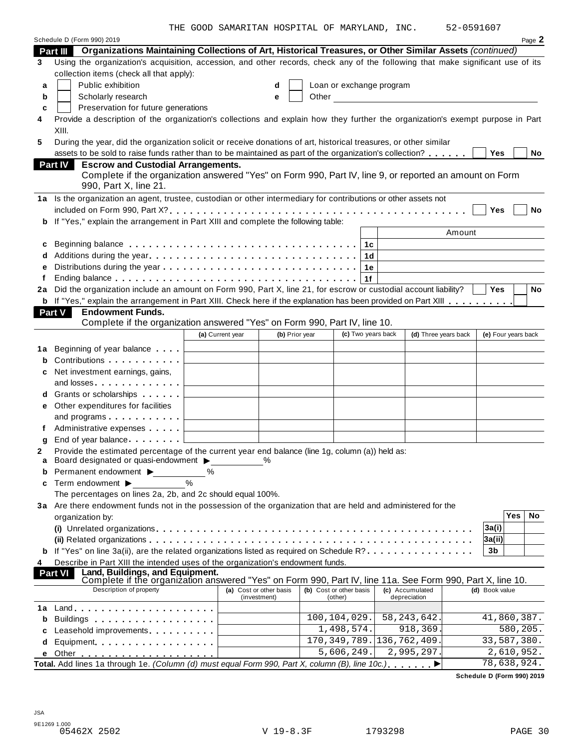THE GOOD SAMARITAN HOSPITAL OF MARYLAND, INC. 52-0591607

Schedule D (Form 990) 2019 Page 2

## Part III Organizations Maintaining Collections of Art, Historical Treasures, or Other Similar Assets *(continued)*

**3** Using the organization's acquisition, accession, and other records, check any of the following that make significant use of its collection items (check all that apply):

- **a** ☐ Public exhibition
- **b** ☐ Scholarly research
- **c** ☐ Preservation for future generations
- **d** ☐ Loan or exchange program
- **e** ☐ Other

**4** Provide a description of the organization's collections and explain how they further the organization's exempt purpose in Part XIII.

**5** During the year, did the organization solicit or receive donations of art, historical treasures, or other similar assets to be sold to raise funds rather than to be maintained as part of the organization's collection? ☐ Yes ☐ No

## Part IV Escrow and Custodial Arrangements.

Complete if the organization answered "Yes" on Form 990, Part IV, line 9, or reported an amount on Form 990, Part X, line 21.

**1a** Is the organization an agent, trustee, custodian or other intermediary for contributions or other assets not included on Form 990, Part X? ☐ Yes ☐ No

**b** If "Yes," explain the arrangement in Part XIII and complete the following table:

| | | | Amount |
|---|---|---|---|
| **c** | Beginning balance | 1c | |
| **d** | Additions during the year | 1d | |
| **e** | Distributions during the year | 1e | |
| **f** | Ending balance | 1f | |

**2a** Did the organization include an amount on Form 990, Part X, line 21, for escrow or custodial account liability? ☐ Yes ☐ No

**b** If "Yes," explain the arrangement in Part XIII. Check here if the explanation has been provided on Part XIII ☐

## Part V Endowment Funds.

Complete if the organization answered "Yes" on Form 990, Part IV, line 10.

| | | (a) Current year | (b) Prior year | (c) Two years back | (d) Three years back | (e) Four years back |
|---|---|---|---|---|---|---|
| **1a** | Beginning of year balance | | | | | |
| **b** | Contributions | | | | | |
| **c** | Net investment earnings, gains, and losses | | | | | |
| **d** | Grants or scholarships | | | | | |
| **e** | Other expenditures for facilities and programs | | | | | |
| **f** | Administrative expenses | | | | | |
| **g** | End of year balance | | | | | |

**2** Provide the estimated percentage of the current year end balance (line 1g, column (a)) held as:

- **a** Board designated or quasi-endowment ▶ _____ %
- **b** Permanent endowment ▶ _____ %
- **c** Term endowment ▶ _____ %

The percentages on lines 2a, 2b, and 2c should equal 100%.

**3a** Are there endowment funds not in the possession of the organization that are held and administered for the organization by:

| | | | Yes | No |
|---|---|---|---|---|
| | (i) Unrelated organizations | 3a(i) | | |
| | (ii) Related organizations | 3a(ii) | | |
| **b** | If "Yes" on line 3a(ii), are the related organizations listed as required on Schedule R? | 3b | | |

**4** Describe in Part XIII the intended uses of the organization's endowment funds.

## Part VI Land, Buildings, and Equipment.

Complete if the organization answered "Yes" on Form 990, Part IV, line 11a. See Form 990, Part X, line 10.

| | Description of property | (a) Cost or other basis (investment) | (b) Cost or other basis (other) | (c) Accumulated depreciation | (d) Book value |
|---|---|---|---|---|---|
| **1a** | Land | | | | |
| **b** | Buildings | | 100,104,029. | 58,243,642. | 41,860,387. |
| **c** | Leasehold improvements | | 1,498,574. | 918,369. | 580,205. |
| **d** | Equipment | | 170,349,789. | 136,762,409. | 33,587,380. |
| **e** | Other | | 5,606,249. | 2,995,297. | 2,610,952. |
| | **Total.** Add lines 1a through 1e. *(Column (d) must equal Form 990, Part X, column (B), line 10c.)* ▶ | | | | 78,638,924. |

Schedule D (Form 990) 2019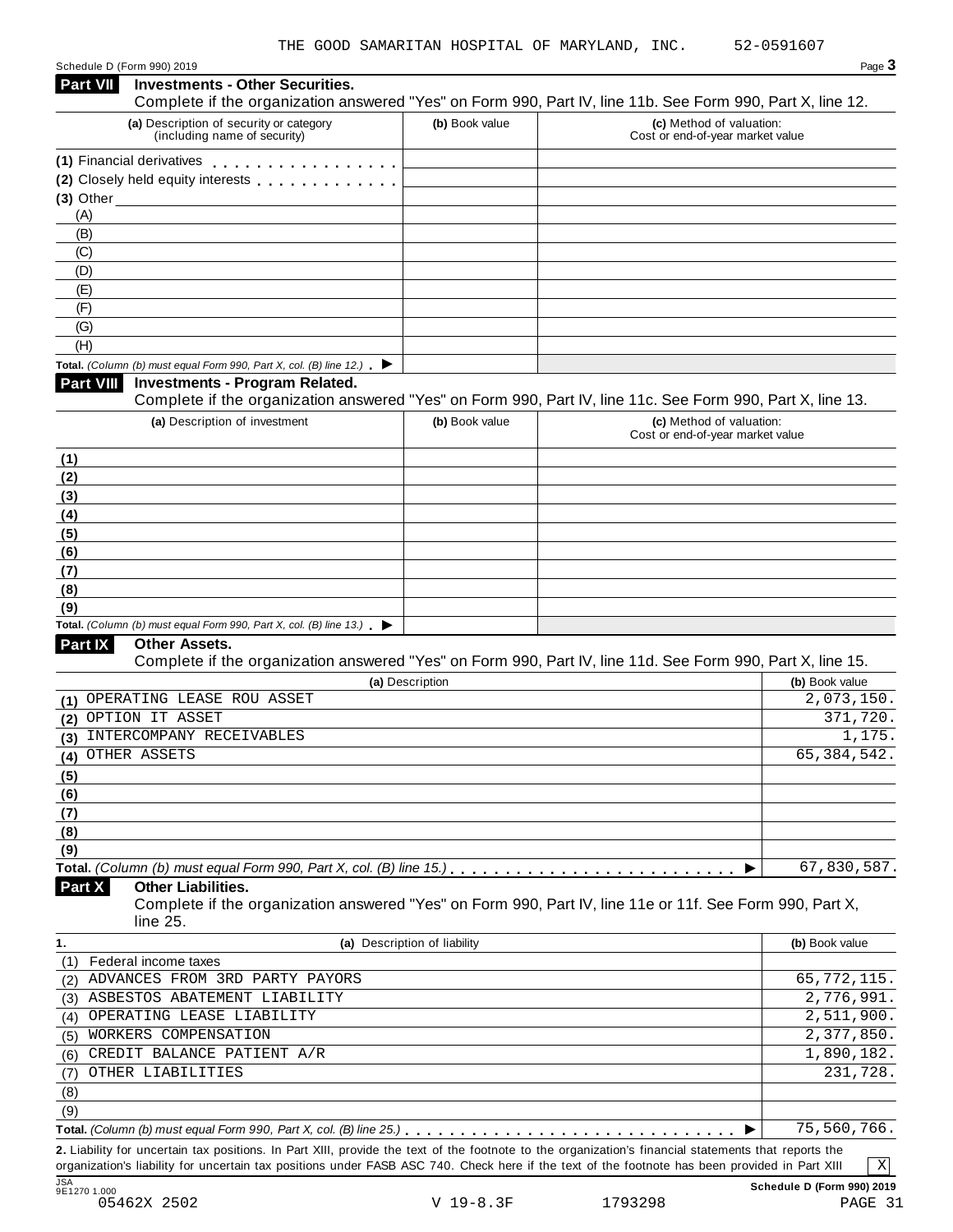THE GOOD SAMARITAN HOSPITAL OF MARYLAND, INC. 52-0591607

Schedule D (Form 990) 2019

## Part VII Investments - Other Securities.

Complete if the organization answered "Yes" on Form 990, Part IV, line 11b. See Form 990, Part X, line 12.

| (a) Description of security or category (including name of security) | (b) Book value | (c) Method of valuation: Cost or end-of-year market value |
|---|---|---|
| (1) Financial derivatives | | |
| (2) Closely held equity interests | | |
| (3) Other | | |
| (A) | | |
| (B) | | |
| (C) | | |
| (D) | | |
| (E) | | |
| (F) | | |
| (G) | | |
| (H) | | |
| **Total.** *(Column (b) must equal Form 990, Part X, col. (B) line 12.)* ▶ | | |

## Part VIII Investments - Program Related.

Complete if the organization answered "Yes" on Form 990, Part IV, line 11c. See Form 990, Part X, line 13.

| (a) Description of investment | (b) Book value | (c) Method of valuation: Cost or end-of-year market value |
|---|---|---|
| (1) | | |
| (2) | | |
| (3) | | |
| (4) | | |
| (5) | | |
| (6) | | |
| (7) | | |
| (8) | | |
| (9) | | |
| **Total.** *(Column (b) must equal Form 990, Part X, col. (B) line 13.)* ▶ | | |

## Part IX Other Assets.

Complete if the organization answered "Yes" on Form 990, Part IV, line 11d. See Form 990, Part X, line 15.

| (a) Description | (b) Book value |
|---|---|
| (1) OPERATING LEASE ROU ASSET | 2,073,150. |
| (2) OPTION IT ASSET | 371,720. |
| (3) INTERCOMPANY RECEIVABLES | 1,175. |
| (4) OTHER ASSETS | 65,384,542. |
| (5) | |
| (6) | |
| (7) | |
| (8) | |
| (9) | |
| **Total.** *(Column (b) must equal Form 990, Part X, col. (B) line 15.)* ▶ | 67,830,587. |

## Part X Other Liabilities.

Complete if the organization answered "Yes" on Form 990, Part IV, line 11e or 11f. See Form 990, Part X, line 25.

| 1. (a) Description of liability | (b) Book value |
|---|---|
| (1) Federal income taxes | |
| (2) ADVANCES FROM 3RD PARTY PAYORS | 65,772,115. |
| (3) ASBESTOS ABATEMENT LIABILITY | 2,776,991. |
| (4) OPERATING LEASE LIABILITY | 2,511,900. |
| (5) WORKERS COMPENSATION | 2,377,850. |
| (6) CREDIT BALANCE PATIENT A/R | 1,890,182. |
| (7) OTHER LIABILITIES | 231,728. |
| (8) | |
| (9) | |
| **Total.** *(Column (b) must equal Form 990, Part X, col. (B) line 25.)* ▶ | 75,560,766. |

**2.** Liability for uncertain tax positions. In Part XIII, provide the text of the footnote to the organization's financial statements that reports the organization's liability for uncertain tax positions under FASB ASC 740. Check here if the text of the footnote has been provided in Part XIII [X]

JSA 9E1270 1.000 Schedule D (Form 990) 2019

05462X 2502 V 19-8.3F 1793298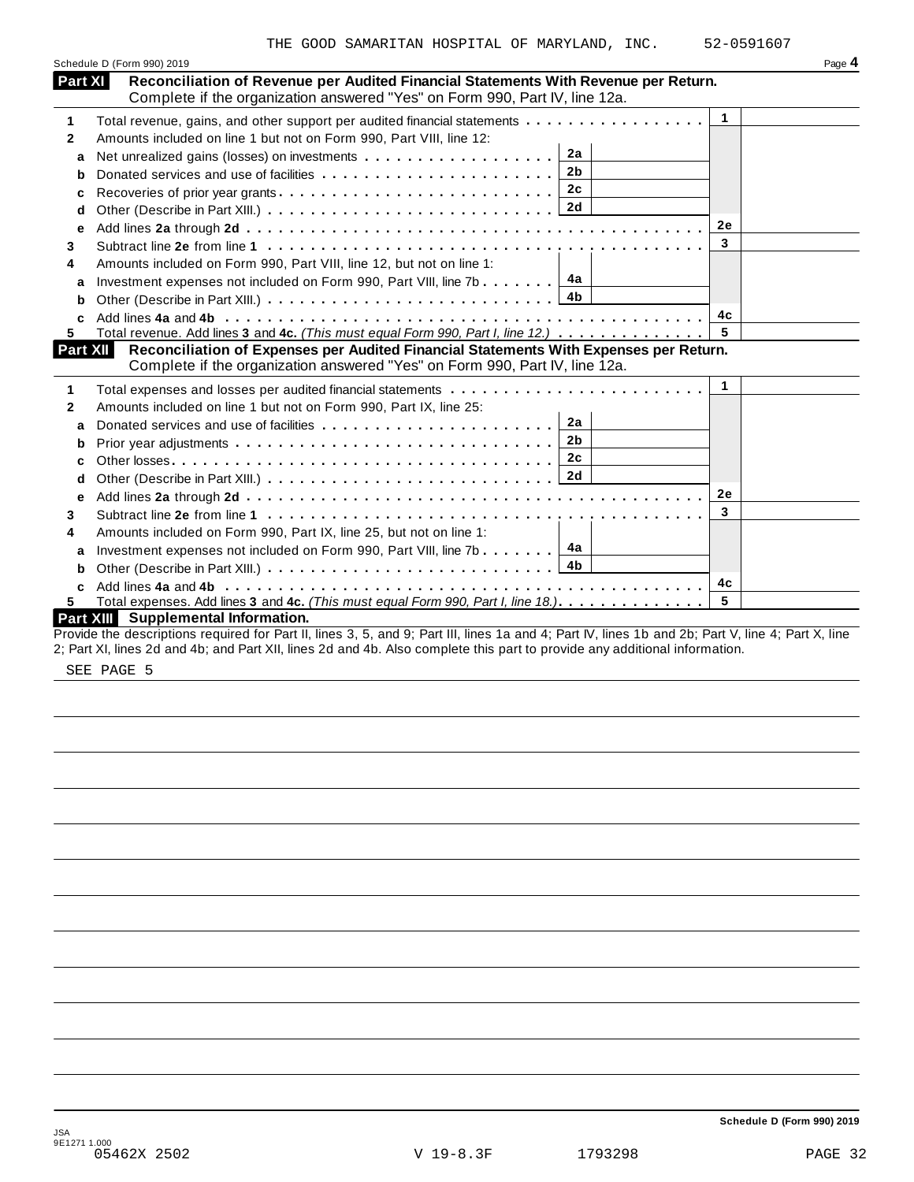THE GOOD SAMARITAN HOSPITAL OF MARYLAND, INC. 52-0591607

Schedule D (Form 990) 2019 Page **4**

## Part XI Reconciliation of Revenue per Audited Financial Statements With Revenue per Return.

Complete if the organization answered "Yes" on Form 990, Part IV, line 12a.

| | | | | | |
|---|---|---|---|---|---|
| **1** | Total revenue, gains, and other support per audited financial statements | | | 1 | |
| **2** | Amounts included on line 1 but not on Form 990, Part VIII, line 12: | | | | |
| **a** | Net unrealized gains (losses) on investments | 2a | | | |
| **b** | Donated services and use of facilities | 2b | | | |
| **c** | Recoveries of prior year grants | 2c | | | |
| **d** | Other (Describe in Part XIII.) | 2d | | | |
| **e** | Add lines **2a** through **2d** | | | 2e | |
| **3** | Subtract line **2e** from line **1** | | | 3 | |
| **4** | Amounts included on Form 990, Part VIII, line 12, but not on line 1: | | | | |
| **a** | Investment expenses not included on Form 990, Part VIII, line 7b | 4a | | | |
| **b** | Other (Describe in Part XIII.) | 4b | | | |
| **c** | Add lines **4a** and **4b** | | | 4c | |
| **5** | Total revenue. Add lines **3** and **4c.** *(This must equal Form 990, Part I, line 12.)* | | | 5 | |

## Part XII Reconciliation of Expenses per Audited Financial Statements With Expenses per Return.

Complete if the organization answered "Yes" on Form 990, Part IV, line 12a.

| | | | | | |
|---|---|---|---|---|---|
| **1** | Total expenses and losses per audited financial statements | | | 1 | |
| **2** | Amounts included on line 1 but not on Form 990, Part IX, line 25: | | | | |
| **a** | Donated services and use of facilities | 2a | | | |
| **b** | Prior year adjustments | 2b | | | |
| **c** | Other losses | 2c | | | |
| **d** | Other (Describe in Part XIII.) | 2d | | | |
| **e** | Add lines **2a** through **2d** | | | 2e | |
| **3** | Subtract line **2e** from line **1** | | | 3 | |
| **4** | Amounts included on Form 990, Part IX, line 25, but not on line 1: | | | | |
| **a** | Investment expenses not included on Form 990, Part VIII, line 7b | 4a | | | |
| **b** | Other (Describe in Part XIII.) | 4b | | | |
| **c** | Add lines **4a** and **4b** | | | 4c | |
| **5** | Total expenses. Add lines **3** and **4c.** *(This must equal Form 990, Part I, line 18.)* | | | 5 | |

## Part XIII Supplemental Information.

Provide the descriptions required for Part II, lines 3, 5, and 9; Part III, lines 1a and 4; Part IV, lines 1b and 2b; Part V, line 4; Part X, line 2; Part XI, lines 2d and 4b; and Part XII, lines 2d and 4b. Also complete this part to provide any additional information.

SEE PAGE 5

Schedule D (Form 990) 2019

JSA
9E1271 1.000
05462X 2502 V 19-8.3F 1793298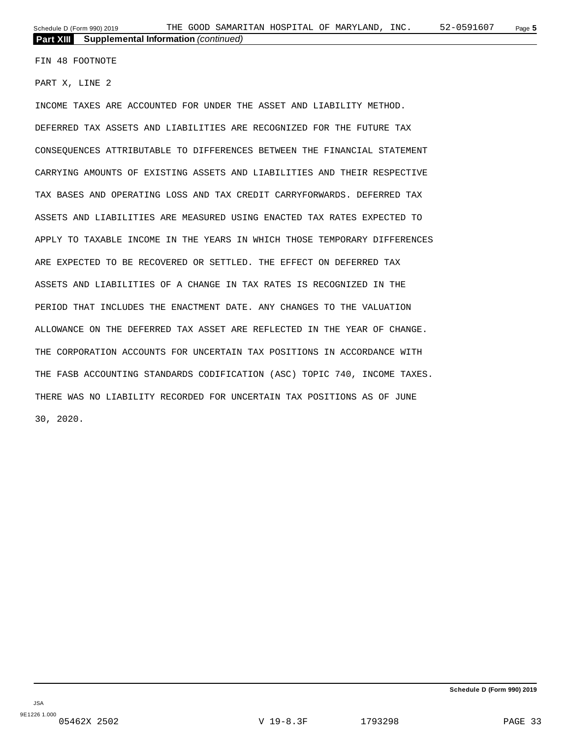**Part XIII** **Supplemental Information** *(continued)*

FIN 48 FOOTNOTE

PART X, LINE 2

INCOME TAXES ARE ACCOUNTED FOR UNDER THE ASSET AND LIABILITY METHOD. DEFERRED TAX ASSETS AND LIABILITIES ARE RECOGNIZED FOR THE FUTURE TAX CONSEQUENCES ATTRIBUTABLE TO DIFFERENCES BETWEEN THE FINANCIAL STATEMENT CARRYING AMOUNTS OF EXISTING ASSETS AND LIABILITIES AND THEIR RESPECTIVE TAX BASES AND OPERATING LOSS AND TAX CREDIT CARRYFORWARDS. DEFERRED TAX ASSETS AND LIABILITIES ARE MEASURED USING ENACTED TAX RATES EXPECTED TO APPLY TO TAXABLE INCOME IN THE YEARS IN WHICH THOSE TEMPORARY DIFFERENCES ARE EXPECTED TO BE RECOVERED OR SETTLED. THE EFFECT ON DEFERRED TAX ASSETS AND LIABILITIES OF A CHANGE IN TAX RATES IS RECOGNIZED IN THE PERIOD THAT INCLUDES THE ENACTMENT DATE. ANY CHANGES TO THE VALUATION ALLOWANCE ON THE DEFERRED TAX ASSET ARE REFLECTED IN THE YEAR OF CHANGE. THE CORPORATION ACCOUNTS FOR UNCERTAIN TAX POSITIONS IN ACCORDANCE WITH THE FASB ACCOUNTING STANDARDS CODIFICATION (ASC) TOPIC 740, INCOME TAXES. THERE WAS NO LIABILITY RECORDED FOR UNCERTAIN TAX POSITIONS AS OF JUNE 30, 2020.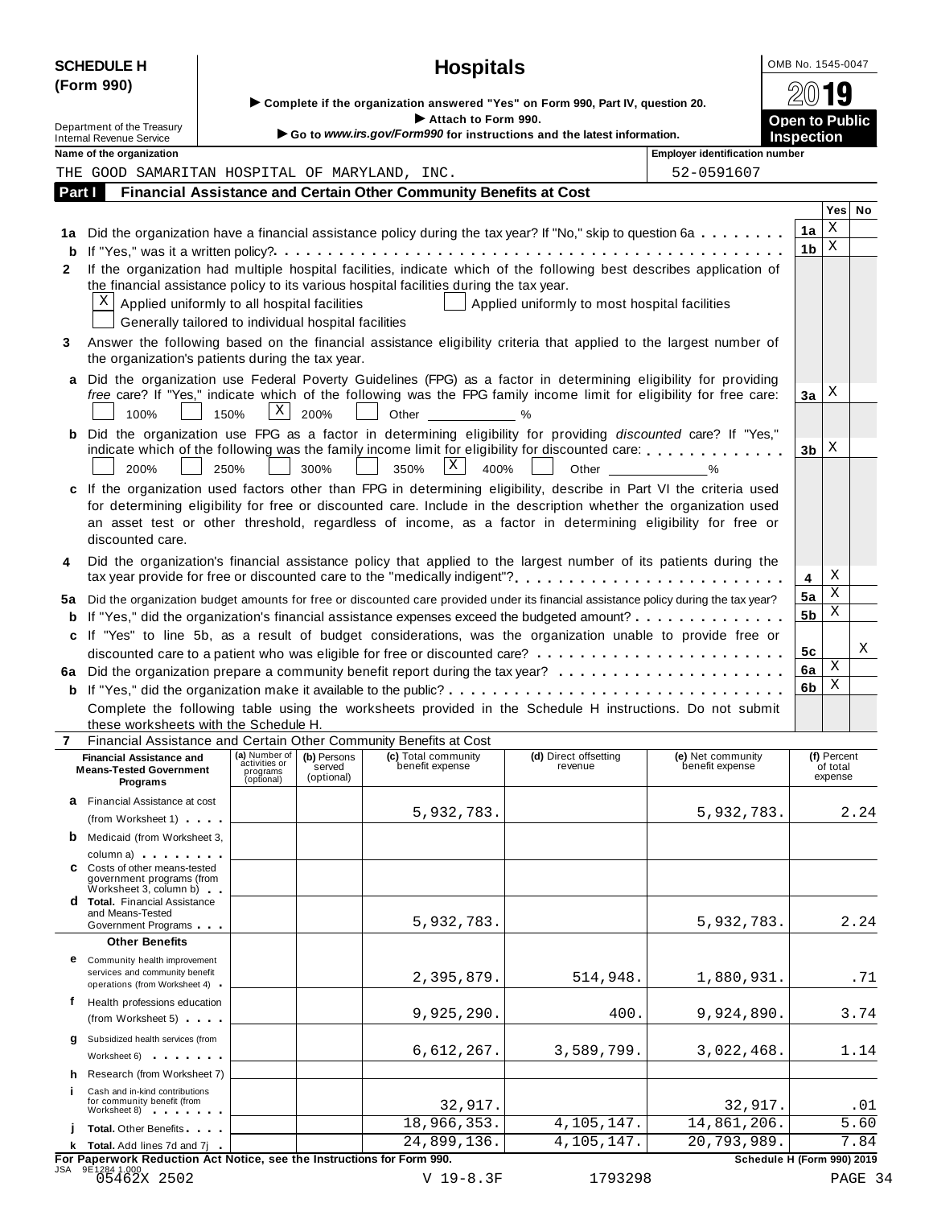**SCHEDULE H (Form 990)**

# Hospitals

▶ Complete if the organization answered "Yes" on Form 990, Part IV, question 20.
▶ Attach to Form 990.
▶ Go to *www.irs.gov/Form990* for instructions and the latest information.

OMB No. 1545-0047

2019

**Open to Public Inspection**

Department of the Treasury
Internal Revenue Service

**Name of the organization:** THE GOOD SAMARITAN HOSPITAL OF MARYLAND, INC.

**Employer identification number:** 52-0591607

## Part I Financial Assistance and Certain Other Community Benefits at Cost

| | | | Yes | No |
|---|---|---|---|---|
| **1a** | Did the organization have a financial assistance policy during the tax year? If "No," skip to question 6a | 1a | X | |
| **b** | If "Yes," was it a written policy? | 1b | X | |
| **2** | If the organization had multiple hospital facilities, indicate which of the following best describes application of the financial assistance policy to its various hospital facilities during the tax year. [X] Applied uniformly to all hospital facilities [ ] Applied uniformly to most hospital facilities [ ] Generally tailored to individual hospital facilities | | | |
| **3** | Answer the following based on the financial assistance eligibility criteria that applied to the largest number of the organization's patients during the tax year. | | | |
| **a** | Did the organization use Federal Poverty Guidelines (FPG) as a factor in determining eligibility for providing *free* care? If "Yes," indicate which of the following was the FPG family income limit for eligibility for free care: [ ] 100% [ ] 150% [X] 200% [ ] Other ____ % | 3a | X | |
| **b** | Did the organization use FPG as a factor in determining eligibility for providing *discounted* care? If "Yes," indicate which of the following was the family income limit for eligibility for discounted care: [ ] 200% [ ] 250% [ ] 300% [ ] 350% [X] 400% [ ] Other ____ % | 3b | X | |
| **c** | If the organization used factors other than FPG in determining eligibility, describe in Part VI the criteria used for determining eligibility for free or discounted care. Include in the description whether the organization used an asset test or other threshold, regardless of income, as a factor in determining eligibility for free or discounted care. | | | |
| **4** | Did the organization's financial assistance policy that applied to the largest number of its patients during the tax year provide for free or discounted care to the "medically indigent"? | 4 | X | |
| **5a** | Did the organization budget amounts for free or discounted care provided under its financial assistance policy during the tax year? | 5a | X | |
| **b** | If "Yes," did the organization's financial assistance expenses exceed the budgeted amount? | 5b | X | |
| **c** | If "Yes" to line 5b, as a result of budget considerations, was the organization unable to provide free or discounted care to a patient who was eligible for free or discounted care? | 5c | | X |
| **6a** | Did the organization prepare a community benefit report during the tax year? | 6a | X | |
| **b** | If "Yes," did the organization make it available to the public? | 6b | X | |

Complete the following table using the worksheets provided in the Schedule H instructions. Do not submit these worksheets with the Schedule H.

**7 Financial Assistance and Certain Other Community Benefits at Cost**

| Financial Assistance and Means-Tested Government Programs | (a) Number of activities or programs (optional) | (b) Persons served (optional) | (c) Total community benefit expense | (d) Direct offsetting revenue | (e) Net community benefit expense | (f) Percent of total expense |
|---|---|---|---|---|---|---|
| **a** Financial Assistance at cost (from Worksheet 1) | | | 5,932,783. | | 5,932,783. | 2.24 |
| **b** Medicaid (from Worksheet 3, column a) | | | | | | |
| **c** Costs of other means-tested government programs (from Worksheet 3, column b) | | | | | | |
| **d** **Total.** Financial Assistance and Means-Tested Government Programs | | | 5,932,783. | | 5,932,783. | 2.24 |
| **Other Benefits** | | | | | | |
| **e** Community health improvement services and community benefit operations (from Worksheet 4) | | | 2,395,879. | 514,948. | 1,880,931. | .71 |
| **f** Health professions education (from Worksheet 5) | | | 9,925,290. | 400. | 9,924,890. | 3.74 |
| **g** Subsidized health services (from Worksheet 6) | | | 6,612,267. | 3,589,799. | 3,022,468. | 1.14 |
| **h** Research (from Worksheet 7) | | | | | | |
| **i** Cash and in-kind contributions for community benefit (from Worksheet 8) | | | 32,917. | | 32,917. | .01 |
| **j** **Total.** Other Benefits | | | 18,966,353. | 4,105,147. | 14,861,206. | 5.60 |
| **k** **Total.** Add lines 7d and 7j | | | 24,899,136. | 4,105,147. | 20,793,989. | 7.84 |

**For Paperwork Reduction Act Notice, see the Instructions for Form 990.** **Schedule H (Form 990) 2019**

JSA 9E1284 1.000
05462X 2502 V 19-8.3F 1793298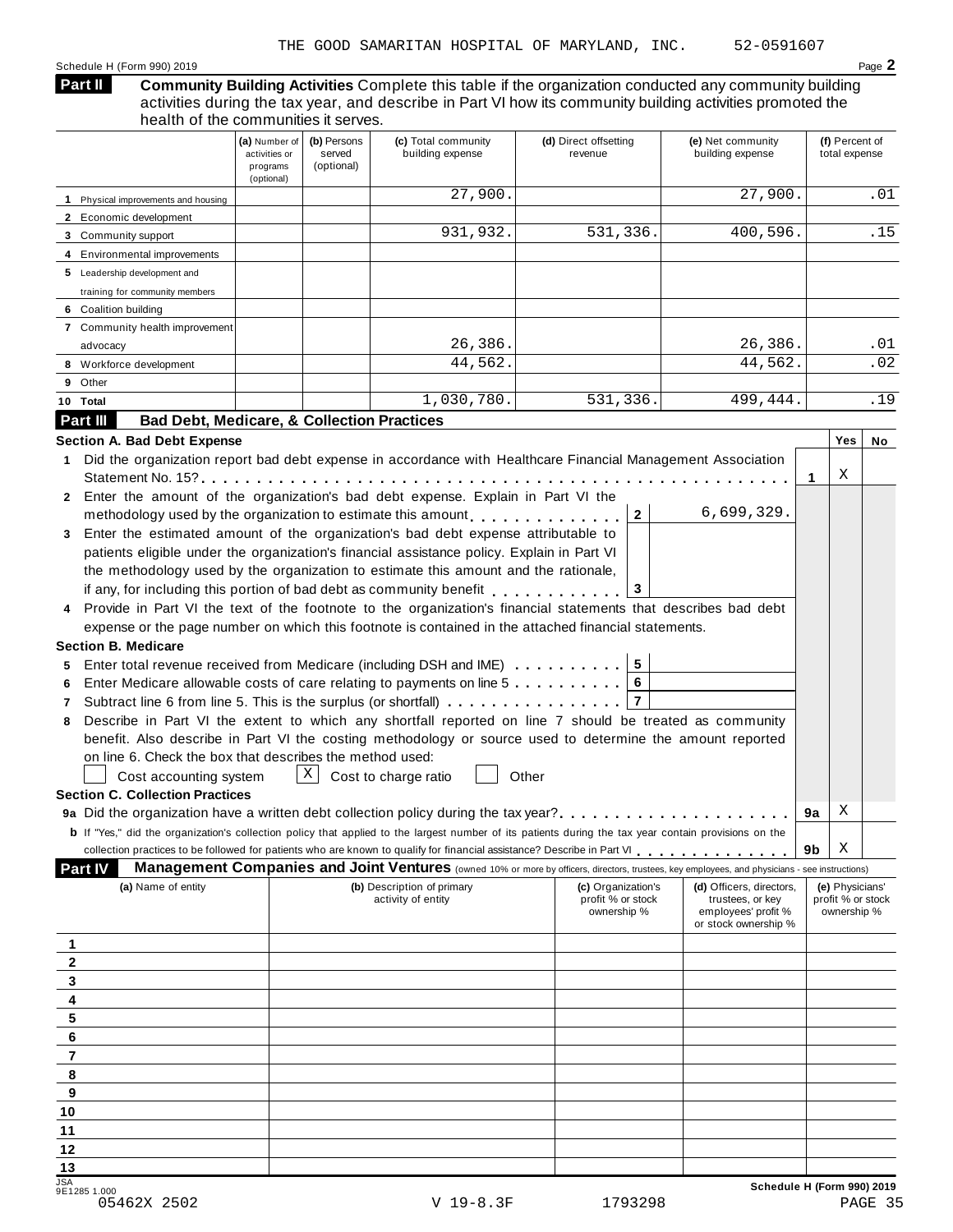THE GOOD SAMARITAN HOSPITAL OF MARYLAND, INC. 52-0591607

Schedule H (Form 990) 2019

## Part II Community Building Activities

Complete this table if the organization conducted any community building activities during the tax year, and describe in Part VI how its community building activities promoted the health of the communities it serves.

| | (a) Number of activities or programs (optional) | (b) Persons served (optional) | (c) Total community building expense | (d) Direct offsetting revenue | (e) Net community building expense | (f) Percent of total expense |
|---|---|---|---|---|---|---|
| 1 Physical improvements and housing | | | 27,900. | | 27,900. | .01 |
| 2 Economic development | | | | | | |
| 3 Community support | | | 931,932. | 531,336. | 400,596. | .15 |
| 4 Environmental improvements | | | | | | |
| 5 Leadership development and training for community members | | | | | | |
| 6 Coalition building | | | | | | |
| 7 Community health improvement advocacy | | | 26,386. | | 26,386. | .01 |
| 8 Workforce development | | | 44,562. | | 44,562. | .02 |
| 9 Other | | | | | | |
| 10 Total | | | 1,030,780. | 531,336. | 499,444. | .19 |

## Part III Bad Debt, Medicare, & Collection Practices

### Section A. Bad Debt Expense

| | | | Yes | No |
|---|---|---|---|---|
| 1 | Did the organization report bad debt expense in accordance with Healthcare Financial Management Association Statement No. 15? | 1 | X | |

2 Enter the amount of the organization's bad debt expense. Explain in Part VI the methodology used by the organization to estimate this amount . . . **2** 6,699,329.

3 Enter the estimated amount of the organization's bad debt expense attributable to patients eligible under the organization's financial assistance policy. Explain in Part VI the methodology used by the organization to estimate this amount and the rationale, if any, for including this portion of bad debt as community benefit . . . **3**

4 Provide in Part VI the text of the footnote to the organization's financial statements that describes bad debt expense or the page number on which this footnote is contained in the attached financial statements.

### Section B. Medicare

5 Enter total revenue received from Medicare (including DSH and IME) . . . **5**

6 Enter Medicare allowable costs of care relating to payments on line 5 . . . **6**

7 Subtract line 6 from line 5. This is the surplus (or shortfall) . . . **7**

8 Describe in Part VI the extent to which any shortfall reported on line 7 should be treated as community benefit. Also describe in Part VI the costing methodology or source used to determine the amount reported on line 6. Check the box that describes the method used:

☐ Cost accounting system ☒ Cost to charge ratio ☐ Other

### Section C. Collection Practices

| | | | Yes | No |
|---|---|---|---|---|
| 9a | Did the organization have a written debt collection policy during the tax year? | 9a | X | |
| b | If "Yes," did the organization's collection policy that applied to the largest number of its patients during the tax year contain provisions on the collection practices to be followed for patients who are known to qualify for financial assistance? Describe in Part VI | 9b | X | |

## Part IV Management Companies and Joint Ventures

(owned 10% or more by officers, directors, trustees, key employees, and physicians - see instructions)

| | (a) Name of entity | (b) Description of primary activity of entity | (c) Organization's profit % or stock ownership % | (d) Officers, directors, trustees, or key employees' profit % or stock ownership % | (e) Physicians' profit % or stock ownership % |
|---|---|---|---|---|---|
| 1 | | | | | |
| 2 | | | | | |
| 3 | | | | | |
| 4 | | | | | |
| 5 | | | | | |
| 6 | | | | | |
| 7 | | | | | |
| 8 | | | | | |
| 9 | | | | | |
| 10 | | | | | |
| 11 | | | | | |
| 12 | | | | | |
| 13 | | | | | |

Schedule H (Form 990) 2019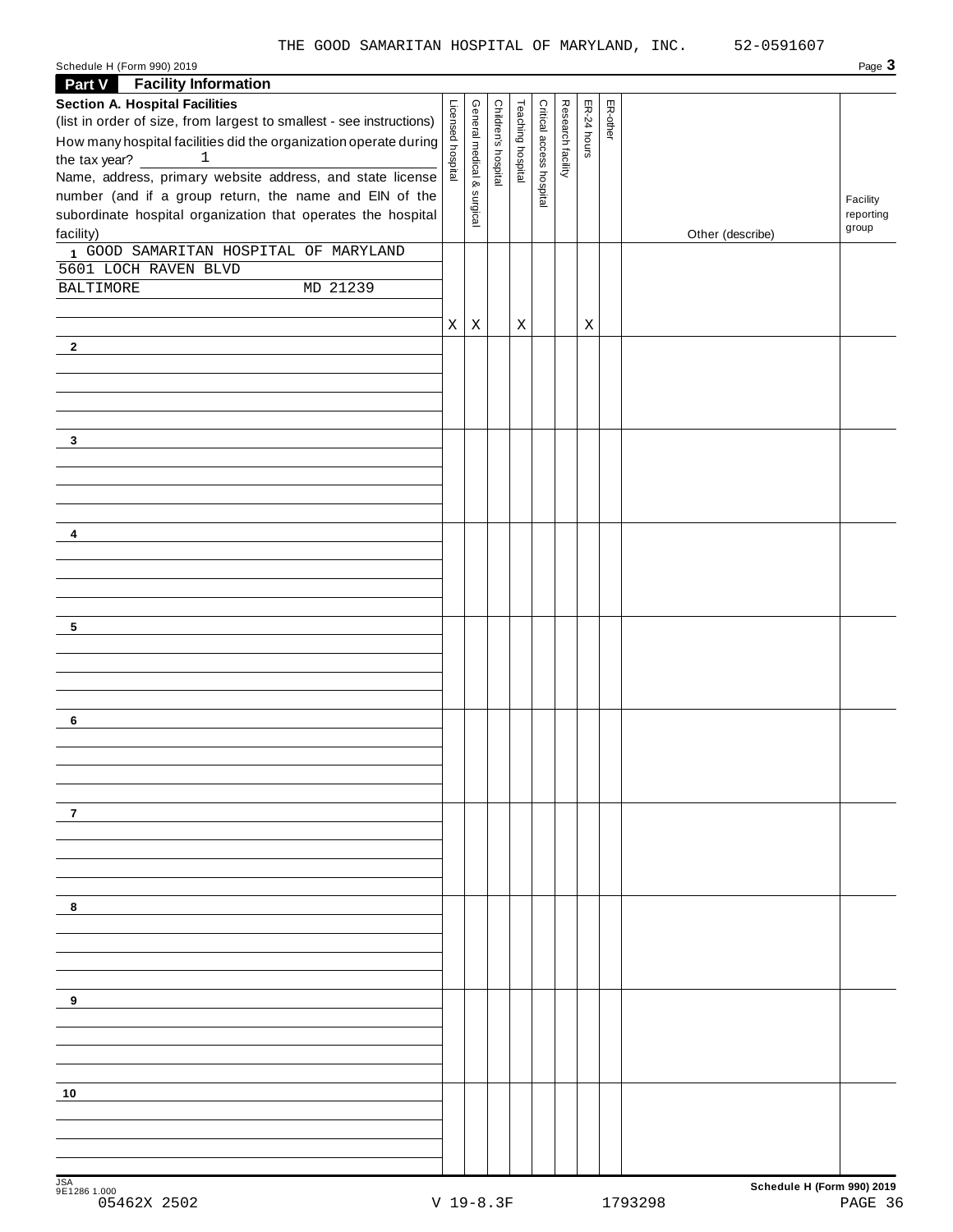THE GOOD SAMARITAN HOSPITAL OF MARYLAND, INC. 52-0591607

Schedule H (Form 990) 2019

## Part V Facility Information

**Section A. Hospital Facilities**

(list in order of size, from largest to smallest - see instructions)

How many hospital facilities did the organization operate during the tax year? 1

| Name, address, primary website address, and state license number (and if a group return, the name and EIN of the subordinate hospital organization that operates the hospital facility) | Licensed hospital | General medical & surgical | Children's hospital | Teaching hospital | Critical access hospital | Research facility | ER-24 hours | ER-other | Other (describe) | Facility reporting group |
|---|---|---|---|---|---|---|---|---|---|---|
| 1 GOOD SAMARITAN HOSPITAL OF MARYLAND<br>5601 LOCH RAVEN BLVD<br>BALTIMORE MD 21239 | X | X | | X | | | X | | | |
| 2 | | | | | | | | | | |
| 3 | | | | | | | | | | |
| 4 | | | | | | | | | | |
| 5 | | | | | | | | | | |
| 6 | | | | | | | | | | |
| 7 | | | | | | | | | | |
| 8 | | | | | | | | | | |
| 9 | | | | | | | | | | |
| 10 | | | | | | | | | | |

JSA 9E1286 1.000

05462X 2502 V 19-8.3F 1793298

Schedule H (Form 990) 2019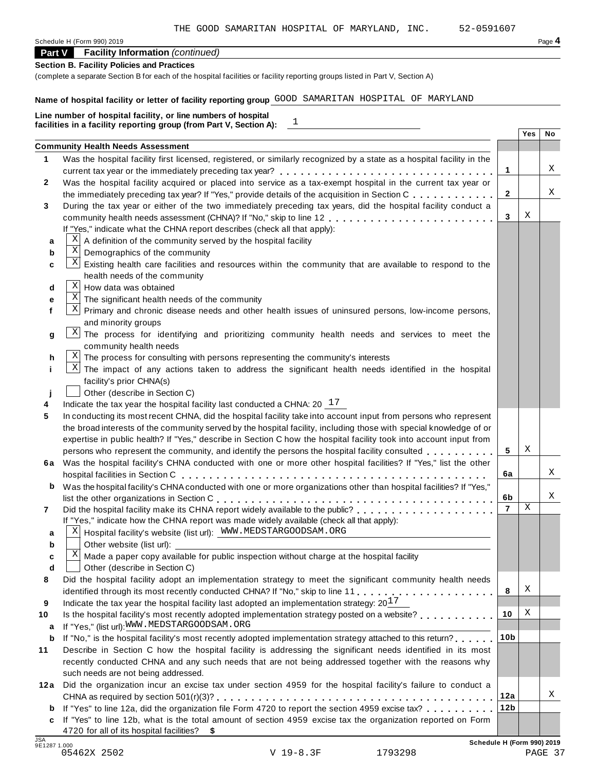THE GOOD SAMARITAN HOSPITAL OF MARYLAND, INC. 52-0591607

Schedule H (Form 990) 2019 Page **4**

**Part V Facility Information** *(continued)*

**Section B. Facility Policies and Practices**

(complete a separate Section B for each of the hospital facilities or facility reporting groups listed in Part V, Section A)

**Name of hospital facility or letter of facility reporting group** GOOD SAMARITAN HOSPITAL OF MARYLAND

**Line number of hospital facility, or line numbers of hospital facilities in a facility reporting group (from Part V, Section A):** 1

| | | | Yes | No |
|---|---|---|---|---|
| | **Community Health Needs Assessment** | | | |
| **1** | Was the hospital facility first licensed, registered, or similarly recognized by a state as a hospital facility in the current tax year or the immediately preceding tax year? | **1** | | X |
| **2** | Was the hospital facility acquired or placed into service as a tax-exempt hospital in the current tax year or the immediately preceding tax year? If "Yes," provide details of the acquisition in Section C | **2** | | X |
| **3** | During the tax year or either of the two immediately preceding tax years, did the hospital facility conduct a community health needs assessment (CHNA)? If "No," skip to line 12 | **3** | X | |
| | If "Yes," indicate what the CHNA report describes (check all that apply): | | | |
| **a** | [X] A definition of the community served by the hospital facility | | | |
| **b** | [X] Demographics of the community | | | |
| **c** | [X] Existing health care facilities and resources within the community that are available to respond to the health needs of the community | | | |
| **d** | [X] How data was obtained | | | |
| **e** | [X] The significant health needs of the community | | | |
| **f** | [X] Primary and chronic disease needs and other health issues of uninsured persons, low-income persons, and minority groups | | | |
| **g** | [X] The process for identifying and prioritizing community health needs and services to meet the community health needs | | | |
| **h** | [X] The process for consulting with persons representing the community's interests | | | |
| **i** | [X] The impact of any actions taken to address the significant health needs identified in the hospital facility's prior CHNA(s) | | | |
| **j** | [ ] Other (describe in Section C) | | | |
| **4** | Indicate the tax year the hospital facility last conducted a CHNA: 20 17 | | | |
| **5** | In conducting its most recent CHNA, did the hospital facility take into account input from persons who represent the broad interests of the community served by the hospital facility, including those with special knowledge of or expertise in public health? If "Yes," describe in Section C how the hospital facility took into account input from persons who represent the community, and identify the persons the hospital facility consulted | **5** | X | |
| **6a** | Was the hospital facility's CHNA conducted with one or more other hospital facilities? If "Yes," list the other hospital facilities in Section C | **6a** | | X |
| **b** | Was the hospital facility's CHNA conducted with one or more organizations other than hospital facilities? If "Yes," list the other organizations in Section C | **6b** | | X |
| **7** | Did the hospital facility make its CHNA report widely available to the public? | **7** | X | |
| | If "Yes," indicate how the CHNA report was made widely available (check all that apply): | | | |
| **a** | [X] Hospital facility's website (list url): WWW.MEDSTARGOODSAM.ORG | | | |
| **b** | [ ] Other website (list url): | | | |
| **c** | [X] Made a paper copy available for public inspection without charge at the hospital facility | | | |
| **d** | [ ] Other (describe in Section C) | | | |
| **8** | Did the hospital facility adopt an implementation strategy to meet the significant community health needs identified through its most recently conducted CHNA? If "No," skip to line 11 | **8** | X | |
| **9** | Indicate the tax year the hospital facility last adopted an implementation strategy: 20 17 | | | |
| **10** | Is the hospital facility's most recently adopted implementation strategy posted on a website? | **10** | X | |
| **a** | If "Yes," (list url): WWW.MEDSTARGOODSAM.ORG | | | |
| **b** | If "No," is the hospital facility's most recently adopted implementation strategy attached to this return? | **10b** | | |
| **11** | Describe in Section C how the hospital facility is addressing the significant needs identified in its most recently conducted CHNA and any such needs that are not being addressed together with the reasons why such needs are not being addressed. | | | |
| **12a** | Did the organization incur an excise tax under section 4959 for the hospital facility's failure to conduct a CHNA as required by section 501(r)(3)? | **12a** | | X |
| **b** | If "Yes" to line 12a, did the organization file Form 4720 to report the section 4959 excise tax? | **12b** | | |
| **c** | If "Yes" to line 12b, what is the total amount of section 4959 excise tax the organization reported on Form 4720 for all of its hospital facilities? **$** | | | |

JSA 9E1287 1.000

**Schedule H (Form 990) 2019**

05462X 2502 V 19-8.3F 1793298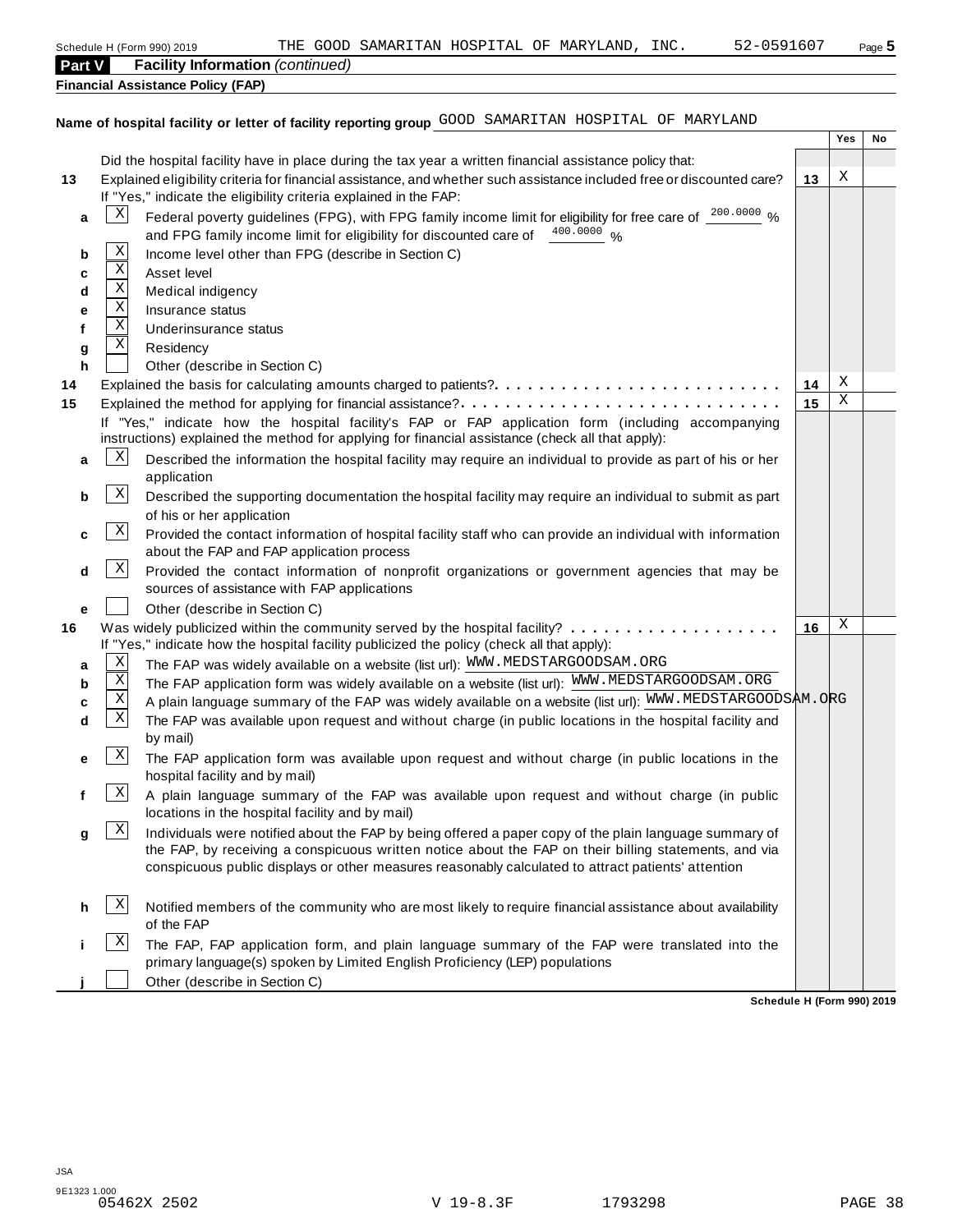Schedule H (Form 990) 2019 THE GOOD SAMARITAN HOSPITAL OF MARYLAND, INC. 52-0591607

**Part V Facility Information** *(continued)*

**Financial Assistance Policy (FAP)**

**Name of hospital facility or letter of facility reporting group** GOOD SAMARITAN HOSPITAL OF MARYLAND

| | | | Yes | No |
|---|---|---|---|---|
| | Did the hospital facility have in place during the tax year a written financial assistance policy that: | | | |
| **13** | Explained eligibility criteria for financial assistance, and whether such assistance included free or discounted care? | **13** | X | |
| | If "Yes," indicate the eligibility criteria explained in the FAP: | | | |
| **a** | [X] Federal poverty guidelines (FPG), with FPG family income limit for eligibility for free care of 200.0000 % and FPG family income limit for eligibility for discounted care of 400.0000 % | | | |
| **b** | [X] Income level other than FPG (describe in Section C) | | | |
| **c** | [X] Asset level | | | |
| **d** | [X] Medical indigency | | | |
| **e** | [X] Insurance status | | | |
| **f** | [X] Underinsurance status | | | |
| **g** | [X] Residency | | | |
| **h** | [ ] Other (describe in Section C) | | | |
| **14** | Explained the basis for calculating amounts charged to patients? | **14** | X | |
| **15** | Explained the method for applying for financial assistance? | **15** | X | |
| | If "Yes," indicate how the hospital facility's FAP or FAP application form (including accompanying instructions) explained the method for applying for financial assistance (check all that apply): | | | |
| **a** | [X] Described the information the hospital facility may require an individual to provide as part of his or her application | | | |
| **b** | [X] Described the supporting documentation the hospital facility may require an individual to submit as part of his or her application | | | |
| **c** | [X] Provided the contact information of hospital facility staff who can provide an individual with information about the FAP and FAP application process | | | |
| **d** | [X] Provided the contact information of nonprofit organizations or government agencies that may be sources of assistance with FAP applications | | | |
| **e** | [ ] Other (describe in Section C) | | | |
| **16** | Was widely publicized within the community served by the hospital facility? | **16** | X | |
| | If "Yes," indicate how the hospital facility publicized the policy (check all that apply): | | | |
| **a** | [X] The FAP was widely available on a website (list url): WWW.MEDSTARGOODSAM.ORG | | | |
| **b** | [X] The FAP application form was widely available on a website (list url): WWW.MEDSTARGOODSAM.ORG | | | |
| **c** | [X] A plain language summary of the FAP was widely available on a website (list url): WWW.MEDSTARGOODSAM.ORG | | | |
| **d** | [X] The FAP was available upon request and without charge (in public locations in the hospital facility and by mail) | | | |
| **e** | [X] The FAP application form was available upon request and without charge (in public locations in the hospital facility and by mail) | | | |
| **f** | [X] A plain language summary of the FAP was available upon request and without charge (in public locations in the hospital facility and by mail) | | | |
| **g** | [X] Individuals were notified about the FAP by being offered a paper copy of the plain language summary of the FAP, by receiving a conspicuous written notice about the FAP on their billing statements, and via conspicuous public displays or other measures reasonably calculated to attract patients' attention | | | |
| **h** | [X] Notified members of the community who are most likely to require financial assistance about availability of the FAP | | | |
| **i** | [X] The FAP, FAP application form, and plain language summary of the FAP were translated into the primary language(s) spoken by Limited English Proficiency (LEP) populations | | | |
| **j** | [ ] Other (describe in Section C) | | | |

**Schedule H (Form 990) 2019**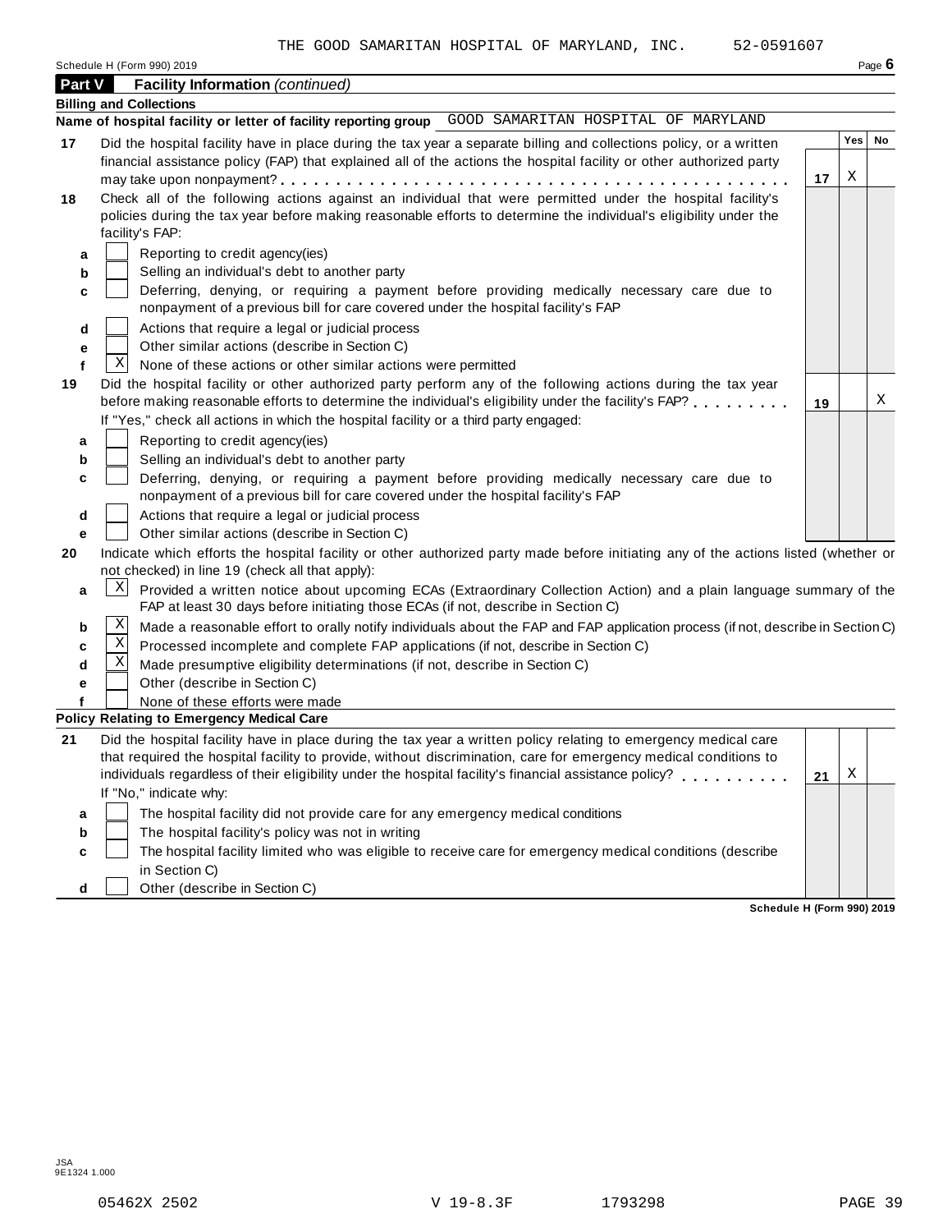THE GOOD SAMARITAN HOSPITAL OF MARYLAND, INC. 52-0591607

Schedule H (Form 990) 2019 Page **6**

## Part V Facility Information *(continued)*

**Billing and Collections**

**Name of hospital facility or letter of facility reporting group** GOOD SAMARITAN HOSPITAL OF MARYLAND

| | | | Yes | No |
|---|---|---|---|---|
| **17** | Did the hospital facility have in place during the tax year a separate billing and collections policy, or a written financial assistance policy (FAP) that explained all of the actions the hospital facility or other authorized party may take upon nonpayment? | **17** | X | |
| **18** | Check all of the following actions against an individual that were permitted under the hospital facility's policies during the tax year before making reasonable efforts to determine the individual's eligibility under the facility's FAP: | | | |
| **a** | [ ] Reporting to credit agency(ies) | | | |
| **b** | [ ] Selling an individual's debt to another party | | | |
| **c** | [ ] Deferring, denying, or requiring a payment before providing medically necessary care due to nonpayment of a previous bill for care covered under the hospital facility's FAP | | | |
| **d** | [ ] Actions that require a legal or judicial process | | | |
| **e** | [ ] Other similar actions (describe in Section C) | | | |
| **f** | [X] None of these actions or other similar actions were permitted | | | |
| **19** | Did the hospital facility or other authorized party perform any of the following actions during the tax year before making reasonable efforts to determine the individual's eligibility under the facility's FAP? If "Yes," check all actions in which the hospital facility or a third party engaged: | **19** | | X |
| **a** | [ ] Reporting to credit agency(ies) | | | |
| **b** | [ ] Selling an individual's debt to another party | | | |
| **c** | [ ] Deferring, denying, or requiring a payment before providing medically necessary care due to nonpayment of a previous bill for care covered under the hospital facility's FAP | | | |
| **d** | [ ] Actions that require a legal or judicial process | | | |
| **e** | [ ] Other similar actions (describe in Section C) | | | |

**20** Indicate which efforts the hospital facility or other authorized party made before initiating any of the actions listed (whether or not checked) in line 19 (check all that apply):

- **a** [X] Provided a written notice about upcoming ECAs (Extraordinary Collection Action) and a plain language summary of the FAP at least 30 days before initiating those ECAs (if not, describe in Section C)
- **b** [X] Made a reasonable effort to orally notify individuals about the FAP and FAP application process (if not, describe in Section C)
- **c** [X] Processed incomplete and complete FAP applications (if not, describe in Section C)
- **d** [X] Made presumptive eligibility determinations (if not, describe in Section C)
- **e** [ ] Other (describe in Section C)
- **f** [ ] None of these efforts were made

**Policy Relating to Emergency Medical Care**

| | | | Yes | No |
|---|---|---|---|---|
| **21** | Did the hospital facility have in place during the tax year a written policy relating to emergency medical care that required the hospital facility to provide, without discrimination, care for emergency medical conditions to individuals regardless of their eligibility under the hospital facility's financial assistance policy? If "No," indicate why: | **21** | X | |
| **a** | [ ] The hospital facility did not provide care for any emergency medical conditions | | | |
| **b** | [ ] The hospital facility's policy was not in writing | | | |
| **c** | [ ] The hospital facility limited who was eligible to receive care for emergency medical conditions (describe in Section C) | | | |
| **d** | [ ] Other (describe in Section C) | | | |

**Schedule H (Form 990) 2019**

JSA
9E1324 1.000

05462X 2502 V 19-8.3F 1793298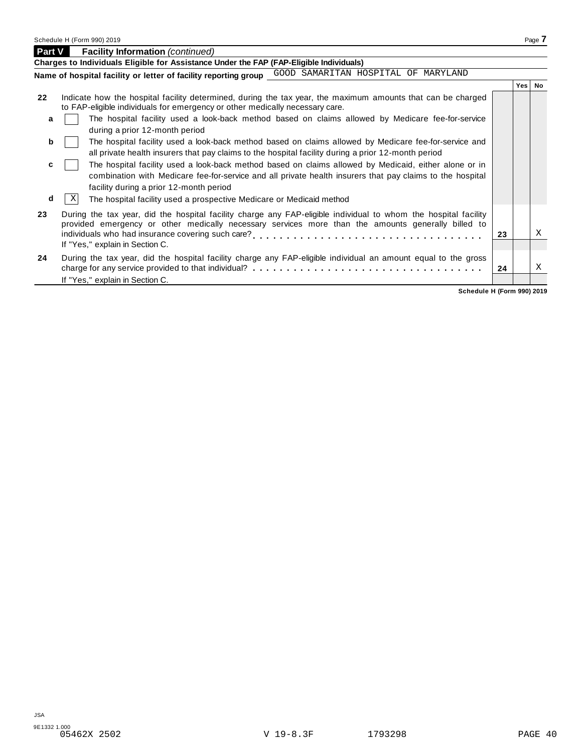## Part V Facility Information *(continued)*

**Charges to Individuals Eligible for Assistance Under the FAP (FAP-Eligible Individuals)**

**Name of hospital facility or letter of facility reporting group** GOOD SAMARITAN HOSPITAL OF MARYLAND

| | | | Yes | No |
|---|---|---|---|---|
| **22** | Indicate how the hospital facility determined, during the tax year, the maximum amounts that can be charged to FAP-eligible individuals for emergency or other medically necessary care. | | | |
| **a** | [ ] The hospital facility used a look-back method based on claims allowed by Medicare fee-for-service during a prior 12-month period | | | |
| **b** | [ ] The hospital facility used a look-back method based on claims allowed by Medicare fee-for-service and all private health insurers that pay claims to the hospital facility during a prior 12-month period | | | |
| **c** | [ ] The hospital facility used a look-back method based on claims allowed by Medicaid, either alone or in combination with Medicare fee-for-service and all private health insurers that pay claims to the hospital facility during a prior 12-month period | | | |
| **d** | [X] The hospital facility used a prospective Medicare or Medicaid method | | | |
| **23** | During the tax year, did the hospital facility charge any FAP-eligible individual to whom the hospital facility provided emergency or other medically necessary services more than the amounts generally billed to individuals who had insurance covering such care? If "Yes," explain in Section C. | **23** | | X |
| **24** | During the tax year, did the hospital facility charge any FAP-eligible individual an amount equal to the gross charge for any service provided to that individual? If "Yes," explain in Section C. | **24** | | X |

**Schedule H (Form 990) 2019**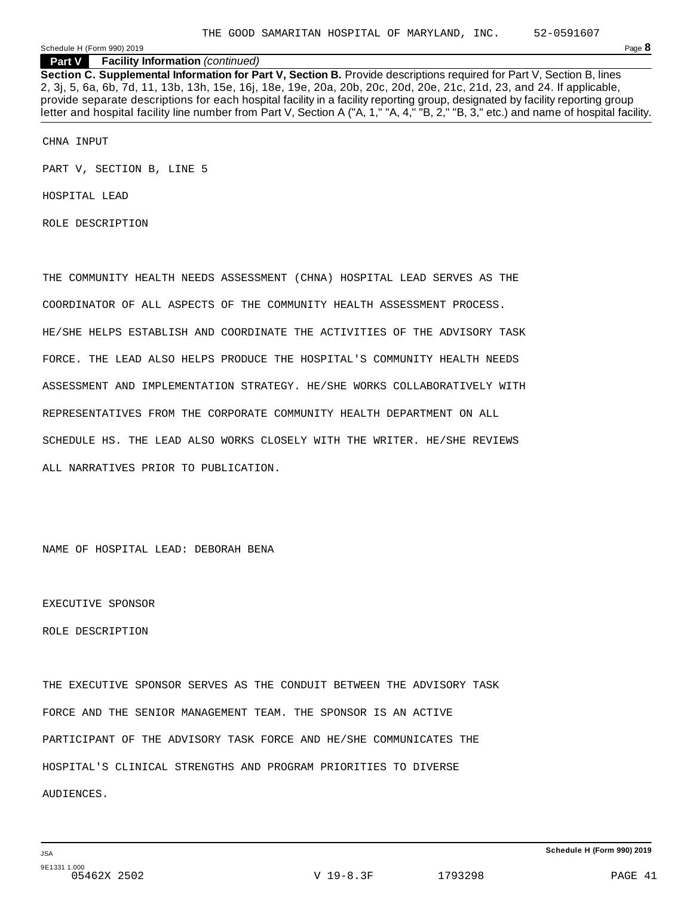THE GOOD SAMARITAN HOSPITAL OF MARYLAND, INC. 52-0591607

**Part V** **Facility Information** *(continued)*

**Section C. Supplemental Information for Part V, Section B.** Provide descriptions required for Part V, Section B, lines 2, 3j, 5, 6a, 6b, 7d, 11, 13b, 13h, 15e, 16j, 18e, 19e, 20a, 20b, 20c, 20d, 20e, 21c, 21d, 23, and 24. If applicable, provide separate descriptions for each hospital facility in a facility reporting group, designated by facility reporting group letter and hospital facility line number from Part V, Section A ("A, 1," "A, 4," "B, 2," "B, 3," etc.) and name of hospital facility.

CHNA INPUT

PART V, SECTION B, LINE 5

HOSPITAL LEAD

ROLE DESCRIPTION

THE COMMUNITY HEALTH NEEDS ASSESSMENT (CHNA) HOSPITAL LEAD SERVES AS THE COORDINATOR OF ALL ASPECTS OF THE COMMUNITY HEALTH ASSESSMENT PROCESS. HE/SHE HELPS ESTABLISH AND COORDINATE THE ACTIVITIES OF THE ADVISORY TASK FORCE. THE LEAD ALSO HELPS PRODUCE THE HOSPITAL'S COMMUNITY HEALTH NEEDS ASSESSMENT AND IMPLEMENTATION STRATEGY. HE/SHE WORKS COLLABORATIVELY WITH REPRESENTATIVES FROM THE CORPORATE COMMUNITY HEALTH DEPARTMENT ON ALL SCHEDULE HS. THE LEAD ALSO WORKS CLOSELY WITH THE WRITER. HE/SHE REVIEWS ALL NARRATIVES PRIOR TO PUBLICATION.

NAME OF HOSPITAL LEAD: DEBORAH BENA

EXECUTIVE SPONSOR

ROLE DESCRIPTION

THE EXECUTIVE SPONSOR SERVES AS THE CONDUIT BETWEEN THE ADVISORY TASK FORCE AND THE SENIOR MANAGEMENT TEAM. THE SPONSOR IS AN ACTIVE PARTICIPANT OF THE ADVISORY TASK FORCE AND HE/SHE COMMUNICATES THE HOSPITAL'S CLINICAL STRENGTHS AND PROGRAM PRIORITIES TO DIVERSE AUDIENCES.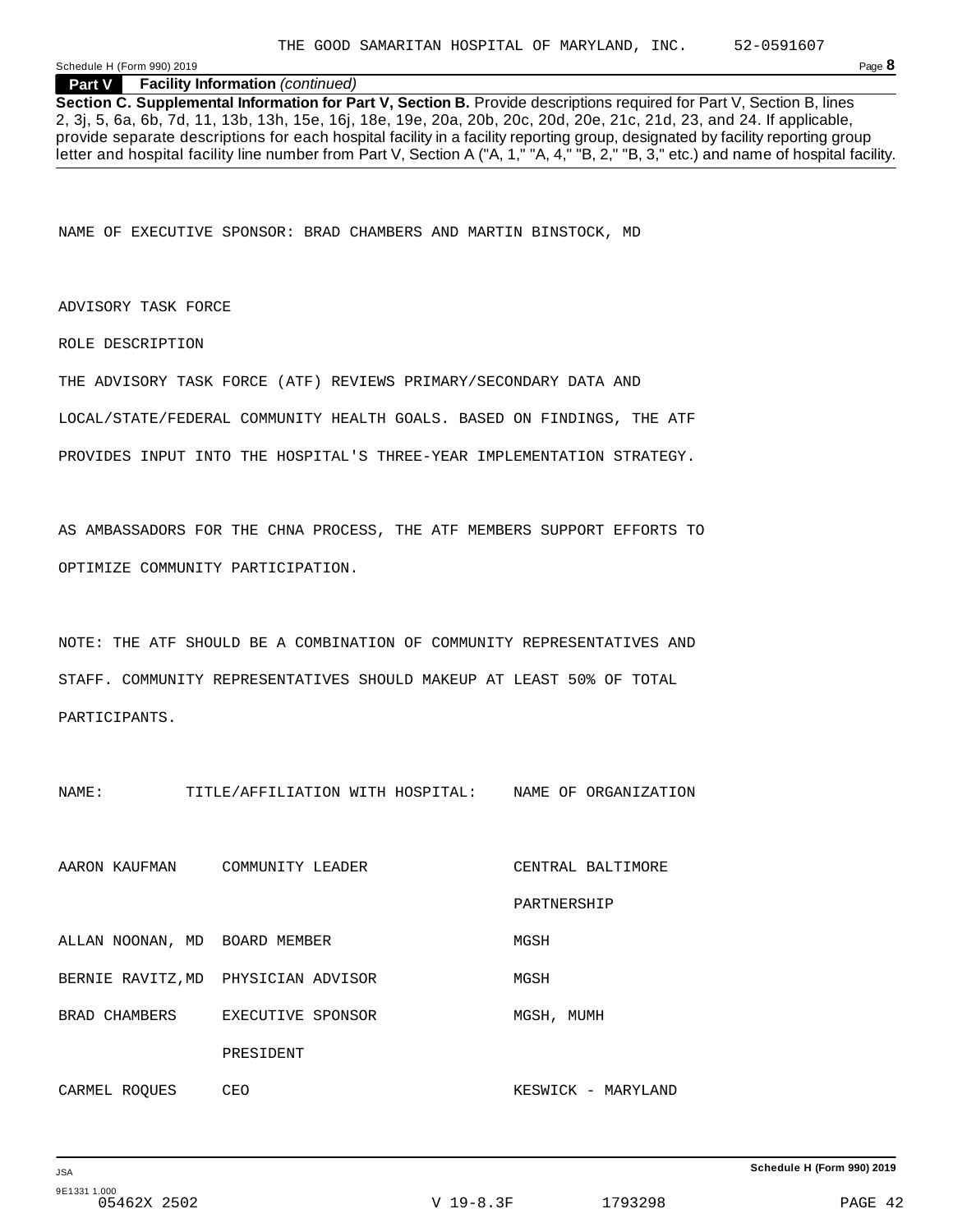THE GOOD SAMARITAN HOSPITAL OF MARYLAND, INC. 52-0591607

**Part V Facility Information** *(continued)*

**Section C. Supplemental Information for Part V, Section B.** Provide descriptions required for Part V, Section B, lines 2, 3j, 5, 6a, 6b, 7d, 11, 13b, 13h, 15e, 16j, 18e, 19e, 20a, 20b, 20c, 20d, 20e, 21c, 21d, 23, and 24. If applicable, provide separate descriptions for each hospital facility in a facility reporting group, designated by facility reporting group letter and hospital facility line number from Part V, Section A ("A, 1," "A, 4," "B, 2," "B, 3," etc.) and name of hospital facility.

NAME OF EXECUTIVE SPONSOR: BRAD CHAMBERS AND MARTIN BINSTOCK, MD

ADVISORY TASK FORCE

ROLE DESCRIPTION

THE ADVISORY TASK FORCE (ATF) REVIEWS PRIMARY/SECONDARY DATA AND LOCAL/STATE/FEDERAL COMMUNITY HEALTH GOALS. BASED ON FINDINGS, THE ATF PROVIDES INPUT INTO THE HOSPITAL'S THREE-YEAR IMPLEMENTATION STRATEGY.

AS AMBASSADORS FOR THE CHNA PROCESS, THE ATF MEMBERS SUPPORT EFFORTS TO OPTIMIZE COMMUNITY PARTICIPATION.

NOTE: THE ATF SHOULD BE A COMBINATION OF COMMUNITY REPRESENTATIVES AND STAFF. COMMUNITY REPRESENTATIVES SHOULD MAKEUP AT LEAST 50% OF TOTAL PARTICIPANTS.

| NAME: | TITLE/AFFILIATION WITH HOSPITAL: | NAME OF ORGANIZATION |
|---|---|---|
| AARON KAUFMAN | COMMUNITY LEADER | CENTRAL BALTIMORE PARTNERSHIP |
| ALLAN NOONAN, MD | BOARD MEMBER | MGSH |
| BERNIE RAVITZ,MD | PHYSICIAN ADVISOR | MGSH |
| BRAD CHAMBERS | EXECUTIVE SPONSOR PRESIDENT | MGSH, MUMH |
| CARMEL ROQUES | CEO | KESWICK - MARYLAND |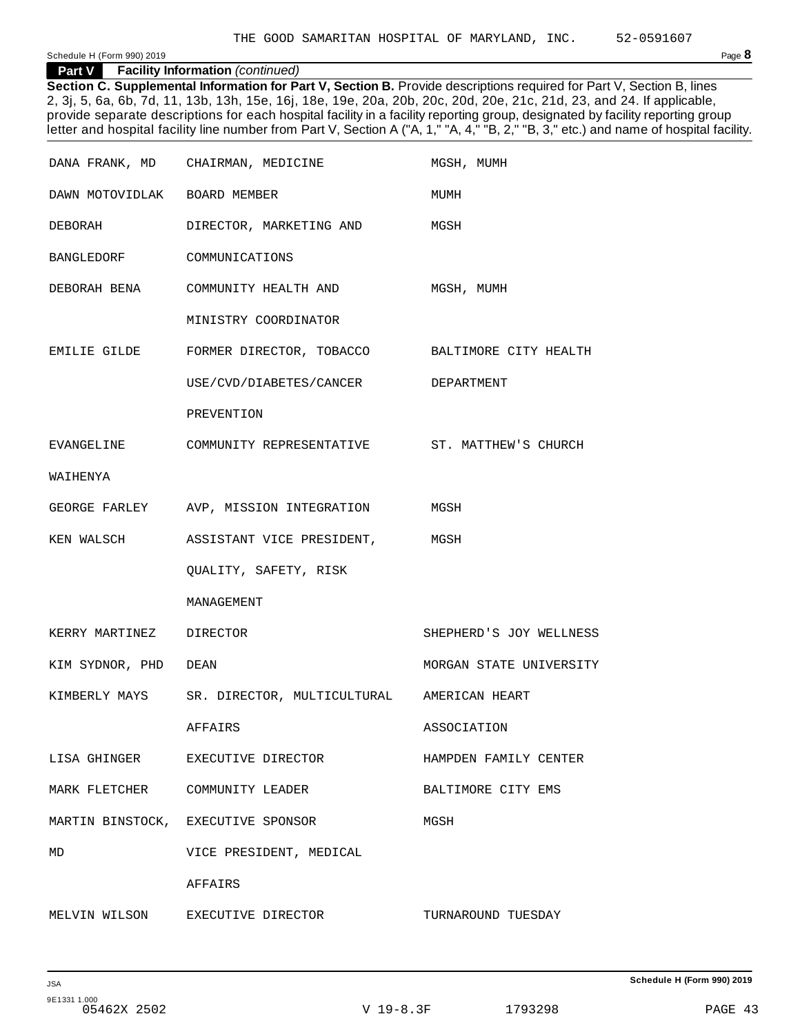THE GOOD SAMARITAN HOSPITAL OF MARYLAND, INC. 52-0591607

Schedule H (Form 990) 2019

**Part V Facility Information** *(continued)*

**Section C. Supplemental Information for Part V, Section B.** Provide descriptions required for Part V, Section B, lines 2, 3j, 5, 6a, 6b, 7d, 11, 13b, 13h, 15e, 16j, 18e, 19e, 20a, 20b, 20c, 20d, 20e, 21c, 21d, 23, and 24. If applicable, provide separate descriptions for each hospital facility in a facility reporting group, designated by facility reporting group letter and hospital facility line number from Part V, Section A ("A, 1," "A, 4," "B, 2," "B, 3," etc.) and name of hospital facility.

| | | |
|---|---|---|
| DANA FRANK, MD | CHAIRMAN, MEDICINE | MGSH, MUMH |
| DAWN MOTOVIDLAK | BOARD MEMBER | MUMH |
| DEBORAH BANGLEDORF | DIRECTOR, MARKETING AND COMMUNICATIONS | MGSH |
| DEBORAH BENA | COMMUNITY HEALTH AND MINISTRY COORDINATOR | MGSH, MUMH |
| EMILIE GILDE | FORMER DIRECTOR, TOBACCO USE/CVD/DIABETES/CANCER PREVENTION | BALTIMORE CITY HEALTH DEPARTMENT |
| EVANGELINE WAIHENYA | COMMUNITY REPRESENTATIVE | ST. MATTHEW'S CHURCH |
| GEORGE FARLEY | AVP, MISSION INTEGRATION | MGSH |
| KEN WALSCH | ASSISTANT VICE PRESIDENT, QUALITY, SAFETY, RISK MANAGEMENT | MGSH |
| KERRY MARTINEZ | DIRECTOR | SHEPHERD'S JOY WELLNESS |
| KIM SYDNOR, PHD | DEAN | MORGAN STATE UNIVERSITY |
| KIMBERLY MAYS | SR. DIRECTOR, MULTICULTURAL AFFAIRS | AMERICAN HEART ASSOCIATION |
| LISA GHINGER | EXECUTIVE DIRECTOR | HAMPDEN FAMILY CENTER |
| MARK FLETCHER | COMMUNITY LEADER | BALTIMORE CITY EMS |
| MARTIN BINSTOCK, MD | EXECUTIVE SPONSOR VICE PRESIDENT, MEDICAL AFFAIRS | MGSH |
| MELVIN WILSON | EXECUTIVE DIRECTOR | TURNAROUND TUESDAY |

Schedule H (Form 990) 2019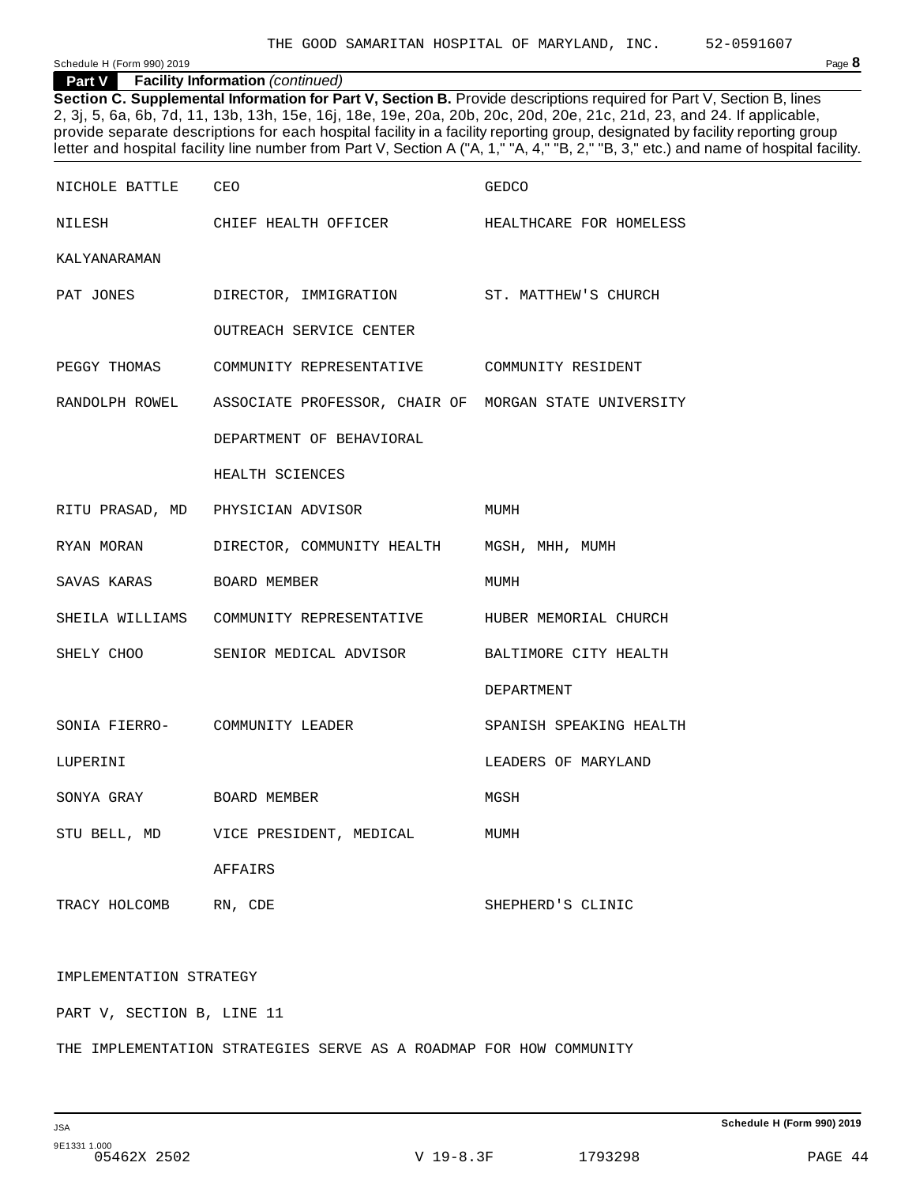**Part V Facility Information** *(continued)*

**Section C. Supplemental Information for Part V, Section B.** Provide descriptions required for Part V, Section B, lines 2, 3j, 5, 6a, 6b, 7d, 11, 13b, 13h, 15e, 16j, 18e, 19e, 20a, 20b, 20c, 20d, 20e, 21c, 21d, 23, and 24. If applicable, provide separate descriptions for each hospital facility in a facility reporting group, designated by facility reporting group letter and hospital facility line number from Part V, Section A ("A, 1," "A, 4," "B, 2," "B, 3," etc.) and name of hospital facility.

| | | |
|---|---|---|
| NICHOLE BATTLE | CEO | GEDCO |
| NILESH KALYANARAMAN | CHIEF HEALTH OFFICER | HEALTHCARE FOR HOMELESS |
| PAT JONES | DIRECTOR, IMMIGRATION OUTREACH SERVICE CENTER | ST. MATTHEW'S CHURCH |
| PEGGY THOMAS | COMMUNITY REPRESENTATIVE | COMMUNITY RESIDENT |
| RANDOLPH ROWEL | ASSOCIATE PROFESSOR, CHAIR OF DEPARTMENT OF BEHAVIORAL HEALTH SCIENCES | MORGAN STATE UNIVERSITY |
| RITU PRASAD, MD | PHYSICIAN ADVISOR | MUMH |
| RYAN MORAN | DIRECTOR, COMMUNITY HEALTH | MGSH, MHH, MUMH |
| SAVAS KARAS | BOARD MEMBER | MUMH |
| SHEILA WILLIAMS | COMMUNITY REPRESENTATIVE | HUBER MEMORIAL CHURCH |
| SHELY CHOO | SENIOR MEDICAL ADVISOR | BALTIMORE CITY HEALTH DEPARTMENT |
| SONIA FIERRO-LUPERINI | COMMUNITY LEADER | SPANISH SPEAKING HEALTH LEADERS OF MARYLAND |
| SONYA GRAY | BOARD MEMBER | MGSH |
| STU BELL, MD | VICE PRESIDENT, MEDICAL AFFAIRS | MUMH |
| TRACY HOLCOMB | RN, CDE | SHEPHERD'S CLINIC |

IMPLEMENTATION STRATEGY

PART V, SECTION B, LINE 11

THE IMPLEMENTATION STRATEGIES SERVE AS A ROADMAP FOR HOW COMMUNITY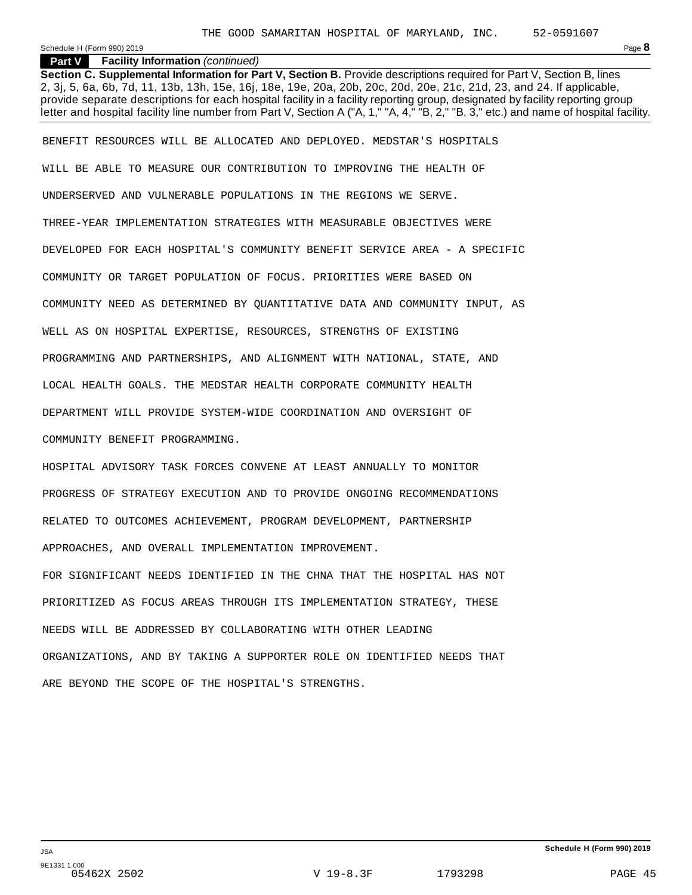## Part V Facility Information *(continued)*

**Section C. Supplemental Information for Part V, Section B.** Provide descriptions required for Part V, Section B, lines 2, 3j, 5, 6a, 6b, 7d, 11, 13b, 13h, 15e, 16j, 18e, 19e, 20a, 20b, 20c, 20d, 20e, 21c, 21d, 23, and 24. If applicable, provide separate descriptions for each hospital facility in a facility reporting group, designated by facility reporting group letter and hospital facility line number from Part V, Section A ("A, 1," "A, 4," "B, 2," "B, 3," etc.) and name of hospital facility.

BENEFIT RESOURCES WILL BE ALLOCATED AND DEPLOYED. MEDSTAR'S HOSPITALS WILL BE ABLE TO MEASURE OUR CONTRIBUTION TO IMPROVING THE HEALTH OF UNDERSERVED AND VULNERABLE POPULATIONS IN THE REGIONS WE SERVE.

THREE-YEAR IMPLEMENTATION STRATEGIES WITH MEASURABLE OBJECTIVES WERE DEVELOPED FOR EACH HOSPITAL'S COMMUNITY BENEFIT SERVICE AREA - A SPECIFIC COMMUNITY OR TARGET POPULATION OF FOCUS. PRIORITIES WERE BASED ON COMMUNITY NEED AS DETERMINED BY QUANTITATIVE DATA AND COMMUNITY INPUT, AS WELL AS ON HOSPITAL EXPERTISE, RESOURCES, STRENGTHS OF EXISTING PROGRAMMING AND PARTNERSHIPS, AND ALIGNMENT WITH NATIONAL, STATE, AND LOCAL HEALTH GOALS. THE MEDSTAR HEALTH CORPORATE COMMUNITY HEALTH DEPARTMENT WILL PROVIDE SYSTEM-WIDE COORDINATION AND OVERSIGHT OF COMMUNITY BENEFIT PROGRAMMING.

HOSPITAL ADVISORY TASK FORCES CONVENE AT LEAST ANNUALLY TO MONITOR PROGRESS OF STRATEGY EXECUTION AND TO PROVIDE ONGOING RECOMMENDATIONS RELATED TO OUTCOMES ACHIEVEMENT, PROGRAM DEVELOPMENT, PARTNERSHIP APPROACHES, AND OVERALL IMPLEMENTATION IMPROVEMENT.

FOR SIGNIFICANT NEEDS IDENTIFIED IN THE CHNA THAT THE HOSPITAL HAS NOT PRIORITIZED AS FOCUS AREAS THROUGH ITS IMPLEMENTATION STRATEGY, THESE NEEDS WILL BE ADDRESSED BY COLLABORATING WITH OTHER LEADING ORGANIZATIONS, AND BY TAKING A SUPPORTER ROLE ON IDENTIFIED NEEDS THAT ARE BEYOND THE SCOPE OF THE HOSPITAL'S STRENGTHS.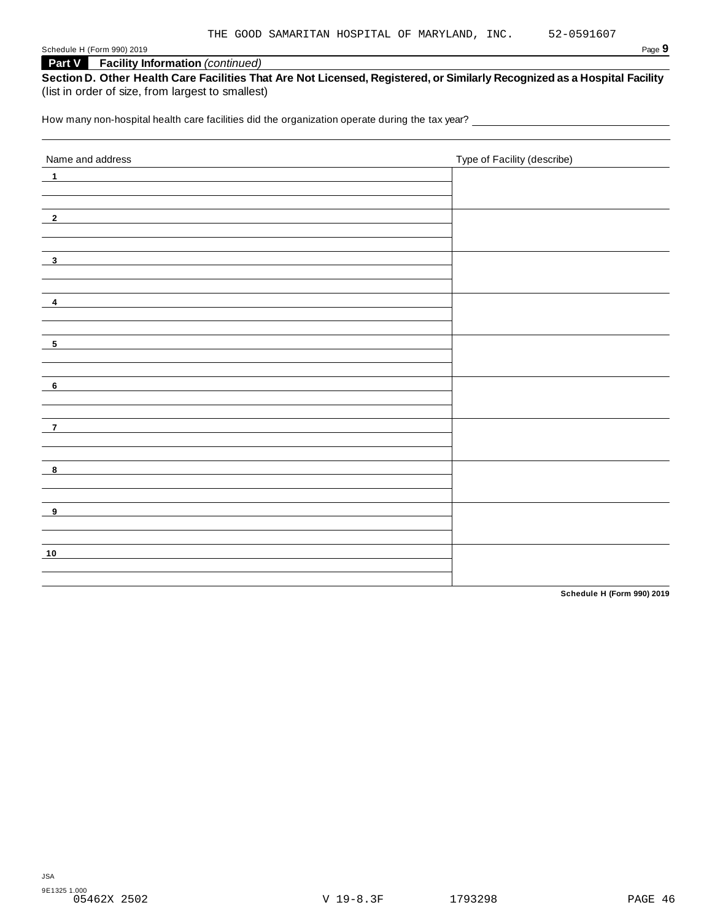THE GOOD SAMARITAN HOSPITAL OF MARYLAND, INC. 52-0591607

## Part V Facility Information *(continued)*

**Section D. Other Health Care Facilities That Are Not Licensed, Registered, or Similarly Recognized as a Hospital Facility** (list in order of size, from largest to smallest)

How many non-hospital health care facilities did the organization operate during the tax year?

| Name and address | Type of Facility (describe) |
|---|---|
| 1 | |
| 2 | |
| 3 | |
| 4 | |
| 5 | |
| 6 | |
| 7 | |
| 8 | |
| 9 | |
| 10 | |

**Schedule H (Form 990) 2019**

JSA
9E1325 1.000
05462X 2502 V 19-8.3F 1793298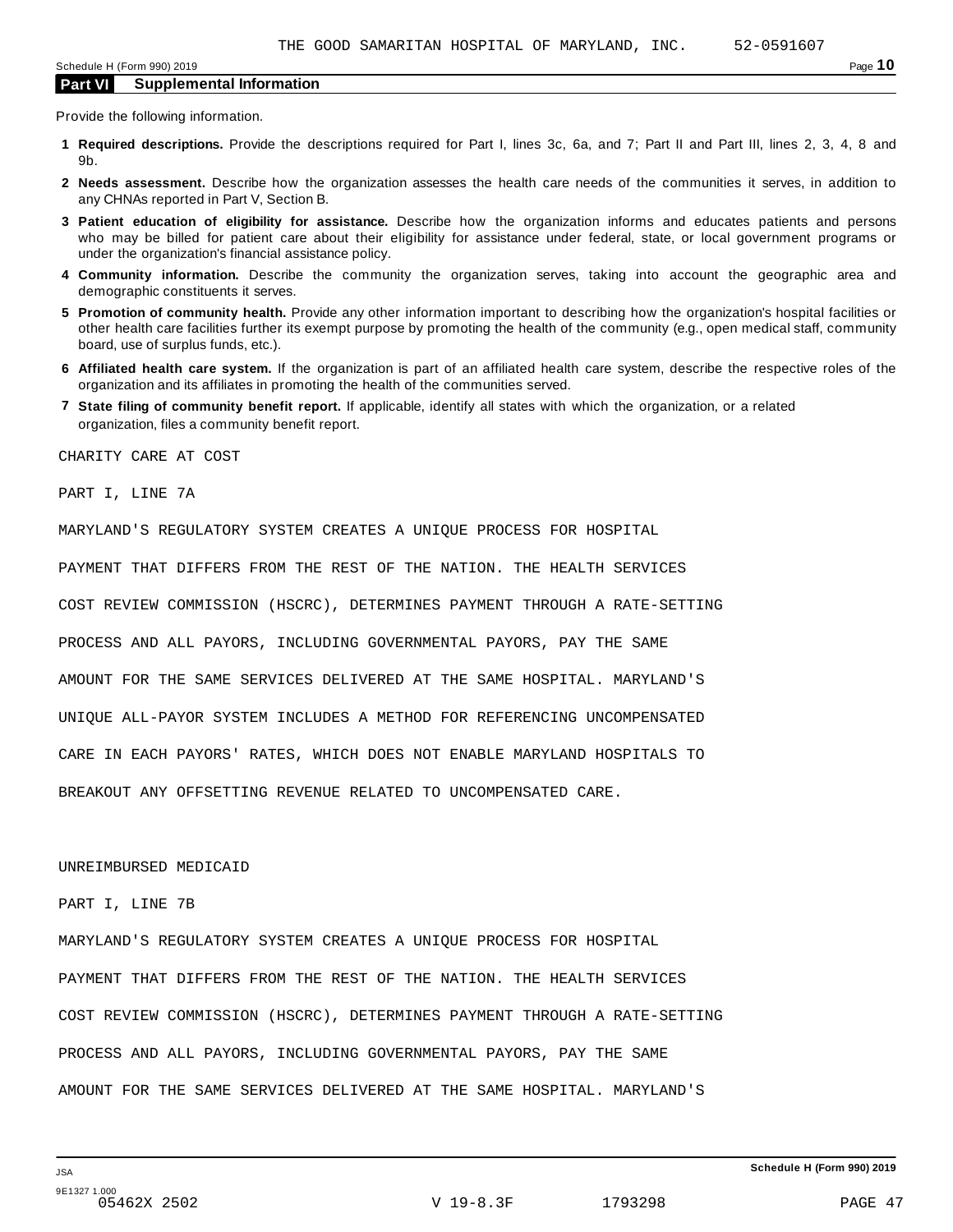THE GOOD SAMARITAN HOSPITAL OF MARYLAND, INC. 52-0591607

## Part VI Supplemental Information

Provide the following information.

1. **Required descriptions.** Provide the descriptions required for Part I, lines 3c, 6a, and 7; Part II and Part III, lines 2, 3, 4, 8 and 9b.
2. **Needs assessment.** Describe how the organization assesses the health care needs of the communities it serves, in addition to any CHNAs reported in Part V, Section B.
3. **Patient education of eligibility for assistance.** Describe how the organization informs and educates patients and persons who may be billed for patient care about their eligibility for assistance under federal, state, or local government programs or under the organization's financial assistance policy.
4. **Community information.** Describe the community the organization serves, taking into account the geographic area and demographic constituents it serves.
5. **Promotion of community health.** Provide any other information important to describing how the organization's hospital facilities or other health care facilities further its exempt purpose by promoting the health of the community (e.g., open medical staff, community board, use of surplus funds, etc.).
6. **Affiliated health care system.** If the organization is part of an affiliated health care system, describe the respective roles of the organization and its affiliates in promoting the health of the communities served.
7. **State filing of community benefit report.** If applicable, identify all states with which the organization, or a related organization, files a community benefit report.

CHARITY CARE AT COST

PART I, LINE 7A

MARYLAND'S REGULATORY SYSTEM CREATES A UNIQUE PROCESS FOR HOSPITAL PAYMENT THAT DIFFERS FROM THE REST OF THE NATION. THE HEALTH SERVICES COST REVIEW COMMISSION (HSCRC), DETERMINES PAYMENT THROUGH A RATE-SETTING PROCESS AND ALL PAYORS, INCLUDING GOVERNMENTAL PAYORS, PAY THE SAME AMOUNT FOR THE SAME SERVICES DELIVERED AT THE SAME HOSPITAL. MARYLAND'S UNIQUE ALL-PAYOR SYSTEM INCLUDES A METHOD FOR REFERENCING UNCOMPENSATED CARE IN EACH PAYORS' RATES, WHICH DOES NOT ENABLE MARYLAND HOSPITALS TO BREAKOUT ANY OFFSETTING REVENUE RELATED TO UNCOMPENSATED CARE.

UNREIMBURSED MEDICAID

PART I, LINE 7B

MARYLAND'S REGULATORY SYSTEM CREATES A UNIQUE PROCESS FOR HOSPITAL PAYMENT THAT DIFFERS FROM THE REST OF THE NATION. THE HEALTH SERVICES COST REVIEW COMMISSION (HSCRC), DETERMINES PAYMENT THROUGH A RATE-SETTING PROCESS AND ALL PAYORS, INCLUDING GOVERNMENTAL PAYORS, PAY THE SAME AMOUNT FOR THE SAME SERVICES DELIVERED AT THE SAME HOSPITAL. MARYLAND'S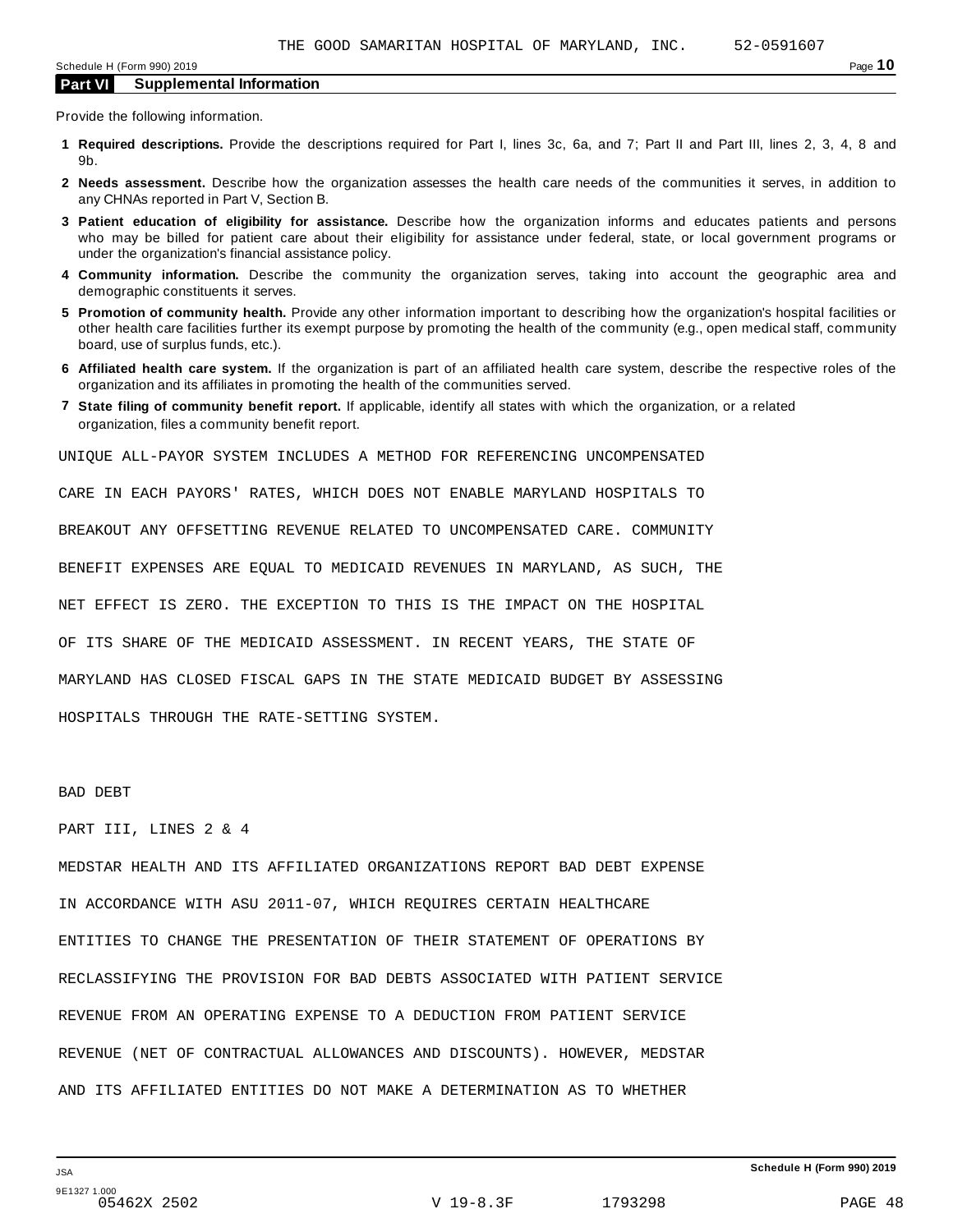THE GOOD SAMARITAN HOSPITAL OF MARYLAND, INC. 52-0591607

## Part VI Supplemental Information

Provide the following information.

1. **Required descriptions.** Provide the descriptions required for Part I, lines 3c, 6a, and 7; Part II and Part III, lines 2, 3, 4, 8 and 9b.
2. **Needs assessment.** Describe how the organization assesses the health care needs of the communities it serves, in addition to any CHNAs reported in Part V, Section B.
3. **Patient education of eligibility for assistance.** Describe how the organization informs and educates patients and persons who may be billed for patient care about their eligibility for assistance under federal, state, or local government programs or under the organization's financial assistance policy.
4. **Community information.** Describe the community the organization serves, taking into account the geographic area and demographic constituents it serves.
5. **Promotion of community health.** Provide any other information important to describing how the organization's hospital facilities or other health care facilities further its exempt purpose by promoting the health of the community (e.g., open medical staff, community board, use of surplus funds, etc.).
6. **Affiliated health care system.** If the organization is part of an affiliated health care system, describe the respective roles of the organization and its affiliates in promoting the health of the communities served.
7. **State filing of community benefit report.** If applicable, identify all states with which the organization, or a related organization, files a community benefit report.

UNIQUE ALL-PAYOR SYSTEM INCLUDES A METHOD FOR REFERENCING UNCOMPENSATED CARE IN EACH PAYORS' RATES, WHICH DOES NOT ENABLE MARYLAND HOSPITALS TO BREAKOUT ANY OFFSETTING REVENUE RELATED TO UNCOMPENSATED CARE. COMMUNITY BENEFIT EXPENSES ARE EQUAL TO MEDICAID REVENUES IN MARYLAND, AS SUCH, THE NET EFFECT IS ZERO. THE EXCEPTION TO THIS IS THE IMPACT ON THE HOSPITAL OF ITS SHARE OF THE MEDICAID ASSESSMENT. IN RECENT YEARS, THE STATE OF MARYLAND HAS CLOSED FISCAL GAPS IN THE STATE MEDICAID BUDGET BY ASSESSING HOSPITALS THROUGH THE RATE-SETTING SYSTEM.

BAD DEBT

PART III, LINES 2 & 4

MEDSTAR HEALTH AND ITS AFFILIATED ORGANIZATIONS REPORT BAD DEBT EXPENSE IN ACCORDANCE WITH ASU 2011-07, WHICH REQUIRES CERTAIN HEALTHCARE ENTITIES TO CHANGE THE PRESENTATION OF THEIR STATEMENT OF OPERATIONS BY RECLASSIFYING THE PROVISION FOR BAD DEBTS ASSOCIATED WITH PATIENT SERVICE REVENUE FROM AN OPERATING EXPENSE TO A DEDUCTION FROM PATIENT SERVICE REVENUE (NET OF CONTRACTUAL ALLOWANCES AND DISCOUNTS). HOWEVER, MEDSTAR AND ITS AFFILIATED ENTITIES DO NOT MAKE A DETERMINATION AS TO WHETHER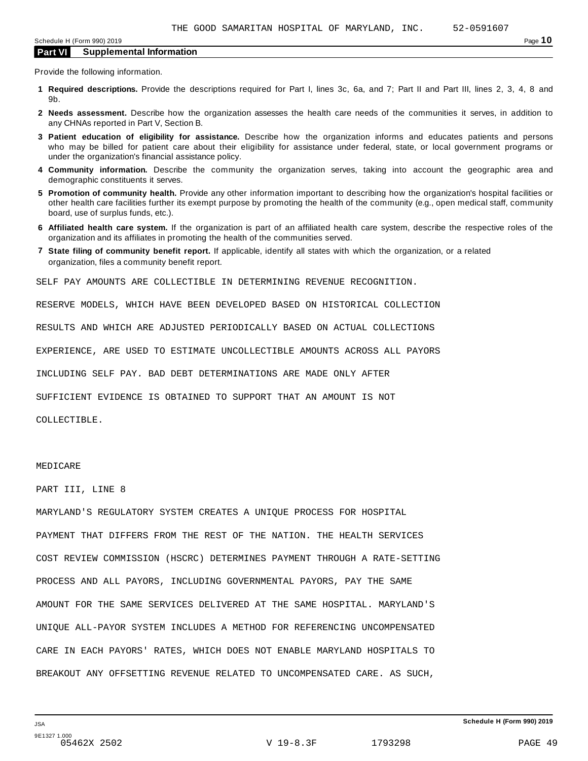THE GOOD SAMARITAN HOSPITAL OF MARYLAND, INC. 52-0591607

## Part VI Supplemental Information

Provide the following information.

**1 Required descriptions.** Provide the descriptions required for Part I, lines 3c, 6a, and 7; Part II and Part III, lines 2, 3, 4, 8 and 9b.

**2 Needs assessment.** Describe how the organization assesses the health care needs of the communities it serves, in addition to any CHNAs reported in Part V, Section B.

**3 Patient education of eligibility for assistance.** Describe how the organization informs and educates patients and persons who may be billed for patient care about their eligibility for assistance under federal, state, or local government programs or under the organization's financial assistance policy.

**4 Community information.** Describe the community the organization serves, taking into account the geographic area and demographic constituents it serves.

**5 Promotion of community health.** Provide any other information important to describing how the organization's hospital facilities or other health care facilities further its exempt purpose by promoting the health of the community (e.g., open medical staff, community board, use of surplus funds, etc.).

**6 Affiliated health care system.** If the organization is part of an affiliated health care system, describe the respective roles of the organization and its affiliates in promoting the health of the communities served.

**7 State filing of community benefit report.** If applicable, identify all states with which the organization, or a related organization, files a community benefit report.

SELF PAY AMOUNTS ARE COLLECTIBLE IN DETERMINING REVENUE RECOGNITION. RESERVE MODELS, WHICH HAVE BEEN DEVELOPED BASED ON HISTORICAL COLLECTION RESULTS AND WHICH ARE ADJUSTED PERIODICALLY BASED ON ACTUAL COLLECTIONS EXPERIENCE, ARE USED TO ESTIMATE UNCOLLECTIBLE AMOUNTS ACROSS ALL PAYORS INCLUDING SELF PAY. BAD DEBT DETERMINATIONS ARE MADE ONLY AFTER SUFFICIENT EVIDENCE IS OBTAINED TO SUPPORT THAT AN AMOUNT IS NOT COLLECTIBLE.

MEDICARE

PART III, LINE 8

MARYLAND'S REGULATORY SYSTEM CREATES A UNIQUE PROCESS FOR HOSPITAL PAYMENT THAT DIFFERS FROM THE REST OF THE NATION. THE HEALTH SERVICES COST REVIEW COMMISSION (HSCRC) DETERMINES PAYMENT THROUGH A RATE-SETTING PROCESS AND ALL PAYORS, INCLUDING GOVERNMENTAL PAYORS, PAY THE SAME AMOUNT FOR THE SAME SERVICES DELIVERED AT THE SAME HOSPITAL. MARYLAND'S UNIQUE ALL-PAYOR SYSTEM INCLUDES A METHOD FOR REFERENCING UNCOMPENSATED CARE IN EACH PAYORS' RATES, WHICH DOES NOT ENABLE MARYLAND HOSPITALS TO BREAKOUT ANY OFFSETTING REVENUE RELATED TO UNCOMPENSATED CARE. AS SUCH,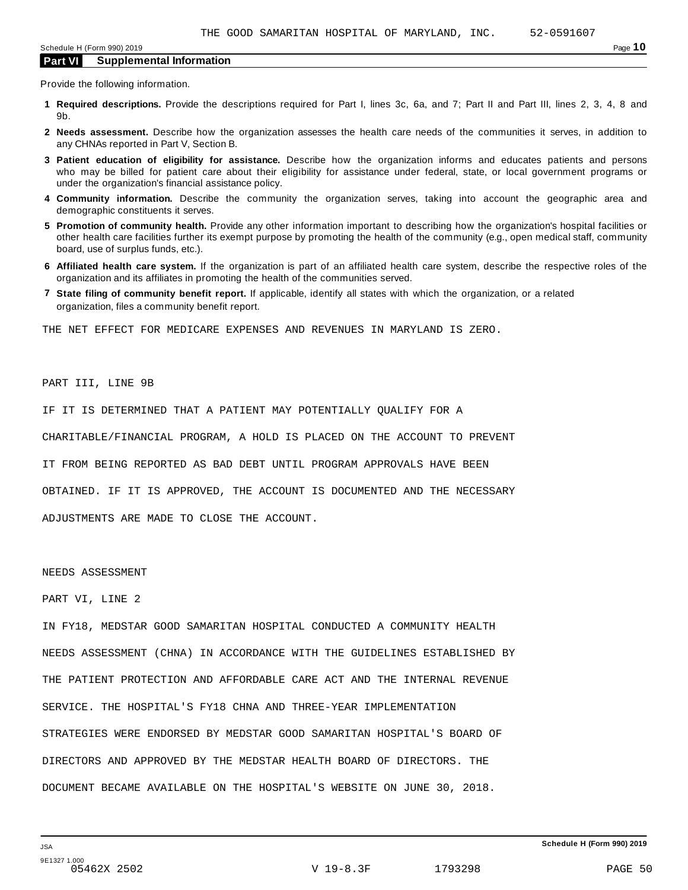THE GOOD SAMARITAN HOSPITAL OF MARYLAND, INC. 52-0591607

## Part VI Supplemental Information

Provide the following information.

1. **Required descriptions.** Provide the descriptions required for Part I, lines 3c, 6a, and 7; Part II and Part III, lines 2, 3, 4, 8 and 9b.
2. **Needs assessment.** Describe how the organization assesses the health care needs of the communities it serves, in addition to any CHNAs reported in Part V, Section B.
3. **Patient education of eligibility for assistance.** Describe how the organization informs and educates patients and persons who may be billed for patient care about their eligibility for assistance under federal, state, or local government programs or under the organization's financial assistance policy.
4. **Community information.** Describe the community the organization serves, taking into account the geographic area and demographic constituents it serves.
5. **Promotion of community health.** Provide any other information important to describing how the organization's hospital facilities or other health care facilities further its exempt purpose by promoting the health of the community (e.g., open medical staff, community board, use of surplus funds, etc.).
6. **Affiliated health care system.** If the organization is part of an affiliated health care system, describe the respective roles of the organization and its affiliates in promoting the health of the communities served.
7. **State filing of community benefit report.** If applicable, identify all states with which the organization, or a related organization, files a community benefit report.

THE NET EFFECT FOR MEDICARE EXPENSES AND REVENUES IN MARYLAND IS ZERO.

PART III, LINE 9B

IF IT IS DETERMINED THAT A PATIENT MAY POTENTIALLY QUALIFY FOR A CHARITABLE/FINANCIAL PROGRAM, A HOLD IS PLACED ON THE ACCOUNT TO PREVENT IT FROM BEING REPORTED AS BAD DEBT UNTIL PROGRAM APPROVALS HAVE BEEN OBTAINED. IF IT IS APPROVED, THE ACCOUNT IS DOCUMENTED AND THE NECESSARY ADJUSTMENTS ARE MADE TO CLOSE THE ACCOUNT.

NEEDS ASSESSMENT

PART VI, LINE 2

IN FY18, MEDSTAR GOOD SAMARITAN HOSPITAL CONDUCTED A COMMUNITY HEALTH NEEDS ASSESSMENT (CHNA) IN ACCORDANCE WITH THE GUIDELINES ESTABLISHED BY THE PATIENT PROTECTION AND AFFORDABLE CARE ACT AND THE INTERNAL REVENUE SERVICE. THE HOSPITAL'S FY18 CHNA AND THREE-YEAR IMPLEMENTATION STRATEGIES WERE ENDORSED BY MEDSTAR GOOD SAMARITAN HOSPITAL'S BOARD OF DIRECTORS AND APPROVED BY THE MEDSTAR HEALTH BOARD OF DIRECTORS. THE DOCUMENT BECAME AVAILABLE ON THE HOSPITAL'S WEBSITE ON JUNE 30, 2018.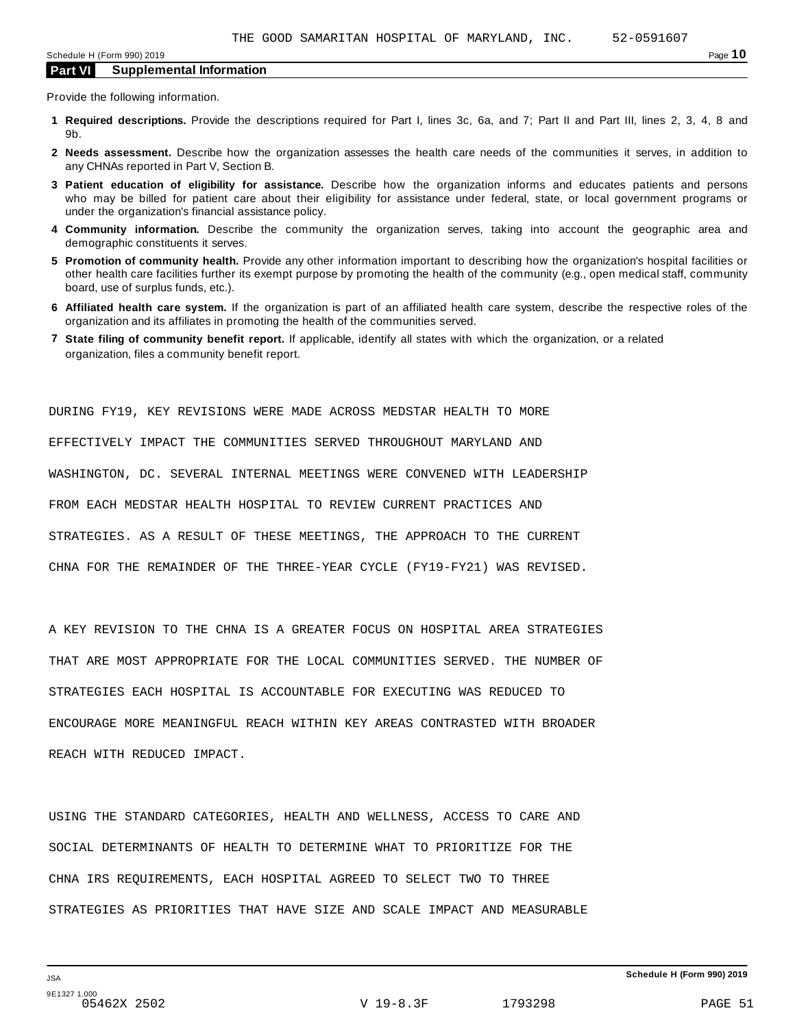## Part VI Supplemental Information

Provide the following information.

1. **Required descriptions.** Provide the descriptions required for Part I, lines 3c, 6a, and 7; Part II and Part III, lines 2, 3, 4, 8 and 9b.
2. **Needs assessment.** Describe how the organization assesses the health care needs of the communities it serves, in addition to any CHNAs reported in Part V, Section B.
3. **Patient education of eligibility for assistance.** Describe how the organization informs and educates patients and persons who may be billed for patient care about their eligibility for assistance under federal, state, or local government programs or under the organization's financial assistance policy.
4. **Community information.** Describe the community the organization serves, taking into account the geographic area and demographic constituents it serves.
5. **Promotion of community health.** Provide any other information important to describing how the organization's hospital facilities or other health care facilities further its exempt purpose by promoting the health of the community (e.g., open medical staff, community board, use of surplus funds, etc.).
6. **Affiliated health care system.** If the organization is part of an affiliated health care system, describe the respective roles of the organization and its affiliates in promoting the health of the communities served.
7. **State filing of community benefit report.** If applicable, identify all states with which the organization, or a related organization, files a community benefit report.

DURING FY19, KEY REVISIONS WERE MADE ACROSS MEDSTAR HEALTH TO MORE EFFECTIVELY IMPACT THE COMMUNITIES SERVED THROUGHOUT MARYLAND AND WASHINGTON, DC. SEVERAL INTERNAL MEETINGS WERE CONVENED WITH LEADERSHIP FROM EACH MEDSTAR HEALTH HOSPITAL TO REVIEW CURRENT PRACTICES AND STRATEGIES. AS A RESULT OF THESE MEETINGS, THE APPROACH TO THE CURRENT CHNA FOR THE REMAINDER OF THE THREE-YEAR CYCLE (FY19-FY21) WAS REVISED.

A KEY REVISION TO THE CHNA IS A GREATER FOCUS ON HOSPITAL AREA STRATEGIES THAT ARE MOST APPROPRIATE FOR THE LOCAL COMMUNITIES SERVED. THE NUMBER OF STRATEGIES EACH HOSPITAL IS ACCOUNTABLE FOR EXECUTING WAS REDUCED TO ENCOURAGE MORE MEANINGFUL REACH WITHIN KEY AREAS CONTRASTED WITH BROADER REACH WITH REDUCED IMPACT.

USING THE STANDARD CATEGORIES, HEALTH AND WELLNESS, ACCESS TO CARE AND SOCIAL DETERMINANTS OF HEALTH TO DETERMINE WHAT TO PRIORITIZE FOR THE CHNA IRS REQUIREMENTS, EACH HOSPITAL AGREED TO SELECT TWO TO THREE STRATEGIES AS PRIORITIES THAT HAVE SIZE AND SCALE IMPACT AND MEASURABLE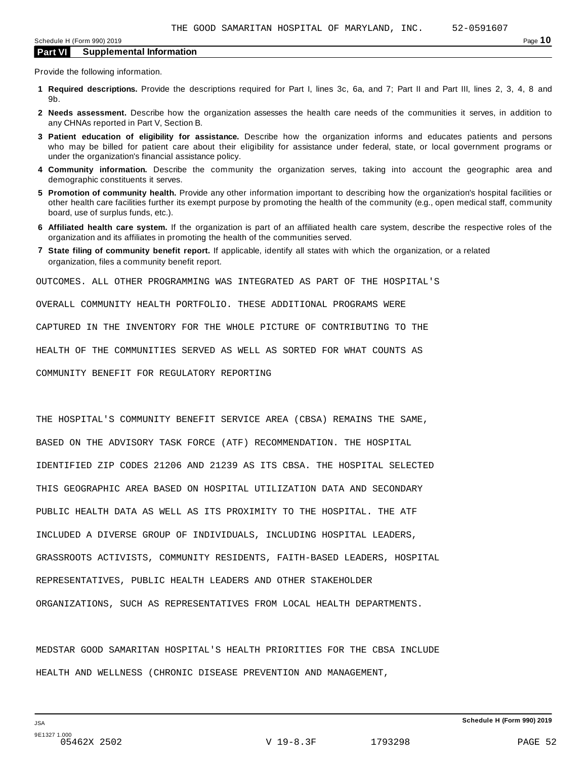## Part VI Supplemental Information

Provide the following information.

**1 Required descriptions.** Provide the descriptions required for Part I, lines 3c, 6a, and 7; Part II and Part III, lines 2, 3, 4, 8 and 9b.

**2 Needs assessment.** Describe how the organization assesses the health care needs of the communities it serves, in addition to any CHNAs reported in Part V, Section B.

**3 Patient education of eligibility for assistance.** Describe how the organization informs and educates patients and persons who may be billed for patient care about their eligibility for assistance under federal, state, or local government programs or under the organization's financial assistance policy.

**4 Community information.** Describe the community the organization serves, taking into account the geographic area and demographic constituents it serves.

**5 Promotion of community health.** Provide any other information important to describing how the organization's hospital facilities or other health care facilities further its exempt purpose by promoting the health of the community (e.g., open medical staff, community board, use of surplus funds, etc.).

**6 Affiliated health care system.** If the organization is part of an affiliated health care system, describe the respective roles of the organization and its affiliates in promoting the health of the communities served.

**7 State filing of community benefit report.** If applicable, identify all states with which the organization, or a related organization, files a community benefit report.

OUTCOMES. ALL OTHER PROGRAMMING WAS INTEGRATED AS PART OF THE HOSPITAL'S OVERALL COMMUNITY HEALTH PORTFOLIO. THESE ADDITIONAL PROGRAMS WERE CAPTURED IN THE INVENTORY FOR THE WHOLE PICTURE OF CONTRIBUTING TO THE HEALTH OF THE COMMUNITIES SERVED AS WELL AS SORTED FOR WHAT COUNTS AS COMMUNITY BENEFIT FOR REGULATORY REPORTING

THE HOSPITAL'S COMMUNITY BENEFIT SERVICE AREA (CBSA) REMAINS THE SAME, BASED ON THE ADVISORY TASK FORCE (ATF) RECOMMENDATION. THE HOSPITAL IDENTIFIED ZIP CODES 21206 AND 21239 AS ITS CBSA. THE HOSPITAL SELECTED THIS GEOGRAPHIC AREA BASED ON HOSPITAL UTILIZATION DATA AND SECONDARY PUBLIC HEALTH DATA AS WELL AS ITS PROXIMITY TO THE HOSPITAL. THE ATF INCLUDED A DIVERSE GROUP OF INDIVIDUALS, INCLUDING HOSPITAL LEADERS, GRASSROOTS ACTIVISTS, COMMUNITY RESIDENTS, FAITH-BASED LEADERS, HOSPITAL REPRESENTATIVES, PUBLIC HEALTH LEADERS AND OTHER STAKEHOLDER ORGANIZATIONS, SUCH AS REPRESENTATIVES FROM LOCAL HEALTH DEPARTMENTS.

MEDSTAR GOOD SAMARITAN HOSPITAL'S HEALTH PRIORITIES FOR THE CBSA INCLUDE HEALTH AND WELLNESS (CHRONIC DISEASE PREVENTION AND MANAGEMENT,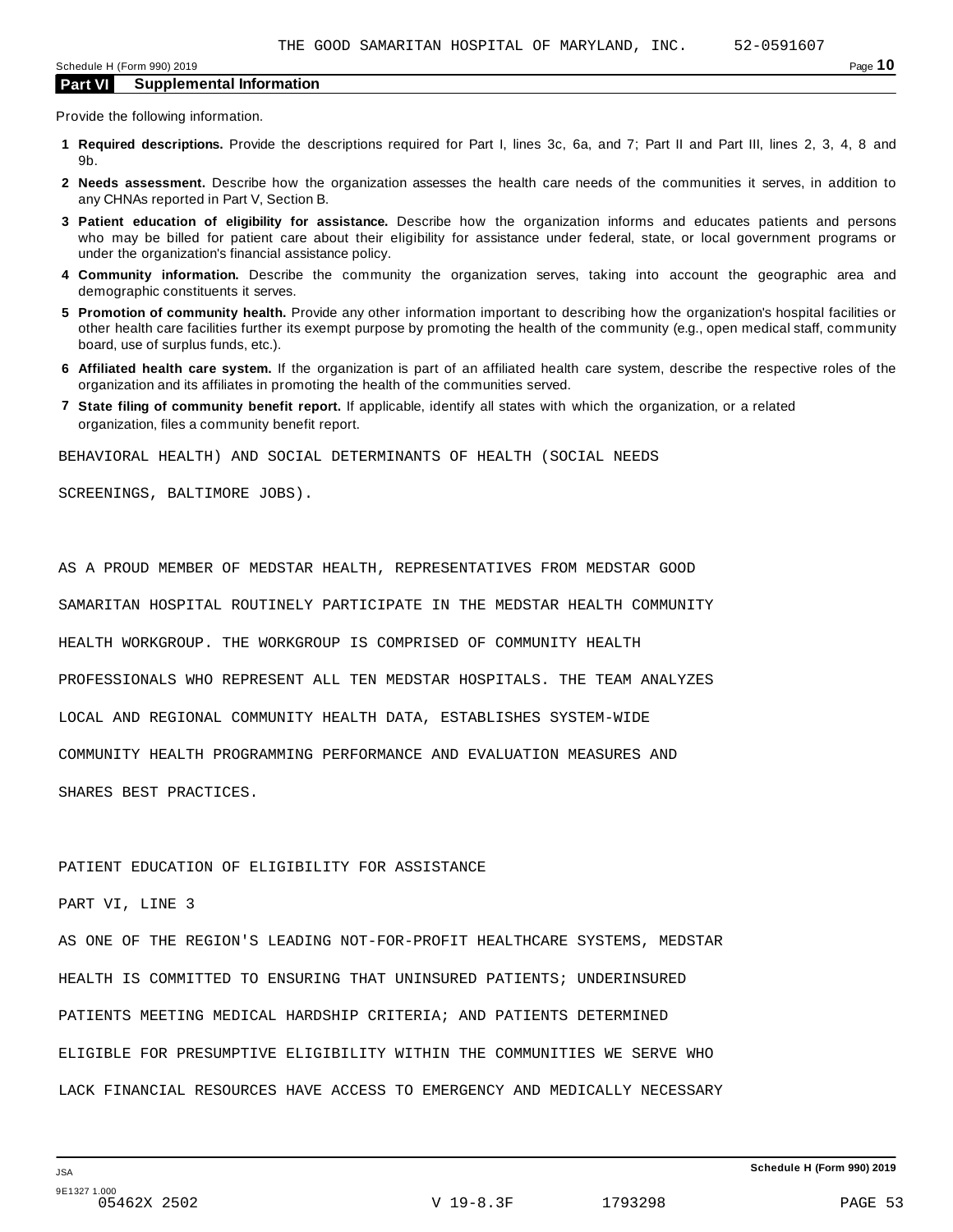THE GOOD SAMARITAN HOSPITAL OF MARYLAND, INC. 52-0591607

## Part VI Supplemental Information

Provide the following information.

1. **Required descriptions.** Provide the descriptions required for Part I, lines 3c, 6a, and 7; Part II and Part III, lines 2, 3, 4, 8 and 9b.
2. **Needs assessment.** Describe how the organization assesses the health care needs of the communities it serves, in addition to any CHNAs reported in Part V, Section B.
3. **Patient education of eligibility for assistance.** Describe how the organization informs and educates patients and persons who may be billed for patient care about their eligibility for assistance under federal, state, or local government programs or under the organization's financial assistance policy.
4. **Community information.** Describe the community the organization serves, taking into account the geographic area and demographic constituents it serves.
5. **Promotion of community health.** Provide any other information important to describing how the organization's hospital facilities or other health care facilities further its exempt purpose by promoting the health of the community (e.g., open medical staff, community board, use of surplus funds, etc.).
6. **Affiliated health care system.** If the organization is part of an affiliated health care system, describe the respective roles of the organization and its affiliates in promoting the health of the communities served.
7. **State filing of community benefit report.** If applicable, identify all states with which the organization, or a related organization, files a community benefit report.

BEHAVIORAL HEALTH) AND SOCIAL DETERMINANTS OF HEALTH (SOCIAL NEEDS SCREENINGS, BALTIMORE JOBS).

AS A PROUD MEMBER OF MEDSTAR HEALTH, REPRESENTATIVES FROM MEDSTAR GOOD SAMARITAN HOSPITAL ROUTINELY PARTICIPATE IN THE MEDSTAR HEALTH COMMUNITY HEALTH WORKGROUP. THE WORKGROUP IS COMPRISED OF COMMUNITY HEALTH PROFESSIONALS WHO REPRESENT ALL TEN MEDSTAR HOSPITALS. THE TEAM ANALYZES LOCAL AND REGIONAL COMMUNITY HEALTH DATA, ESTABLISHES SYSTEM-WIDE COMMUNITY HEALTH PROGRAMMING PERFORMANCE AND EVALUATION MEASURES AND SHARES BEST PRACTICES.

PATIENT EDUCATION OF ELIGIBILITY FOR ASSISTANCE

PART VI, LINE 3

AS ONE OF THE REGION'S LEADING NOT-FOR-PROFIT HEALTHCARE SYSTEMS, MEDSTAR HEALTH IS COMMITTED TO ENSURING THAT UNINSURED PATIENTS; UNDERINSURED PATIENTS MEETING MEDICAL HARDSHIP CRITERIA; AND PATIENTS DETERMINED ELIGIBLE FOR PRESUMPTIVE ELIGIBILITY WITHIN THE COMMUNITIES WE SERVE WHO LACK FINANCIAL RESOURCES HAVE ACCESS TO EMERGENCY AND MEDICALLY NECESSARY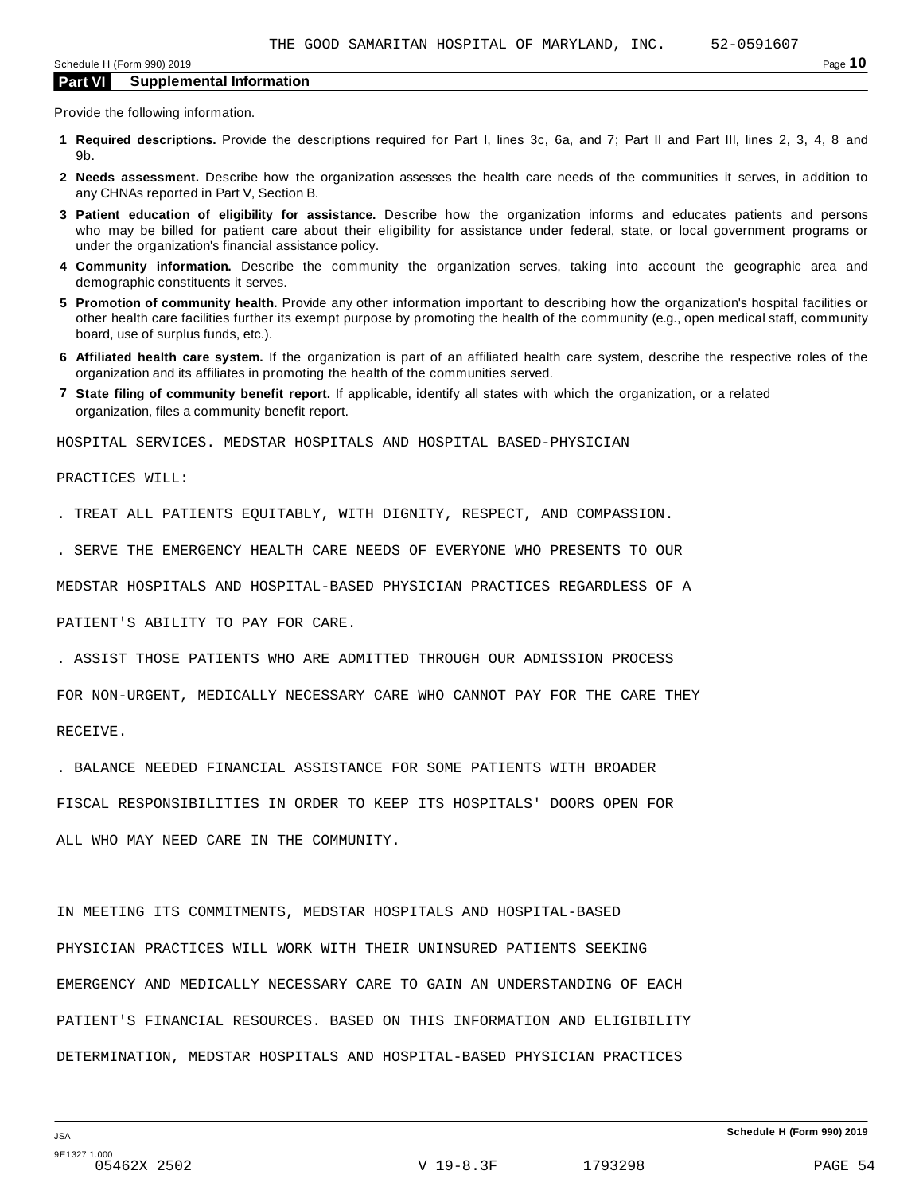THE GOOD SAMARITAN HOSPITAL OF MARYLAND, INC. 52-0591607

Schedule H (Form 990) 2019

## Part VI Supplemental Information

Provide the following information.

**1 Required descriptions.** Provide the descriptions required for Part I, lines 3c, 6a, and 7; Part II and Part III, lines 2, 3, 4, 8 and 9b.

**2 Needs assessment.** Describe how the organization assesses the health care needs of the communities it serves, in addition to any CHNAs reported in Part V, Section B.

**3 Patient education of eligibility for assistance.** Describe how the organization informs and educates patients and persons who may be billed for patient care about their eligibility for assistance under federal, state, or local government programs or under the organization's financial assistance policy.

**4 Community information.** Describe the community the organization serves, taking into account the geographic area and demographic constituents it serves.

**5 Promotion of community health.** Provide any other information important to describing how the organization's hospital facilities or other health care facilities further its exempt purpose by promoting the health of the community (e.g., open medical staff, community board, use of surplus funds, etc.).

**6 Affiliated health care system.** If the organization is part of an affiliated health care system, describe the respective roles of the organization and its affiliates in promoting the health of the communities served.

**7 State filing of community benefit report.** If applicable, identify all states with which the organization, or a related organization, files a community benefit report.

HOSPITAL SERVICES. MEDSTAR HOSPITALS AND HOSPITAL BASED-PHYSICIAN PRACTICES WILL:

. TREAT ALL PATIENTS EQUITABLY, WITH DIGNITY, RESPECT, AND COMPASSION.

. SERVE THE EMERGENCY HEALTH CARE NEEDS OF EVERYONE WHO PRESENTS TO OUR MEDSTAR HOSPITALS AND HOSPITAL-BASED PHYSICIAN PRACTICES REGARDLESS OF A PATIENT'S ABILITY TO PAY FOR CARE.

. ASSIST THOSE PATIENTS WHO ARE ADMITTED THROUGH OUR ADMISSION PROCESS FOR NON-URGENT, MEDICALLY NECESSARY CARE WHO CANNOT PAY FOR THE CARE THEY RECEIVE.

. BALANCE NEEDED FINANCIAL ASSISTANCE FOR SOME PATIENTS WITH BROADER FISCAL RESPONSIBILITIES IN ORDER TO KEEP ITS HOSPITALS' DOORS OPEN FOR ALL WHO MAY NEED CARE IN THE COMMUNITY.

IN MEETING ITS COMMITMENTS, MEDSTAR HOSPITALS AND HOSPITAL-BASED PHYSICIAN PRACTICES WILL WORK WITH THEIR UNINSURED PATIENTS SEEKING EMERGENCY AND MEDICALLY NECESSARY CARE TO GAIN AN UNDERSTANDING OF EACH PATIENT'S FINANCIAL RESOURCES. BASED ON THIS INFORMATION AND ELIGIBILITY DETERMINATION, MEDSTAR HOSPITALS AND HOSPITAL-BASED PHYSICIAN PRACTICES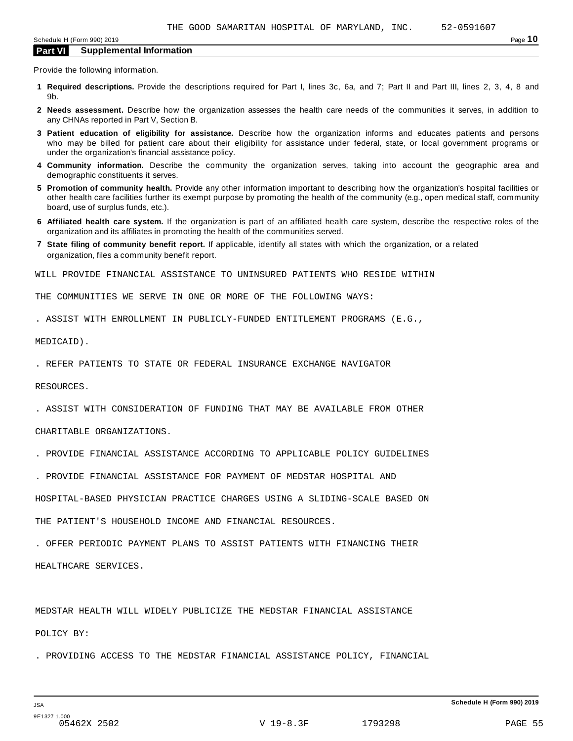THE GOOD SAMARITAN HOSPITAL OF MARYLAND, INC. 52-0591607

## Part VI Supplemental Information

Provide the following information.

1. **Required descriptions.** Provide the descriptions required for Part I, lines 3c, 6a, and 7; Part II and Part III, lines 2, 3, 4, 8 and 9b.
2. **Needs assessment.** Describe how the organization assesses the health care needs of the communities it serves, in addition to any CHNAs reported in Part V, Section B.
3. **Patient education of eligibility for assistance.** Describe how the organization informs and educates patients and persons who may be billed for patient care about their eligibility for assistance under federal, state, or local government programs or under the organization's financial assistance policy.
4. **Community information.** Describe the community the organization serves, taking into account the geographic area and demographic constituents it serves.
5. **Promotion of community health.** Provide any other information important to describing how the organization's hospital facilities or other health care facilities further its exempt purpose by promoting the health of the community (e.g., open medical staff, community board, use of surplus funds, etc.).
6. **Affiliated health care system.** If the organization is part of an affiliated health care system, describe the respective roles of the organization and its affiliates in promoting the health of the communities served.
7. **State filing of community benefit report.** If applicable, identify all states with which the organization, or a related organization, files a community benefit report.

WILL PROVIDE FINANCIAL ASSISTANCE TO UNINSURED PATIENTS WHO RESIDE WITHIN THE COMMUNITIES WE SERVE IN ONE OR MORE OF THE FOLLOWING WAYS:

. ASSIST WITH ENROLLMENT IN PUBLICLY-FUNDED ENTITLEMENT PROGRAMS (E.G., MEDICAID).

. REFER PATIENTS TO STATE OR FEDERAL INSURANCE EXCHANGE NAVIGATOR RESOURCES.

. ASSIST WITH CONSIDERATION OF FUNDING THAT MAY BE AVAILABLE FROM OTHER CHARITABLE ORGANIZATIONS.

. PROVIDE FINANCIAL ASSISTANCE ACCORDING TO APPLICABLE POLICY GUIDELINES

. PROVIDE FINANCIAL ASSISTANCE FOR PAYMENT OF MEDSTAR HOSPITAL AND HOSPITAL-BASED PHYSICIAN PRACTICE CHARGES USING A SLIDING-SCALE BASED ON THE PATIENT'S HOUSEHOLD INCOME AND FINANCIAL RESOURCES.

. OFFER PERIODIC PAYMENT PLANS TO ASSIST PATIENTS WITH FINANCING THEIR HEALTHCARE SERVICES.

MEDSTAR HEALTH WILL WIDELY PUBLICIZE THE MEDSTAR FINANCIAL ASSISTANCE POLICY BY:

. PROVIDING ACCESS TO THE MEDSTAR FINANCIAL ASSISTANCE POLICY, FINANCIAL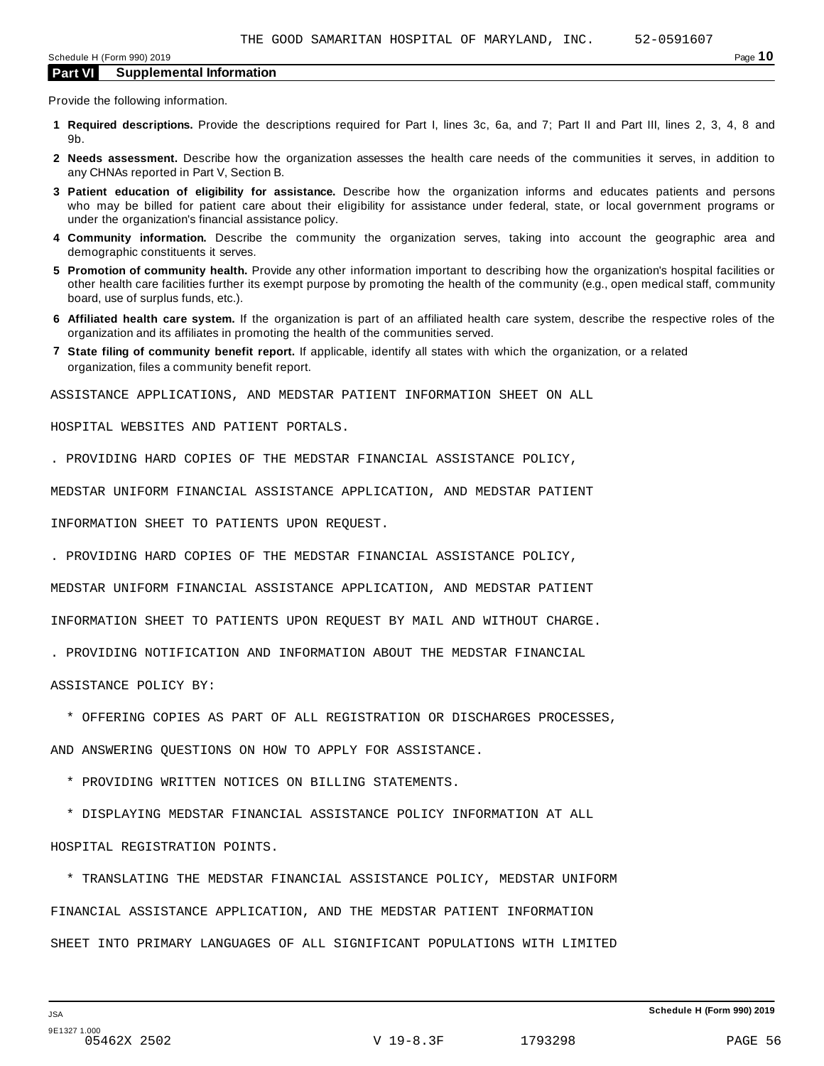THE GOOD SAMARITAN HOSPITAL OF MARYLAND, INC. 52-0591607

## Part VI Supplemental Information

Provide the following information.

**1 Required descriptions.** Provide the descriptions required for Part I, lines 3c, 6a, and 7; Part II and Part III, lines 2, 3, 4, 8 and 9b.

**2 Needs assessment.** Describe how the organization assesses the health care needs of the communities it serves, in addition to any CHNAs reported in Part V, Section B.

**3 Patient education of eligibility for assistance.** Describe how the organization informs and educates patients and persons who may be billed for patient care about their eligibility for assistance under federal, state, or local government programs or under the organization's financial assistance policy.

**4 Community information.** Describe the community the organization serves, taking into account the geographic area and demographic constituents it serves.

**5 Promotion of community health.** Provide any other information important to describing how the organization's hospital facilities or other health care facilities further its exempt purpose by promoting the health of the community (e.g., open medical staff, community board, use of surplus funds, etc.).

**6 Affiliated health care system.** If the organization is part of an affiliated health care system, describe the respective roles of the organization and its affiliates in promoting the health of the communities served.

**7 State filing of community benefit report.** If applicable, identify all states with which the organization, or a related organization, files a community benefit report.

ASSISTANCE APPLICATIONS, AND MEDSTAR PATIENT INFORMATION SHEET ON ALL HOSPITAL WEBSITES AND PATIENT PORTALS.

. PROVIDING HARD COPIES OF THE MEDSTAR FINANCIAL ASSISTANCE POLICY, MEDSTAR UNIFORM FINANCIAL ASSISTANCE APPLICATION, AND MEDSTAR PATIENT INFORMATION SHEET TO PATIENTS UPON REQUEST.

. PROVIDING HARD COPIES OF THE MEDSTAR FINANCIAL ASSISTANCE POLICY, MEDSTAR UNIFORM FINANCIAL ASSISTANCE APPLICATION, AND MEDSTAR PATIENT INFORMATION SHEET TO PATIENTS UPON REQUEST BY MAIL AND WITHOUT CHARGE.

. PROVIDING NOTIFICATION AND INFORMATION ABOUT THE MEDSTAR FINANCIAL ASSISTANCE POLICY BY:

* OFFERING COPIES AS PART OF ALL REGISTRATION OR DISCHARGES PROCESSES, AND ANSWERING QUESTIONS ON HOW TO APPLY FOR ASSISTANCE.

* PROVIDING WRITTEN NOTICES ON BILLING STATEMENTS.

* DISPLAYING MEDSTAR FINANCIAL ASSISTANCE POLICY INFORMATION AT ALL HOSPITAL REGISTRATION POINTS.

* TRANSLATING THE MEDSTAR FINANCIAL ASSISTANCE POLICY, MEDSTAR UNIFORM FINANCIAL ASSISTANCE APPLICATION, AND THE MEDSTAR PATIENT INFORMATION SHEET INTO PRIMARY LANGUAGES OF ALL SIGNIFICANT POPULATIONS WITH LIMITED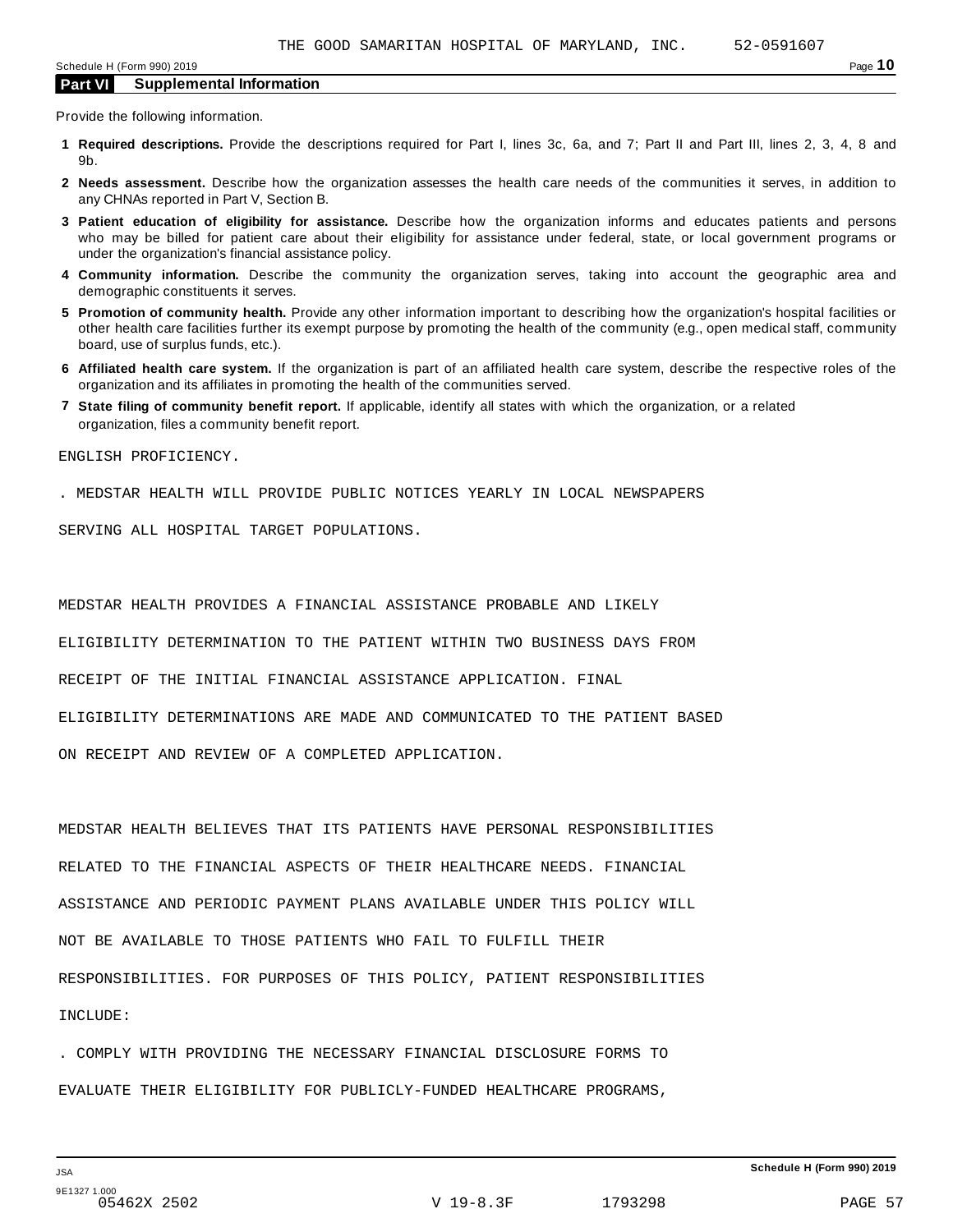THE GOOD SAMARITAN HOSPITAL OF MARYLAND, INC. 52-0591607

Schedule H (Form 990) 2019

## Part VI Supplemental Information

Provide the following information.

**1 Required descriptions.** Provide the descriptions required for Part I, lines 3c, 6a, and 7; Part II and Part III, lines 2, 3, 4, 8 and 9b.

**2 Needs assessment.** Describe how the organization assesses the health care needs of the communities it serves, in addition to any CHNAs reported in Part V, Section B.

**3 Patient education of eligibility for assistance.** Describe how the organization informs and educates patients and persons who may be billed for patient care about their eligibility for assistance under federal, state, or local government programs or under the organization's financial assistance policy.

**4 Community information.** Describe the community the organization serves, taking into account the geographic area and demographic constituents it serves.

**5 Promotion of community health.** Provide any other information important to describing how the organization's hospital facilities or other health care facilities further its exempt purpose by promoting the health of the community (e.g., open medical staff, community board, use of surplus funds, etc.).

**6 Affiliated health care system.** If the organization is part of an affiliated health care system, describe the respective roles of the organization and its affiliates in promoting the health of the communities served.

**7 State filing of community benefit report.** If applicable, identify all states with which the organization, or a related organization, files a community benefit report.

ENGLISH PROFICIENCY.

. MEDSTAR HEALTH WILL PROVIDE PUBLIC NOTICES YEARLY IN LOCAL NEWSPAPERS SERVING ALL HOSPITAL TARGET POPULATIONS.

MEDSTAR HEALTH PROVIDES A FINANCIAL ASSISTANCE PROBABLE AND LIKELY ELIGIBILITY DETERMINATION TO THE PATIENT WITHIN TWO BUSINESS DAYS FROM RECEIPT OF THE INITIAL FINANCIAL ASSISTANCE APPLICATION. FINAL ELIGIBILITY DETERMINATIONS ARE MADE AND COMMUNICATED TO THE PATIENT BASED ON RECEIPT AND REVIEW OF A COMPLETED APPLICATION.

MEDSTAR HEALTH BELIEVES THAT ITS PATIENTS HAVE PERSONAL RESPONSIBILITIES RELATED TO THE FINANCIAL ASPECTS OF THEIR HEALTHCARE NEEDS. FINANCIAL ASSISTANCE AND PERIODIC PAYMENT PLANS AVAILABLE UNDER THIS POLICY WILL NOT BE AVAILABLE TO THOSE PATIENTS WHO FAIL TO FULFILL THEIR RESPONSIBILITIES. FOR PURPOSES OF THIS POLICY, PATIENT RESPONSIBILITIES INCLUDE:

. COMPLY WITH PROVIDING THE NECESSARY FINANCIAL DISCLOSURE FORMS TO EVALUATE THEIR ELIGIBILITY FOR PUBLICLY-FUNDED HEALTHCARE PROGRAMS,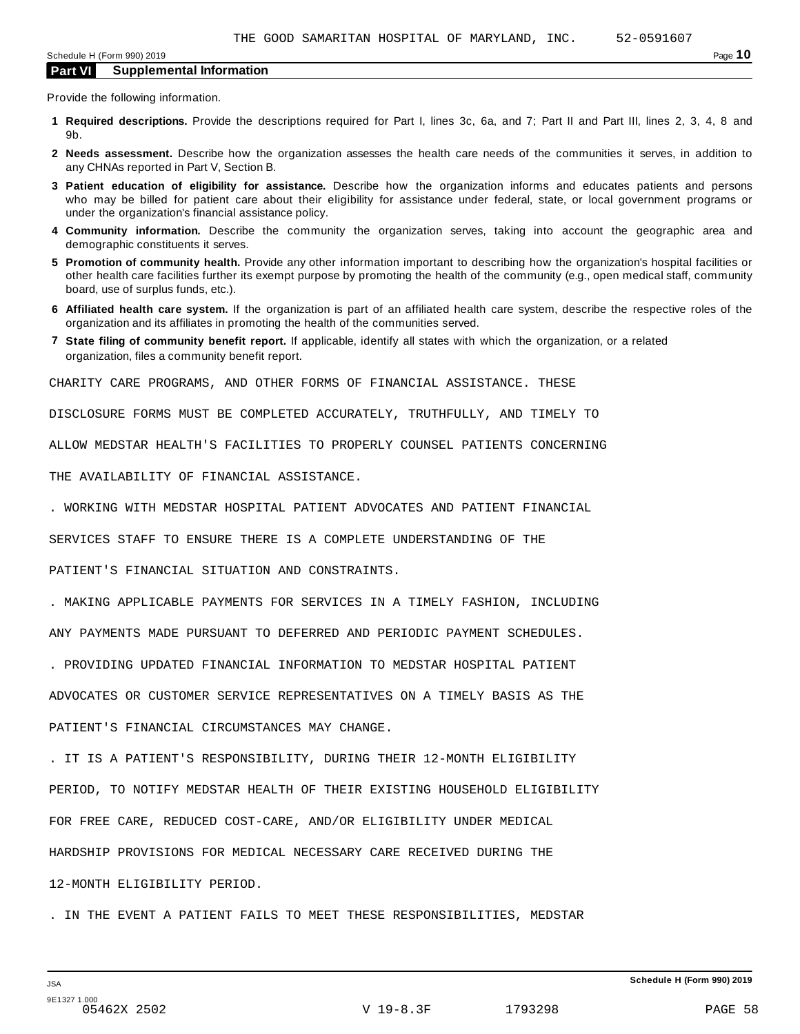THE GOOD SAMARITAN HOSPITAL OF MARYLAND, INC. 52-0591607

## Part VI Supplemental Information

Provide the following information.

1. **Required descriptions.** Provide the descriptions required for Part I, lines 3c, 6a, and 7; Part II and Part III, lines 2, 3, 4, 8 and 9b.
2. **Needs assessment.** Describe how the organization assesses the health care needs of the communities it serves, in addition to any CHNAs reported in Part V, Section B.
3. **Patient education of eligibility for assistance.** Describe how the organization informs and educates patients and persons who may be billed for patient care about their eligibility for assistance under federal, state, or local government programs or under the organization's financial assistance policy.
4. **Community information.** Describe the community the organization serves, taking into account the geographic area and demographic constituents it serves.
5. **Promotion of community health.** Provide any other information important to describing how the organization's hospital facilities or other health care facilities further its exempt purpose by promoting the health of the community (e.g., open medical staff, community board, use of surplus funds, etc.).
6. **Affiliated health care system.** If the organization is part of an affiliated health care system, describe the respective roles of the organization and its affiliates in promoting the health of the communities served.
7. **State filing of community benefit report.** If applicable, identify all states with which the organization, or a related organization, files a community benefit report.

CHARITY CARE PROGRAMS, AND OTHER FORMS OF FINANCIAL ASSISTANCE. THESE DISCLOSURE FORMS MUST BE COMPLETED ACCURATELY, TRUTHFULLY, AND TIMELY TO ALLOW MEDSTAR HEALTH'S FACILITIES TO PROPERLY COUNSEL PATIENTS CONCERNING THE AVAILABILITY OF FINANCIAL ASSISTANCE.

. WORKING WITH MEDSTAR HOSPITAL PATIENT ADVOCATES AND PATIENT FINANCIAL SERVICES STAFF TO ENSURE THERE IS A COMPLETE UNDERSTANDING OF THE PATIENT'S FINANCIAL SITUATION AND CONSTRAINTS.

. MAKING APPLICABLE PAYMENTS FOR SERVICES IN A TIMELY FASHION, INCLUDING ANY PAYMENTS MADE PURSUANT TO DEFERRED AND PERIODIC PAYMENT SCHEDULES.

. PROVIDING UPDATED FINANCIAL INFORMATION TO MEDSTAR HOSPITAL PATIENT ADVOCATES OR CUSTOMER SERVICE REPRESENTATIVES ON A TIMELY BASIS AS THE PATIENT'S FINANCIAL CIRCUMSTANCES MAY CHANGE.

. IT IS A PATIENT'S RESPONSIBILITY, DURING THEIR 12-MONTH ELIGIBILITY PERIOD, TO NOTIFY MEDSTAR HEALTH OF THEIR EXISTING HOUSEHOLD ELIGIBILITY FOR FREE CARE, REDUCED COST-CARE, AND/OR ELIGIBILITY UNDER MEDICAL HARDSHIP PROVISIONS FOR MEDICAL NECESSARY CARE RECEIVED DURING THE 12-MONTH ELIGIBILITY PERIOD.

. IN THE EVENT A PATIENT FAILS TO MEET THESE RESPONSIBILITIES, MEDSTAR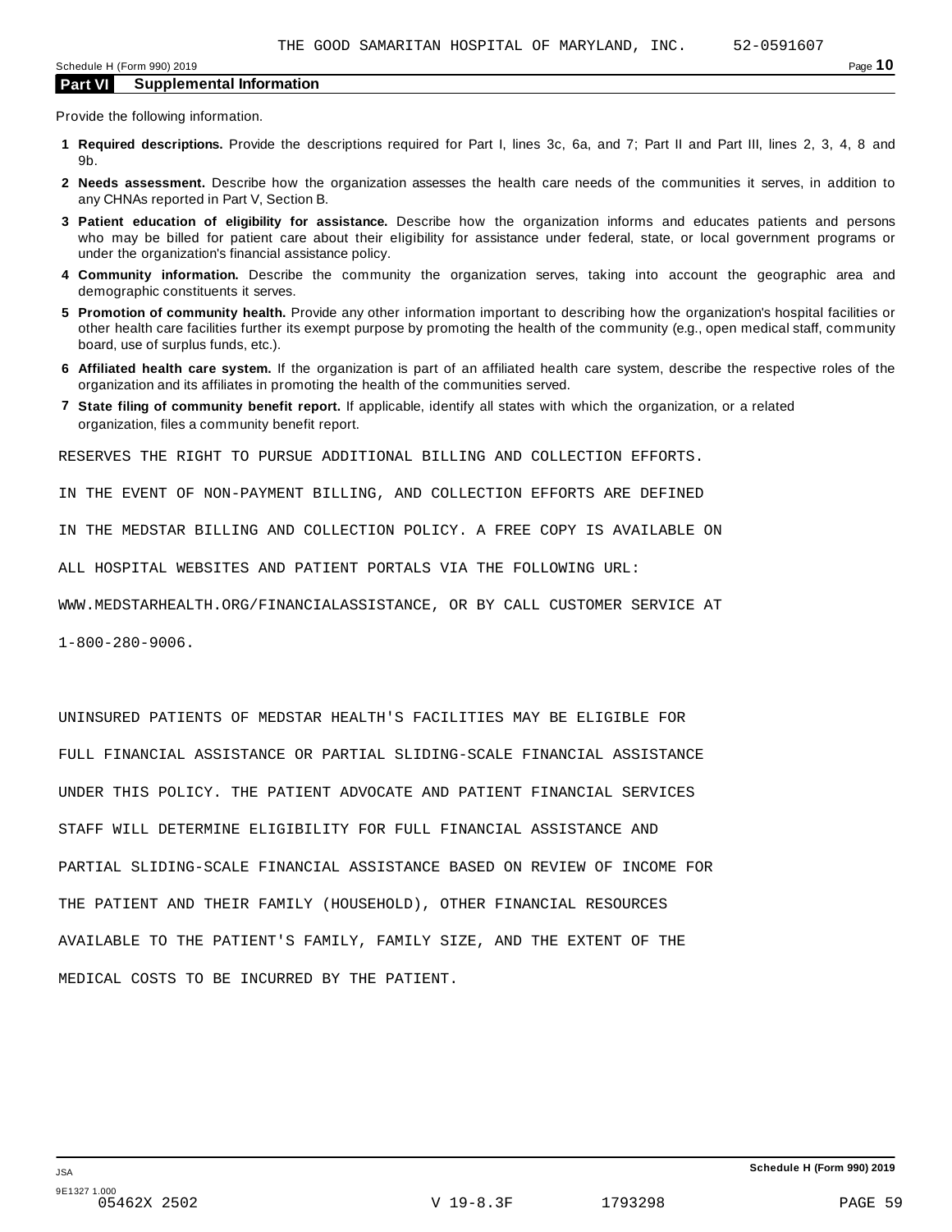## Part VI Supplemental Information

Provide the following information.

1. **Required descriptions.** Provide the descriptions required for Part I, lines 3c, 6a, and 7; Part II and Part III, lines 2, 3, 4, 8 and 9b.
2. **Needs assessment.** Describe how the organization assesses the health care needs of the communities it serves, in addition to any CHNAs reported in Part V, Section B.
3. **Patient education of eligibility for assistance.** Describe how the organization informs and educates patients and persons who may be billed for patient care about their eligibility for assistance under federal, state, or local government programs or under the organization's financial assistance policy.
4. **Community information.** Describe the community the organization serves, taking into account the geographic area and demographic constituents it serves.
5. **Promotion of community health.** Provide any other information important to describing how the organization's hospital facilities or other health care facilities further its exempt purpose by promoting the health of the community (e.g., open medical staff, community board, use of surplus funds, etc.).
6. **Affiliated health care system.** If the organization is part of an affiliated health care system, describe the respective roles of the organization and its affiliates in promoting the health of the communities served.
7. **State filing of community benefit report.** If applicable, identify all states with which the organization, or a related organization, files a community benefit report.

RESERVES THE RIGHT TO PURSUE ADDITIONAL BILLING AND COLLECTION EFFORTS. IN THE EVENT OF NON-PAYMENT BILLING, AND COLLECTION EFFORTS ARE DEFINED IN THE MEDSTAR BILLING AND COLLECTION POLICY. A FREE COPY IS AVAILABLE ON ALL HOSPITAL WEBSITES AND PATIENT PORTALS VIA THE FOLLOWING URL: WWW.MEDSTARHEALTH.ORG/FINANCIALASSISTANCE, OR BY CALL CUSTOMER SERVICE AT 1-800-280-9006.

UNINSURED PATIENTS OF MEDSTAR HEALTH'S FACILITIES MAY BE ELIGIBLE FOR FULL FINANCIAL ASSISTANCE OR PARTIAL SLIDING-SCALE FINANCIAL ASSISTANCE UNDER THIS POLICY. THE PATIENT ADVOCATE AND PATIENT FINANCIAL SERVICES STAFF WILL DETERMINE ELIGIBILITY FOR FULL FINANCIAL ASSISTANCE AND PARTIAL SLIDING-SCALE FINANCIAL ASSISTANCE BASED ON REVIEW OF INCOME FOR THE PATIENT AND THEIR FAMILY (HOUSEHOLD), OTHER FINANCIAL RESOURCES AVAILABLE TO THE PATIENT'S FAMILY, FAMILY SIZE, AND THE EXTENT OF THE MEDICAL COSTS TO BE INCURRED BY THE PATIENT.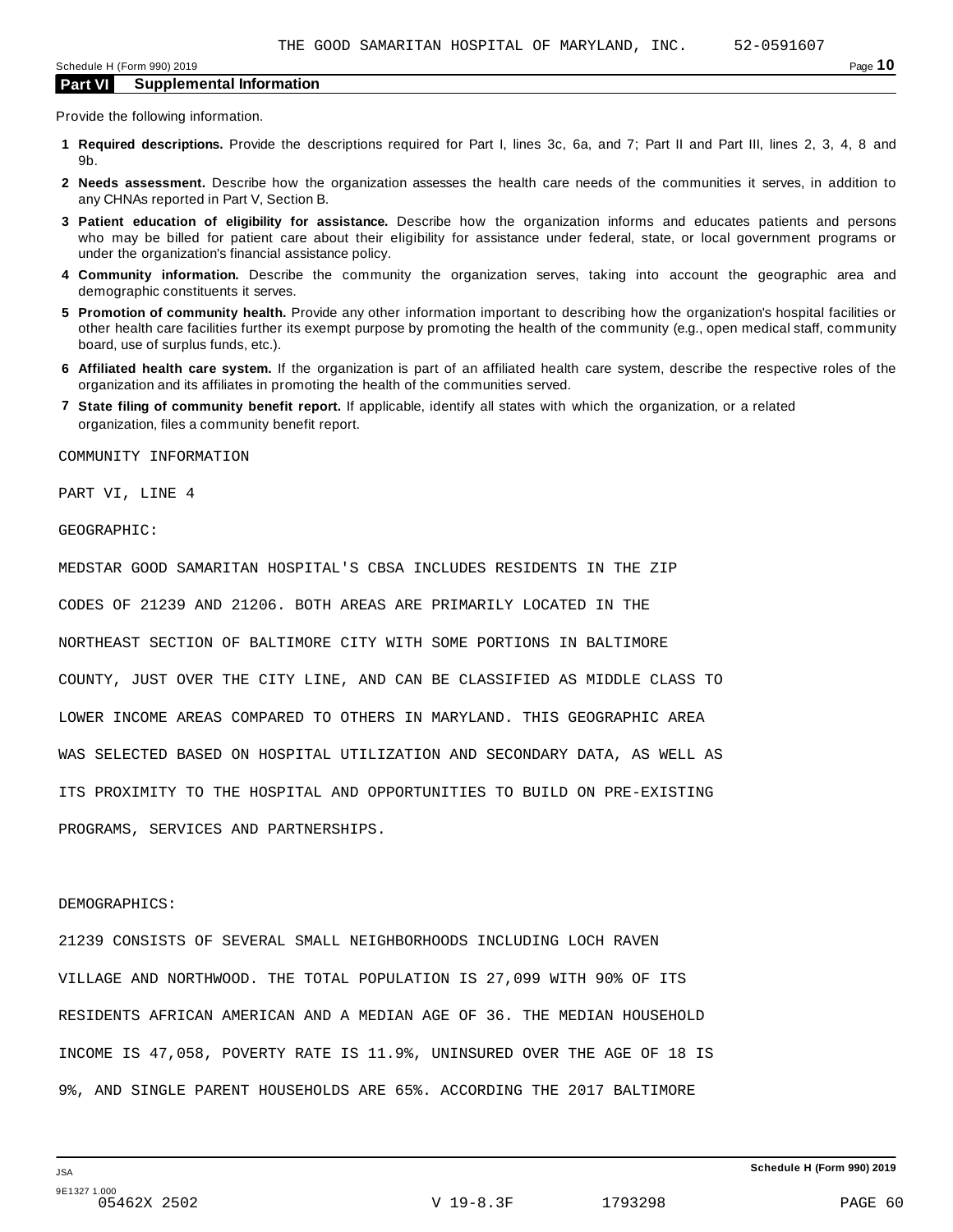THE GOOD SAMARITAN HOSPITAL OF MARYLAND, INC. 52-0591607

## Part VI Supplemental Information

Provide the following information.

1. **Required descriptions.** Provide the descriptions required for Part I, lines 3c, 6a, and 7; Part II and Part III, lines 2, 3, 4, 8 and 9b.
2. **Needs assessment.** Describe how the organization assesses the health care needs of the communities it serves, in addition to any CHNAs reported in Part V, Section B.
3. **Patient education of eligibility for assistance.** Describe how the organization informs and educates patients and persons who may be billed for patient care about their eligibility for assistance under federal, state, or local government programs or under the organization's financial assistance policy.
4. **Community information.** Describe the community the organization serves, taking into account the geographic area and demographic constituents it serves.
5. **Promotion of community health.** Provide any other information important to describing how the organization's hospital facilities or other health care facilities further its exempt purpose by promoting the health of the community (e.g., open medical staff, community board, use of surplus funds, etc.).
6. **Affiliated health care system.** If the organization is part of an affiliated health care system, describe the respective roles of the organization and its affiliates in promoting the health of the communities served.
7. **State filing of community benefit report.** If applicable, identify all states with which the organization, or a related organization, files a community benefit report.

COMMUNITY INFORMATION

PART VI, LINE 4

GEOGRAPHIC:

MEDSTAR GOOD SAMARITAN HOSPITAL'S CBSA INCLUDES RESIDENTS IN THE ZIP CODES OF 21239 AND 21206. BOTH AREAS ARE PRIMARILY LOCATED IN THE NORTHEAST SECTION OF BALTIMORE CITY WITH SOME PORTIONS IN BALTIMORE COUNTY, JUST OVER THE CITY LINE, AND CAN BE CLASSIFIED AS MIDDLE CLASS TO LOWER INCOME AREAS COMPARED TO OTHERS IN MARYLAND. THIS GEOGRAPHIC AREA WAS SELECTED BASED ON HOSPITAL UTILIZATION AND SECONDARY DATA, AS WELL AS ITS PROXIMITY TO THE HOSPITAL AND OPPORTUNITIES TO BUILD ON PRE-EXISTING PROGRAMS, SERVICES AND PARTNERSHIPS.

DEMOGRAPHICS:

21239 CONSISTS OF SEVERAL SMALL NEIGHBORHOODS INCLUDING LOCH RAVEN VILLAGE AND NORTHWOOD. THE TOTAL POPULATION IS 27,099 WITH 90% OF ITS RESIDENTS AFRICAN AMERICAN AND A MEDIAN AGE OF 36. THE MEDIAN HOUSEHOLD INCOME IS 47,058, POVERTY RATE IS 11.9%, UNINSURED OVER THE AGE OF 18 IS 9%, AND SINGLE PARENT HOUSEHOLDS ARE 65%. ACCORDING THE 2017 BALTIMORE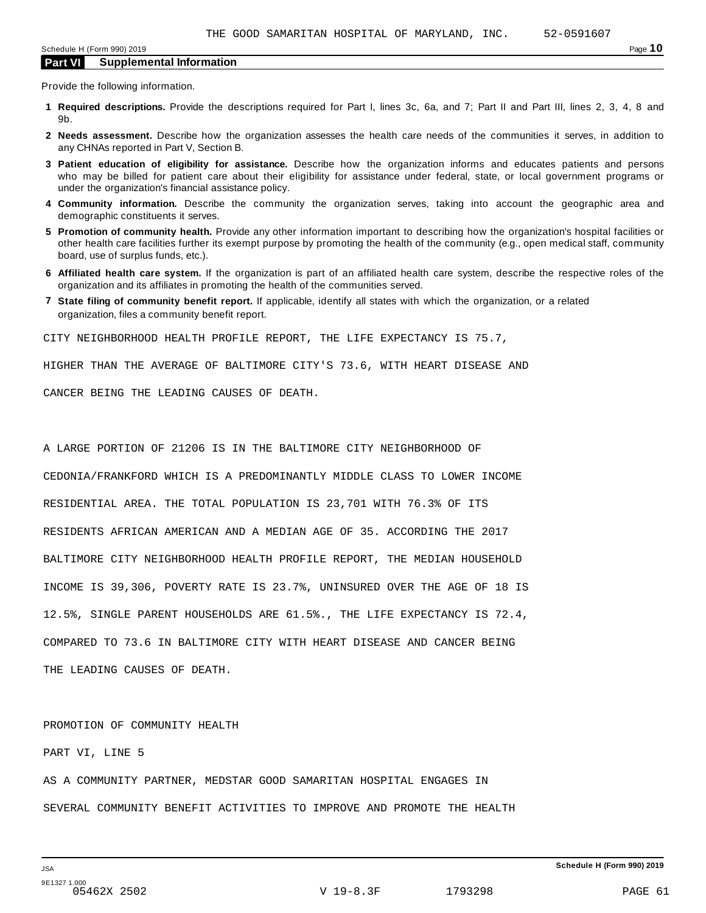THE GOOD SAMARITAN HOSPITAL OF MARYLAND, INC. 52-0591607

Schedule H (Form 990) 2019

## Part VI Supplemental Information

Provide the following information.

1. **Required descriptions.** Provide the descriptions required for Part I, lines 3c, 6a, and 7; Part II and Part III, lines 2, 3, 4, 8 and 9b.
2. **Needs assessment.** Describe how the organization assesses the health care needs of the communities it serves, in addition to any CHNAs reported in Part V, Section B.
3. **Patient education of eligibility for assistance.** Describe how the organization informs and educates patients and persons who may be billed for patient care about their eligibility for assistance under federal, state, or local government programs or under the organization's financial assistance policy.
4. **Community information.** Describe the community the organization serves, taking into account the geographic area and demographic constituents it serves.
5. **Promotion of community health.** Provide any other information important to describing how the organization's hospital facilities or other health care facilities further its exempt purpose by promoting the health of the community (e.g., open medical staff, community board, use of surplus funds, etc.).
6. **Affiliated health care system.** If the organization is part of an affiliated health care system, describe the respective roles of the organization and its affiliates in promoting the health of the communities served.
7. **State filing of community benefit report.** If applicable, identify all states with which the organization, or a related organization, files a community benefit report.

CITY NEIGHBORHOOD HEALTH PROFILE REPORT, THE LIFE EXPECTANCY IS 75.7, HIGHER THAN THE AVERAGE OF BALTIMORE CITY'S 73.6, WITH HEART DISEASE AND CANCER BEING THE LEADING CAUSES OF DEATH.

A LARGE PORTION OF 21206 IS IN THE BALTIMORE CITY NEIGHBORHOOD OF CEDONIA/FRANKFORD WHICH IS A PREDOMINANTLY MIDDLE CLASS TO LOWER INCOME RESIDENTIAL AREA. THE TOTAL POPULATION IS 23,701 WITH 76.3% OF ITS RESIDENTS AFRICAN AMERICAN AND A MEDIAN AGE OF 35. ACCORDING THE 2017 BALTIMORE CITY NEIGHBORHOOD HEALTH PROFILE REPORT, THE MEDIAN HOUSEHOLD INCOME IS 39,306, POVERTY RATE IS 23.7%, UNINSURED OVER THE AGE OF 18 IS 12.5%, SINGLE PARENT HOUSEHOLDS ARE 61.5%., THE LIFE EXPECTANCY IS 72.4, COMPARED TO 73.6 IN BALTIMORE CITY WITH HEART DISEASE AND CANCER BEING THE LEADING CAUSES OF DEATH.

PROMOTION OF COMMUNITY HEALTH

PART VI, LINE 5

AS A COMMUNITY PARTNER, MEDSTAR GOOD SAMARITAN HOSPITAL ENGAGES IN SEVERAL COMMUNITY BENEFIT ACTIVITIES TO IMPROVE AND PROMOTE THE HEALTH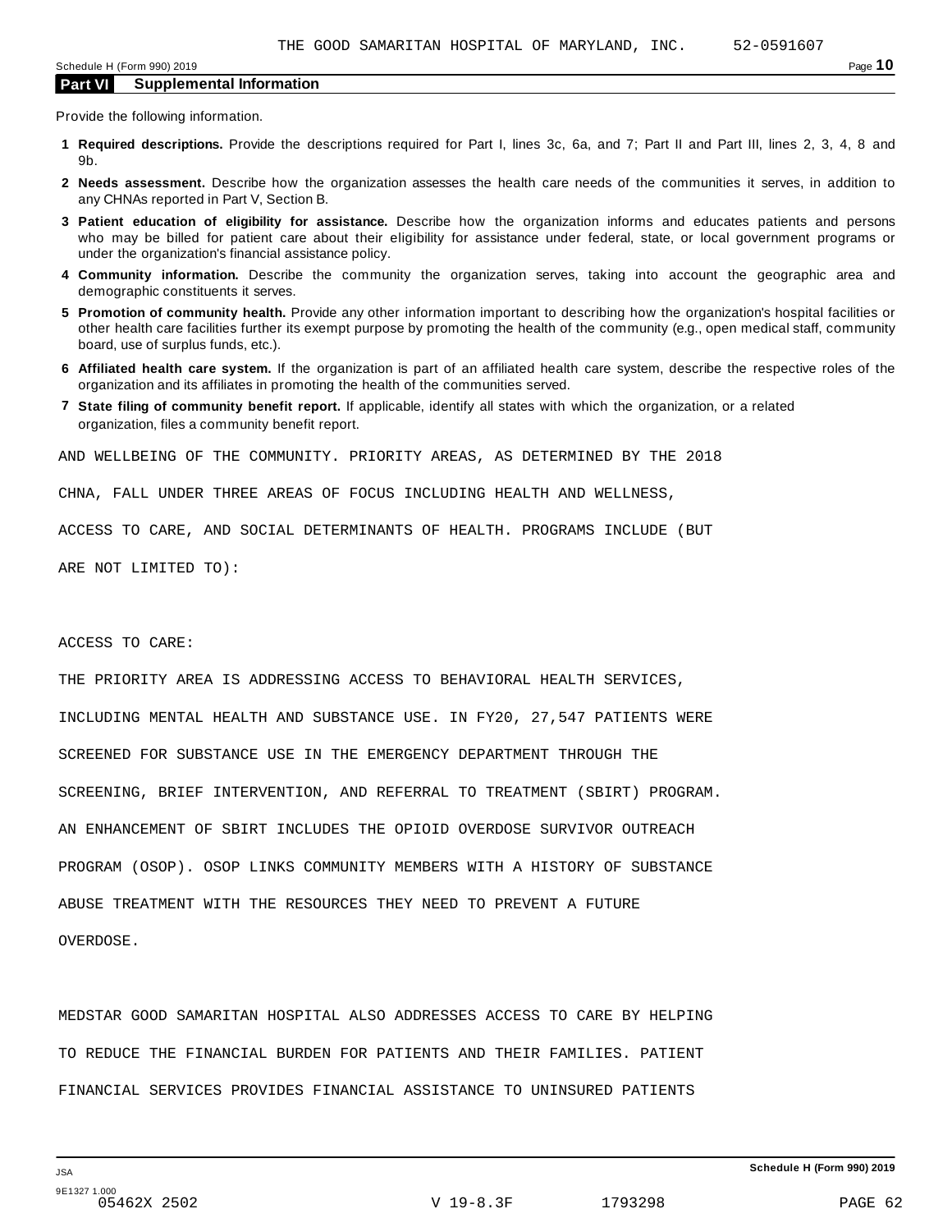## Part VI Supplemental Information

Provide the following information.

**1 Required descriptions.** Provide the descriptions required for Part I, lines 3c, 6a, and 7; Part II and Part III, lines 2, 3, 4, 8 and 9b.

**2 Needs assessment.** Describe how the organization assesses the health care needs of the communities it serves, in addition to any CHNAs reported in Part V, Section B.

**3 Patient education of eligibility for assistance.** Describe how the organization informs and educates patients and persons who may be billed for patient care about their eligibility for assistance under federal, state, or local government programs or under the organization's financial assistance policy.

**4 Community information.** Describe the community the organization serves, taking into account the geographic area and demographic constituents it serves.

**5 Promotion of community health.** Provide any other information important to describing how the organization's hospital facilities or other health care facilities further its exempt purpose by promoting the health of the community (e.g., open medical staff, community board, use of surplus funds, etc.).

**6 Affiliated health care system.** If the organization is part of an affiliated health care system, describe the respective roles of the organization and its affiliates in promoting the health of the communities served.

**7 State filing of community benefit report.** If applicable, identify all states with which the organization, or a related organization, files a community benefit report.

AND WELLBEING OF THE COMMUNITY. PRIORITY AREAS, AS DETERMINED BY THE 2018 CHNA, FALL UNDER THREE AREAS OF FOCUS INCLUDING HEALTH AND WELLNESS, ACCESS TO CARE, AND SOCIAL DETERMINANTS OF HEALTH. PROGRAMS INCLUDE (BUT ARE NOT LIMITED TO):

ACCESS TO CARE:

THE PRIORITY AREA IS ADDRESSING ACCESS TO BEHAVIORAL HEALTH SERVICES, INCLUDING MENTAL HEALTH AND SUBSTANCE USE. IN FY20, 27,547 PATIENTS WERE SCREENED FOR SUBSTANCE USE IN THE EMERGENCY DEPARTMENT THROUGH THE SCREENING, BRIEF INTERVENTION, AND REFERRAL TO TREATMENT (SBIRT) PROGRAM. AN ENHANCEMENT OF SBIRT INCLUDES THE OPIOID OVERDOSE SURVIVOR OUTREACH PROGRAM (OSOP). OSOP LINKS COMMUNITY MEMBERS WITH A HISTORY OF SUBSTANCE ABUSE TREATMENT WITH THE RESOURCES THEY NEED TO PREVENT A FUTURE OVERDOSE.

MEDSTAR GOOD SAMARITAN HOSPITAL ALSO ADDRESSES ACCESS TO CARE BY HELPING TO REDUCE THE FINANCIAL BURDEN FOR PATIENTS AND THEIR FAMILIES. PATIENT FINANCIAL SERVICES PROVIDES FINANCIAL ASSISTANCE TO UNINSURED PATIENTS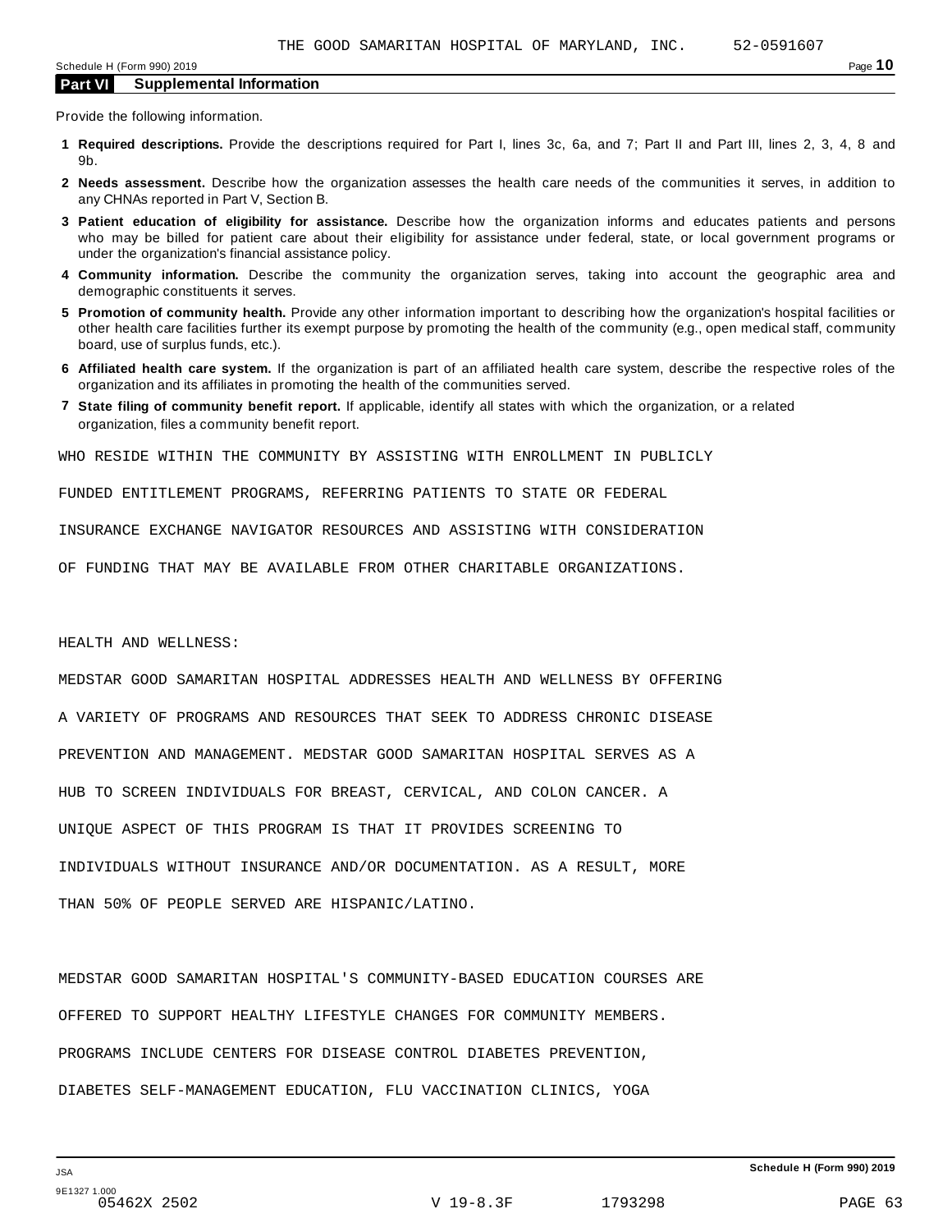THE GOOD SAMARITAN HOSPITAL OF MARYLAND, INC. 52-0591607

## Part VI Supplemental Information

Provide the following information.

1. **Required descriptions.** Provide the descriptions required for Part I, lines 3c, 6a, and 7; Part II and Part III, lines 2, 3, 4, 8 and 9b.
2. **Needs assessment.** Describe how the organization assesses the health care needs of the communities it serves, in addition to any CHNAs reported in Part V, Section B.
3. **Patient education of eligibility for assistance.** Describe how the organization informs and educates patients and persons who may be billed for patient care about their eligibility for assistance under federal, state, or local government programs or under the organization's financial assistance policy.
4. **Community information.** Describe the community the organization serves, taking into account the geographic area and demographic constituents it serves.
5. **Promotion of community health.** Provide any other information important to describing how the organization's hospital facilities or other health care facilities further its exempt purpose by promoting the health of the community (e.g., open medical staff, community board, use of surplus funds, etc.).
6. **Affiliated health care system.** If the organization is part of an affiliated health care system, describe the respective roles of the organization and its affiliates in promoting the health of the communities served.
7. **State filing of community benefit report.** If applicable, identify all states with which the organization, or a related organization, files a community benefit report.

WHO RESIDE WITHIN THE COMMUNITY BY ASSISTING WITH ENROLLMENT IN PUBLICLY FUNDED ENTITLEMENT PROGRAMS, REFERRING PATIENTS TO STATE OR FEDERAL INSURANCE EXCHANGE NAVIGATOR RESOURCES AND ASSISTING WITH CONSIDERATION OF FUNDING THAT MAY BE AVAILABLE FROM OTHER CHARITABLE ORGANIZATIONS.

HEALTH AND WELLNESS:

MEDSTAR GOOD SAMARITAN HOSPITAL ADDRESSES HEALTH AND WELLNESS BY OFFERING A VARIETY OF PROGRAMS AND RESOURCES THAT SEEK TO ADDRESS CHRONIC DISEASE PREVENTION AND MANAGEMENT. MEDSTAR GOOD SAMARITAN HOSPITAL SERVES AS A HUB TO SCREEN INDIVIDUALS FOR BREAST, CERVICAL, AND COLON CANCER. A UNIQUE ASPECT OF THIS PROGRAM IS THAT IT PROVIDES SCREENING TO INDIVIDUALS WITHOUT INSURANCE AND/OR DOCUMENTATION. AS A RESULT, MORE THAN 50% OF PEOPLE SERVED ARE HISPANIC/LATINO.

MEDSTAR GOOD SAMARITAN HOSPITAL'S COMMUNITY-BASED EDUCATION COURSES ARE OFFERED TO SUPPORT HEALTHY LIFESTYLE CHANGES FOR COMMUNITY MEMBERS. PROGRAMS INCLUDE CENTERS FOR DISEASE CONTROL DIABETES PREVENTION, DIABETES SELF-MANAGEMENT EDUCATION, FLU VACCINATION CLINICS, YOGA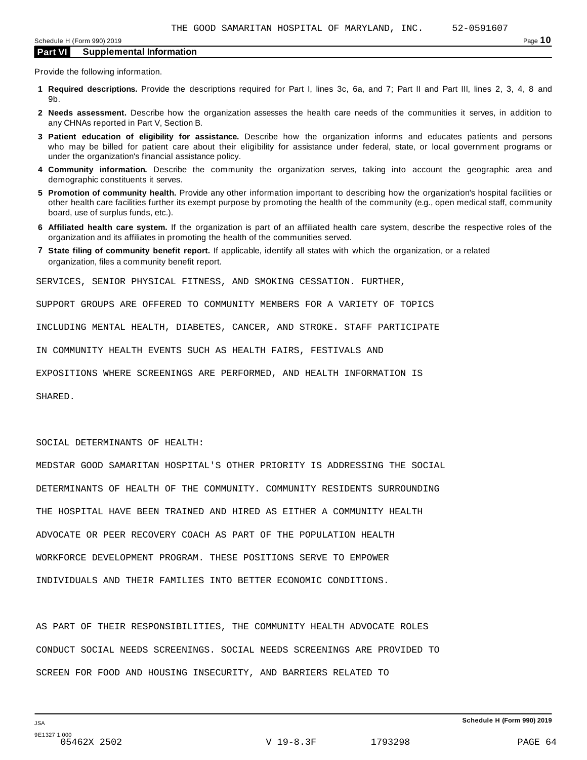## Part VI Supplemental Information

Provide the following information.

1. **Required descriptions.** Provide the descriptions required for Part I, lines 3c, 6a, and 7; Part II and Part III, lines 2, 3, 4, 8 and 9b.
2. **Needs assessment.** Describe how the organization assesses the health care needs of the communities it serves, in addition to any CHNAs reported in Part V, Section B.
3. **Patient education of eligibility for assistance.** Describe how the organization informs and educates patients and persons who may be billed for patient care about their eligibility for assistance under federal, state, or local government programs or under the organization's financial assistance policy.
4. **Community information.** Describe the community the organization serves, taking into account the geographic area and demographic constituents it serves.
5. **Promotion of community health.** Provide any other information important to describing how the organization's hospital facilities or other health care facilities further its exempt purpose by promoting the health of the community (e.g., open medical staff, community board, use of surplus funds, etc.).
6. **Affiliated health care system.** If the organization is part of an affiliated health care system, describe the respective roles of the organization and its affiliates in promoting the health of the communities served.
7. **State filing of community benefit report.** If applicable, identify all states with which the organization, or a related organization, files a community benefit report.

SERVICES, SENIOR PHYSICAL FITNESS, AND SMOKING CESSATION. FURTHER, SUPPORT GROUPS ARE OFFERED TO COMMUNITY MEMBERS FOR A VARIETY OF TOPICS INCLUDING MENTAL HEALTH, DIABETES, CANCER, AND STROKE. STAFF PARTICIPATE IN COMMUNITY HEALTH EVENTS SUCH AS HEALTH FAIRS, FESTIVALS AND EXPOSITIONS WHERE SCREENINGS ARE PERFORMED, AND HEALTH INFORMATION IS SHARED.

SOCIAL DETERMINANTS OF HEALTH:

MEDSTAR GOOD SAMARITAN HOSPITAL'S OTHER PRIORITY IS ADDRESSING THE SOCIAL DETERMINANTS OF HEALTH OF THE COMMUNITY. COMMUNITY RESIDENTS SURROUNDING THE HOSPITAL HAVE BEEN TRAINED AND HIRED AS EITHER A COMMUNITY HEALTH ADVOCATE OR PEER RECOVERY COACH AS PART OF THE POPULATION HEALTH WORKFORCE DEVELOPMENT PROGRAM. THESE POSITIONS SERVE TO EMPOWER INDIVIDUALS AND THEIR FAMILIES INTO BETTER ECONOMIC CONDITIONS.

AS PART OF THEIR RESPONSIBILITIES, THE COMMUNITY HEALTH ADVOCATE ROLES CONDUCT SOCIAL NEEDS SCREENINGS. SOCIAL NEEDS SCREENINGS ARE PROVIDED TO SCREEN FOR FOOD AND HOUSING INSECURITY, AND BARRIERS RELATED TO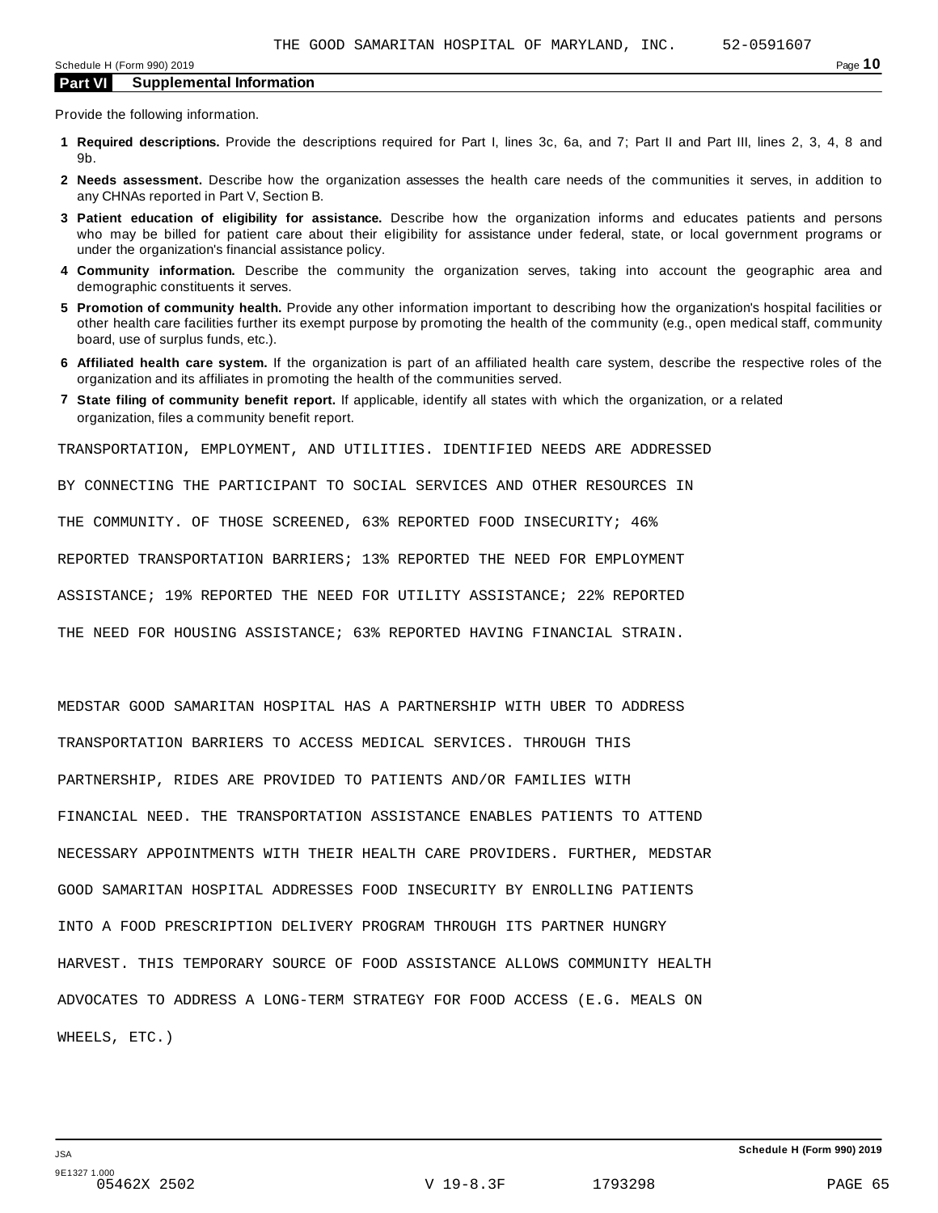## Part VI Supplemental Information

Provide the following information.

1. **Required descriptions.** Provide the descriptions required for Part I, lines 3c, 6a, and 7; Part II and Part III, lines 2, 3, 4, 8 and 9b.
2. **Needs assessment.** Describe how the organization assesses the health care needs of the communities it serves, in addition to any CHNAs reported in Part V, Section B.
3. **Patient education of eligibility for assistance.** Describe how the organization informs and educates patients and persons who may be billed for patient care about their eligibility for assistance under federal, state, or local government programs or under the organization's financial assistance policy.
4. **Community information.** Describe the community the organization serves, taking into account the geographic area and demographic constituents it serves.
5. **Promotion of community health.** Provide any other information important to describing how the organization's hospital facilities or other health care facilities further its exempt purpose by promoting the health of the community (e.g., open medical staff, community board, use of surplus funds, etc.).
6. **Affiliated health care system.** If the organization is part of an affiliated health care system, describe the respective roles of the organization and its affiliates in promoting the health of the communities served.
7. **State filing of community benefit report.** If applicable, identify all states with which the organization, or a related organization, files a community benefit report.

TRANSPORTATION, EMPLOYMENT, AND UTILITIES. IDENTIFIED NEEDS ARE ADDRESSED BY CONNECTING THE PARTICIPANT TO SOCIAL SERVICES AND OTHER RESOURCES IN THE COMMUNITY. OF THOSE SCREENED, 63% REPORTED FOOD INSECURITY; 46% REPORTED TRANSPORTATION BARRIERS; 13% REPORTED THE NEED FOR EMPLOYMENT ASSISTANCE; 19% REPORTED THE NEED FOR UTILITY ASSISTANCE; 22% REPORTED THE NEED FOR HOUSING ASSISTANCE; 63% REPORTED HAVING FINANCIAL STRAIN.

MEDSTAR GOOD SAMARITAN HOSPITAL HAS A PARTNERSHIP WITH UBER TO ADDRESS TRANSPORTATION BARRIERS TO ACCESS MEDICAL SERVICES. THROUGH THIS PARTNERSHIP, RIDES ARE PROVIDED TO PATIENTS AND/OR FAMILIES WITH FINANCIAL NEED. THE TRANSPORTATION ASSISTANCE ENABLES PATIENTS TO ATTEND NECESSARY APPOINTMENTS WITH THEIR HEALTH CARE PROVIDERS. FURTHER, MEDSTAR GOOD SAMARITAN HOSPITAL ADDRESSES FOOD INSECURITY BY ENROLLING PATIENTS INTO A FOOD PRESCRIPTION DELIVERY PROGRAM THROUGH ITS PARTNER HUNGRY HARVEST. THIS TEMPORARY SOURCE OF FOOD ASSISTANCE ALLOWS COMMUNITY HEALTH ADVOCATES TO ADDRESS A LONG-TERM STRATEGY FOR FOOD ACCESS (E.G. MEALS ON WHEELS, ETC.)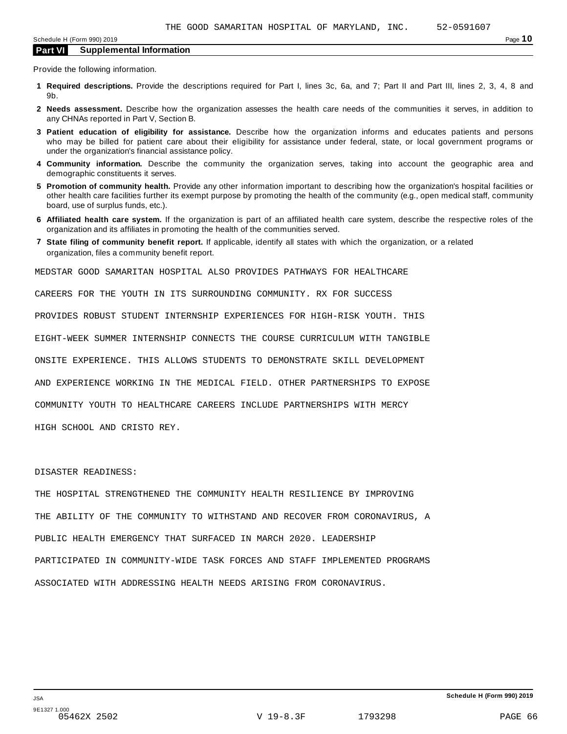THE GOOD SAMARITAN HOSPITAL OF MARYLAND, INC. 52-0591607

Schedule H (Form 990) 2019 Page **10**

**Part VI Supplemental Information**

Provide the following information.

1. **Required descriptions.** Provide the descriptions required for Part I, lines 3c, 6a, and 7; Part II and Part III, lines 2, 3, 4, 8 and 9b.
2. **Needs assessment.** Describe how the organization assesses the health care needs of the communities it serves, in addition to any CHNAs reported in Part V, Section B.
3. **Patient education of eligibility for assistance.** Describe how the organization informs and educates patients and persons who may be billed for patient care about their eligibility for assistance under federal, state, or local government programs or under the organization's financial assistance policy.
4. **Community information.** Describe the community the organization serves, taking into account the geographic area and demographic constituents it serves.
5. **Promotion of community health.** Provide any other information important to describing how the organization's hospital facilities or other health care facilities further its exempt purpose by promoting the health of the community (e.g., open medical staff, community board, use of surplus funds, etc.).
6. **Affiliated health care system.** If the organization is part of an affiliated health care system, describe the respective roles of the organization and its affiliates in promoting the health of the communities served.
7. **State filing of community benefit report.** If applicable, identify all states with which the organization, or a related organization, files a community benefit report.

MEDSTAR GOOD SAMARITAN HOSPITAL ALSO PROVIDES PATHWAYS FOR HEALTHCARE CAREERS FOR THE YOUTH IN ITS SURROUNDING COMMUNITY. RX FOR SUCCESS PROVIDES ROBUST STUDENT INTERNSHIP EXPERIENCES FOR HIGH-RISK YOUTH. THIS EIGHT-WEEK SUMMER INTERNSHIP CONNECTS THE COURSE CURRICULUM WITH TANGIBLE ONSITE EXPERIENCE. THIS ALLOWS STUDENTS TO DEMONSTRATE SKILL DEVELOPMENT AND EXPERIENCE WORKING IN THE MEDICAL FIELD. OTHER PARTNERSHIPS TO EXPOSE COMMUNITY YOUTH TO HEALTHCARE CAREERS INCLUDE PARTNERSHIPS WITH MERCY HIGH SCHOOL AND CRISTO REY.

DISASTER READINESS:

THE HOSPITAL STRENGTHENED THE COMMUNITY HEALTH RESILIENCE BY IMPROVING THE ABILITY OF THE COMMUNITY TO WITHSTAND AND RECOVER FROM CORONAVIRUS, A PUBLIC HEALTH EMERGENCY THAT SURFACED IN MARCH 2020. LEADERSHIP PARTICIPATED IN COMMUNITY-WIDE TASK FORCES AND STAFF IMPLEMENTED PROGRAMS ASSOCIATED WITH ADDRESSING HEALTH NEEDS ARISING FROM CORONAVIRUS.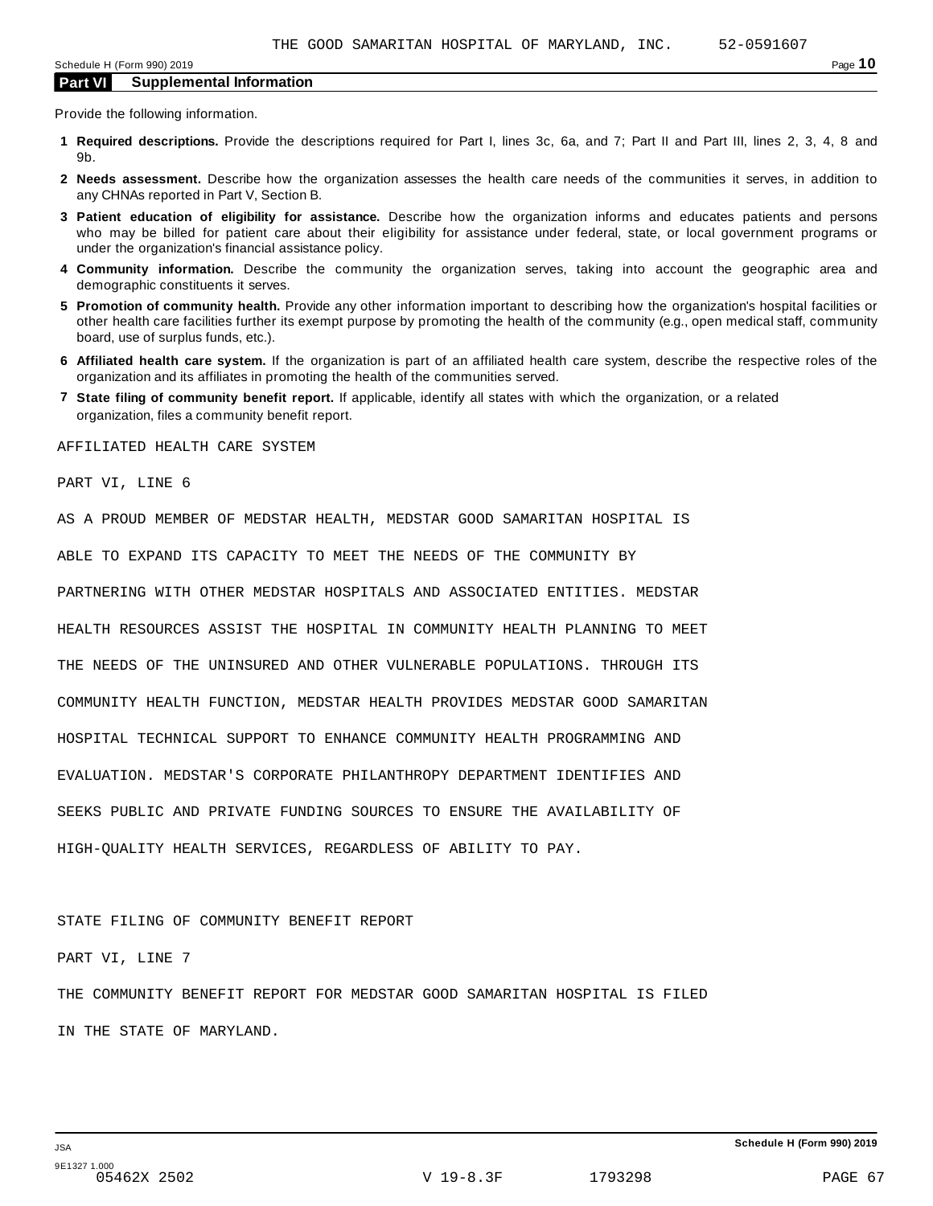THE GOOD SAMARITAN HOSPITAL OF MARYLAND, INC. 52-0591607

## Part VI Supplemental Information

Provide the following information.

1. **Required descriptions.** Provide the descriptions required for Part I, lines 3c, 6a, and 7; Part II and Part III, lines 2, 3, 4, 8 and 9b.
2. **Needs assessment.** Describe how the organization assesses the health care needs of the communities it serves, in addition to any CHNAs reported in Part V, Section B.
3. **Patient education of eligibility for assistance.** Describe how the organization informs and educates patients and persons who may be billed for patient care about their eligibility for assistance under federal, state, or local government programs or under the organization's financial assistance policy.
4. **Community information.** Describe the community the organization serves, taking into account the geographic area and demographic constituents it serves.
5. **Promotion of community health.** Provide any other information important to describing how the organization's hospital facilities or other health care facilities further its exempt purpose by promoting the health of the community (e.g., open medical staff, community board, use of surplus funds, etc.).
6. **Affiliated health care system.** If the organization is part of an affiliated health care system, describe the respective roles of the organization and its affiliates in promoting the health of the communities served.
7. **State filing of community benefit report.** If applicable, identify all states with which the organization, or a related organization, files a community benefit report.

AFFILIATED HEALTH CARE SYSTEM

PART VI, LINE 6

AS A PROUD MEMBER OF MEDSTAR HEALTH, MEDSTAR GOOD SAMARITAN HOSPITAL IS ABLE TO EXPAND ITS CAPACITY TO MEET THE NEEDS OF THE COMMUNITY BY PARTNERING WITH OTHER MEDSTAR HOSPITALS AND ASSOCIATED ENTITIES. MEDSTAR HEALTH RESOURCES ASSIST THE HOSPITAL IN COMMUNITY HEALTH PLANNING TO MEET THE NEEDS OF THE UNINSURED AND OTHER VULNERABLE POPULATIONS. THROUGH ITS COMMUNITY HEALTH FUNCTION, MEDSTAR HEALTH PROVIDES MEDSTAR GOOD SAMARITAN HOSPITAL TECHNICAL SUPPORT TO ENHANCE COMMUNITY HEALTH PROGRAMMING AND EVALUATION. MEDSTAR'S CORPORATE PHILANTHROPY DEPARTMENT IDENTIFIES AND SEEKS PUBLIC AND PRIVATE FUNDING SOURCES TO ENSURE THE AVAILABILITY OF HIGH-QUALITY HEALTH SERVICES, REGARDLESS OF ABILITY TO PAY.

STATE FILING OF COMMUNITY BENEFIT REPORT

PART VI, LINE 7

THE COMMUNITY BENEFIT REPORT FOR MEDSTAR GOOD SAMARITAN HOSPITAL IS FILED IN THE STATE OF MARYLAND.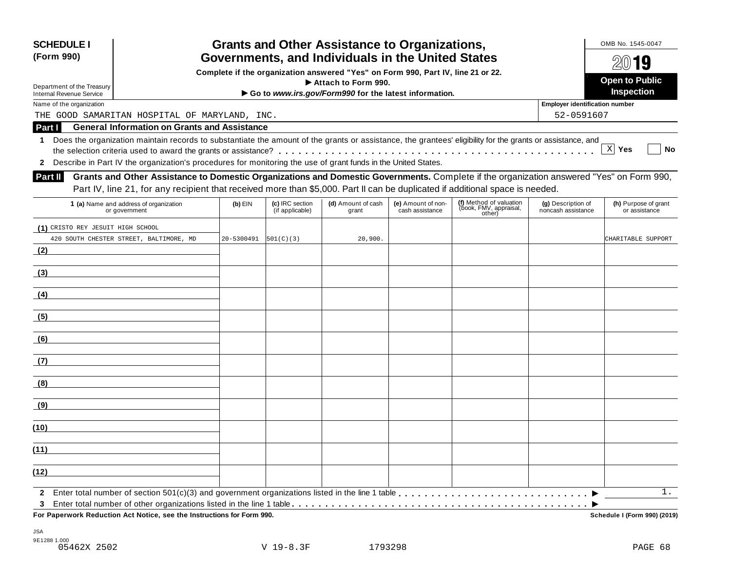**SCHEDULE I (Form 990)**

Department of the Treasury
Internal Revenue Service

# Grants and Other Assistance to Organizations, Governments, and Individuals in the United States

**Complete if the organization answered "Yes" on Form 990, Part IV, line 21 or 22.**
**▶ Attach to Form 990.**
**▶ Go to *www.irs.gov/Form990* for the latest information.**

OMB No. 1545-0047

**2019**

**Open to Public Inspection**

Name of the organization: THE GOOD SAMARITAN HOSPITAL OF MARYLAND, INC.

Employer identification number: 52-0591607

## Part I General Information on Grants and Assistance

**1** Does the organization maintain records to substantiate the amount of the grants or assistance, the grantees' eligibility for the grants or assistance, and the selection criteria used to award the grants or assistance? . . . [X] Yes [ ] No

**2** Describe in Part IV the organization's procedures for monitoring the use of grant funds in the United States.

## Part II Grants and Other Assistance to Domestic Organizations and Domestic Governments.

Complete if the organization answered "Yes" on Form 990, Part IV, line 21, for any recipient that received more than $5,000. Part II can be duplicated if additional space is needed.

| 1 (a) Name and address of organization or government | (b) EIN | (c) IRC section (if applicable) | (d) Amount of cash grant | (e) Amount of non-cash assistance | (f) Method of valuation (book, FMV, appraisal, other) | (g) Description of noncash assistance | (h) Purpose of grant or assistance |
|---|---|---|---|---|---|---|---|
| (1) CRISTO REY JESUIT HIGH SCHOOL 420 SOUTH CHESTER STREET, BALTIMORE, MD | 20-5300491 | 501(C)(3) | 20,900. | | | | CHARITABLE SUPPORT |
| (2) | | | | | | | |
| (3) | | | | | | | |
| (4) | | | | | | | |
| (5) | | | | | | | |
| (6) | | | | | | | |
| (7) | | | | | | | |
| (8) | | | | | | | |
| (9) | | | | | | | |
| (10) | | | | | | | |
| (11) | | | | | | | |
| (12) | | | | | | | |

**2** Enter total number of section 501(c)(3) and government organizations listed in the line 1 table . . . ▶ 1.

**3** Enter total number of other organizations listed in the line 1 table . . . ▶

**For Paperwork Reduction Act Notice, see the Instructions for Form 990.** Schedule I (Form 990) (2019)

JSA
9E1288 1.000
05462X 2502 V 19-8.3F 1793298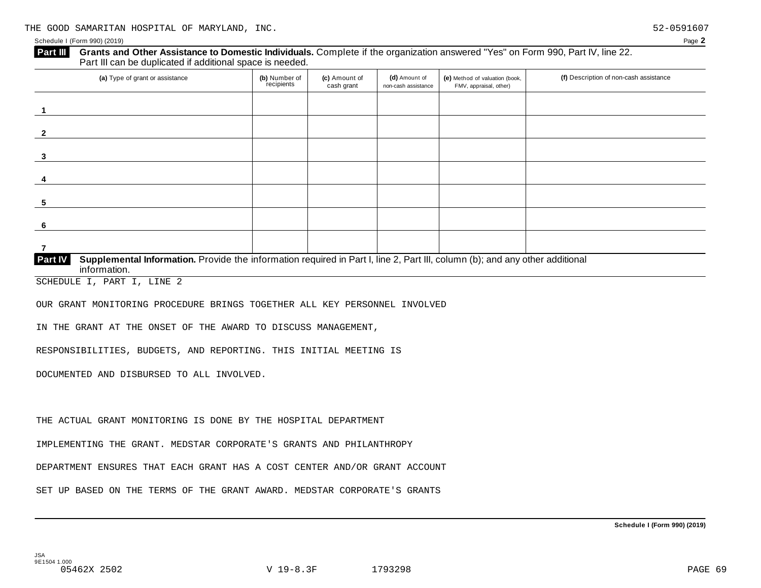THE GOOD SAMARITAN HOSPITAL OF MARYLAND, INC. 52-0591607

Schedule I (Form 990) (2019) Page **2**

**Part III** **Grants and Other Assistance to Domestic Individuals.** Complete if the organization answered "Yes" on Form 990, Part IV, line 22. Part III can be duplicated if additional space is needed.

| (a) Type of grant or assistance | (b) Number of recipients | (c) Amount of cash grant | (d) Amount of non-cash assistance | (e) Method of valuation (book, FMV, appraisal, other) | (f) Description of non-cash assistance |
|---|---|---|---|---|---|
| 1 | | | | | |
| 2 | | | | | |
| 3 | | | | | |
| 4 | | | | | |
| 5 | | | | | |
| 6 | | | | | |
| 7 | | | | | |

**Part IV** **Supplemental Information.** Provide the information required in Part I, line 2, Part III, column (b); and any other additional information.

SCHEDULE I, PART I, LINE 2

OUR GRANT MONITORING PROCEDURE BRINGS TOGETHER ALL KEY PERSONNEL INVOLVED IN THE GRANT AT THE ONSET OF THE AWARD TO DISCUSS MANAGEMENT, RESPONSIBILITIES, BUDGETS, AND REPORTING. THIS INITIAL MEETING IS DOCUMENTED AND DISBURSED TO ALL INVOLVED.

THE ACTUAL GRANT MONITORING IS DONE BY THE HOSPITAL DEPARTMENT IMPLEMENTING THE GRANT. MEDSTAR CORPORATE'S GRANTS AND PHILANTHROPY DEPARTMENT ENSURES THAT EACH GRANT HAS A COST CENTER AND/OR GRANT ACCOUNT SET UP BASED ON THE TERMS OF THE GRANT AWARD. MEDSTAR CORPORATE'S GRANTS

**Schedule I (Form 990) (2019)**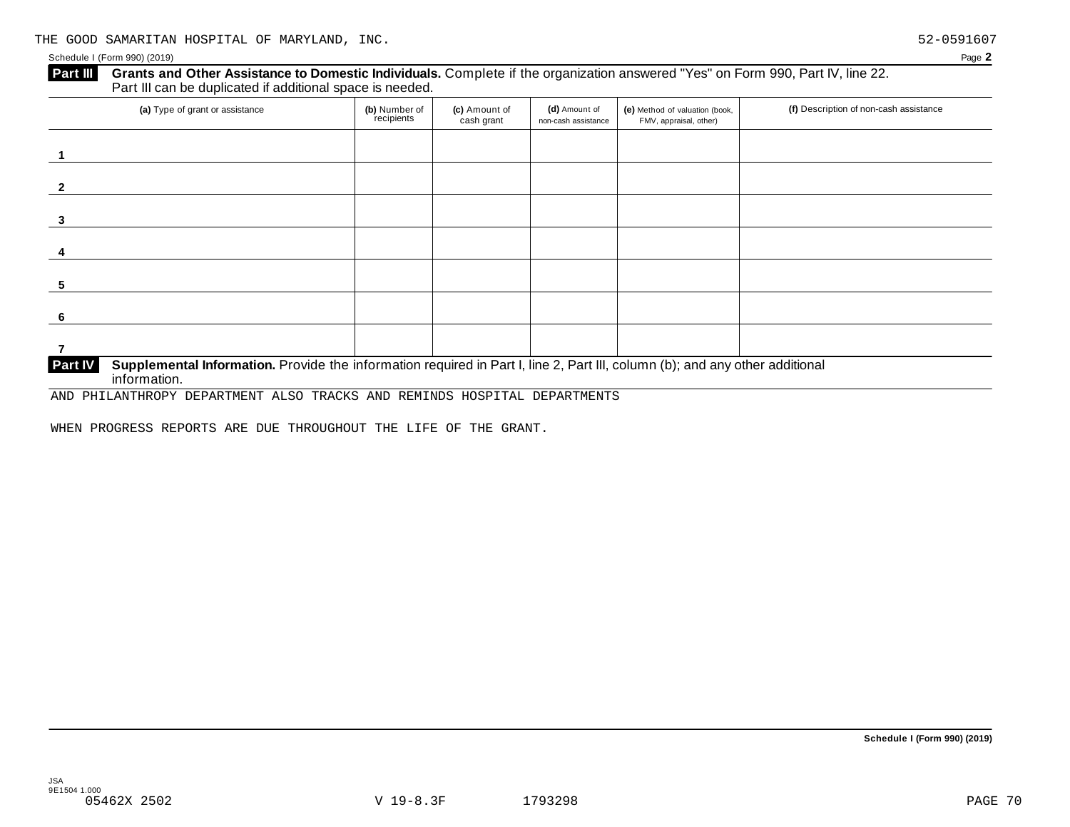THE GOOD SAMARITAN HOSPITAL OF MARYLAND, INC. 52-0591607

Schedule I (Form 990) (2019) Page **2**

**Part III** **Grants and Other Assistance to Domestic Individuals.** Complete if the organization answered "Yes" on Form 990, Part IV, line 22. Part III can be duplicated if additional space is needed.

| | (a) Type of grant or assistance | (b) Number of recipients | (c) Amount of cash grant | (d) Amount of non-cash assistance | (e) Method of valuation (book, FMV, appraisal, other) | (f) Description of non-cash assistance |
|---|---|---|---|---|---|---|
| 1 | | | | | | |
| 2 | | | | | | |
| 3 | | | | | | |
| 4 | | | | | | |
| 5 | | | | | | |
| 6 | | | | | | |
| 7 | | | | | | |

**Part IV** **Supplemental Information.** Provide the information required in Part I, line 2, Part III, column (b); and any other additional information.

AND PHILANTHROPY DEPARTMENT ALSO TRACKS AND REMINDS HOSPITAL DEPARTMENTS

WHEN PROGRESS REPORTS ARE DUE THROUGHOUT THE LIFE OF THE GRANT.

**Schedule I (Form 990) (2019)**

JSA
9E1504 1.000
05462X 2502 V 19-8.3F 1793298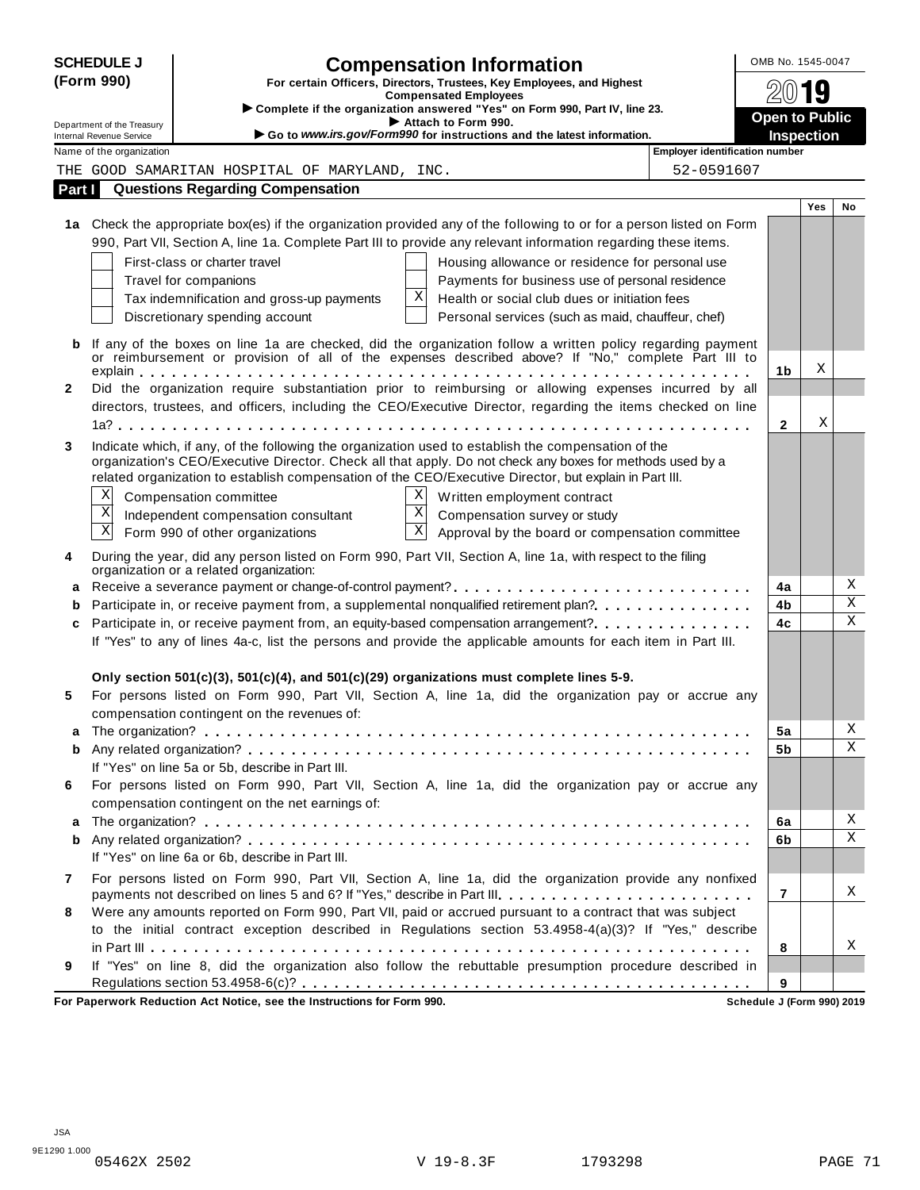**SCHEDULE J (Form 990)**

# Compensation Information

**For certain Officers, Directors, Trustees, Key Employees, and Highest Compensated Employees**

▶ **Complete if the organization answered "Yes" on Form 990, Part IV, line 23.**
▶ **Attach to Form 990.**
▶ **Go to *www.irs.gov/Form990* for instructions and the latest information.**

Department of the Treasury
Internal Revenue Service

OMB No. 1545-0047

**2019**

**Open to Public Inspection**

| Name of the organization | Employer identification number |
|---|---|
| THE GOOD SAMARITAN HOSPITAL OF MARYLAND, INC. | 52-0591607 |

## Part I Questions Regarding Compensation

| | | | Yes | No |
|---|---|---|---|---|
| **1a** | Check the appropriate box(es) if the organization provided any of the following to or for a person listed on Form 990, Part VII, Section A, line 1a. Complete Part III to provide any relevant information regarding these items. | | | |
| | ☐ First-class or charter travel ☐ Housing allowance or residence for personal use | | | |
| | ☐ Travel for companions ☐ Payments for business use of personal residence | | | |
| | ☐ Tax indemnification and gross-up payments ☒ Health or social club dues or initiation fees | | | |
| | ☐ Discretionary spending account ☐ Personal services (such as maid, chauffeur, chef) | | | |
| **b** | If any of the boxes on line 1a are checked, did the organization follow a written policy regarding payment or reimbursement or provision of all of the expenses described above? If "No," complete Part III to explain | **1b** | X | |
| **2** | Did the organization require substantiation prior to reimbursing or allowing expenses incurred by all directors, trustees, and officers, including the CEO/Executive Director, regarding the items checked on line 1a? | **2** | X | |
| **3** | Indicate which, if any, of the following the organization used to establish the compensation of the organization's CEO/Executive Director. Check all that apply. Do not check any boxes for methods used by a related organization to establish compensation of the CEO/Executive Director, but explain in Part III. | | | |
| | ☒ Compensation committee ☒ Written employment contract | | | |
| | ☒ Independent compensation consultant ☒ Compensation survey or study | | | |
| | ☒ Form 990 of other organizations ☒ Approval by the board or compensation committee | | | |
| **4** | During the year, did any person listed on Form 990, Part VII, Section A, line 1a, with respect to the filing organization or a related organization: | | | |
| **a** | Receive a severance payment or change-of-control payment? | **4a** | | X |
| **b** | Participate in, or receive payment from, a supplemental nonqualified retirement plan? | **4b** | | X |
| **c** | Participate in, or receive payment from, an equity-based compensation arrangement? | **4c** | | X |
| | If "Yes" to any of lines 4a-c, list the persons and provide the applicable amounts for each item in Part III. | | | |
| | **Only section 501(c)(3), 501(c)(4), and 501(c)(29) organizations must complete lines 5-9.** | | | |
| **5** | For persons listed on Form 990, Part VII, Section A, line 1a, did the organization pay or accrue any compensation contingent on the revenues of: | | | |
| **a** | The organization? | **5a** | | X |
| **b** | Any related organization? | **5b** | | X |
| | If "Yes" on line 5a or 5b, describe in Part III. | | | |
| **6** | For persons listed on Form 990, Part VII, Section A, line 1a, did the organization pay or accrue any compensation contingent on the net earnings of: | | | |
| **a** | The organization? | **6a** | | X |
| **b** | Any related organization? | **6b** | | X |
| | If "Yes" on line 6a or 6b, describe in Part III. | | | |
| **7** | For persons listed on Form 990, Part VII, Section A, line 1a, did the organization provide any nonfixed payments not described on lines 5 and 6? If "Yes," describe in Part III | **7** | | X |
| **8** | Were any amounts reported on Form 990, Part VII, paid or accrued pursuant to a contract that was subject to the initial contract exception described in Regulations section 53.4958-4(a)(3)? If "Yes," describe in Part III | **8** | | X |
| **9** | If "Yes" on line 8, did the organization also follow the rebuttable presumption procedure described in Regulations section 53.4958-6(c)? | **9** | | |

**For Paperwork Reduction Act Notice, see the Instructions for Form 990.** **Schedule J (Form 990) 2019**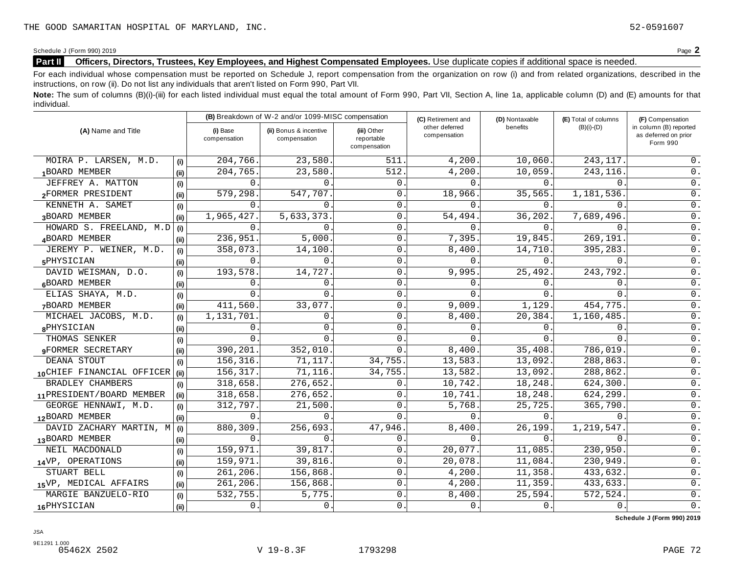THE GOOD SAMARITAN HOSPITAL OF MARYLAND, INC. 52-0591607

Schedule J (Form 990) 2019 Page **2**

**Part II** **Officers, Directors, Trustees, Key Employees, and Highest Compensated Employees.** Use duplicate copies if additional space is needed.

For each individual whose compensation must be reported on Schedule J, report compensation from the organization on row (i) and from related organizations, described in the instructions, on row (ii). Do not list any individuals that aren't listed on Form 990, Part VII.

**Note:** The sum of columns (B)(i)-(iii) for each listed individual must equal the total amount of Form 990, Part VII, Section A, line 1a, applicable column (D) and (E) amounts for that individual.

| (A) Name and Title | | (B) Breakdown of W-2 and/or 1099-MISC compensation | | | (C) Retirement and other deferred compensation | (D) Nontaxable benefits | (E) Total of columns (B)(i)-(D) | (F) Compensation in column (B) reported as deferred on prior Form 990 |
|---|---|---|---|---|---|---|---|---|
| | | (i) Base compensation | (ii) Bonus & incentive compensation | (iii) Other reportable compensation | | | | |
| MOIRA P. LARSEN, M.D. | (i) | 204,766. | 23,580. | 511. | 4,200. | 10,060. | 243,117. | 0. |
| 1 BOARD MEMBER | (ii) | 204,765. | 23,580. | 512. | 4,200. | 10,059. | 243,116. | 0. |
| JEFFREY A. MATTON | (i) | 0. | 0. | 0. | 0. | 0. | 0. | 0. |
| 2 FORMER PRESIDENT | (ii) | 579,298. | 547,707. | 0. | 18,966. | 35,565. | 1,181,536. | 0. |
| KENNETH A. SAMET | (i) | 0. | 0. | 0. | 0. | 0. | 0. | 0. |
| 3 BOARD MEMBER | (ii) | 1,965,427. | 5,633,373. | 0. | 54,494. | 36,202. | 7,689,496. | 0. |
| HOWARD S. FREELAND, M.D | (i) | 0. | 0. | 0. | 0. | 0. | 0. | 0. |
| 4 BOARD MEMBER | (ii) | 236,951. | 5,000. | 0. | 7,395. | 19,845. | 269,191. | 0. |
| JEREMY P. WEINER, M.D. | (i) | 358,073. | 14,100. | 0. | 8,400. | 14,710. | 395,283. | 0. |
| 5 PHYSICIAN | (ii) | 0. | 0. | 0. | 0. | 0. | 0. | 0. |
| DAVID WEISMAN, D.O. | (i) | 193,578. | 14,727. | 0. | 9,995. | 25,492. | 243,792. | 0. |
| 6 BOARD MEMBER | (ii) | 0. | 0. | 0. | 0. | 0. | 0. | 0. |
| ELIAS SHAYA, M.D. | (i) | 0. | 0. | 0. | 0. | 0. | 0. | 0. |
| 7 BOARD MEMBER | (ii) | 411,560. | 33,077. | 0. | 9,009. | 1,129. | 454,775. | 0. |
| MICHAEL JACOBS, M.D. | (i) | 1,131,701. | 0. | 0. | 8,400. | 20,384. | 1,160,485. | 0. |
| 8 PHYSICIAN | (ii) | 0. | 0. | 0. | 0. | 0. | 0. | 0. |
| THOMAS SENKER | (i) | 0. | 0. | 0. | 0. | 0. | 0. | 0. |
| 9 FORMER SECRETARY | (ii) | 390,201. | 352,010. | 0. | 8,400. | 35,408. | 786,019. | 0. |
| DEANA STOUT | (i) | 156,316. | 71,117. | 34,755. | 13,583. | 13,092. | 288,863. | 0. |
| 10 CHIEF FINANCIAL OFFICER | (ii) | 156,317. | 71,116. | 34,755. | 13,582. | 13,092. | 288,862. | 0. |
| BRADLEY CHAMBERS | (i) | 318,658. | 276,652. | 0. | 10,742. | 18,248. | 624,300. | 0. |
| 11 PRESIDENT/BOARD MEMBER | (ii) | 318,658. | 276,652. | 0. | 10,741. | 18,248. | 624,299. | 0. |
| GEORGE HENNAWI, M.D. | (i) | 312,797. | 21,500. | 0. | 5,768. | 25,725. | 365,790. | 0. |
| 12 BOARD MEMBER | (ii) | 0. | 0. | 0. | 0. | 0. | 0. | 0. |
| DAVID ZACHARY MARTIN, M | (i) | 880,309. | 256,693. | 47,946. | 8,400. | 26,199. | 1,219,547. | 0. |
| 13 BOARD MEMBER | (ii) | 0. | 0. | 0. | 0. | 0. | 0. | 0. |
| NEIL MACDONALD | (i) | 159,971. | 39,817. | 0. | 20,077. | 11,085. | 230,950. | 0. |
| 14 VP, OPERATIONS | (ii) | 159,971. | 39,816. | 0. | 20,078. | 11,084. | 230,949. | 0. |
| STUART BELL | (i) | 261,206. | 156,868. | 0. | 4,200. | 11,358. | 433,632. | 0. |
| 15 VP, MEDICAL AFFAIRS | (ii) | 261,206. | 156,868. | 0. | 4,200. | 11,359. | 433,633. | 0. |
| MARGIE BANZUELO-RIO | (i) | 532,755. | 5,775. | 0. | 8,400. | 25,594. | 572,524. | 0. |
| 16 PHYSICIAN | (ii) | 0. | 0. | 0. | 0. | 0. | 0. | 0. |

**Schedule J (Form 990) 2019**

JSA
9E1291 1.000
05462X 2502 V 19-8.3F 1793298 PAGE 72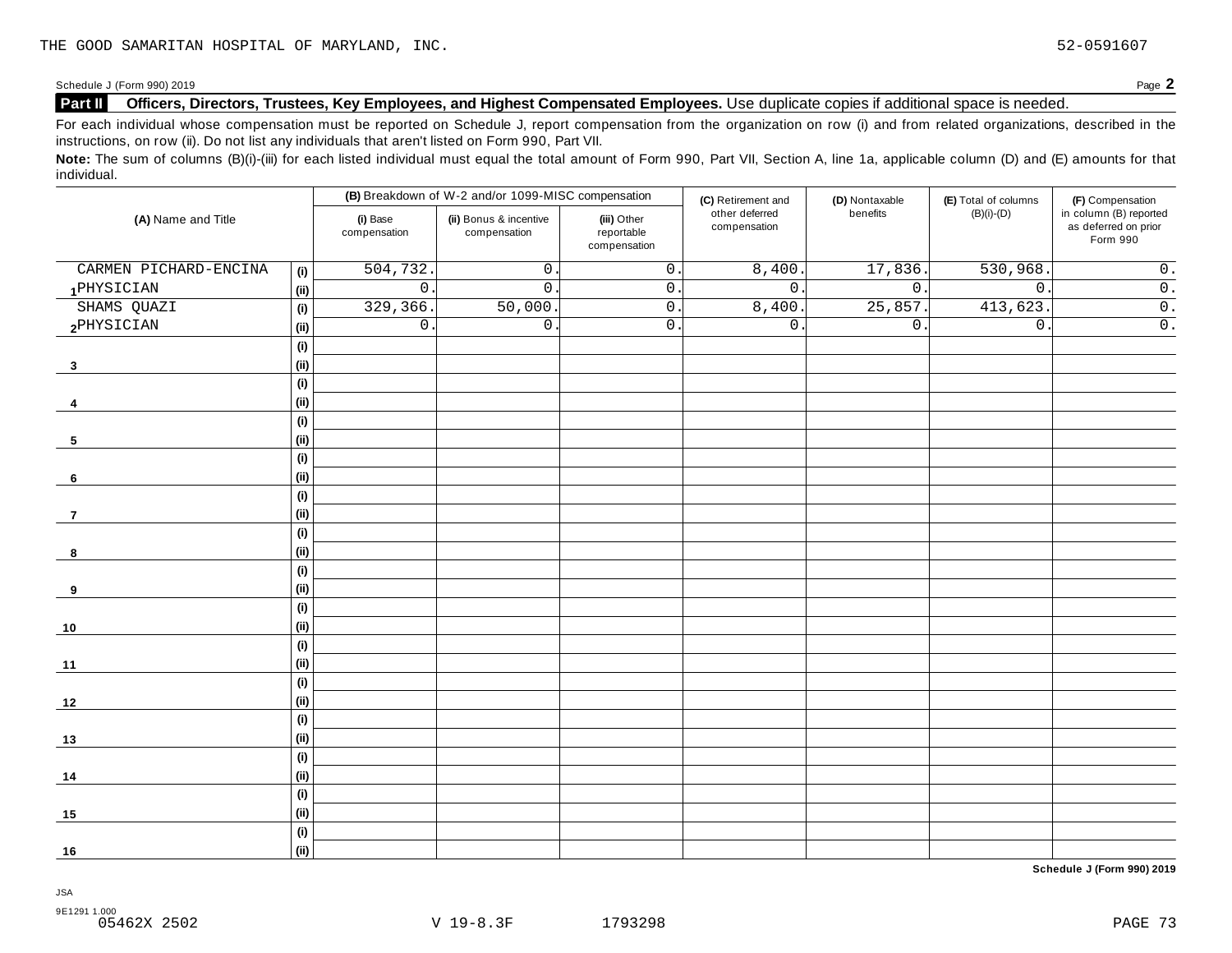THE GOOD SAMARITAN HOSPITAL OF MARYLAND, INC. 52-0591607

Schedule J (Form 990) 2019 Page **2**

**Part II Officers, Directors, Trustees, Key Employees, and Highest Compensated Employees.** Use duplicate copies if additional space is needed.

For each individual whose compensation must be reported on Schedule J, report compensation from the organization on row (i) and from related organizations, described in the instructions, on row (ii). Do not list any individuals that aren't listed on Form 990, Part VII.

**Note:** The sum of columns (B)(i)-(iii) for each listed individual must equal the total amount of Form 990, Part VII, Section A, line 1a, applicable column (D) and (E) amounts for that individual.

| (A) Name and Title | | (B) Breakdown of W-2 and/or 1099-MISC compensation | | | (C) Retirement and other deferred compensation | (D) Nontaxable benefits | (E) Total of columns (B)(i)-(D) | (F) Compensation in column (B) reported as deferred on prior Form 990 |
|---|---|---|---|---|---|---|---|---|
| | | (i) Base compensation | (ii) Bonus & incentive compensation | (iii) Other reportable compensation | | | | |
| 1 CARMEN PICHARD-ENCINA | (i) | 504,732. | 0. | 0. | 8,400. | 17,836. | 530,968. | 0. |
| PHYSICIAN | (ii) | 0. | 0. | 0. | 0. | 0. | 0. | 0. |
| 2 SHAMS QUAZI | (i) | 329,366. | 50,000. | 0. | 8,400. | 25,857. | 413,623. | 0. |
| PHYSICIAN | (ii) | 0. | 0. | 0. | 0. | 0. | 0. | 0. |
| 3 | (i) | | | | | | | |
| | (ii) | | | | | | | |
| 4 | (i) | | | | | | | |
| | (ii) | | | | | | | |
| 5 | (i) | | | | | | | |
| | (ii) | | | | | | | |
| 6 | (i) | | | | | | | |
| | (ii) | | | | | | | |
| 7 | (i) | | | | | | | |
| | (ii) | | | | | | | |
| 8 | (i) | | | | | | | |
| | (ii) | | | | | | | |
| 9 | (i) | | | | | | | |
| | (ii) | | | | | | | |
| 10 | (i) | | | | | | | |
| | (ii) | | | | | | | |
| 11 | (i) | | | | | | | |
| | (ii) | | | | | | | |
| 12 | (i) | | | | | | | |
| | (ii) | | | | | | | |
| 13 | (i) | | | | | | | |
| | (ii) | | | | | | | |
| 14 | (i) | | | | | | | |
| | (ii) | | | | | | | |
| 15 | (i) | | | | | | | |
| | (ii) | | | | | | | |
| 16 | (i) | | | | | | | |
| | (ii) | | | | | | | |

**Schedule J (Form 990) 2019**

JSA
9E1291 1.000
05462X 2502 V 19-8.3F 1793298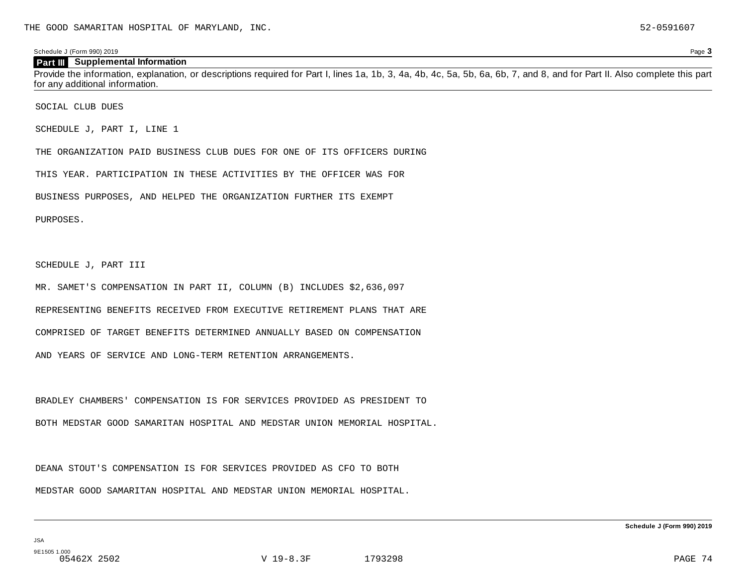Schedule J (Form 990) 2019

## Part III Supplemental Information

Provide the information, explanation, or descriptions required for Part I, lines 1a, 1b, 3, 4a, 4b, 4c, 5a, 5b, 6a, 6b, 7, and 8, and for Part II. Also complete this part for any additional information.

SOCIAL CLUB DUES

SCHEDULE J, PART I, LINE 1

THE ORGANIZATION PAID BUSINESS CLUB DUES FOR ONE OF ITS OFFICERS DURING THIS YEAR. PARTICIPATION IN THESE ACTIVITIES BY THE OFFICER WAS FOR BUSINESS PURPOSES, AND HELPED THE ORGANIZATION FURTHER ITS EXEMPT PURPOSES.

SCHEDULE J, PART III

MR. SAMET'S COMPENSATION IN PART II, COLUMN (B) INCLUDES $2,636,097 REPRESENTING BENEFITS RECEIVED FROM EXECUTIVE RETIREMENT PLANS THAT ARE COMPRISED OF TARGET BENEFITS DETERMINED ANNUALLY BASED ON COMPENSATION AND YEARS OF SERVICE AND LONG-TERM RETENTION ARRANGEMENTS.

BRADLEY CHAMBERS' COMPENSATION IS FOR SERVICES PROVIDED AS PRESIDENT TO BOTH MEDSTAR GOOD SAMARITAN HOSPITAL AND MEDSTAR UNION MEMORIAL HOSPITAL.

DEANA STOUT'S COMPENSATION IS FOR SERVICES PROVIDED AS CFO TO BOTH MEDSTAR GOOD SAMARITAN HOSPITAL AND MEDSTAR UNION MEMORIAL HOSPITAL.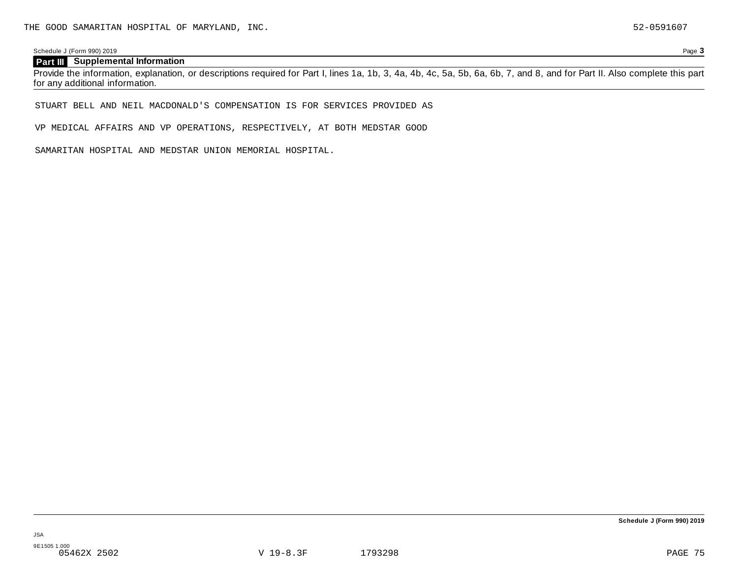THE GOOD SAMARITAN HOSPITAL OF MARYLAND, INC. 52-0591607

Schedule J (Form 990) 2019 Page **3**

## Part III Supplemental Information

Provide the information, explanation, or descriptions required for Part I, lines 1a, 1b, 3, 4a, 4b, 4c, 5a, 5b, 6a, 6b, 7, and 8, and for Part II. Also complete this part for any additional information.

STUART BELL AND NEIL MACDONALD'S COMPENSATION IS FOR SERVICES PROVIDED AS VP MEDICAL AFFAIRS AND VP OPERATIONS, RESPECTIVELY, AT BOTH MEDSTAR GOOD SAMARITAN HOSPITAL AND MEDSTAR UNION MEMORIAL HOSPITAL.

**Schedule J (Form 990) 2019**

JSA
9E1505 1.000
05462X 2502 V 19-8.3F 1793298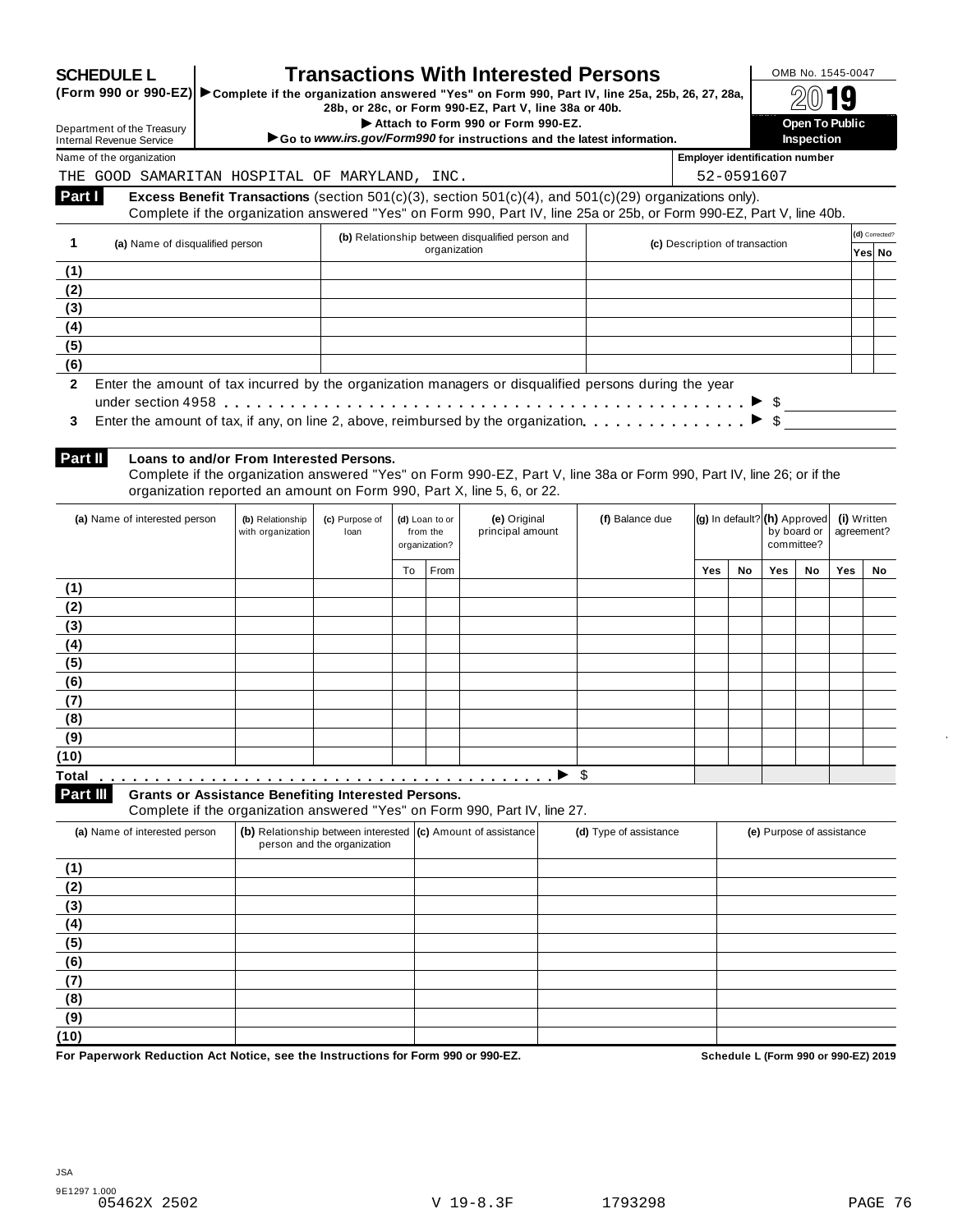# SCHEDULE L (Form 990 or 990-EZ)

# Transactions With Interested Persons

▶ Complete if the organization answered "Yes" on Form 990, Part IV, line 25a, 25b, 26, 27, 28a, 28b, or 28c, or Form 990-EZ, Part V, line 38a or 40b.

▶ Attach to Form 990 or Form 990-EZ.

▶ Go to *www.irs.gov/Form990* for instructions and the latest information.

Department of the Treasury
Internal Revenue Service

OMB No. 1545-0047

**2019**

**Open To Public Inspection**

Name of the organization: THE GOOD SAMARITAN HOSPITAL OF MARYLAND, INC.

Employer identification number: 52-0591607

## Part I Excess Benefit Transactions (section 501(c)(3), section 501(c)(4), and 501(c)(29) organizations only).

Complete if the organization answered "Yes" on Form 990, Part IV, line 25a or 25b, or Form 990-EZ, Part V, line 40b.

| 1 | (a) Name of disqualified person | (b) Relationship between disqualified person and organization | (c) Description of transaction | (d) Corrected? Yes | No |
|---|---|---|---|---|---|
| (1) | | | | | |
| (2) | | | | | |
| (3) | | | | | |
| (4) | | | | | |
| (5) | | | | | |
| (6) | | | | | |

**2** Enter the amount of tax incurred by the organization managers or disqualified persons during the year under section 4958 . . . . . ▶ $

**3** Enter the amount of tax, if any, on line 2, above, reimbursed by the organization . . . . . ▶ $

## Part II Loans to and/or From Interested Persons.

Complete if the organization answered "Yes" on Form 990-EZ, Part V, line 38a or Form 990, Part IV, line 26; or if the organization reported an amount on Form 990, Part X, line 5, 6, or 22.

| | (a) Name of interested person | (b) Relationship with organization | (c) Purpose of loan | (d) Loan to or from the organization? To | From | (e) Original principal amount | (f) Balance due | (g) In default? Yes | No | (h) Approved by board or committee? Yes | No | (i) Written agreement? Yes | No |
|---|---|---|---|---|---|---|---|---|---|---|---|---|---|
| (1) | | | | | | | | | | | | | |
| (2) | | | | | | | | | | | | | |
| (3) | | | | | | | | | | | | | |
| (4) | | | | | | | | | | | | | |
| (5) | | | | | | | | | | | | | |
| (6) | | | | | | | | | | | | | |
| (7) | | | | | | | | | | | | | |
| (8) | | | | | | | | | | | | | |
| (9) | | | | | | | | | | | | | |
| (10) | | | | | | | | | | | | | |
| **Total** . . . ▶ | | | | | | | $ | | | | | | |

## Part III Grants or Assistance Benefiting Interested Persons.

Complete if the organization answered "Yes" on Form 990, Part IV, line 27.

| | (a) Name of interested person | (b) Relationship between interested person and the organization | (c) Amount of assistance | (d) Type of assistance | (e) Purpose of assistance |
|---|---|---|---|---|---|
| (1) | | | | | |
| (2) | | | | | |
| (3) | | | | | |
| (4) | | | | | |
| (5) | | | | | |
| (6) | | | | | |
| (7) | | | | | |
| (8) | | | | | |
| (9) | | | | | |
| (10) | | | | | |

**For Paperwork Reduction Act Notice, see the Instructions for Form 990 or 990-EZ.** **Schedule L (Form 990 or 990-EZ) 2019**

JSA
9E1297 1.000
05462X 2502 V 19-8.3F 1793298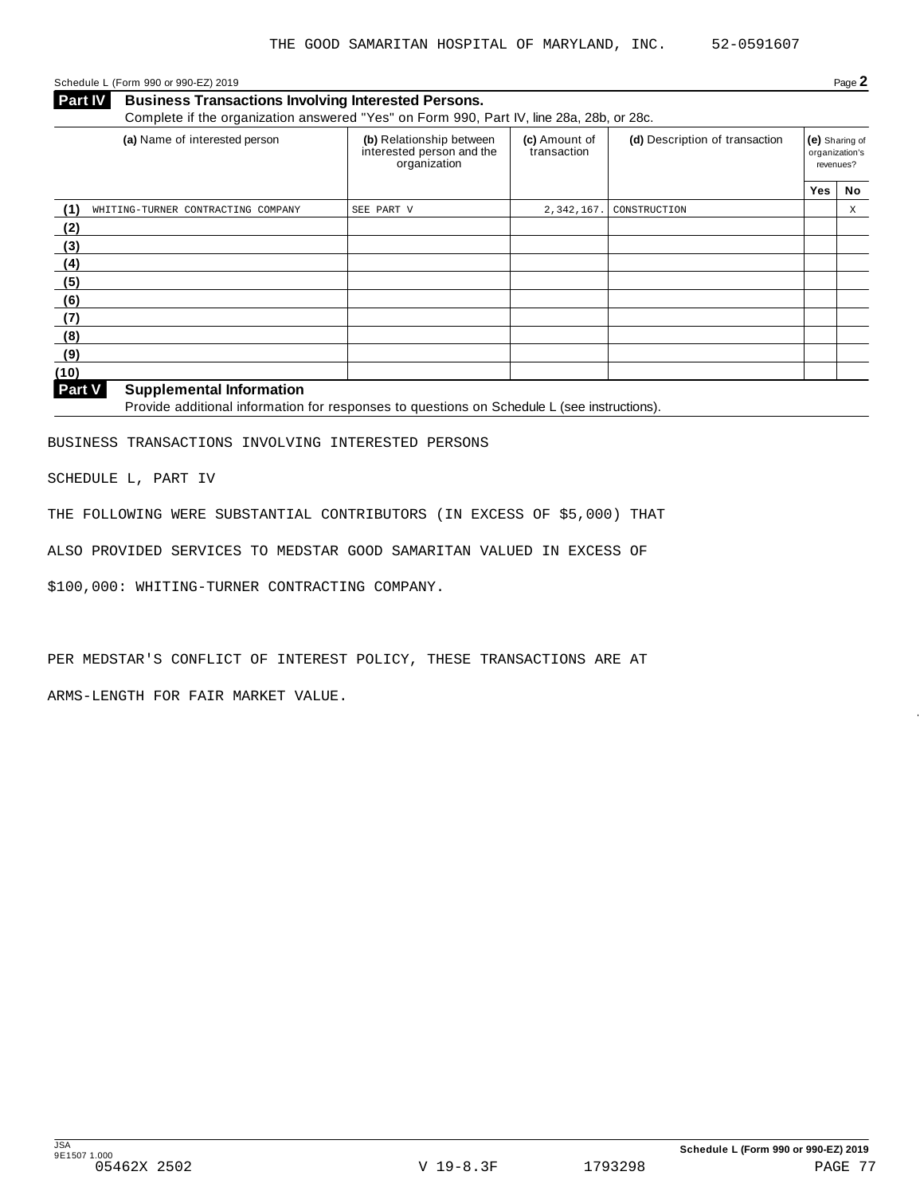THE GOOD SAMARITAN HOSPITAL OF MARYLAND, INC. 52-0591607

Schedule L (Form 990 or 990-EZ) 2019 Page **2**

**Part IV** **Business Transactions Involving Interested Persons.**

Complete if the organization answered "Yes" on Form 990, Part IV, line 28a, 28b, or 28c.

| (a) Name of interested person | (b) Relationship between interested person and the organization | (c) Amount of transaction | (d) Description of transaction | (e) Sharing of organization's revenues? | |
|---|---|---|---|---|---|
| | | | | Yes | No |
| (1) WHITING-TURNER CONTRACTING COMPANY | SEE PART V | 2,342,167. | CONSTRUCTION | | X |
| (2) | | | | | |
| (3) | | | | | |
| (4) | | | | | |
| (5) | | | | | |
| (6) | | | | | |
| (7) | | | | | |
| (8) | | | | | |
| (9) | | | | | |
| (10) | | | | | |

**Part V** **Supplemental Information**

Provide additional information for responses to questions on Schedule L (see instructions).

BUSINESS TRANSACTIONS INVOLVING INTERESTED PERSONS

SCHEDULE L, PART IV

THE FOLLOWING WERE SUBSTANTIAL CONTRIBUTORS (IN EXCESS OF $5,000) THAT ALSO PROVIDED SERVICES TO MEDSTAR GOOD SAMARITAN VALUED IN EXCESS OF $100,000: WHITING-TURNER CONTRACTING COMPANY.

PER MEDSTAR'S CONFLICT OF INTEREST POLICY, THESE TRANSACTIONS ARE AT ARMS-LENGTH FOR FAIR MARKET VALUE.

JSA 9E1507 1.000 Schedule L (Form 990 or 990-EZ) 2019

05462X 2502 V 19-8.3F 1793298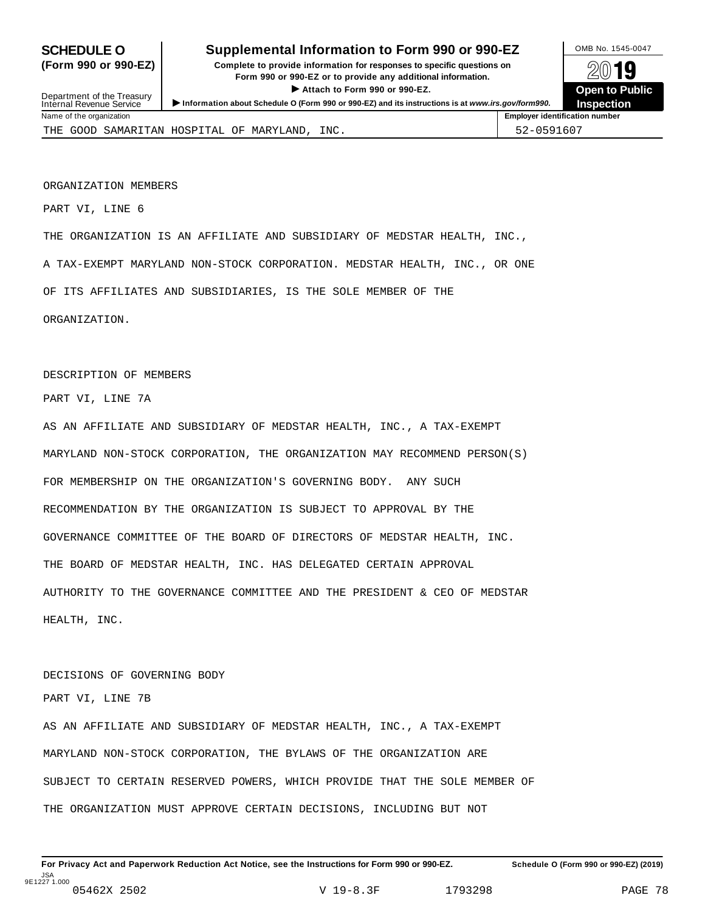**SCHEDULE O (Form 990 or 990-EZ)**

Department of the Treasury
Internal Revenue Service

# Supplemental Information to Form 990 or 990-EZ

**Complete to provide information for responses to specific questions on Form 990 or 990-EZ or to provide any additional information.**

**▶ Attach to Form 990 or 990-EZ.**

**▶ Information about Schedule O (Form 990 or 990-EZ) and its instructions is at *www.irs.gov/form990*.**

OMB No. 1545-0047

**2019**

**Open to Public Inspection**

| Name of the organization | Employer identification number |
|---|---|
| THE GOOD SAMARITAN HOSPITAL OF MARYLAND, INC. | 52-0591607 |

ORGANIZATION MEMBERS

PART VI, LINE 6

THE ORGANIZATION IS AN AFFILIATE AND SUBSIDIARY OF MEDSTAR HEALTH, INC., A TAX-EXEMPT MARYLAND NON-STOCK CORPORATION. MEDSTAR HEALTH, INC., OR ONE OF ITS AFFILIATES AND SUBSIDIARIES, IS THE SOLE MEMBER OF THE ORGANIZATION.

DESCRIPTION OF MEMBERS

PART VI, LINE 7A

AS AN AFFILIATE AND SUBSIDIARY OF MEDSTAR HEALTH, INC., A TAX-EXEMPT MARYLAND NON-STOCK CORPORATION, THE ORGANIZATION MAY RECOMMEND PERSON(S) FOR MEMBERSHIP ON THE ORGANIZATION'S GOVERNING BODY. ANY SUCH RECOMMENDATION BY THE ORGANIZATION IS SUBJECT TO APPROVAL BY THE GOVERNANCE COMMITTEE OF THE BOARD OF DIRECTORS OF MEDSTAR HEALTH, INC. THE BOARD OF MEDSTAR HEALTH, INC. HAS DELEGATED CERTAIN APPROVAL AUTHORITY TO THE GOVERNANCE COMMITTEE AND THE PRESIDENT & CEO OF MEDSTAR HEALTH, INC.

DECISIONS OF GOVERNING BODY

PART VI, LINE 7B

AS AN AFFILIATE AND SUBSIDIARY OF MEDSTAR HEALTH, INC., A TAX-EXEMPT MARYLAND NON-STOCK CORPORATION, THE BYLAWS OF THE ORGANIZATION ARE SUBJECT TO CERTAIN RESERVED POWERS, WHICH PROVIDE THAT THE SOLE MEMBER OF THE ORGANIZATION MUST APPROVE CERTAIN DECISIONS, INCLUDING BUT NOT

**For Privacy Act and Paperwork Reduction Act Notice, see the Instructions for Form 990 or 990-EZ.** **Schedule O (Form 990 or 990-EZ) (2019)**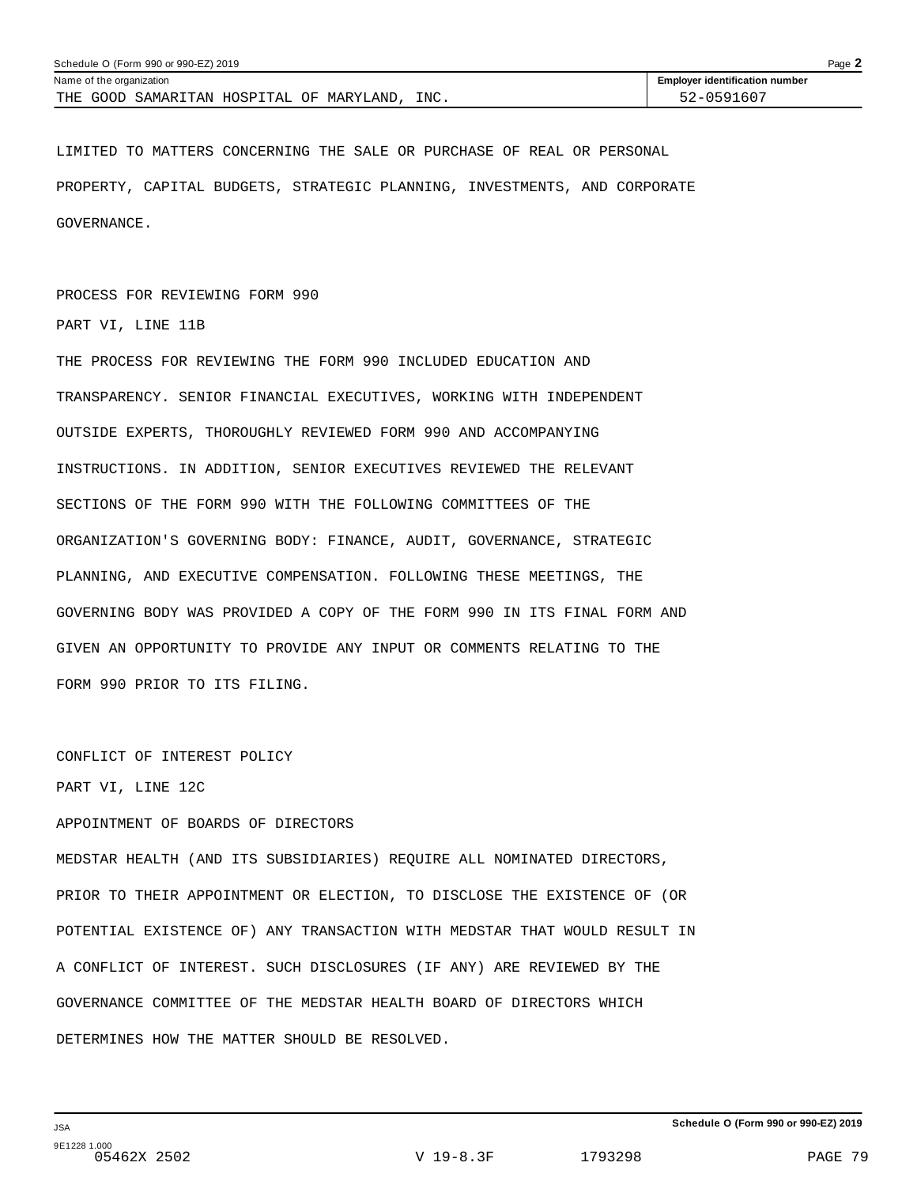Schedule O (Form 990 or 990-EZ) 2019

| Name of the organization | Employer identification number |
|---|---|
| THE GOOD SAMARITAN HOSPITAL OF MARYLAND, INC. | 52-0591607 |

LIMITED TO MATTERS CONCERNING THE SALE OR PURCHASE OF REAL OR PERSONAL PROPERTY, CAPITAL BUDGETS, STRATEGIC PLANNING, INVESTMENTS, AND CORPORATE GOVERNANCE.

PROCESS FOR REVIEWING FORM 990

PART VI, LINE 11B

THE PROCESS FOR REVIEWING THE FORM 990 INCLUDED EDUCATION AND TRANSPARENCY. SENIOR FINANCIAL EXECUTIVES, WORKING WITH INDEPENDENT OUTSIDE EXPERTS, THOROUGHLY REVIEWED FORM 990 AND ACCOMPANYING INSTRUCTIONS. IN ADDITION, SENIOR EXECUTIVES REVIEWED THE RELEVANT SECTIONS OF THE FORM 990 WITH THE FOLLOWING COMMITTEES OF THE ORGANIZATION'S GOVERNING BODY: FINANCE, AUDIT, GOVERNANCE, STRATEGIC PLANNING, AND EXECUTIVE COMPENSATION. FOLLOWING THESE MEETINGS, THE GOVERNING BODY WAS PROVIDED A COPY OF THE FORM 990 IN ITS FINAL FORM AND GIVEN AN OPPORTUNITY TO PROVIDE ANY INPUT OR COMMENTS RELATING TO THE FORM 990 PRIOR TO ITS FILING.

CONFLICT OF INTEREST POLICY

PART VI, LINE 12C

APPOINTMENT OF BOARDS OF DIRECTORS

MEDSTAR HEALTH (AND ITS SUBSIDIARIES) REQUIRE ALL NOMINATED DIRECTORS, PRIOR TO THEIR APPOINTMENT OR ELECTION, TO DISCLOSE THE EXISTENCE OF (OR POTENTIAL EXISTENCE OF) ANY TRANSACTION WITH MEDSTAR THAT WOULD RESULT IN A CONFLICT OF INTEREST. SUCH DISCLOSURES (IF ANY) ARE REVIEWED BY THE GOVERNANCE COMMITTEE OF THE MEDSTAR HEALTH BOARD OF DIRECTORS WHICH DETERMINES HOW THE MATTER SHOULD BE RESOLVED.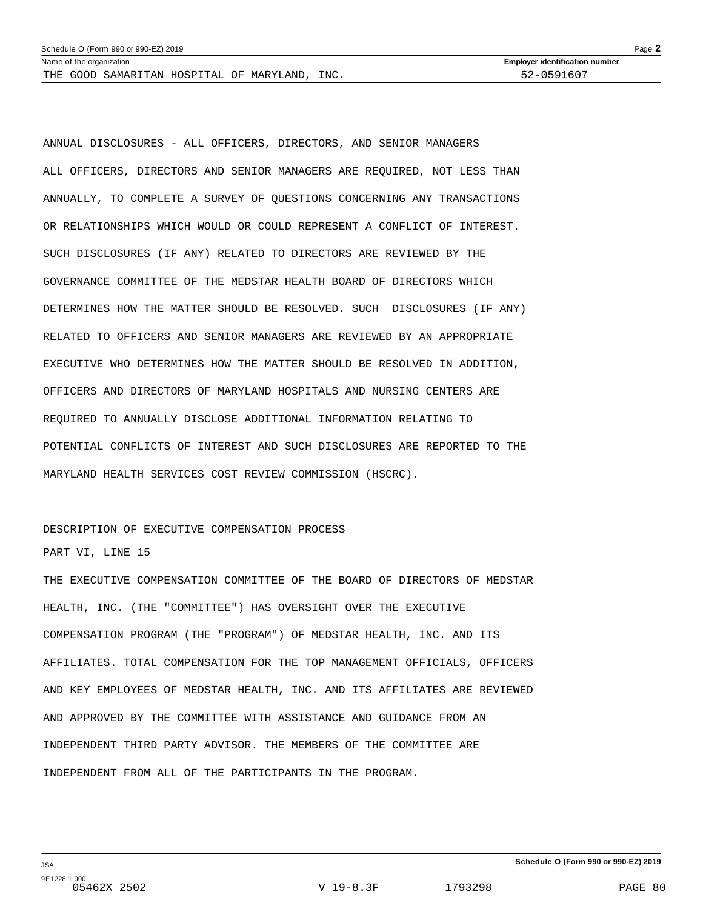THE GOOD SAMARITAN HOSPITAL OF MARYLAND, INC. 52-0591607

ANNUAL DISCLOSURES - ALL OFFICERS, DIRECTORS, AND SENIOR MANAGERS

ALL OFFICERS, DIRECTORS AND SENIOR MANAGERS ARE REQUIRED, NOT LESS THAN ANNUALLY, TO COMPLETE A SURVEY OF QUESTIONS CONCERNING ANY TRANSACTIONS OR RELATIONSHIPS WHICH WOULD OR COULD REPRESENT A CONFLICT OF INTEREST. SUCH DISCLOSURES (IF ANY) RELATED TO DIRECTORS ARE REVIEWED BY THE GOVERNANCE COMMITTEE OF THE MEDSTAR HEALTH BOARD OF DIRECTORS WHICH DETERMINES HOW THE MATTER SHOULD BE RESOLVED. SUCH DISCLOSURES (IF ANY) RELATED TO OFFICERS AND SENIOR MANAGERS ARE REVIEWED BY AN APPROPRIATE EXECUTIVE WHO DETERMINES HOW THE MATTER SHOULD BE RESOLVED IN ADDITION, OFFICERS AND DIRECTORS OF MARYLAND HOSPITALS AND NURSING CENTERS ARE REQUIRED TO ANNUALLY DISCLOSE ADDITIONAL INFORMATION RELATING TO POTENTIAL CONFLICTS OF INTEREST AND SUCH DISCLOSURES ARE REPORTED TO THE MARYLAND HEALTH SERVICES COST REVIEW COMMISSION (HSCRC).

DESCRIPTION OF EXECUTIVE COMPENSATION PROCESS

PART VI, LINE 15

THE EXECUTIVE COMPENSATION COMMITTEE OF THE BOARD OF DIRECTORS OF MEDSTAR HEALTH, INC. (THE "COMMITTEE") HAS OVERSIGHT OVER THE EXECUTIVE COMPENSATION PROGRAM (THE "PROGRAM") OF MEDSTAR HEALTH, INC. AND ITS AFFILIATES. TOTAL COMPENSATION FOR THE TOP MANAGEMENT OFFICIALS, OFFICERS AND KEY EMPLOYEES OF MEDSTAR HEALTH, INC. AND ITS AFFILIATES ARE REVIEWED AND APPROVED BY THE COMMITTEE WITH ASSISTANCE AND GUIDANCE FROM AN INDEPENDENT THIRD PARTY ADVISOR. THE MEMBERS OF THE COMMITTEE ARE INDEPENDENT FROM ALL OF THE PARTICIPANTS IN THE PROGRAM.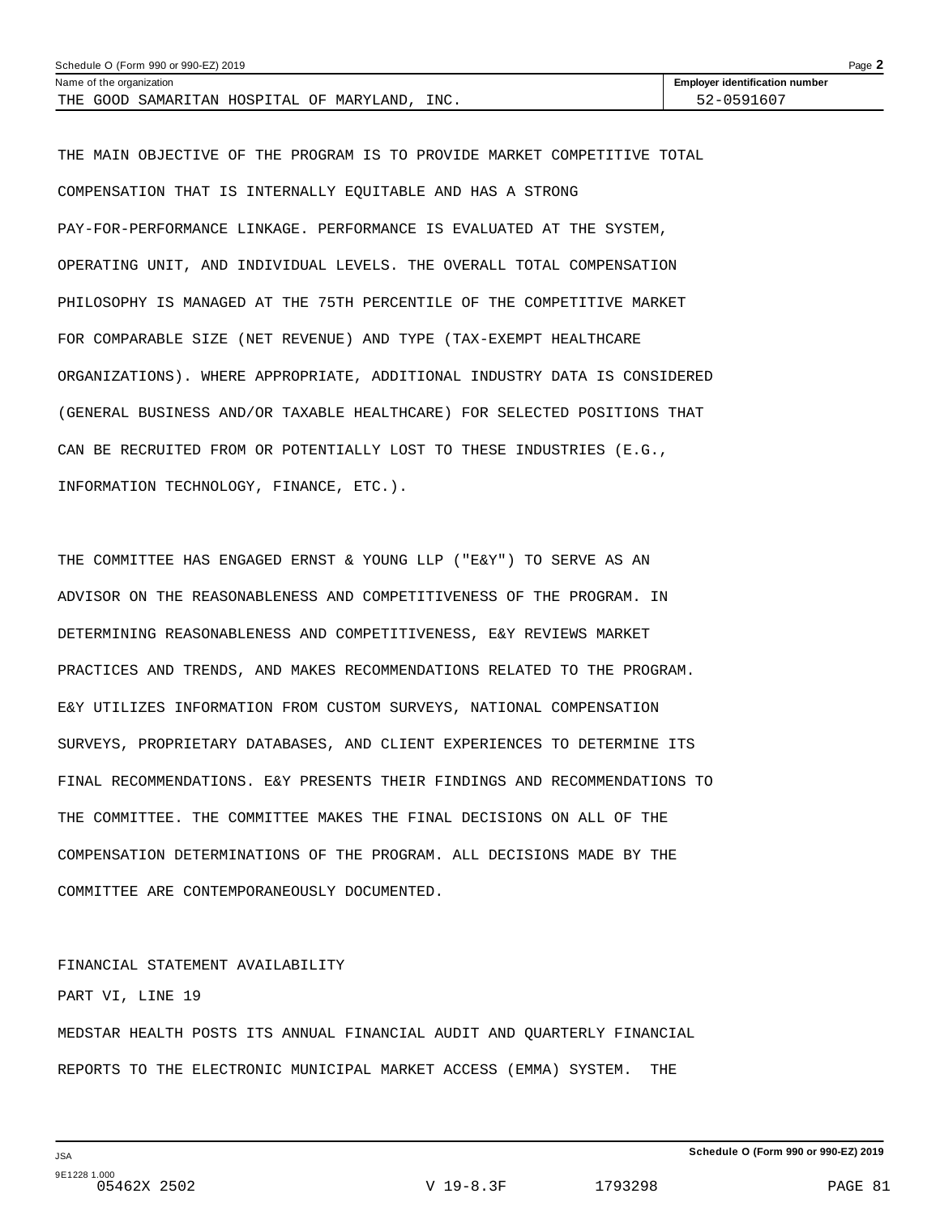THE MAIN OBJECTIVE OF THE PROGRAM IS TO PROVIDE MARKET COMPETITIVE TOTAL COMPENSATION THAT IS INTERNALLY EQUITABLE AND HAS A STRONG PAY-FOR-PERFORMANCE LINKAGE. PERFORMANCE IS EVALUATED AT THE SYSTEM, OPERATING UNIT, AND INDIVIDUAL LEVELS. THE OVERALL TOTAL COMPENSATION PHILOSOPHY IS MANAGED AT THE 75TH PERCENTILE OF THE COMPETITIVE MARKET FOR COMPARABLE SIZE (NET REVENUE) AND TYPE (TAX-EXEMPT HEALTHCARE ORGANIZATIONS). WHERE APPROPRIATE, ADDITIONAL INDUSTRY DATA IS CONSIDERED (GENERAL BUSINESS AND/OR TAXABLE HEALTHCARE) FOR SELECTED POSITIONS THAT CAN BE RECRUITED FROM OR POTENTIALLY LOST TO THESE INDUSTRIES (E.G., INFORMATION TECHNOLOGY, FINANCE, ETC.).

THE COMMITTEE HAS ENGAGED ERNST & YOUNG LLP ("E&Y") TO SERVE AS AN ADVISOR ON THE REASONABLENESS AND COMPETITIVENESS OF THE PROGRAM. IN DETERMINING REASONABLENESS AND COMPETITIVENESS, E&Y REVIEWS MARKET PRACTICES AND TRENDS, AND MAKES RECOMMENDATIONS RELATED TO THE PROGRAM. E&Y UTILIZES INFORMATION FROM CUSTOM SURVEYS, NATIONAL COMPENSATION SURVEYS, PROPRIETARY DATABASES, AND CLIENT EXPERIENCES TO DETERMINE ITS FINAL RECOMMENDATIONS. E&Y PRESENTS THEIR FINDINGS AND RECOMMENDATIONS TO THE COMMITTEE. THE COMMITTEE MAKES THE FINAL DECISIONS ON ALL OF THE COMPENSATION DETERMINATIONS OF THE PROGRAM. ALL DECISIONS MADE BY THE COMMITTEE ARE CONTEMPORANEOUSLY DOCUMENTED.

FINANCIAL STATEMENT AVAILABILITY

PART VI, LINE 19

MEDSTAR HEALTH POSTS ITS ANNUAL FINANCIAL AUDIT AND QUARTERLY FINANCIAL REPORTS TO THE ELECTRONIC MUNICIPAL MARKET ACCESS (EMMA) SYSTEM. THE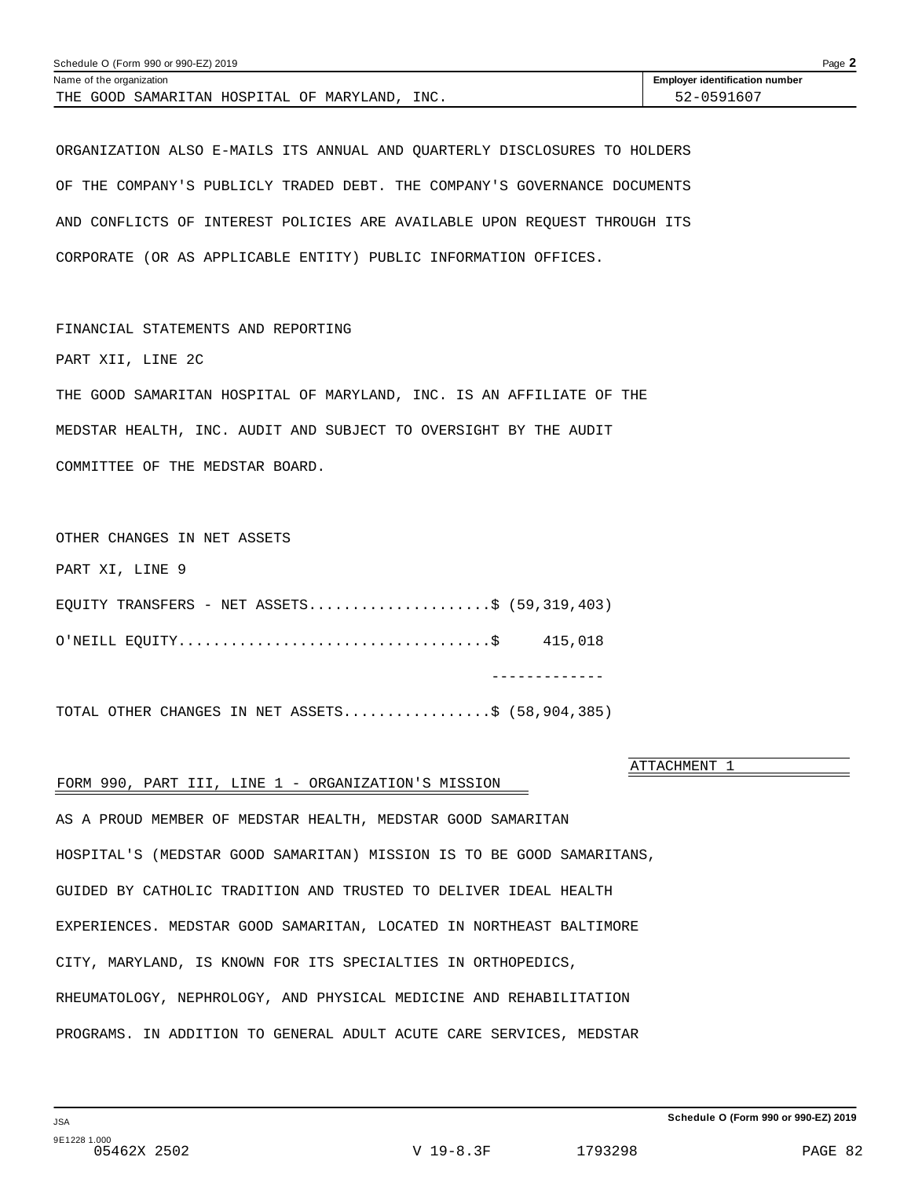Name of the organization: THE GOOD SAMARITAN HOSPITAL OF MARYLAND, INC.

Employer identification number: 52-0591607

ORGANIZATION ALSO E-MAILS ITS ANNUAL AND QUARTERLY DISCLOSURES TO HOLDERS OF THE COMPANY'S PUBLICLY TRADED DEBT. THE COMPANY'S GOVERNANCE DOCUMENTS AND CONFLICTS OF INTEREST POLICIES ARE AVAILABLE UPON REQUEST THROUGH ITS CORPORATE (OR AS APPLICABLE ENTITY) PUBLIC INFORMATION OFFICES.

FINANCIAL STATEMENTS AND REPORTING

PART XII, LINE 2C

THE GOOD SAMARITAN HOSPITAL OF MARYLAND, INC. IS AN AFFILIATE OF THE MEDSTAR HEALTH, INC. AUDIT AND SUBJECT TO OVERSIGHT BY THE AUDIT COMMITTEE OF THE MEDSTAR BOARD.

OTHER CHANGES IN NET ASSETS

PART XI, LINE 9

| | |
|---|---|
| EQUITY TRANSFERS - NET ASSETS | $ (59,319,403) |
| O'NEILL EQUITY | $ 415,018 |
| TOTAL OTHER CHANGES IN NET ASSETS | $ (58,904,385) |

ATTACHMENT 1

FORM 990, PART III, LINE 1 - ORGANIZATION'S MISSION

AS A PROUD MEMBER OF MEDSTAR HEALTH, MEDSTAR GOOD SAMARITAN HOSPITAL'S (MEDSTAR GOOD SAMARITAN) MISSION IS TO BE GOOD SAMARITANS, GUIDED BY CATHOLIC TRADITION AND TRUSTED TO DELIVER IDEAL HEALTH EXPERIENCES. MEDSTAR GOOD SAMARITAN, LOCATED IN NORTHEAST BALTIMORE CITY, MARYLAND, IS KNOWN FOR ITS SPECIALTIES IN ORTHOPEDICS, RHEUMATOLOGY, NEPHROLOGY, AND PHYSICAL MEDICINE AND REHABILITATION PROGRAMS. IN ADDITION TO GENERAL ADULT ACUTE CARE SERVICES, MEDSTAR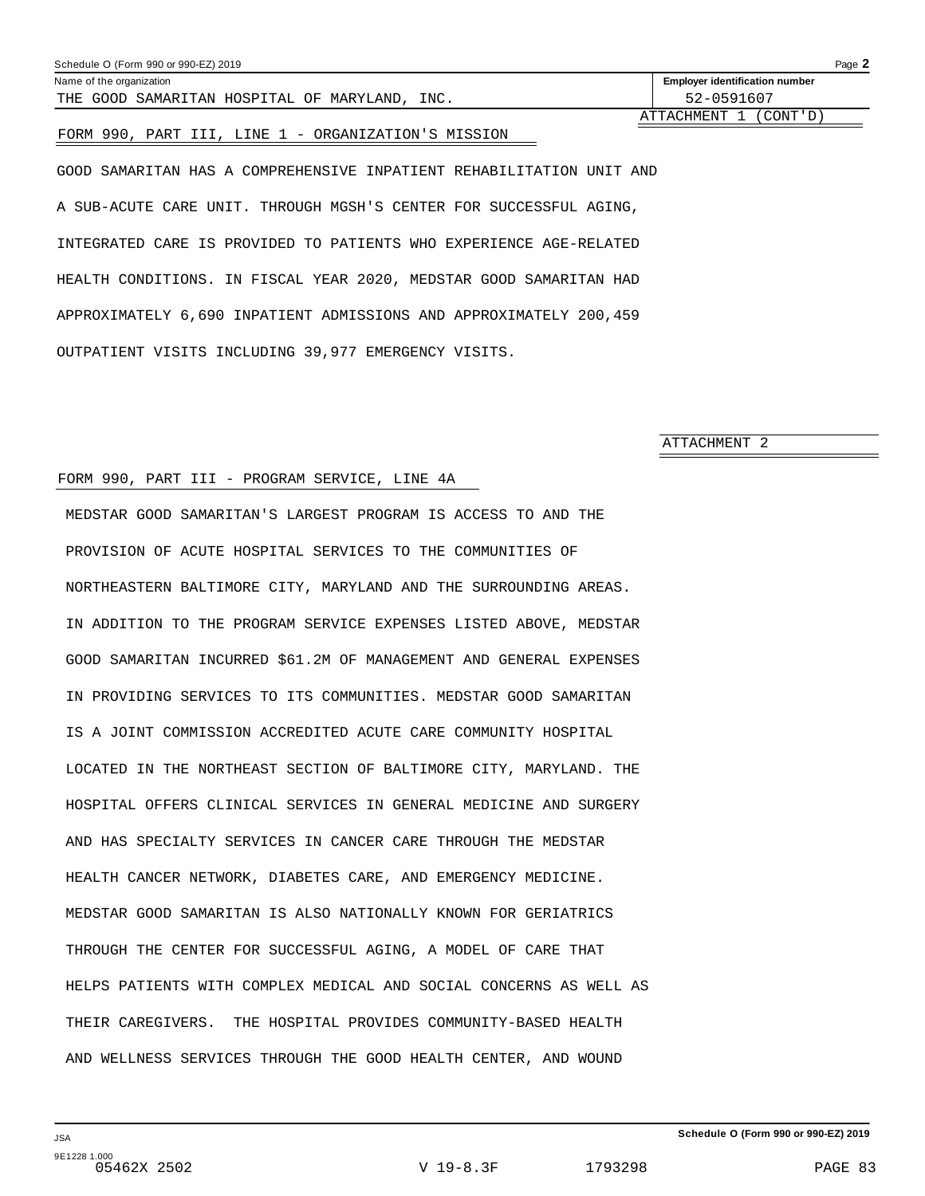Schedule O (Form 990 or 990-EZ) 2019

Name of the organization: THE GOOD SAMARITAN HOSPITAL OF MARYLAND, INC.

Employer identification number: 52-0591607

ATTACHMENT 1 (CONT'D)

FORM 990, PART III, LINE 1 - ORGANIZATION'S MISSION

GOOD SAMARITAN HAS A COMPREHENSIVE INPATIENT REHABILITATION UNIT AND A SUB-ACUTE CARE UNIT. THROUGH MGSH'S CENTER FOR SUCCESSFUL AGING, INTEGRATED CARE IS PROVIDED TO PATIENTS WHO EXPERIENCE AGE-RELATED HEALTH CONDITIONS. IN FISCAL YEAR 2020, MEDSTAR GOOD SAMARITAN HAD APPROXIMATELY 6,690 INPATIENT ADMISSIONS AND APPROXIMATELY 200,459 OUTPATIENT VISITS INCLUDING 39,977 EMERGENCY VISITS.

ATTACHMENT 2

FORM 990, PART III - PROGRAM SERVICE, LINE 4A

MEDSTAR GOOD SAMARITAN'S LARGEST PROGRAM IS ACCESS TO AND THE PROVISION OF ACUTE HOSPITAL SERVICES TO THE COMMUNITIES OF NORTHEASTERN BALTIMORE CITY, MARYLAND AND THE SURROUNDING AREAS. IN ADDITION TO THE PROGRAM SERVICE EXPENSES LISTED ABOVE, MEDSTAR GOOD SAMARITAN INCURRED $61.2M OF MANAGEMENT AND GENERAL EXPENSES IN PROVIDING SERVICES TO ITS COMMUNITIES. MEDSTAR GOOD SAMARITAN IS A JOINT COMMISSION ACCREDITED ACUTE CARE COMMUNITY HOSPITAL LOCATED IN THE NORTHEAST SECTION OF BALTIMORE CITY, MARYLAND. THE HOSPITAL OFFERS CLINICAL SERVICES IN GENERAL MEDICINE AND SURGERY AND HAS SPECIALTY SERVICES IN CANCER CARE THROUGH THE MEDSTAR HEALTH CANCER NETWORK, DIABETES CARE, AND EMERGENCY MEDICINE. MEDSTAR GOOD SAMARITAN IS ALSO NATIONALLY KNOWN FOR GERIATRICS THROUGH THE CENTER FOR SUCCESSFUL AGING, A MODEL OF CARE THAT HELPS PATIENTS WITH COMPLEX MEDICAL AND SOCIAL CONCERNS AS WELL AS THEIR CAREGIVERS. THE HOSPITAL PROVIDES COMMUNITY-BASED HEALTH AND WELLNESS SERVICES THROUGH THE GOOD HEALTH CENTER, AND WOUND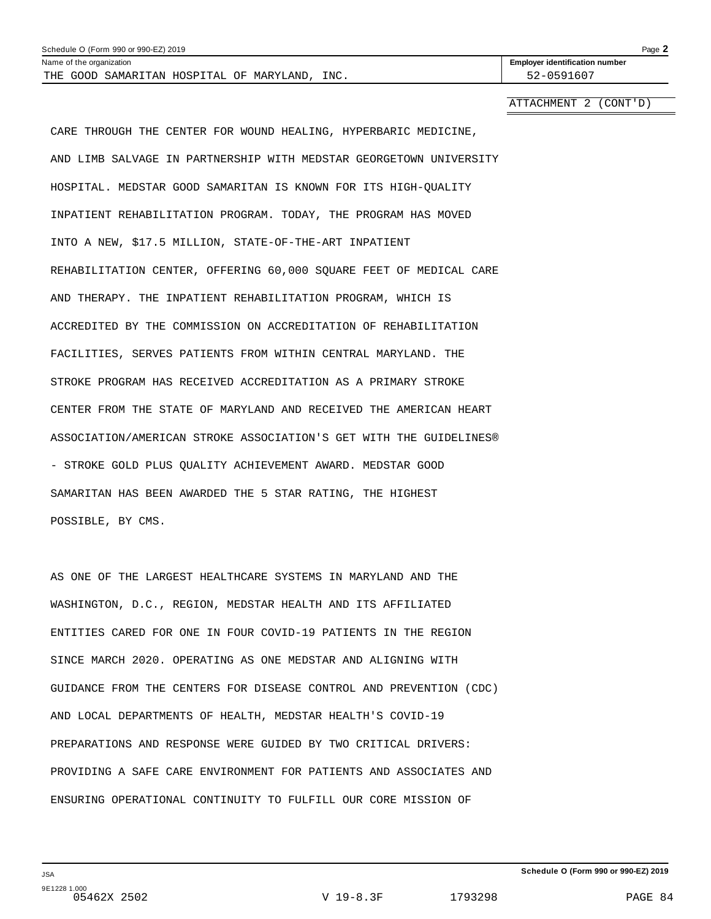ATTACHMENT 2 (CONT'D)

CARE THROUGH THE CENTER FOR WOUND HEALING, HYPERBARIC MEDICINE, AND LIMB SALVAGE IN PARTNERSHIP WITH MEDSTAR GEORGETOWN UNIVERSITY HOSPITAL. MEDSTAR GOOD SAMARITAN IS KNOWN FOR ITS HIGH-QUALITY INPATIENT REHABILITATION PROGRAM. TODAY, THE PROGRAM HAS MOVED INTO A NEW, $17.5 MILLION, STATE-OF-THE-ART INPATIENT REHABILITATION CENTER, OFFERING 60,000 SQUARE FEET OF MEDICAL CARE AND THERAPY. THE INPATIENT REHABILITATION PROGRAM, WHICH IS ACCREDITED BY THE COMMISSION ON ACCREDITATION OF REHABILITATION FACILITIES, SERVES PATIENTS FROM WITHIN CENTRAL MARYLAND. THE STROKE PROGRAM HAS RECEIVED ACCREDITATION AS A PRIMARY STROKE CENTER FROM THE STATE OF MARYLAND AND RECEIVED THE AMERICAN HEART ASSOCIATION/AMERICAN STROKE ASSOCIATION'S GET WITH THE GUIDELINES® - STROKE GOLD PLUS QUALITY ACHIEVEMENT AWARD. MEDSTAR GOOD SAMARITAN HAS BEEN AWARDED THE 5 STAR RATING, THE HIGHEST POSSIBLE, BY CMS.

AS ONE OF THE LARGEST HEALTHCARE SYSTEMS IN MARYLAND AND THE WASHINGTON, D.C., REGION, MEDSTAR HEALTH AND ITS AFFILIATED ENTITIES CARED FOR ONE IN FOUR COVID-19 PATIENTS IN THE REGION SINCE MARCH 2020. OPERATING AS ONE MEDSTAR AND ALIGNING WITH GUIDANCE FROM THE CENTERS FOR DISEASE CONTROL AND PREVENTION (CDC) AND LOCAL DEPARTMENTS OF HEALTH, MEDSTAR HEALTH'S COVID-19 PREPARATIONS AND RESPONSE WERE GUIDED BY TWO CRITICAL DRIVERS: PROVIDING A SAFE CARE ENVIRONMENT FOR PATIENTS AND ASSOCIATES AND ENSURING OPERATIONAL CONTINUITY TO FULFILL OUR CORE MISSION OF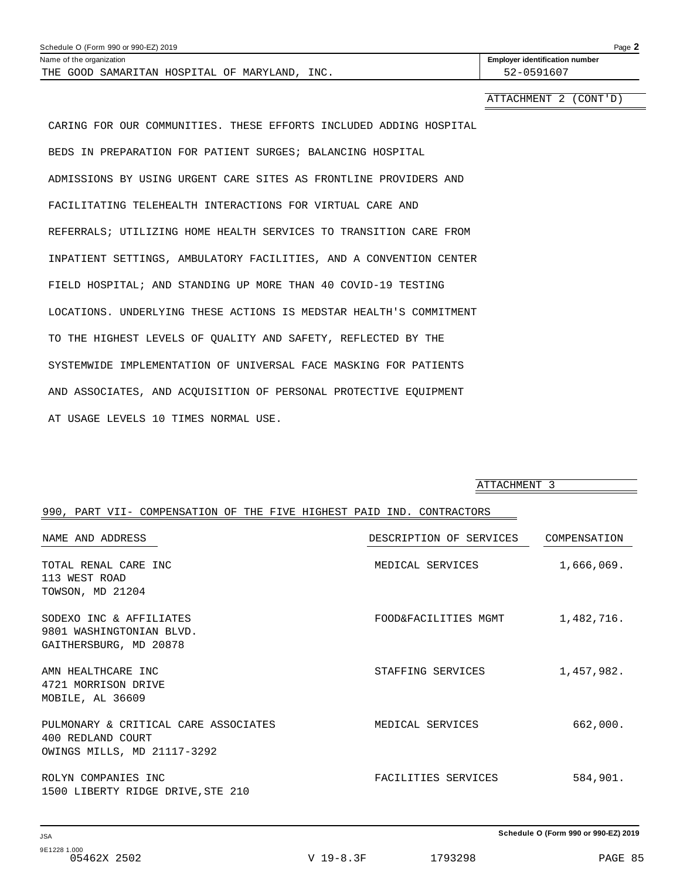Schedule O (Form 990 or 990-EZ) 2019

Name of the organization: THE GOOD SAMARITAN HOSPITAL OF MARYLAND, INC.

Employer identification number: 52-0591607

ATTACHMENT 2 (CONT'D)

CARING FOR OUR COMMUNITIES. THESE EFFORTS INCLUDED ADDING HOSPITAL BEDS IN PREPARATION FOR PATIENT SURGES; BALANCING HOSPITAL ADMISSIONS BY USING URGENT CARE SITES AS FRONTLINE PROVIDERS AND FACILITATING TELEHEALTH INTERACTIONS FOR VIRTUAL CARE AND REFERRALS; UTILIZING HOME HEALTH SERVICES TO TRANSITION CARE FROM INPATIENT SETTINGS, AMBULATORY FACILITIES, AND A CONVENTION CENTER FIELD HOSPITAL; AND STANDING UP MORE THAN 40 COVID-19 TESTING LOCATIONS. UNDERLYING THESE ACTIONS IS MEDSTAR HEALTH'S COMMITMENT TO THE HIGHEST LEVELS OF QUALITY AND SAFETY, REFLECTED BY THE SYSTEMWIDE IMPLEMENTATION OF UNIVERSAL FACE MASKING FOR PATIENTS AND ASSOCIATES, AND ACQUISITION OF PERSONAL PROTECTIVE EQUIPMENT AT USAGE LEVELS 10 TIMES NORMAL USE.

ATTACHMENT 3

990, PART VII- COMPENSATION OF THE FIVE HIGHEST PAID IND. CONTRACTORS

| NAME AND ADDRESS | DESCRIPTION OF SERVICES | COMPENSATION |
|---|---|---|
| TOTAL RENAL CARE INC<br>113 WEST ROAD<br>TOWSON, MD 21204 | MEDICAL SERVICES | 1,666,069. |
| SODEXO INC & AFFILIATES<br>9801 WASHINGTONIAN BLVD.<br>GAITHERSBURG, MD 20878 | FOOD&FACILITIES MGMT | 1,482,716. |
| AMN HEALTHCARE INC<br>4721 MORRISON DRIVE<br>MOBILE, AL 36609 | STAFFING SERVICES | 1,457,982. |
| PULMONARY & CRITICAL CARE ASSOCIATES<br>400 REDLAND COURT<br>OWINGS MILLS, MD 21117-3292 | MEDICAL SERVICES | 662,000. |
| ROLYN COMPANIES INC<br>1500 LIBERTY RIDGE DRIVE,STE 210 | FACILITIES SERVICES | 584,901. |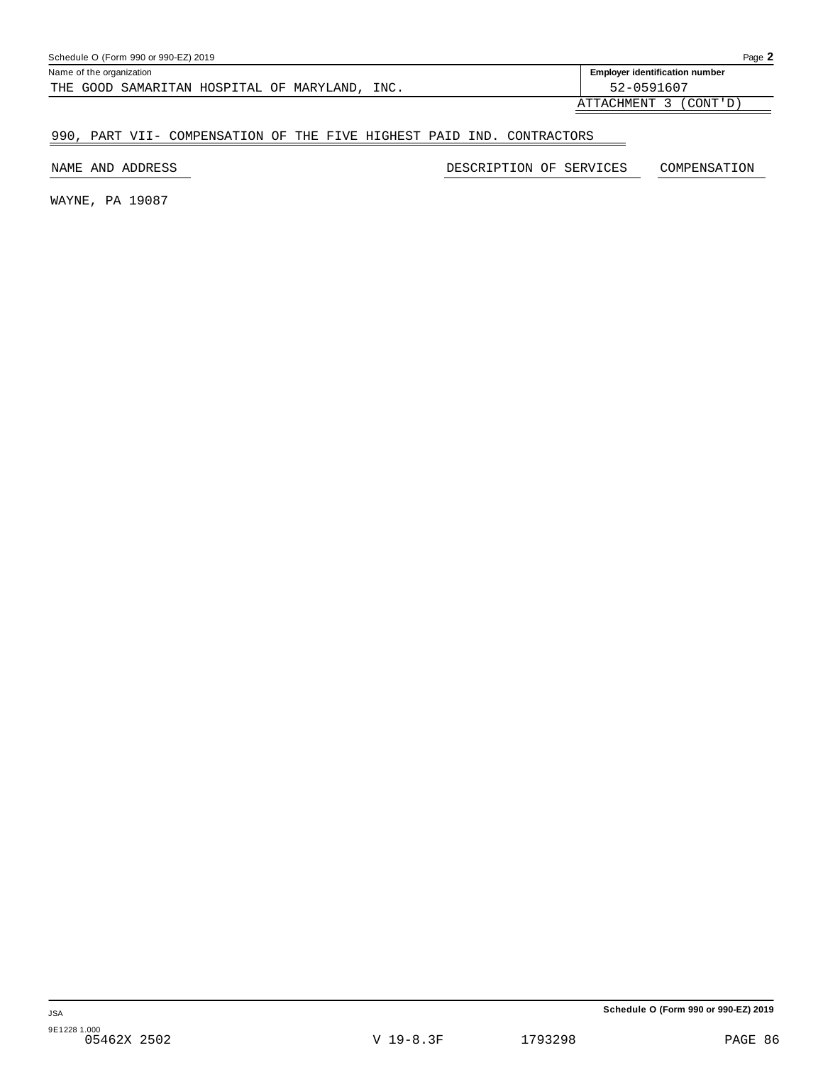Schedule O (Form 990 or 990-EZ) 2019

Name of the organization: THE GOOD SAMARITAN HOSPITAL OF MARYLAND, INC.

**Employer identification number:** 52-0591607

ATTACHMENT 3 (CONT'D)

## 990, PART VII- COMPENSATION OF THE FIVE HIGHEST PAID IND. CONTRACTORS

| NAME AND ADDRESS | DESCRIPTION OF SERVICES | COMPENSATION |
|---|---|---|
| WAYNE, PA 19087 | | |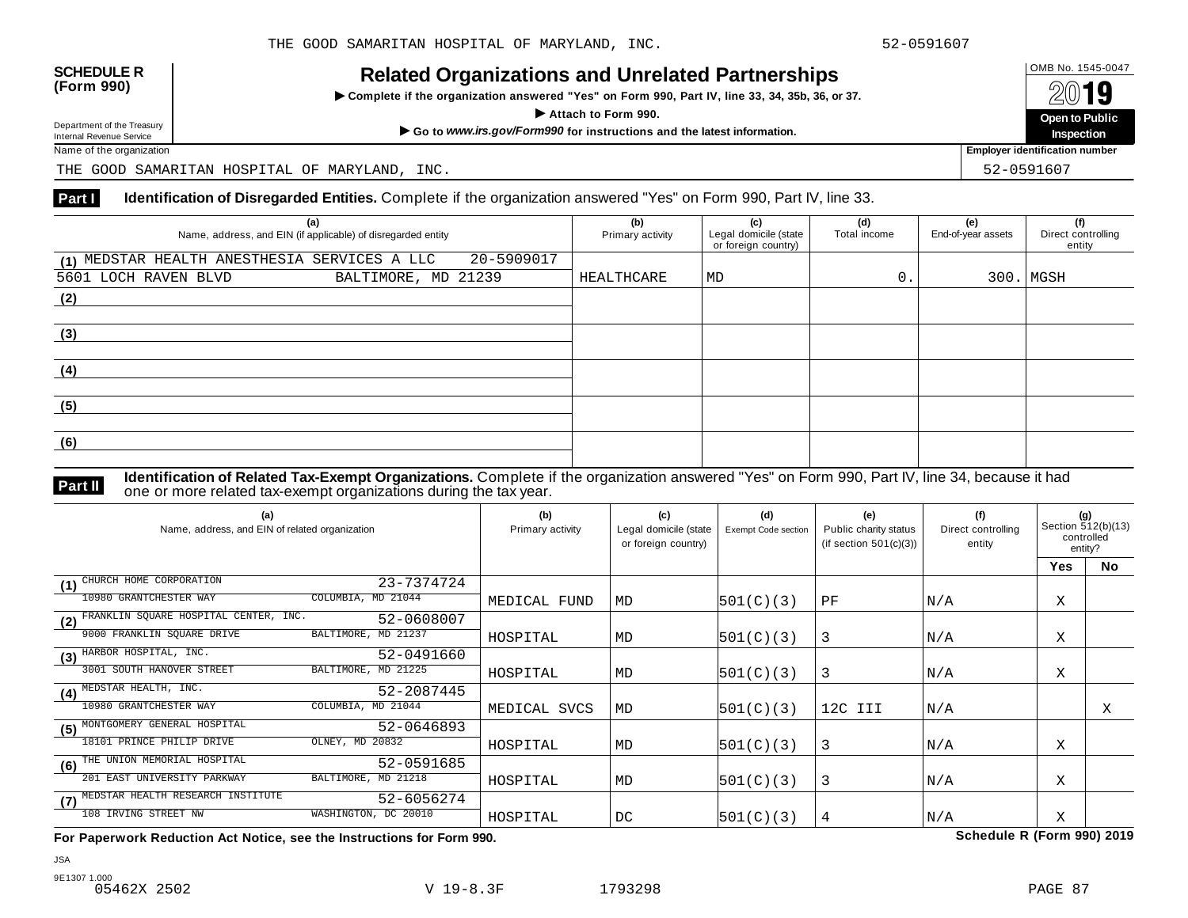THE GOOD SAMARITAN HOSPITAL OF MARYLAND, INC. 52-0591607

**SCHEDULE R (Form 990)**

Department of the Treasury
Internal Revenue Service

# Related Organizations and Unrelated Partnerships

▶ **Complete if the organization answered "Yes" on Form 990, Part IV, line 33, 34, 35b, 36, or 37.**

▶ **Attach to Form 990.**

▶ **Go to *www.irs.gov/Form990* for instructions and the latest information.**

OMB No. 1545-0047

**2019**

**Open to Public Inspection**

Name of the organization: THE GOOD SAMARITAN HOSPITAL OF MARYLAND, INC.

Employer identification number: 52-0591607

## Part I — Identification of Disregarded Entities.

Complete if the organization answered "Yes" on Form 990, Part IV, line 33.

| (a) Name, address, and EIN (if applicable) of disregarded entity | (b) Primary activity | (c) Legal domicile (state or foreign country) | (d) Total income | (e) End-of-year assets | (f) Direct controlling entity |
|---|---|---|---|---|---|
| (1) MEDSTAR HEALTH ANESTHESIA SERVICES A LLC 20-5909017 5601 LOCH RAVEN BLVD BALTIMORE, MD 21239 | HEALTHCARE | MD | 0. | 300. | MGSH |
| (2) | | | | | |
| (3) | | | | | |
| (4) | | | | | |
| (5) | | | | | |
| (6) | | | | | |

## Part II — Identification of Related Tax-Exempt Organizations.

Complete if the organization answered "Yes" on Form 990, Part IV, line 34, because it had one or more related tax-exempt organizations during the tax year.

| (a) Name, address, and EIN of related organization | (b) Primary activity | (c) Legal domicile (state or foreign country) | (d) Exempt Code section | (e) Public charity status (if section 501(c)(3)) | (f) Direct controlling entity | (g) Section 512(b)(13) controlled entity? Yes | No |
|---|---|---|---|---|---|---|---|
| (1) CHURCH HOME CORPORATION 23-7374724 10980 GRANTCHESTER WAY COLUMBIA, MD 21044 | MEDICAL FUND | MD | 501(C)(3) | PF | N/A | X | |
| (2) FRANKLIN SQUARE HOSPITAL CENTER, INC. 52-0608007 9000 FRANKLIN SQUARE DRIVE BALTIMORE, MD 21237 | HOSPITAL | MD | 501(C)(3) | 3 | N/A | X | |
| (3) HARBOR HOSPITAL, INC. 52-0491660 3001 SOUTH HANOVER STREET BALTIMORE, MD 21225 | HOSPITAL | MD | 501(C)(3) | 3 | N/A | X | |
| (4) MEDSTAR HEALTH, INC. 52-2087445 10980 GRANTCHESTER WAY COLUMBIA, MD 21044 | MEDICAL SVCS | MD | 501(C)(3) | 12C III | N/A | | X |
| (5) MONTGOMERY GENERAL HOSPITAL 52-0646893 18101 PRINCE PHILIP DRIVE OLNEY, MD 20832 | HOSPITAL | MD | 501(C)(3) | 3 | N/A | X | |
| (6) THE UNION MEMORIAL HOSPITAL 52-0591685 201 EAST UNIVERSITY PARKWAY BALTIMORE, MD 21218 | HOSPITAL | MD | 501(C)(3) | 3 | N/A | X | |
| (7) MEDSTAR HEALTH RESEARCH INSTITUTE 52-6056274 108 IRVING STREET NW WASHINGTON, DC 20010 | HOSPITAL | DC | 501(C)(3) | 4 | N/A | X | |

**For Paperwork Reduction Act Notice, see the Instructions for Form 990.** **Schedule R (Form 990) 2019**

JSA
9E1307 1.000
05462X 2502 V 19-8.3F 1793298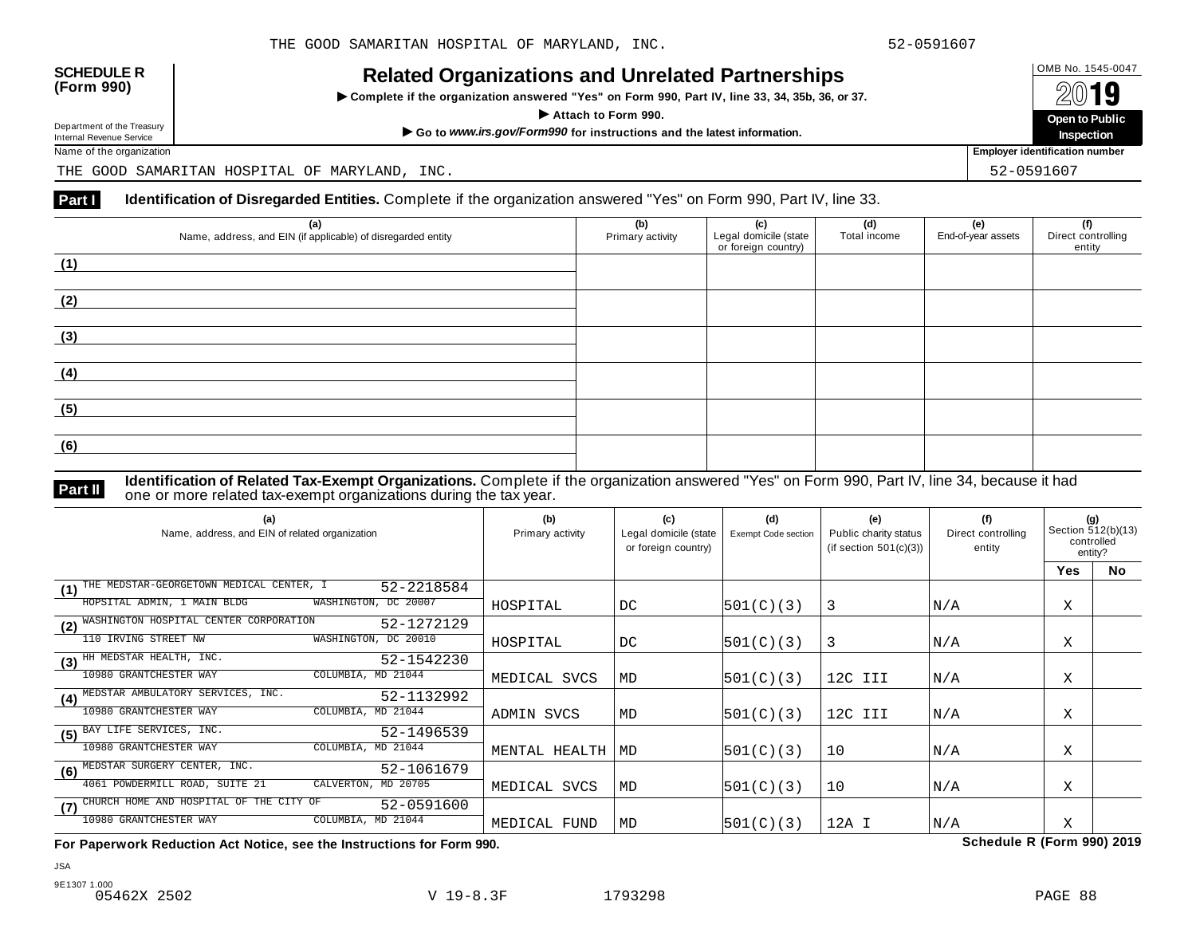THE GOOD SAMARITAN HOSPITAL OF MARYLAND, INC. 52-0591607

**SCHEDULE R (Form 990)**

# Related Organizations and Unrelated Partnerships

▶ **Complete if the organization answered "Yes" on Form 990, Part IV, line 33, 34, 35b, 36, or 37.**

▶ **Attach to Form 990.**

▶ **Go to *www.irs.gov/Form990* for instructions and the latest information.**

Department of the Treasury
Internal Revenue Service

OMB No. 1545-0047

**2019**

**Open to Public Inspection**

Name of the organization: THE GOOD SAMARITAN HOSPITAL OF MARYLAND, INC.

**Employer identification number:** 52-0591607

**Part I** **Identification of Disregarded Entities.** Complete if the organization answered "Yes" on Form 990, Part IV, line 33.

| (a) Name, address, and EIN (if applicable) of disregarded entity | (b) Primary activity | (c) Legal domicile (state or foreign country) | (d) Total income | (e) End-of-year assets | (f) Direct controlling entity |
|---|---|---|---|---|---|
| (1) | | | | | |
| (2) | | | | | |
| (3) | | | | | |
| (4) | | | | | |
| (5) | | | | | |
| (6) | | | | | |

**Part II** **Identification of Related Tax-Exempt Organizations.** Complete if the organization answered "Yes" on Form 990, Part IV, line 34, because it had one or more related tax-exempt organizations during the tax year.

| (a) Name, address, and EIN of related organization | (b) Primary activity | (c) Legal domicile (state or foreign country) | (d) Exempt Code section | (e) Public charity status (if section 501(c)(3)) | (f) Direct controlling entity | (g) Section 512(b)(13) controlled entity? Yes | No |
|---|---|---|---|---|---|---|---|
| (1) THE MEDSTAR-GEORGETOWN MEDICAL CENTER, I 52-2218584 HOPSPITAL ADMIN, 1 MAIN BLDG WASHINGTON, DC 20007 | HOSPITAL | DC | 501(C)(3) | 3 | N/A | X | |
| (2) WASHINGTON HOSPITAL CENTER CORPORATION 52-1272129 110 IRVING STREET NW WASHINGTON, DC 20010 | HOSPITAL | DC | 501(C)(3) | 3 | N/A | X | |
| (3) HH MEDSTAR HEALTH, INC. 52-1542230 10980 GRANTCHESTER WAY COLUMBIA, MD 21044 | MEDICAL SVCS | MD | 501(C)(3) | 12C III | N/A | X | |
| (4) MEDSTAR AMBULATORY SERVICES, INC. 52-1132992 10980 GRANTCHESTER WAY COLUMBIA, MD 21044 | ADMIN SVCS | MD | 501(C)(3) | 12C III | N/A | X | |
| (5) BAY LIFE SERVICES, INC. 52-1496539 10980 GRANTCHESTER WAY COLUMBIA, MD 21044 | MENTAL HEALTH | MD | 501(C)(3) | 10 | N/A | X | |
| (6) MEDSTAR SURGERY CENTER, INC. 52-1061679 4061 POWDERMILL ROAD, SUITE 21 CALVERTON, MD 20705 | MEDICAL SVCS | MD | 501(C)(3) | 10 | N/A | X | |
| (7) CHURCH HOME AND HOSPITAL OF THE CITY OF 52-0591600 10980 GRANTCHESTER WAY COLUMBIA, MD 21044 | MEDICAL FUND | MD | 501(C)(3) | 12A I | N/A | X | |

**For Paperwork Reduction Act Notice, see the Instructions for Form 990.** **Schedule R (Form 990) 2019**

JSA
9E1307 1.000
05462X 2502 V 19-8.3F 1793298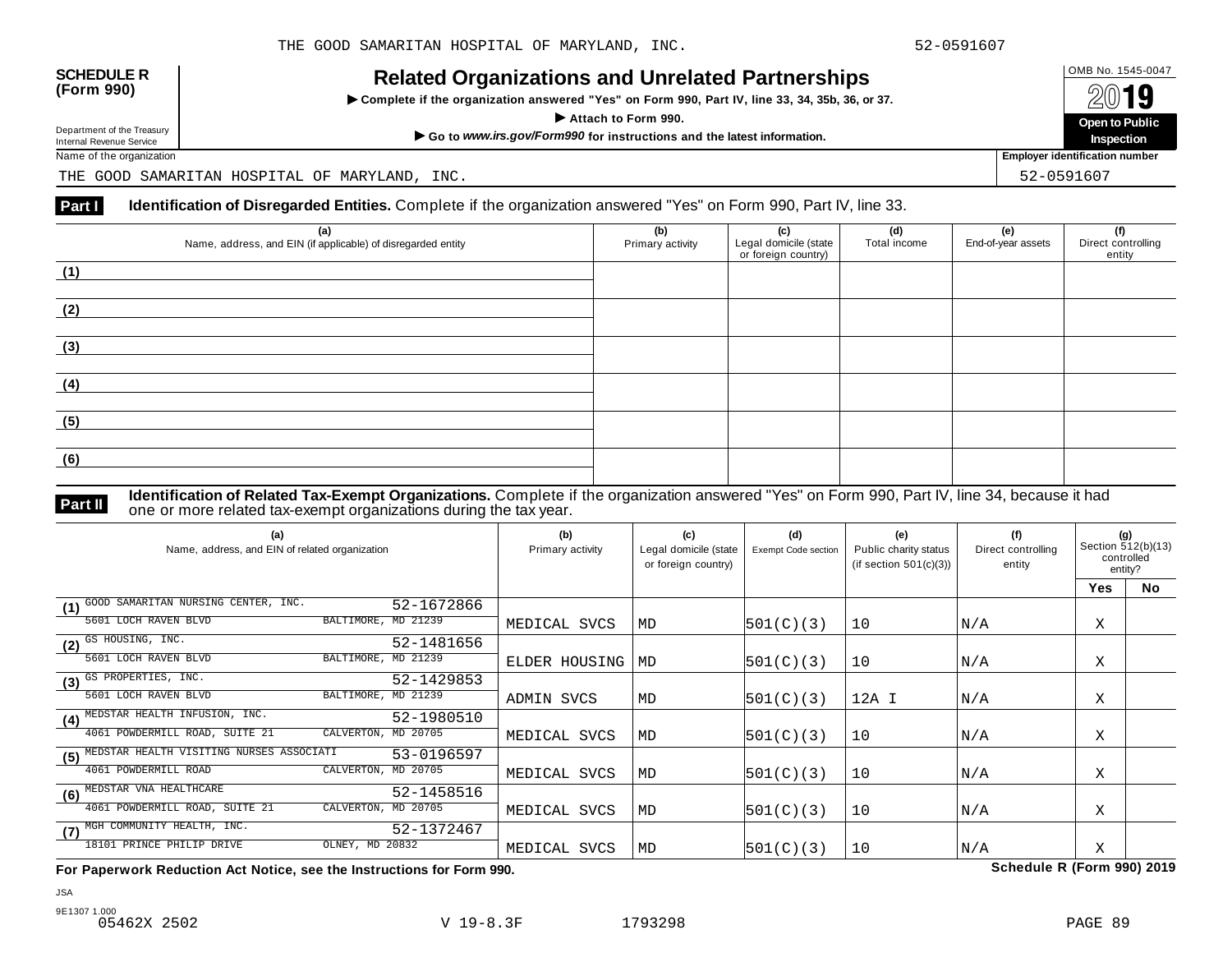THE GOOD SAMARITAN HOSPITAL OF MARYLAND, INC. 52-0591607

**SCHEDULE R (Form 990)**

Department of the Treasury Internal Revenue Service

# Related Organizations and Unrelated Partnerships

▶ Complete if the organization answered "Yes" on Form 990, Part IV, line 33, 34, 35b, 36, or 37.

▶ Attach to Form 990.

▶ Go to *www.irs.gov/Form990* for instructions and the latest information.

OMB No. 1545-0047

**2019**

**Open to Public Inspection**

Name of the organization: THE GOOD SAMARITAN HOSPITAL OF MARYLAND, INC.

Employer identification number: 52-0591607

## Part I Identification of Disregarded Entities. Complete if the organization answered "Yes" on Form 990, Part IV, line 33.

| (a) Name, address, and EIN (if applicable) of disregarded entity | (b) Primary activity | (c) Legal domicile (state or foreign country) | (d) Total income | (e) End-of-year assets | (f) Direct controlling entity |
|---|---|---|---|---|---|
| (1) | | | | | |
| (2) | | | | | |
| (3) | | | | | |
| (4) | | | | | |
| (5) | | | | | |
| (6) | | | | | |

## Part II Identification of Related Tax-Exempt Organizations. Complete if the organization answered "Yes" on Form 990, Part IV, line 34, because it had one or more related tax-exempt organizations during the tax year.

| (a) Name, address, and EIN of related organization | (b) Primary activity | (c) Legal domicile (state or foreign country) | (d) Exempt Code section | (e) Public charity status (if section 501(c)(3)) | (f) Direct controlling entity | (g) Section 512(b)(13) controlled entity? Yes | No |
|---|---|---|---|---|---|---|---|
| (1) GOOD SAMARITAN NURSING CENTER, INC. 52-1672866<br>5601 LOCH RAVEN BLVD BALTIMORE, MD 21239 | MEDICAL SVCS | MD | 501(C)(3) | 10 | N/A | X | |
| (2) GS HOUSING, INC. 52-1481656<br>5601 LOCH RAVEN BLVD BALTIMORE, MD 21239 | ELDER HOUSING | MD | 501(C)(3) | 10 | N/A | X | |
| (3) GS PROPERTIES, INC. 52-1429853<br>5601 LOCH RAVEN BLVD BALTIMORE, MD 21239 | ADMIN SVCS | MD | 501(C)(3) | 12A I | N/A | X | |
| (4) MEDSTAR HEALTH INFUSION, INC. 52-1980510<br>4061 POWDERMILL ROAD, SUITE 21 CALVERTON, MD 20705 | MEDICAL SVCS | MD | 501(C)(3) | 10 | N/A | X | |
| (5) MEDSTAR HEALTH VISITING NURSES ASSOCIATI 53-0196597<br>4061 POWDERMILL ROAD CALVERTON, MD 20705 | MEDICAL SVCS | MD | 501(C)(3) | 10 | N/A | X | |
| (6) MEDSTAR VNA HEALTHCARE 52-1458516<br>4061 POWDERMILL ROAD, SUITE 21 CALVERTON, MD 20705 | MEDICAL SVCS | MD | 501(C)(3) | 10 | N/A | X | |
| (7) MGH COMMUNITY HEALTH, INC. 52-1372467<br>18101 PRINCE PHILIP DRIVE OLNEY, MD 20832 | MEDICAL SVCS | MD | 501(C)(3) | 10 | N/A | X | |

**For Paperwork Reduction Act Notice, see the Instructions for Form 990.** **Schedule R (Form 990) 2019**

JSA 9E1307 1.000
05462X 2502 V 19-8.3F 1793298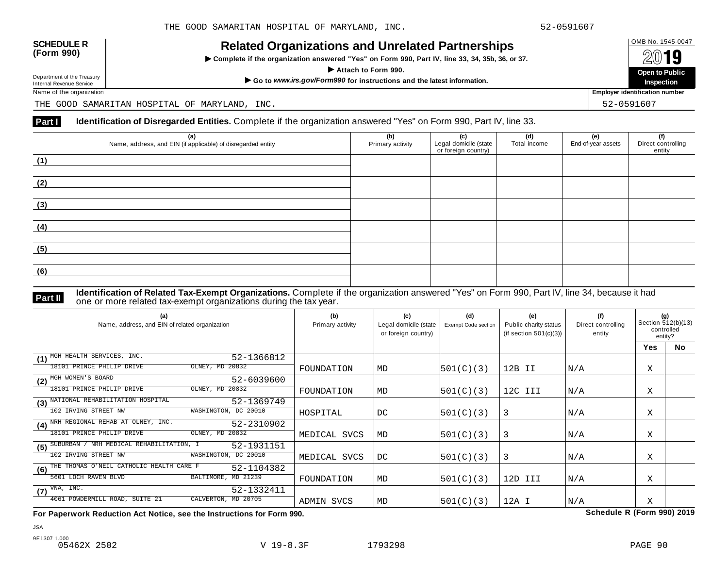THE GOOD SAMARITAN HOSPITAL OF MARYLAND, INC. 52-0591607

**SCHEDULE R (Form 990)**

Department of the Treasury
Internal Revenue Service

# Related Organizations and Unrelated Partnerships

▶ **Complete if the organization answered "Yes" on Form 990, Part IV, line 33, 34, 35b, 36, or 37.**

▶ **Attach to Form 990.**

▶ **Go to *www.irs.gov/Form990* for instructions and the latest information.**

OMB No. 1545-0047

**2019**

**Open to Public Inspection**

Name of the organization: THE GOOD SAMARITAN HOSPITAL OF MARYLAND, INC.

Employer identification number: 52-0591607

**Part I** **Identification of Disregarded Entities.** Complete if the organization answered "Yes" on Form 990, Part IV, line 33.

| (a) Name, address, and EIN (if applicable) of disregarded entity | (b) Primary activity | (c) Legal domicile (state or foreign country) | (d) Total income | (e) End-of-year assets | (f) Direct controlling entity |
|---|---|---|---|---|---|
| (1) | | | | | |
| (2) | | | | | |
| (3) | | | | | |
| (4) | | | | | |
| (5) | | | | | |
| (6) | | | | | |

**Part II** **Identification of Related Tax-Exempt Organizations.** Complete if the organization answered "Yes" on Form 990, Part IV, line 34, because it had one or more related tax-exempt organizations during the tax year.

| (a) Name, address, and EIN of related organization | (b) Primary activity | (c) Legal domicile (state or foreign country) | (d) Exempt Code section | (e) Public charity status (if section 501(c)(3)) | (f) Direct controlling entity | (g) Section 512(b)(13) controlled entity? Yes | No |
|---|---|---|---|---|---|---|---|
| (1) MGH HEALTH SERVICES, INC. 52-1366812<br>18101 PRINCE PHILIP DRIVE OLNEY, MD 20832 | FOUNDATION | MD | 501(C)(3) | 12B II | N/A | X | |
| (2) MGH WOMEN'S BOARD 52-6039600<br>18101 PRINCE PHILIP DRIVE OLNEY, MD 20832 | FOUNDATION | MD | 501(C)(3) | 12C III | N/A | X | |
| (3) NATIONAL REHABILITATION HOSPITAL 52-1369749<br>102 IRVING STREET NW WASHINGTON, DC 20010 | HOSPITAL | DC | 501(C)(3) | 3 | N/A | X | |
| (4) NRH REGIONAL REHAB AT OLNEY, INC. 52-2310902<br>18101 PRINCE PHILIP DRIVE OLNEY, MD 20832 | MEDICAL SVCS | MD | 501(C)(3) | 3 | N/A | X | |
| (5) SUBURBAN / NRH MEDICAL REHABILITATION, I 52-1931151<br>102 IRVING STREET NW WASHINGTON, DC 20010 | MEDICAL SVCS | DC | 501(C)(3) | 3 | N/A | X | |
| (6) THE THOMAS O'NEIL CATHOLIC HEALTH CARE F 52-1104382<br>5601 LOCH RAVEN BLVD BALTIMORE, MD 21239 | FOUNDATION | MD | 501(C)(3) | 12D III | N/A | X | |
| (7) VNA, INC. 52-1332411<br>4061 POWDERMILL ROAD, SUITE 21 CALVERTON, MD 20705 | ADMIN SVCS | MD | 501(C)(3) | 12A I | N/A | X | |

**For Paperwork Reduction Act Notice, see the Instructions for Form 990.** **Schedule R (Form 990) 2019**

JSA
9E1307 1.000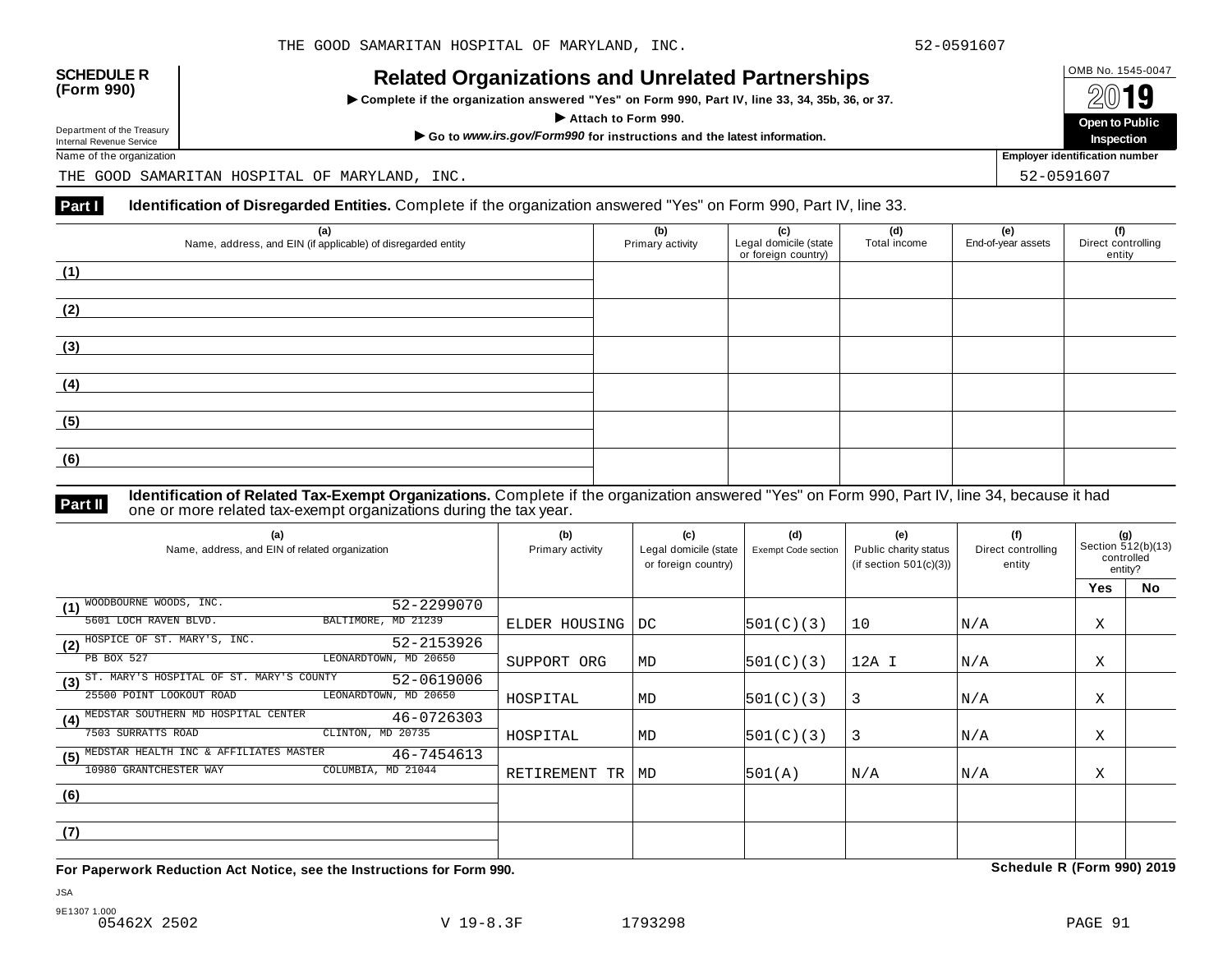THE GOOD SAMARITAN HOSPITAL OF MARYLAND, INC. 52-0591607

**SCHEDULE R (Form 990)**

Department of the Treasury
Internal Revenue Service

# Related Organizations and Unrelated Partnerships

▶ Complete if the organization answered "Yes" on Form 990, Part IV, line 33, 34, 35b, 36, or 37.

▶ Attach to Form 990.

▶ Go to *www.irs.gov/Form990* for instructions and the latest information.

OMB No. 1545-0047

**2019**

**Open to Public Inspection**

Name of the organization: THE GOOD SAMARITAN HOSPITAL OF MARYLAND, INC.

Employer identification number: 52-0591607

## Part I Identification of Disregarded Entities. Complete if the organization answered "Yes" on Form 990, Part IV, line 33.

| | (a) Name, address, and EIN (if applicable) of disregarded entity | (b) Primary activity | (c) Legal domicile (state or foreign country) | (d) Total income | (e) End-of-year assets | (f) Direct controlling entity |
|---|---|---|---|---|---|---|
| (1) | | | | | | |
| (2) | | | | | | |
| (3) | | | | | | |
| (4) | | | | | | |
| (5) | | | | | | |
| (6) | | | | | | |

## Part II Identification of Related Tax-Exempt Organizations. Complete if the organization answered "Yes" on Form 990, Part IV, line 34, because it had one or more related tax-exempt organizations during the tax year.

| | (a) Name, address, and EIN of related organization | (b) Primary activity | (c) Legal domicile (state or foreign country) | (d) Exempt Code section | (e) Public charity status (if section 501(c)(3)) | (f) Direct controlling entity | (g) Section 512(b)(13) controlled entity? Yes | No |
|---|---|---|---|---|---|---|---|---|
| (1) | WOODBOURNE WOODS, INC. 52-2299070<br>5601 LOCH RAVEN BLVD. BALTIMORE, MD 21239 | ELDER HOUSING | DC | 501(C)(3) | 10 | N/A | X | |
| (2) | HOSPICE OF ST. MARY'S, INC. 52-2153926<br>PB BOX 527 LEONARDTOWN, MD 20650 | SUPPORT ORG | MD | 501(C)(3) | 12A I | N/A | X | |
| (3) | ST. MARY'S HOSPITAL OF ST. MARY'S COUNTY 52-0619006<br>25500 POINT LOOKOUT ROAD LEONARDTOWN, MD 20650 | HOSPITAL | MD | 501(C)(3) | 3 | N/A | X | |
| (4) | MEDSTAR SOUTHERN MD HOSPITAL CENTER 46-0726303<br>7503 SURRATTS ROAD CLINTON, MD 20735 | HOSPITAL | MD | 501(C)(3) | 3 | N/A | X | |
| (5) | MEDSTAR HEALTH INC & AFFILIATES MASTER 46-7454613<br>10980 GRANTCHESTER WAY COLUMBIA, MD 21044 | RETIREMENT TR | MD | 501(A) | N/A | N/A | X | |
| (6) | | | | | | | | |
| (7) | | | | | | | | |

**For Paperwork Reduction Act Notice, see the Instructions for Form 990.** **Schedule R (Form 990) 2019**

JSA
9E1307 1.000
05462X 2502 V 19-8.3F 1793298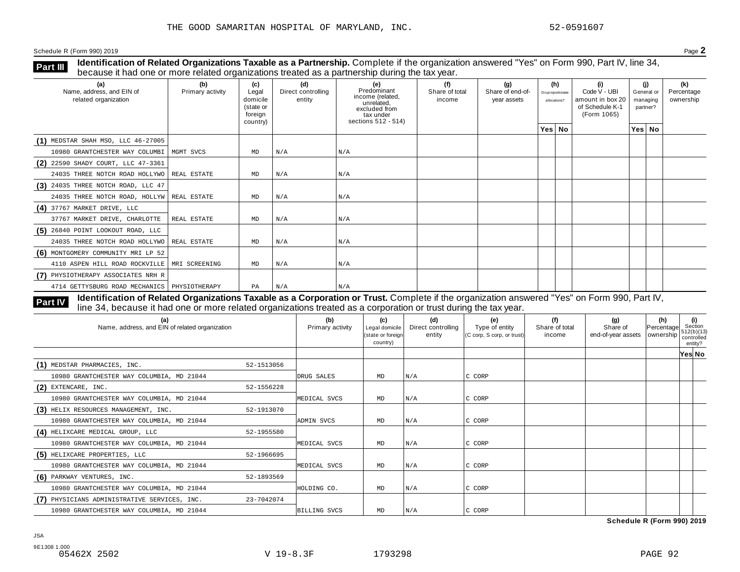THE GOOD SAMARITAN HOSPITAL OF MARYLAND, INC. 52-0591607

Schedule R (Form 990) 2019 Page **2**

**Part III** **Identification of Related Organizations Taxable as a Partnership.** Complete if the organization answered "Yes" on Form 990, Part IV, line 34, because it had one or more related organizations treated as a partnership during the tax year.

| (a) Name, address, and EIN of related organization | (b) Primary activity | (c) Legal domicile (state or foreign country) | (d) Direct controlling entity | (e) Predominant income (related, unrelated, excluded from tax under sections 512 - 514) | (f) Share of total income | (g) Share of end-of-year assets | (h) Disproportionate allocations? Yes | (h) No | (i) Code V - UBI amount in box 20 of Schedule K-1 (Form 1065) | (j) General or managing partner? Yes | (j) No | (k) Percentage ownership |
|---|---|---|---|---|---|---|---|---|---|---|---|---|
| (1) MEDSTAR SHAH MSO, LLC 46-27005 10980 GRANTCHESTER WAY COLUMBI | MGMT SVCS | MD | N/A | N/A | | | | | | | | |
| (2) 22590 SHADY COURT, LLC 47-3361 24035 THREE NOTCH ROAD HOLLYWO | REAL ESTATE | MD | N/A | N/A | | | | | | | | |
| (3) 24035 THREE NOTCH ROAD, LLC 47 24035 THREE NOTCH ROAD, HOLLYW | REAL ESTATE | MD | N/A | N/A | | | | | | | | |
| (4) 37767 MARKET DRIVE, LLC 37767 MARKET DRIVE, CHARLOTTE | REAL ESTATE | MD | N/A | N/A | | | | | | | | |
| (5) 26840 POINT LOOKOUT ROAD, LLC 24035 THREE NOTCH ROAD HOLLYWO | REAL ESTATE | MD | N/A | N/A | | | | | | | | |
| (6) MONTGOMERY COMMUNITY MRI LP 52 4110 ASPEN HILL ROAD ROCKVILLE | MRI SCREENING | MD | N/A | N/A | | | | | | | | |
| (7) PHYSIOTHERAPY ASSOCIATES NRH R 4714 GETTYSBURG ROAD MECHANICS | PHYSIOTHERAPY | PA | N/A | N/A | | | | | | | | |

**Part IV** **Identification of Related Organizations Taxable as a Corporation or Trust.** Complete if the organization answered "Yes" on Form 990, Part IV, line 34, because it had one or more related organizations treated as a corporation or trust during the tax year.

| (a) Name, address, and EIN of related organization | (b) Primary activity | (c) Legal domicile (state or foreign country) | (d) Direct controlling entity | (e) Type of entity (C corp, S corp, or trust) | (f) Share of total income | (g) Share of end-of-year assets | (h) Percentage ownership | (i) Section 512(b)(13) controlled entity? Yes | (i) No |
|---|---|---|---|---|---|---|---|---|---|
| (1) MEDSTAR PHARMACIES, INC. 52-1513056 10980 GRANTCHESTER WAY COLUMBIA, MD 21044 | DRUG SALES | MD | N/A | C CORP | | | | | |
| (2) EXTENCARE, INC. 52-1556228 10980 GRANTCHESTER WAY COLUMBIA, MD 21044 | MEDICAL SVCS | MD | N/A | C CORP | | | | | |
| (3) HELIX RESOURCES MANAGEMENT, INC. 52-1913070 10980 GRANTCHESTER WAY COLUMBIA, MD 21044 | ADMIN SVCS | MD | N/A | C CORP | | | | | |
| (4) HELIXCARE MEDICAL GROUP, LLC 52-1955580 10980 GRANTCHESTER WAY COLUMBIA, MD 21044 | MEDICAL SVCS | MD | N/A | C CORP | | | | | |
| (5) HELIXCARE PROPERTIES, LLC 52-1966695 10980 GRANTCHESTER WAY COLUMBIA, MD 21044 | MEDICAL SVCS | MD | N/A | C CORP | | | | | |
| (6) PARKWAY VENTURES, INC. 52-1893569 10980 GRANTCHESTER WAY COLUMBIA, MD 21044 | HOLDING CO. | MD | N/A | C CORP | | | | | |
| (7) PHYSICIANS ADMINISTRATIVE SERVICES, INC. 23-7042074 10980 GRANTCHESTER WAY COLUMBIA, MD 21044 | BILLING SVCS | MD | N/A | C CORP | | | | | |

**Schedule R (Form 990) 2019**

JSA
9E1308 1.000
05462X 2502 V 19-8.3F 1793298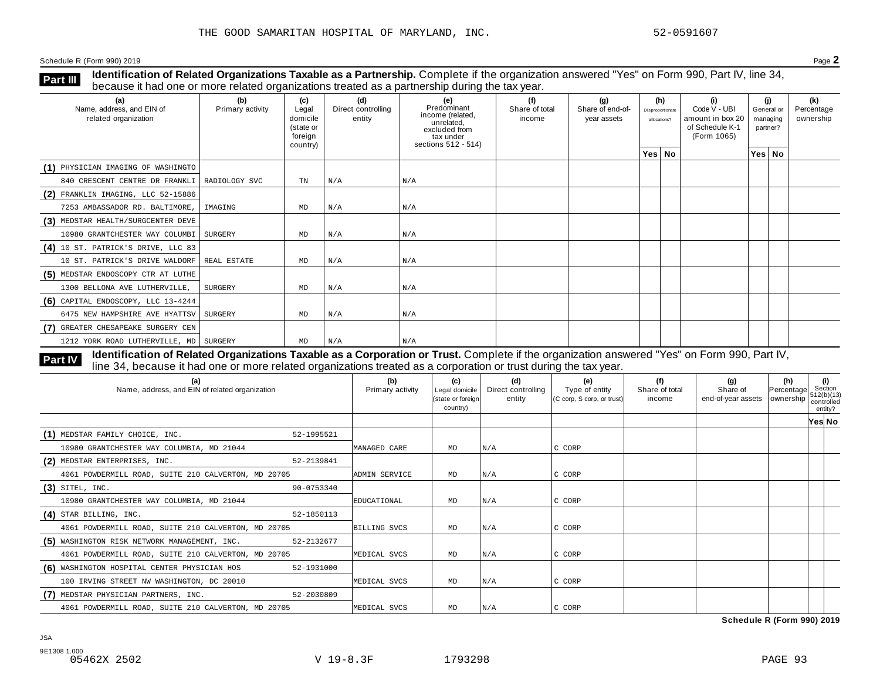THE GOOD SAMARITAN HOSPITAL OF MARYLAND, INC. 52-0591607

Schedule R (Form 990) 2019 Page **2**

## Part III Identification of Related Organizations Taxable as a Partnership.

Complete if the organization answered "Yes" on Form 990, Part IV, line 34, because it had one or more related organizations treated as a partnership during the tax year.

| (a) Name, address, and EIN of related organization | (b) Primary activity | (c) Legal domicile (state or foreign country) | (d) Direct controlling entity | (e) Predominant income (related, unrelated, excluded from tax under sections 512 - 514) | (f) Share of total income | (g) Share of end-of-year assets | (h) Disproportionate allocations? Yes | (h) No | (i) Code V - UBI amount in box 20 of Schedule K-1 (Form 1065) | (j) General or managing partner? Yes | (j) No | (k) Percentage ownership |
|---|---|---|---|---|---|---|---|---|---|---|---|---|
| (1) PHYSICIAN IMAGING OF WASHINGTO 840 CRESCENT CENTRE DR FRANKLI | RADIOLOGY SVC | TN | N/A | N/A | | | | | | | | |
| (2) FRANKLIN IMAGING, LLC 52-15886 7253 AMBASSADOR RD. BALTIMORE, | IMAGING | MD | N/A | N/A | | | | | | | | |
| (3) MEDSTAR HEALTH/SURGCENTER DEVE 10980 GRANTCHESTER WAY COLUMBI | SURGERY | MD | N/A | N/A | | | | | | | | |
| (4) 10 ST. PATRICK'S DRIVE, LLC 83 10 ST. PATRICK'S DRIVE WALDORF | REAL ESTATE | MD | N/A | N/A | | | | | | | | |
| (5) MEDSTAR ENDOSCOPY CTR AT LUTHE 1300 BELLONA AVE LUTHERVILLE, | SURGERY | MD | N/A | N/A | | | | | | | | |
| (6) CAPITAL ENDOSCOPY, LLC 13-4244 6475 NEW HAMPSHIRE AVE HYATTSV | SURGERY | MD | N/A | N/A | | | | | | | | |
| (7) GREATER CHESAPEAKE SURGERY CEN 1212 YORK ROAD LUTHERVILLE, MD | SURGERY | MD | N/A | N/A | | | | | | | | |

## Part IV Identification of Related Organizations Taxable as a Corporation or Trust.

Complete if the organization answered "Yes" on Form 990, Part IV, line 34, because it had one or more related organizations treated as a corporation or trust during the tax year.

| (a) Name, address, and EIN of related organization | (b) Primary activity | (c) Legal domicile (state or foreign country) | (d) Direct controlling entity | (e) Type of entity (C corp, S corp, or trust) | (f) Share of total income | (g) Share of end-of-year assets | (h) Percentage ownership | (i) Section 512(b)(13) controlled entity? Yes | (i) No |
|---|---|---|---|---|---|---|---|---|---|
| (1) MEDSTAR FAMILY CHOICE, INC. 52-1995521 10980 GRANTCHESTER WAY COLUMBIA, MD 21044 | MANAGED CARE | MD | N/A | C CORP | | | | | |
| (2) MEDSTAR ENTERPRISES, INC. 52-2139841 4061 POWDERMILL ROAD, SUITE 210 CALVERTON, MD 20705 | ADMIN SERVICE | MD | N/A | C CORP | | | | | |
| (3) SITEL, INC. 90-0753340 10980 GRANTCHESTER WAY COLUMBIA, MD 21044 | EDUCATIONAL | MD | N/A | C CORP | | | | | |
| (4) STAR BILLING, INC. 52-1850113 4061 POWDERMILL ROAD, SUITE 210 CALVERTON, MD 20705 | BILLING SVCS | MD | N/A | C CORP | | | | | |
| (5) WASHINGTON RISK NETWORK MANAGEMENT, INC. 52-2132677 4061 POWDERMILL ROAD, SUITE 210 CALVERTON, MD 20705 | MEDICAL SVCS | MD | N/A | C CORP | | | | | |
| (6) WASHINGTON HOSPITAL CENTER PHYSICIAN HOS 52-1931000 100 IRVING STREET NW WASHINGTON, DC 20010 | MEDICAL SVCS | MD | N/A | C CORP | | | | | |
| (7) MEDSTAR PHYSICIAN PARTNERS, INC. 52-2030809 4061 POWDERMILL ROAD, SUITE 210 CALVERTON, MD 20705 | MEDICAL SVCS | MD | N/A | C CORP | | | | | |

**Schedule R (Form 990) 2019**

JSA
9E1308 1.000
05462X 2502 V 19-8.3F 1793298 PAGE 93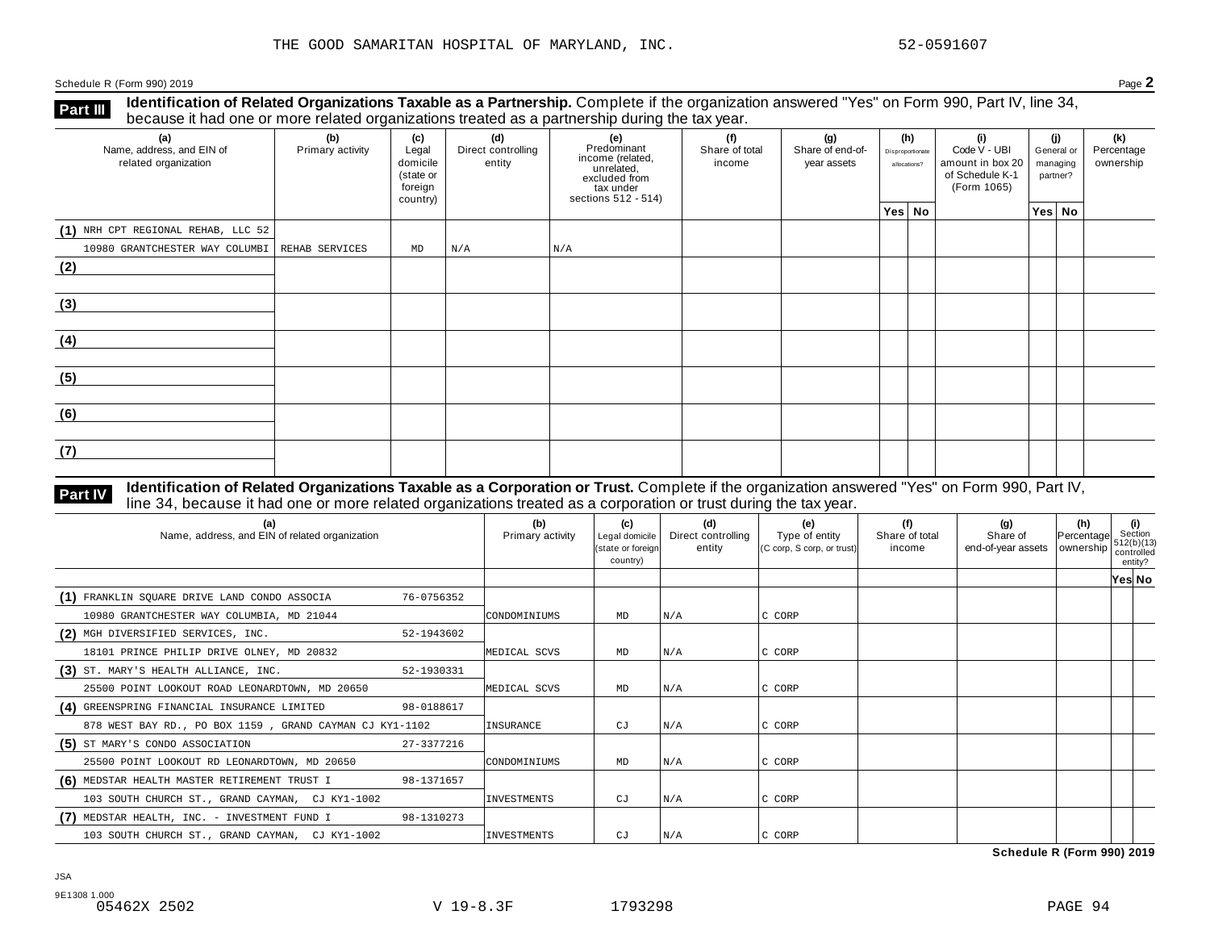THE GOOD SAMARITAN HOSPITAL OF MARYLAND, INC. 52-0591607

Schedule R (Form 990) 2019 Page **2**

## Part III Identification of Related Organizations Taxable as a Partnership.

Complete if the organization answered "Yes" on Form 990, Part IV, line 34, because it had one or more related organizations treated as a partnership during the tax year.

| (a) Name, address, and EIN of related organization | (b) Primary activity | (c) Legal domicile (state or foreign country) | (d) Direct controlling entity | (e) Predominant income (related, unrelated, excluded from tax under sections 512 - 514) | (f) Share of total income | (g) Share of end-of-year assets | (h) Disproportionate allocations? Yes | (h) No | (i) Code V - UBI amount in box 20 of Schedule K-1 (Form 1065) | (j) General or managing partner? Yes | (j) No | (k) Percentage ownership |
|---|---|---|---|---|---|---|---|---|---|---|---|---|
| (1) NRH CPT REGIONAL REHAB, LLC 52<br>10980 GRANTCHESTER WAY COLUMBI | REHAB SERVICES | MD | N/A | N/A | | | | | | | | |
| (2) | | | | | | | | | | | | |
| (3) | | | | | | | | | | | | |
| (4) | | | | | | | | | | | | |
| (5) | | | | | | | | | | | | |
| (6) | | | | | | | | | | | | |
| (7) | | | | | | | | | | | | |

## Part IV Identification of Related Organizations Taxable as a Corporation or Trust.

Complete if the organization answered "Yes" on Form 990, Part IV, line 34, because it had one or more related organizations treated as a corporation or trust during the tax year.

| (a) Name, address, and EIN of related organization | (b) Primary activity | (c) Legal domicile (state or foreign country) | (d) Direct controlling entity | (e) Type of entity (C corp, S corp, or trust) | (f) Share of total income | (g) Share of end-of-year assets | (h) Percentage ownership | (i) Section 512(b)(13) controlled entity? Yes | (i) No |
|---|---|---|---|---|---|---|---|---|---|
| (1) FRANKLIN SQUARE DRIVE LAND CONDO ASSOCIA 76-0756352<br>10980 GRANTCHESTER WAY COLUMBIA, MD 21044 | CONDOMINIUMS | MD | N/A | C CORP | | | | | |
| (2) MGH DIVERSIFIED SERVICES, INC. 52-1943602<br>18101 PRINCE PHILIP DRIVE OLNEY, MD 20832 | MEDICAL SCVS | MD | N/A | C CORP | | | | | |
| (3) ST. MARY'S HEALTH ALLIANCE, INC. 52-1930331<br>25500 POINT LOOKOUT ROAD LEONARDTOWN, MD 20650 | MEDICAL SCVS | MD | N/A | C CORP | | | | | |
| (4) GREENSPRING FINANCIAL INSURANCE LIMITED 98-0188617<br>878 WEST BAY RD., PO BOX 1159 , GRAND CAYMAN CJ KY1-1102 | INSURANCE | CJ | N/A | C CORP | | | | | |
| (5) ST MARY'S CONDO ASSOCIATION 27-3377216<br>25500 POINT LOOKOUT RD LEONARDTOWN, MD 20650 | CONDOMINIUMS | MD | N/A | C CORP | | | | | |
| (6) MEDSTAR HEALTH MASTER RETIREMENT TRUST I 98-1371657<br>103 SOUTH CHURCH ST., GRAND CAYMAN, CJ KY1-1002 | INVESTMENTS | CJ | N/A | C CORP | | | | | |
| (7) MEDSTAR HEALTH, INC. - INVESTMENT FUND I 98-1310273<br>103 SOUTH CHURCH ST., GRAND CAYMAN, CJ KY1-1002 | INVESTMENTS | CJ | N/A | C CORP | | | | | |

**Schedule R (Form 990) 2019**

JSA
9E1308 1.000
05462X 2502 V 19-8.3F 1793298 PAGE 94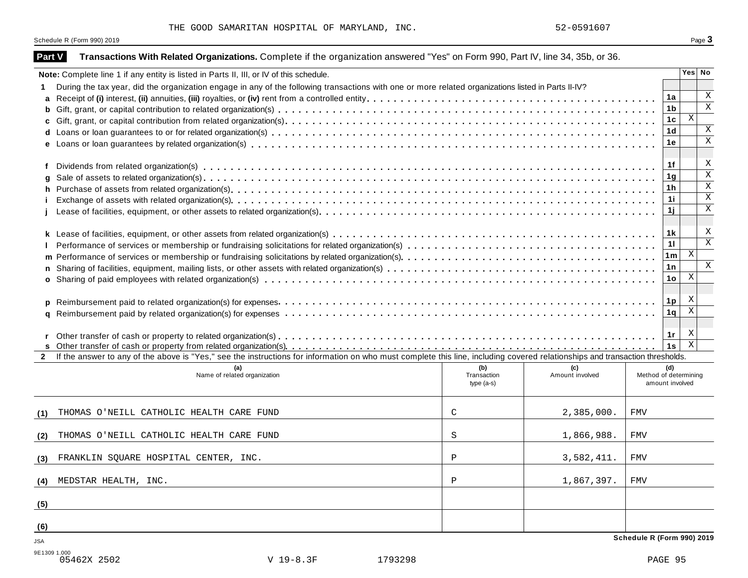THE GOOD SAMARITAN HOSPITAL OF MARYLAND, INC. 52-0591607

Schedule R (Form 990) 2019

## Part V Transactions With Related Organizations. 

Complete if the organization answered "Yes" on Form 990, Part IV, line 34, 35b, or 36.

| | | | Yes | No |
|---|---|---|---|---|
| **Note:** Complete line 1 if any entity is listed in Parts II, III, or IV of this schedule. | | | | |
| **1** | During the tax year, did the organization engage in any of the following transactions with one or more related organizations listed in Parts II-IV? | | | |
| **a** | Receipt of **(i)** interest, **(ii)** annuities, **(iii)** royalties, or **(iv)** rent from a controlled entity | **1a** | | X |
| **b** | Gift, grant, or capital contribution to related organization(s) | **1b** | | X |
| **c** | Gift, grant, or capital contribution from related organization(s) | **1c** | X | |
| **d** | Loans or loan guarantees to or for related organization(s) | **1d** | | X |
| **e** | Loans or loan guarantees by related organization(s) | **1e** | | X |
| **f** | Dividends from related organization(s) | **1f** | | X |
| **g** | Sale of assets to related organization(s) | **1g** | | X |
| **h** | Purchase of assets from related organization(s) | **1h** | | X |
| **i** | Exchange of assets with related organization(s) | **1i** | | X |
| **j** | Lease of facilities, equipment, or other assets to related organization(s) | **1j** | | X |
| **k** | Lease of facilities, equipment, or other assets from related organization(s) | **1k** | | X |
| **l** | Performance of services or membership or fundraising solicitations for related organization(s) | **1l** | | X |
| **m** | Performance of services or membership or fundraising solicitations by related organization(s) | **1m** | X | |
| **n** | Sharing of facilities, equipment, mailing lists, or other assets with related organization(s) | **1n** | | X |
| **o** | Sharing of paid employees with related organization(s) | **1o** | X | |
| **p** | Reimbursement paid to related organization(s) for expenses | **1p** | X | |
| **q** | Reimbursement paid by related organization(s) for expenses | **1q** | X | |
| **r** | Other transfer of cash or property to related organization(s) | **1r** | X | |
| **s** | Other transfer of cash or property from related organization(s) | **1s** | X | |

**2** If the answer to any of the above is "Yes," see the instructions for information on who must complete this line, including covered relationships and transaction thresholds.

| | (a) Name of related organization | (b) Transaction type (a-s) | (c) Amount involved | (d) Method of determining amount involved |
|---|---|---|---|---|
| (1) | THOMAS O'NEILL CATHOLIC HEALTH CARE FUND | C | 2,385,000. | FMV |
| (2) | THOMAS O'NEILL CATHOLIC HEALTH CARE FUND | S | 1,866,988. | FMV |
| (3) | FRANKLIN SQUARE HOSPITAL CENTER, INC. | P | 3,582,411. | FMV |
| (4) | MEDSTAR HEALTH, INC. | P | 1,867,397. | FMV |
| (5) | | | | |
| (6) | | | | |

Schedule R (Form 990) 2019

JSA
9E1309 1.000
05462X 2502 V 19-8.3F 1793298 PAGE 95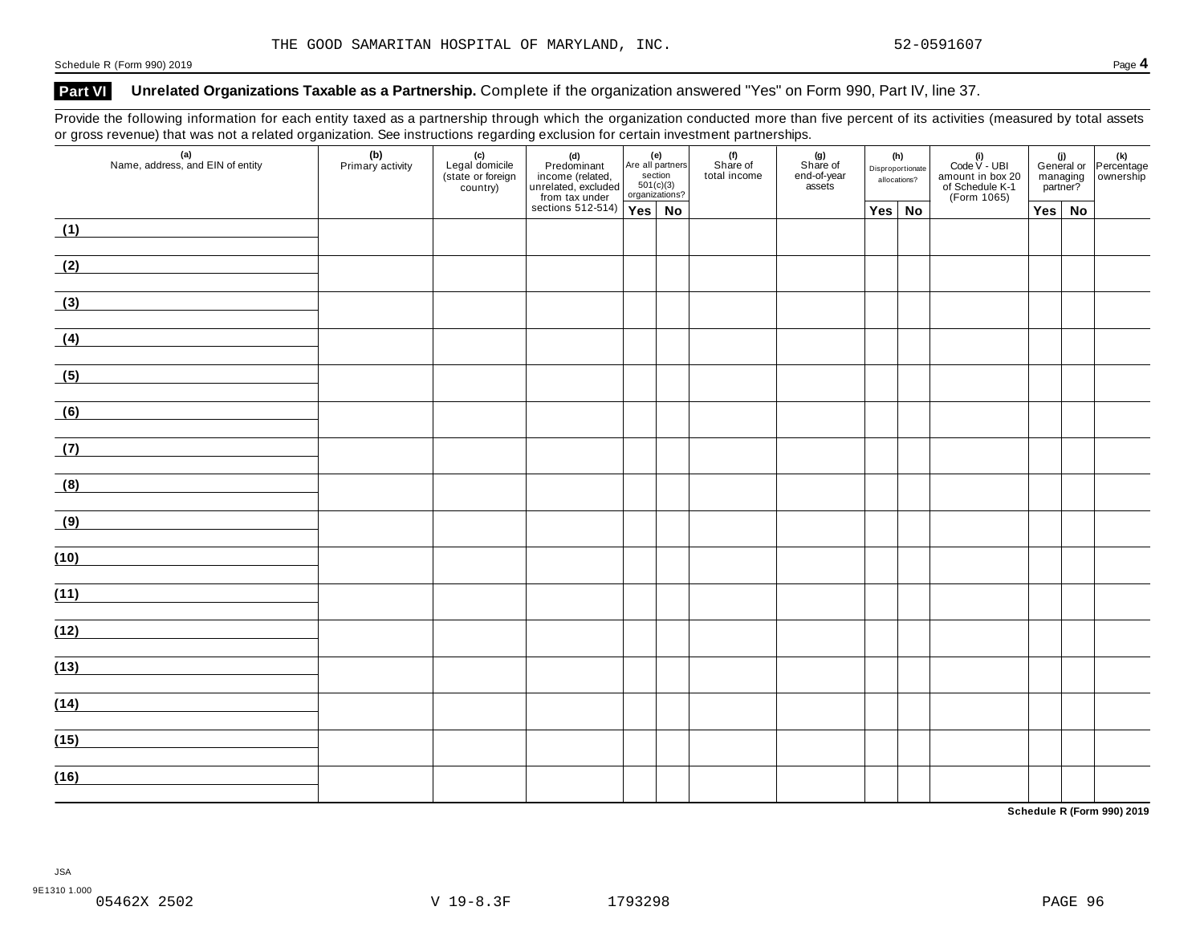THE GOOD SAMARITAN HOSPITAL OF MARYLAND, INC. 52-0591607

## Part VI Unrelated Organizations Taxable as a Partnership. Complete if the organization answered "Yes" on Form 990, Part IV, line 37.

Provide the following information for each entity taxed as a partnership through which the organization conducted more than five percent of its activities (measured by total assets or gross revenue) that was not a related organization. See instructions regarding exclusion for certain investment partnerships.

| (a) Name, address, and EIN of entity | (b) Primary activity | (c) Legal domicile (state or foreign country) | (d) Predominant income (related, unrelated, excluded from tax under sections 512-514) | (e) Are all partners section 501(c)(3) organizations? | | (f) Share of total income | (g) Share of end-of-year assets | (h) Disproportionate allocations? | | (i) Code V - UBI amount in box 20 of Schedule K-1 (Form 1065) | (j) General or managing partner? | | (k) Percentage ownership |
|---|---|---|---|---|---|---|---|---|---|---|---|---|---|
| | | | | Yes | No | | | Yes | No | | Yes | No | |
| (1) | | | | | | | | | | | | | |
| (2) | | | | | | | | | | | | | |
| (3) | | | | | | | | | | | | | |
| (4) | | | | | | | | | | | | | |
| (5) | | | | | | | | | | | | | |
| (6) | | | | | | | | | | | | | |
| (7) | | | | | | | | | | | | | |
| (8) | | | | | | | | | | | | | |
| (9) | | | | | | | | | | | | | |
| (10) | | | | | | | | | | | | | |
| (11) | | | | | | | | | | | | | |
| (12) | | | | | | | | | | | | | |
| (13) | | | | | | | | | | | | | |
| (14) | | | | | | | | | | | | | |
| (15) | | | | | | | | | | | | | |
| (16) | | | | | | | | | | | | | |

Schedule R (Form 990) 2019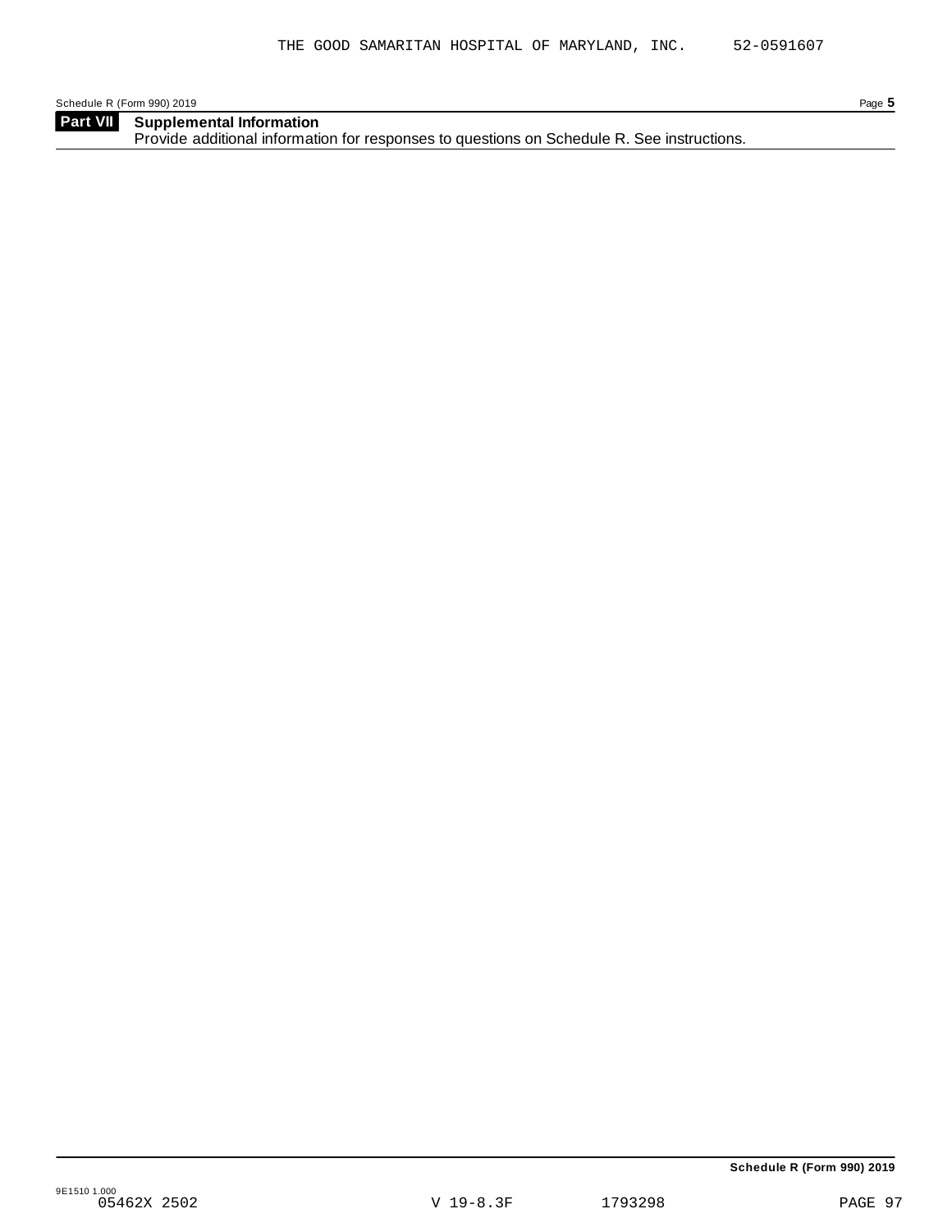## Part VII Supplemental Information

Provide additional information for responses to questions on Schedule R. See instructions.